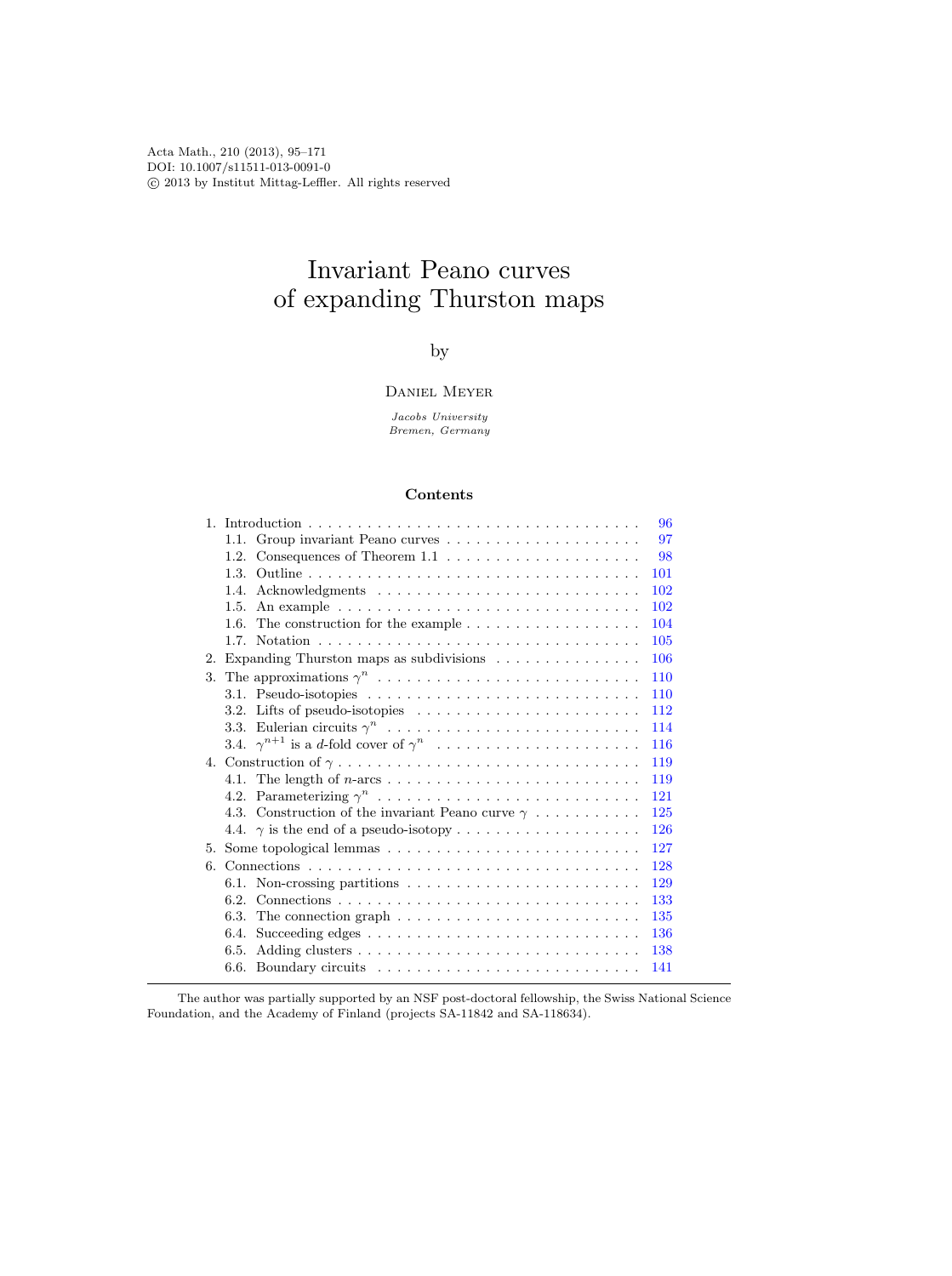Acta Math., 210 (2013), 95–171
DOI: 10.1007/s11511-013-0091-0
© 2013 by Institut Mittag-Leffler. All rights reserved

# Invariant Peano curves of expanding Thurston maps

by

Daniel Meyer

*Jacobs University*
*Bremen, Germany*

## Contents

1. Introduction . . . 96
   - 1.1. Group invariant Peano curves . . . 97
   - 1.2. Consequences of Theorem 1.1 . . . 98
   - 1.3. Outline . . . 101
   - 1.4. Acknowledgments . . . 102
   - 1.5. An example . . . 102
   - 1.6. The construction for the example . . . 104
   - 1.7. Notation . . . 105
2. Expanding Thurston maps as subdivisions . . . 106
3. The approximations $\gamma^n$ . . . 110
   - 3.1. Pseudo-isotopies . . . 110
   - 3.2. Lifts of pseudo-isotopies . . . 112
   - 3.3. Eulerian circuits $\gamma^n$ . . . 114
   - 3.4. $\gamma^{n+1}$ is a $d$-fold cover of $\gamma^n$ . . . 116
4. Construction of $\gamma$ . . . 119
   - 4.1. The length of $n$-arcs . . . 119
   - 4.2. Parameterizing $\gamma^n$ . . . 121
   - 4.3. Construction of the invariant Peano curve $\gamma$ . . . 125
   - 4.4. $\gamma$ is the end of a pseudo-isotopy . . . 126
5. Some topological lemmas . . . 127
6. Connections . . . 128
   - 6.1. Non-crossing partitions . . . 129
   - 6.2. Connections . . . 133
   - 6.3. The connection graph . . . 135
   - 6.4. Succeeding edges . . . 136
   - 6.5. Adding clusters . . . 138
   - 6.6. Boundary circuits . . . 141

The author was partially supported by an NSF post-doctoral fellowship, the Swiss National Science Foundation, and the Academy of Finland (projects SA-11842 and SA-118634).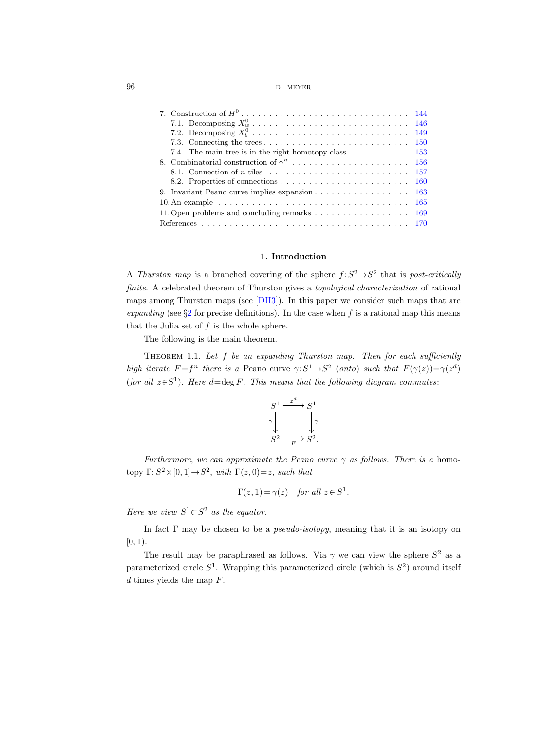7. Construction of $H^0$ . . . . . . . . . . 144
   7.1. Decomposing $X_w^0$ . . . . . . . . . . 146
   7.2. Decomposing $X_b^0$ . . . . . . . . . . 149
   7.3. Connecting the trees . . . . . . . . . . 150
   7.4. The main tree is in the right homotopy class . . . . . . . . . . 153
8. Combinatorial construction of $\gamma^n$ . . . . . . . . . . 156
   8.1. Connection of $n$-tiles . . . . . . . . . . 157
   8.2. Properties of connections . . . . . . . . . . 160
9. Invariant Peano curve implies expansion . . . . . . . . . . 163
10. An example . . . . . . . . . . 165
11. Open problems and concluding remarks . . . . . . . . . . 169
References . . . . . . . . . . 170

## 1. Introduction

A *Thurston map* is a branched covering of the sphere $f: S^2 \to S^2$ that is *post-critically finite*. A celebrated theorem of Thurston gives a *topological characterization* of rational maps among Thurston maps (see [DH3]). In this paper we consider such maps that are *expanding* (see §2 for precise definitions). In the case when $f$ is a rational map this means that the Julia set of $f$ is the whole sphere.

The following is the main theorem.

THEOREM 1.1. *Let $f$ be an expanding Thurston map. Then for each sufficiently high iterate $F = f^n$ there is a* Peano curve *$\gamma: S^1 \to S^2$ (onto) such that $F(\gamma(z)) = \gamma(z^d)$ (for all $z \in S^1$). Here $d = \deg F$. This means that the following diagram commutes*:

$$
\begin{array}{ccc}
S^1 & \xrightarrow{z^d} & S^1 \\
\gamma \downarrow & & \downarrow \gamma \\
S^2 & \xrightarrow[F]{} & S^2.
\end{array}
$$

*Furthermore, we can approximate the Peano curve $\gamma$ as follows. There is a* homotopy *$\Gamma: S^2 \times [0,1] \to S^2$, with $\Gamma(z,0) = z$, such that*

$$
\Gamma(z,1) = \gamma(z) \quad \textit{for all } z \in S^1.
$$

*Here we view $S^1 \subset S^2$ as the equator.*

In fact $\Gamma$ may be chosen to be a *pseudo-isotopy*, meaning that it is an isotopy on $[0,1)$.

The result may be paraphrased as follows. Via $\gamma$ we can view the sphere $S^2$ as a parameterized circle $S^1$. Wrapping this parameterized circle (which is $S^2$) around itself $d$ times yields the map $F$.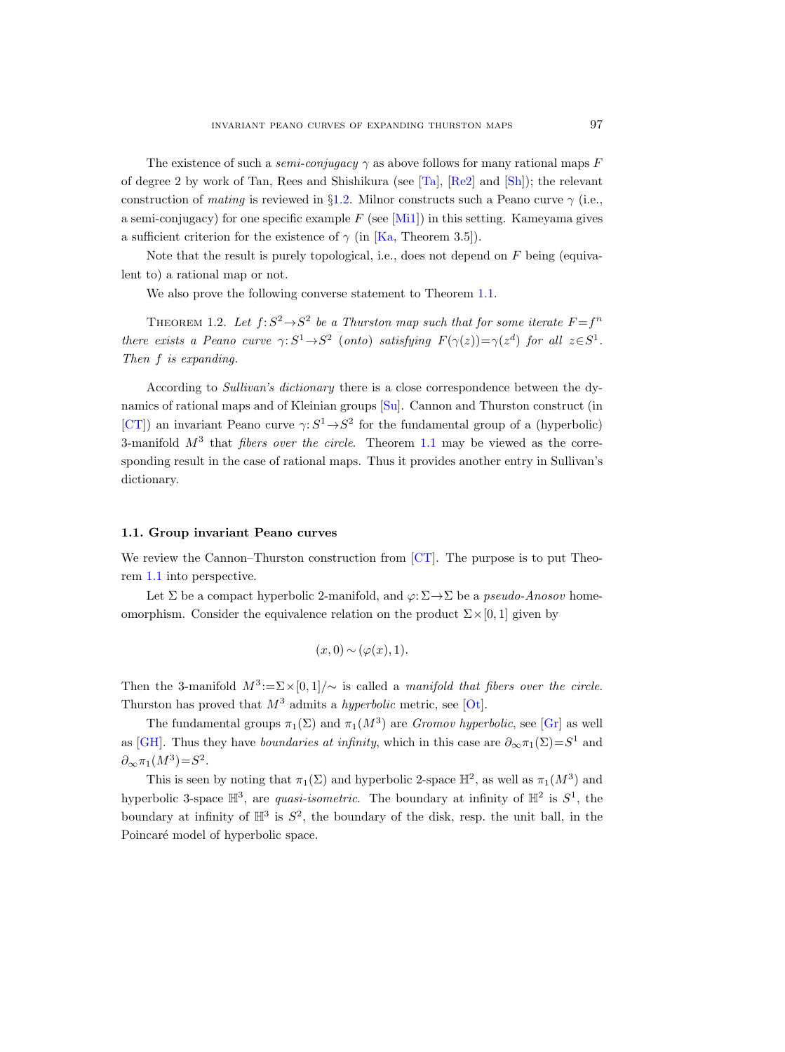The existence of such a *semi-conjugacy* $\gamma$ as above follows for many rational maps $F$ of degree 2 by work of Tan, Rees and Shishikura (see [Ta], [Re2] and [Sh]); the relevant construction of *mating* is reviewed in §1.2. Milnor constructs such a Peano curve $\gamma$ (i.e., a semi-conjugacy) for one specific example $F$ (see [Mi1]) in this setting. Kameyama gives a sufficient criterion for the existence of $\gamma$ (in [Ka, Theorem 3.5]).

Note that the result is purely topological, i.e., does not depend on $F$ being (equivalent to) a rational map or not.

We also prove the following converse statement to Theorem 1.1.

Theorem 1.2. *Let $f: S^2 \to S^2$ be a Thurston map such that for some iterate $F = f^n$ there exists a Peano curve $\gamma: S^1 \to S^2$ (onto) satisfying $F(\gamma(z)) = \gamma(z^d)$ for all $z \in S^1$. Then $f$ is expanding.*

According to *Sullivan's dictionary* there is a close correspondence between the dynamics of rational maps and of Kleinian groups [Su]. Cannon and Thurston construct (in [CT]) an invariant Peano curve $\gamma: S^1 \to S^2$ for the fundamental group of a (hyperbolic) 3-manifold $M^3$ that *fibers over the circle*. Theorem 1.1 may be viewed as the corresponding result in the case of rational maps. Thus it provides another entry in Sullivan's dictionary.

### 1.1. Group invariant Peano curves

We review the Cannon–Thurston construction from [CT]. The purpose is to put Theorem 1.1 into perspective.

Let $\Sigma$ be a compact hyperbolic 2-manifold, and $\varphi: \Sigma \to \Sigma$ be a *pseudo-Anosov* homeomorphism. Consider the equivalence relation on the product $\Sigma \times [0,1]$ given by

$$(x, 0) \sim (\varphi(x), 1).$$

Then the 3-manifold $M^3 := \Sigma \times [0,1]/\sim$ is called a *manifold that fibers over the circle*. Thurston has proved that $M^3$ admits a *hyperbolic* metric, see [Ot].

The fundamental groups $\pi_1(\Sigma)$ and $\pi_1(M^3)$ are *Gromov hyperbolic*, see [Gr] as well as [GH]. Thus they have *boundaries at infinity*, which in this case are $\partial_\infty \pi_1(\Sigma) = S^1$ and $\partial_\infty \pi_1(M^3) = S^2$.

This is seen by noting that $\pi_1(\Sigma)$ and hyperbolic 2-space $\mathbb{H}^2$, as well as $\pi_1(M^3)$ and hyperbolic 3-space $\mathbb{H}^3$, are *quasi-isometric*. The boundary at infinity of $\mathbb{H}^2$ is $S^1$, the boundary at infinity of $\mathbb{H}^3$ is $S^2$, the boundary of the disk, resp. the unit ball, in the Poincaré model of hyperbolic space.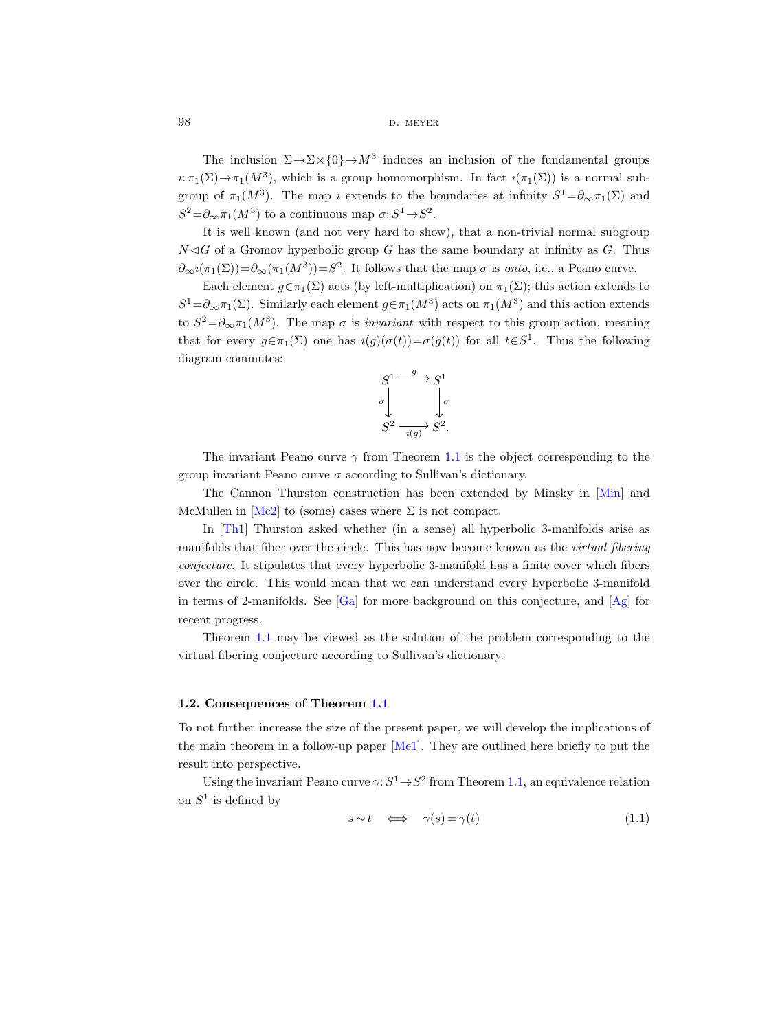The inclusion $\Sigma \to \Sigma \times \{0\} \to M^3$ induces an inclusion of the fundamental groups $\imath: \pi_1(\Sigma) \to \pi_1(M^3)$, which is a group homomorphism. In fact $\imath(\pi_1(\Sigma))$ is a normal subgroup of $\pi_1(M^3)$. The map $\imath$ extends to the boundaries at infinity $S^1 = \partial_\infty \pi_1(\Sigma)$ and $S^2 = \partial_\infty \pi_1(M^3)$ to a continuous map $\sigma: S^1 \to S^2$.

It is well known (and not very hard to show), that a non-trivial normal subgroup $N \triangleleft G$ of a Gromov hyperbolic group $G$ has the same boundary at infinity as $G$. Thus $\partial_\infty \imath(\pi_1(\Sigma)) = \partial_\infty(\pi_1(M^3)) = S^2$. It follows that the map $\sigma$ is *onto*, i.e., a Peano curve.

Each element $g \in \pi_1(\Sigma)$ acts (by left-multiplication) on $\pi_1(\Sigma)$; this action extends to $S^1 = \partial_\infty \pi_1(\Sigma)$. Similarly each element $g \in \pi_1(M^3)$ acts on $\pi_1(M^3)$ and this action extends to $S^2 = \partial_\infty \pi_1(M^3)$. The map $\sigma$ is *invariant* with respect to this group action, meaning that for every $g \in \pi_1(\Sigma)$ one has $\imath(g)(\sigma(t)) = \sigma(g(t))$ for all $t \in S^1$. Thus the following diagram commutes:

$$\begin{array}{ccc} S^1 & \xrightarrow{\;g\;} & S^1 \\ {\scriptstyle\sigma}\downarrow & & \downarrow{\scriptstyle\sigma} \\ S^2 & \xrightarrow[\imath(g)]{} & S^2. \end{array}$$

The invariant Peano curve $\gamma$ from Theorem 1.1 is the object corresponding to the group invariant Peano curve $\sigma$ according to Sullivan's dictionary.

The Cannon–Thurston construction has been extended by Minsky in [Min] and McMullen in [Mc2] to (some) cases where $\Sigma$ is not compact.

In [Th1] Thurston asked whether (in a sense) all hyperbolic 3-manifolds arise as manifolds that fiber over the circle. This has now become known as the *virtual fibering conjecture*. It stipulates that every hyperbolic 3-manifold has a finite cover which fibers over the circle. This would mean that we can understand every hyperbolic 3-manifold in terms of 2-manifolds. See [Ga] for more background on this conjecture, and [Ag] for recent progress.

Theorem 1.1 may be viewed as the solution of the problem corresponding to the virtual fibering conjecture according to Sullivan's dictionary.

### 1.2. Consequences of Theorem 1.1

To not further increase the size of the present paper, we will develop the implications of the main theorem in a follow-up paper [Me1]. They are outlined here briefly to put the result into perspective.

Using the invariant Peano curve $\gamma: S^1 \to S^2$ from Theorem 1.1, an equivalence relation on $S^1$ is defined by

$$s \sim t \quad \Longleftrightarrow \quad \gamma(s) = \gamma(t) \tag{1.1}$$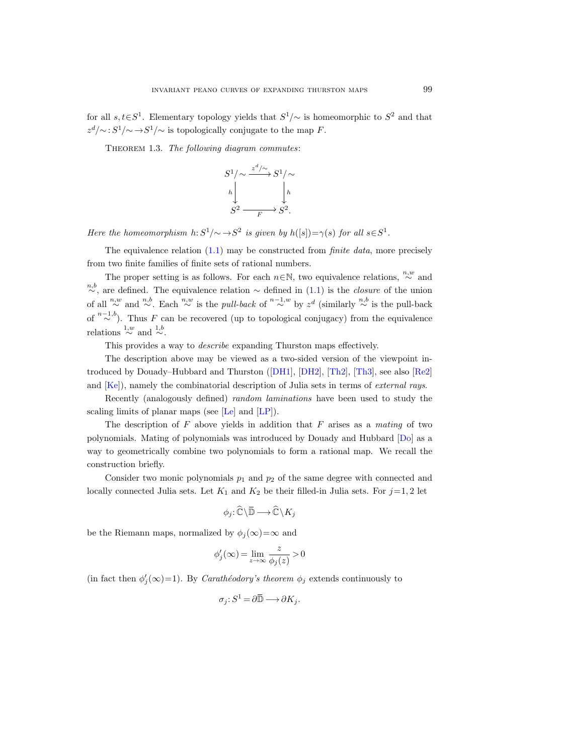for all $s,t\in S^1$. Elementary topology yields that $S^1/{\sim}$ is homeomorphic to $S^2$ and that $z^d/{\sim}\colon S^1/{\sim}\to S^1/{\sim}$ is topologically conjugate to the map $F$.

Theorem 1.3. *The following diagram commutes*:

$$\begin{array}{ccc} S^1/{\sim} & \xrightarrow{\;z^d/{\sim}\;} & S^1/{\sim} \\ {\scriptstyle h}\big\downarrow & & \big\downarrow{\scriptstyle h} \\ S^2 & \xrightarrow[\;F\;]{} & S^2. \end{array}$$

*Here the homeomorphism* $h\colon S^1/{\sim}\to S^2$ *is given by* $h([s])=\gamma(s)$ *for all* $s\in S^1$.

The equivalence relation (1.1) may be constructed from *finite data*, more precisely from two finite families of finite sets of rational numbers.

The proper setting is as follows. For each $n\in\mathbb{N}$, two equivalence relations, $\overset{n,w}{\sim}$ and $\overset{n,b}{\sim}$, are defined. The equivalence relation $\sim$ defined in (1.1) is the *closure* of the union of all $\overset{n,w}{\sim}$ and $\overset{n,b}{\sim}$. Each $\overset{n,w}{\sim}$ is the *pull-back* of $\overset{n-1,w}{\sim}$ by $z^d$ (similarly $\overset{n,b}{\sim}$ is the pull-back of $\overset{n-1,b}{\sim}$). Thus $F$ can be recovered (up to topological conjugacy) from the equivalence relations $\overset{1,w}{\sim}$ and $\overset{1,b}{\sim}$.

This provides a way to *describe* expanding Thurston maps effectively.

The description above may be viewed as a two-sided version of the viewpoint introduced by Douady–Hubbard and Thurston ([DH1], [DH2], [Th2], [Th3], see also [Re2] and [Ke]), namely the combinatorial description of Julia sets in terms of *external rays*.

Recently (analogously defined) *random laminations* have been used to study the scaling limits of planar maps (see [Le] and [LP]).

The description of $F$ above yields in addition that $F$ arises as a *mating* of two polynomials. Mating of polynomials was introduced by Douady and Hubbard [Do] as a way to geometrically combine two polynomials to form a rational map. We recall the construction briefly.

Consider two monic polynomials $p_1$ and $p_2$ of the same degree with connected and locally connected Julia sets. Let $K_1$ and $K_2$ be their filled-in Julia sets. For $j=1,2$ let

$$\phi_j\colon \widehat{\mathbb{C}}\setminus\overline{\mathbb{D}} \longrightarrow \widehat{\mathbb{C}}\setminus K_j$$

be the Riemann maps, normalized by $\phi_j(\infty)=\infty$ and

$$\phi_j'(\infty)=\lim_{z\to\infty}\frac{z}{\phi_j(z)}>0$$

(in fact then $\phi_j'(\infty)=1$). By *Carathéodory's theorem* $\phi_j$ extends continuously to

$$\sigma_j\colon S^1=\partial\overline{\mathbb{D}}\longrightarrow \partial K_j.$$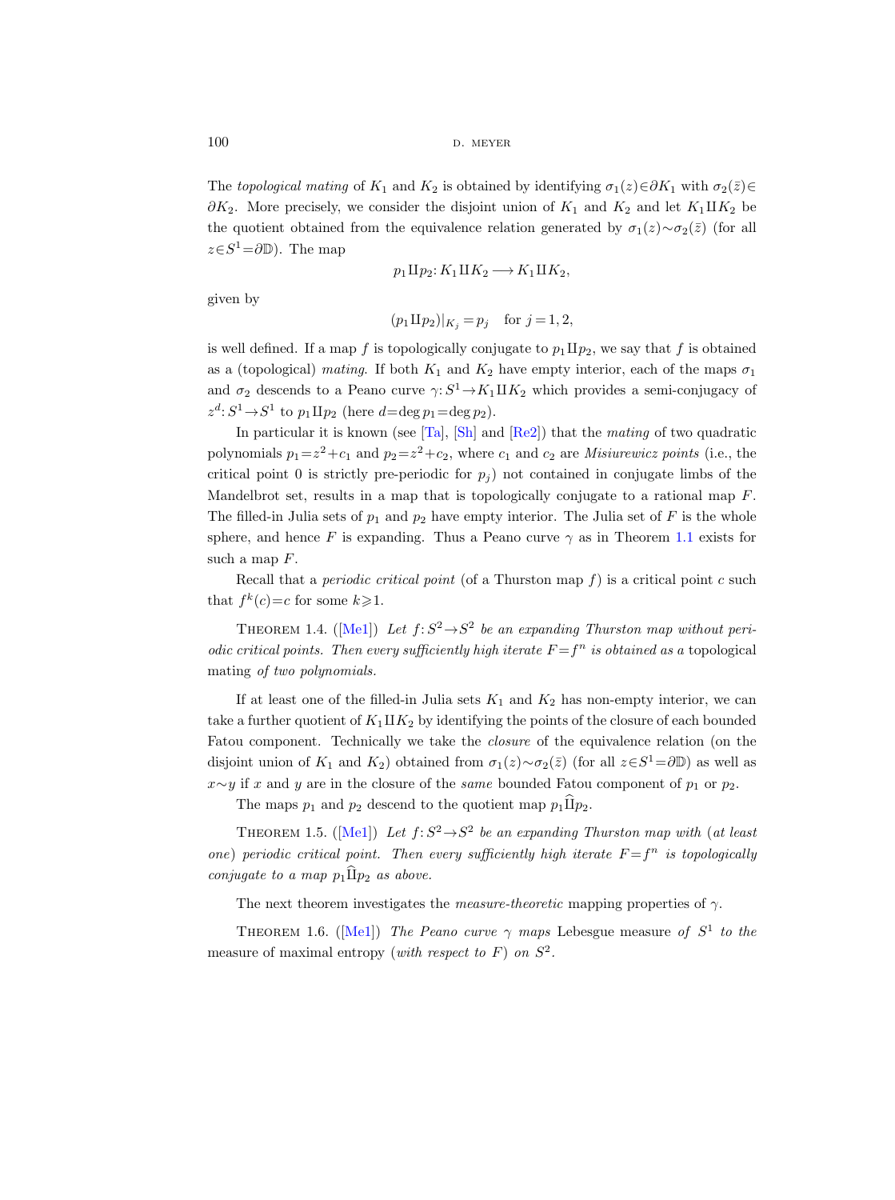The *topological mating* of $K_1$ and $K_2$ is obtained by identifying $\sigma_1(z) \in \partial K_1$ with $\sigma_2(\bar{z}) \in \partial K_2$. More precisely, we consider the disjoint union of $K_1$ and $K_2$ and let $K_1 \amalg K_2$ be the quotient obtained from the equivalence relation generated by $\sigma_1(z) \sim \sigma_2(\bar{z})$ (for all $z \in S^1 = \partial \mathbb{D}$). The map

$$p_1 \amalg p_2 \colon K_1 \amalg K_2 \longrightarrow K_1 \amalg K_2,$$

given by

$$(p_1 \amalg p_2)|_{K_j} = p_j \quad \text{for } j = 1, 2,$$

is well defined. If a map $f$ is topologically conjugate to $p_1 \amalg p_2$, we say that $f$ is obtained as a (topological) *mating*. If both $K_1$ and $K_2$ have empty interior, each of the maps $\sigma_1$ and $\sigma_2$ descends to a Peano curve $\gamma \colon S^1 \to K_1 \amalg K_2$ which provides a semi-conjugacy of $z^d \colon S^1 \to S^1$ to $p_1 \amalg p_2$ (here $d = \deg p_1 = \deg p_2$).

In particular it is known (see [Ta], [Sh] and [Re2]) that the *mating* of two quadratic polynomials $p_1 = z^2 + c_1$ and $p_2 = z^2 + c_2$, where $c_1$ and $c_2$ are *Misiurewicz points* (i.e., the critical point 0 is strictly pre-periodic for $p_j$) not contained in conjugate limbs of the Mandelbrot set, results in a map that is topologically conjugate to a rational map $F$. The filled-in Julia sets of $p_1$ and $p_2$ have empty interior. The Julia set of $F$ is the whole sphere, and hence $F$ is expanding. Thus a Peano curve $\gamma$ as in Theorem 1.1 exists for such a map $F$.

Recall that a *periodic critical point* (of a Thurston map $f$) is a critical point $c$ such that $f^k(c) = c$ for some $k \geqslant 1$.

Theorem 1.4. ([Me1]) *Let $f \colon S^2 \to S^2$ be an expanding Thurston map without periodic critical points. Then every sufficiently high iterate $F = f^n$ is obtained as a* topological mating *of two polynomials.*

If at least one of the filled-in Julia sets $K_1$ and $K_2$ has non-empty interior, we can take a further quotient of $K_1 \amalg K_2$ by identifying the points of the closure of each bounded Fatou component. Technically we take the *closure* of the equivalence relation (on the disjoint union of $K_1$ and $K_2$) obtained from $\sigma_1(z) \sim \sigma_2(\bar{z})$ (for all $z \in S^1 = \partial \mathbb{D}$) as well as $x \sim y$ if $x$ and $y$ are in the closure of the *same* bounded Fatou component of $p_1$ or $p_2$.

The maps $p_1$ and $p_2$ descend to the quotient map $p_1 \widehat{\amalg} p_2$.

Theorem 1.5. ([Me1]) *Let $f \colon S^2 \to S^2$ be an expanding Thurston map with* (*at least one*) *periodic critical point. Then every sufficiently high iterate $F = f^n$ is topologically conjugate to a map $p_1 \widehat{\amalg} p_2$ as above.*

The next theorem investigates the *measure-theoretic* mapping properties of $\gamma$.

Theorem 1.6. ([Me1]) *The Peano curve $\gamma$ maps* Lebesgue measure *of $S^1$ to the* measure of maximal entropy (*with respect to $F$*) *on $S^2$.*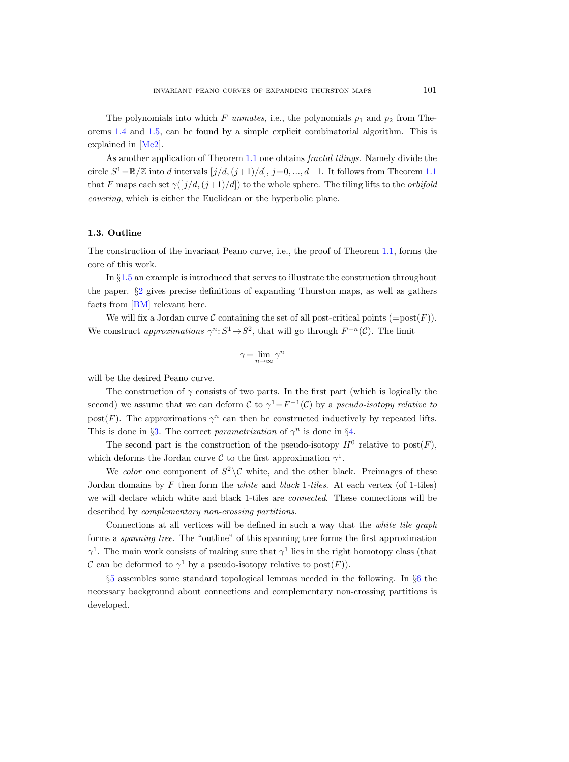The polynomials into which $F$ *unmates*, i.e., the polynomials $p_1$ and $p_2$ from Theorems 1.4 and 1.5, can be found by a simple explicit combinatorial algorithm. This is explained in [Me2].

As another application of Theorem 1.1 one obtains *fractal tilings*. Namely divide the circle $S^1=\mathbb{R}/\mathbb{Z}$ into $d$ intervals $[j/d,(j+1)/d]$, $j=0,...,d-1$. It follows from Theorem 1.1 that $F$ maps each set $\gamma([j/d,(j+1)/d])$ to the whole sphere. The tiling lifts to the *orbifold covering*, which is either the Euclidean or the hyperbolic plane.

### 1.3. Outline

The construction of the invariant Peano curve, i.e., the proof of Theorem 1.1, forms the core of this work.

In §1.5 an example is introduced that serves to illustrate the construction throughout the paper. §2 gives precise definitions of expanding Thurston maps, as well as gathers facts from [BM] relevant here.

We will fix a Jordan curve $\mathcal{C}$ containing the set of all post-critical points ($=\operatorname{post}(F)$). We construct *approximations* $\gamma^n\colon S^1\to S^2$, that will go through $F^{-n}(\mathcal{C})$. The limit

$$\gamma=\lim_{n\to\infty}\gamma^n$$

will be the desired Peano curve.

The construction of $\gamma$ consists of two parts. In the first part (which is logically the second) we assume that we can deform $\mathcal{C}$ to $\gamma^1=F^{-1}(\mathcal{C})$ by a *pseudo-isotopy relative to* $\operatorname{post}(F)$. The approximations $\gamma^n$ can then be constructed inductively by repeated lifts. This is done in §3. The correct *parametrization* of $\gamma^n$ is done in §4.

The second part is the construction of the pseudo-isotopy $H^0$ relative to $\operatorname{post}(F)$, which deforms the Jordan curve $\mathcal{C}$ to the first approximation $\gamma^1$.

We *color* one component of $S^2\setminus\mathcal{C}$ white, and the other black. Preimages of these Jordan domains by $F$ then form the *white* and *black 1-tiles*. At each vertex (of 1-tiles) we will declare which white and black 1-tiles are *connected*. These connections will be described by *complementary non-crossing partitions*.

Connections at all vertices will be defined in such a way that the *white tile graph* forms a *spanning tree*. The "outline" of this spanning tree forms the first approximation $\gamma^1$. The main work consists of making sure that $\gamma^1$ lies in the right homotopy class (that $\mathcal{C}$ can be deformed to $\gamma^1$ by a pseudo-isotopy relative to $\operatorname{post}(F)$).

§5 assembles some standard topological lemmas needed in the following. In §6 the necessary background about connections and complementary non-crossing partitions is developed.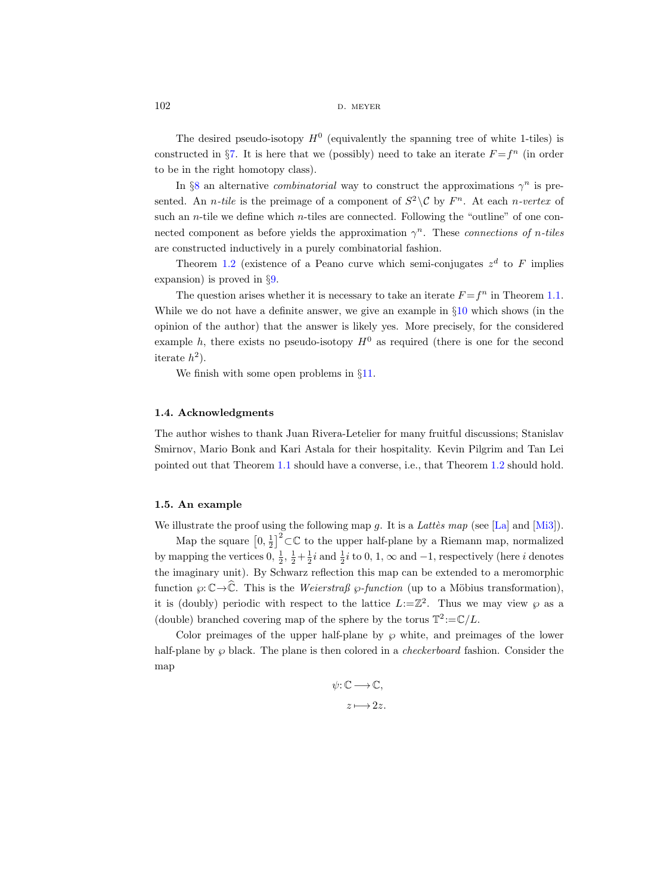The desired pseudo-isotopy $H^0$ (equivalently the spanning tree of white 1-tiles) is constructed in §7. It is here that we (possibly) need to take an iterate $F=f^n$ (in order to be in the right homotopy class).

In §8 an alternative *combinatorial* way to construct the approximations $\gamma^n$ is presented. An *n-tile* is the preimage of a component of $S^2\setminus\mathcal{C}$ by $F^n$. At each *n-vertex* of such an $n$-tile we define which $n$-tiles are connected. Following the "outline" of one connected component as before yields the approximation $\gamma^n$. These *connections of n-tiles* are constructed inductively in a purely combinatorial fashion.

Theorem 1.2 (existence of a Peano curve which semi-conjugates $z^d$ to $F$ implies expansion) is proved in §9.

The question arises whether it is necessary to take an iterate $F=f^n$ in Theorem 1.1. While we do not have a definite answer, we give an example in §10 which shows (in the opinion of the author) that the answer is likely yes. More precisely, for the considered example $h$, there exists no pseudo-isotopy $H^0$ as required (there is one for the second iterate $h^2$).

We finish with some open problems in §11.

### 1.4. Acknowledgments

The author wishes to thank Juan Rivera-Letelier for many fruitful discussions; Stanislav Smirnov, Mario Bonk and Kari Astala for their hospitality. Kevin Pilgrim and Tan Lei pointed out that Theorem 1.1 should have a converse, i.e., that Theorem 1.2 should hold.

### 1.5. An example

We illustrate the proof using the following map $g$. It is a *Lattès map* (see [La] and [Mi3]).

Map the square $\left[0,\frac{1}{2}\right]^2\subset\mathbb{C}$ to the upper half-plane by a Riemann map, normalized by mapping the vertices $0$, $\frac{1}{2}$, $\frac{1}{2}+\frac{1}{2}i$ and $\frac{1}{2}i$ to $0$, $1$, $\infty$ and $-1$, respectively (here $i$ denotes the imaginary unit). By Schwarz reflection this map can be extended to a meromorphic function $\wp\colon\mathbb{C}\to\widehat{\mathbb{C}}$. This is the *Weierstraß $\wp$-function* (up to a Möbius transformation), it is (doubly) periodic with respect to the lattice $L:=\mathbb{Z}^2$. Thus we may view $\wp$ as a (double) branched covering map of the sphere by the torus $\mathbb{T}^2:=\mathbb{C}/L$.

Color preimages of the upper half-plane by $\wp$ white, and preimages of the lower half-plane by $\wp$ black. The plane is then colored in a *checkerboard* fashion. Consider the map

$$
\begin{aligned}
\psi\colon \mathbb{C} &\longrightarrow \mathbb{C},\\
z &\longmapsto 2z.
\end{aligned}
$$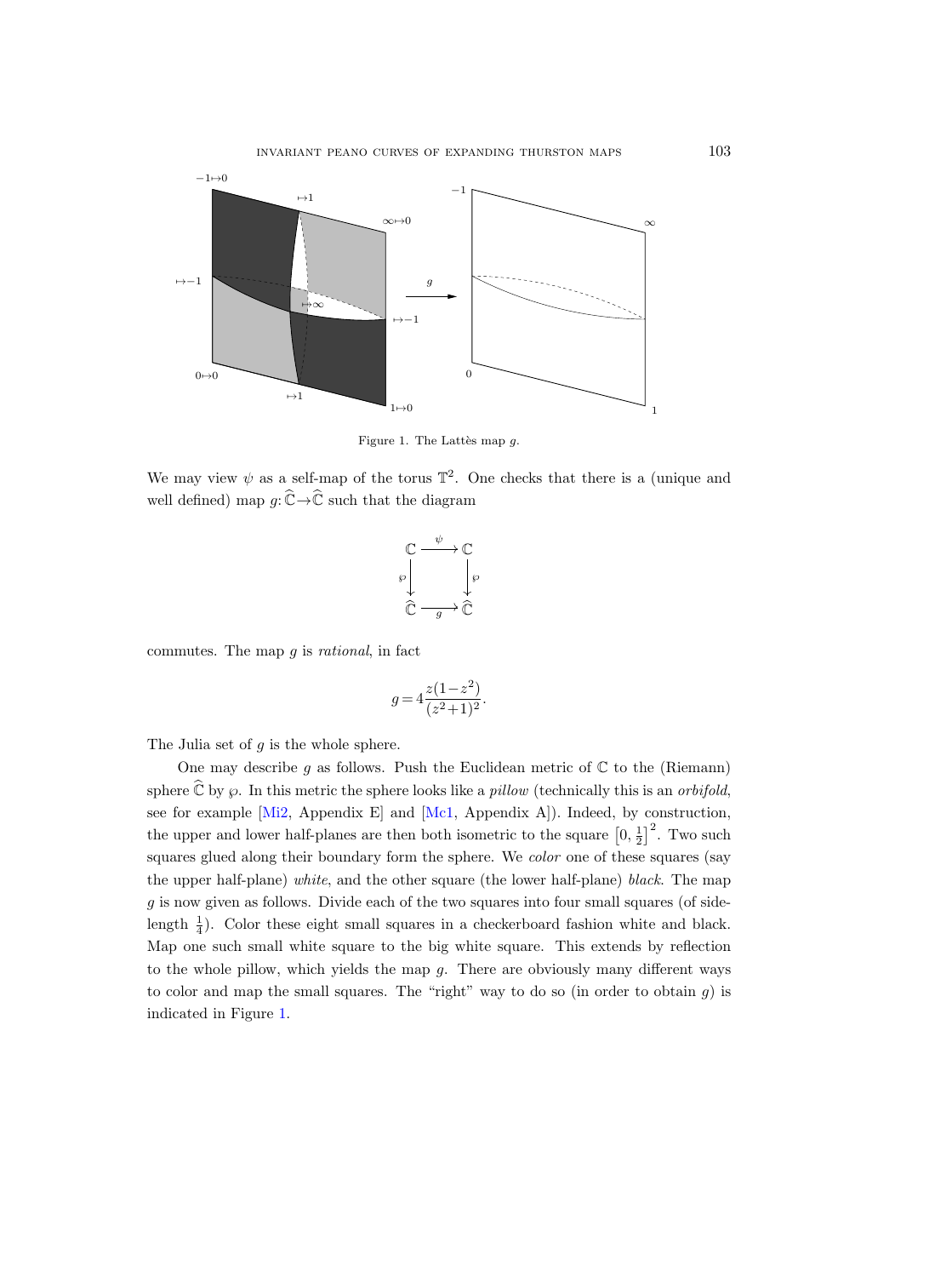Figure 1. The Lattès map $g$.

We may view $\psi$ as a self-map of the torus $\mathbb{T}^2$. One checks that there is a (unique and well defined) map $g\colon\widehat{\mathbb{C}}\to\widehat{\mathbb{C}}$ such that the diagram

$$
\begin{array}{ccc}
\mathbb{C} & \xrightarrow{\ \psi\ } & \mathbb{C} \\
{\scriptstyle\wp}\big\downarrow & & \big\downarrow{\scriptstyle\wp} \\
\widehat{\mathbb{C}} & \xrightarrow[\ g\ ]{} & \widehat{\mathbb{C}}
\end{array}
$$

commutes. The map $g$ is *rational*, in fact

$$g = 4\frac{z(1-z^2)}{(z^2+1)^2}.$$

The Julia set of $g$ is the whole sphere.

One may describe $g$ as follows. Push the Euclidean metric of $\mathbb{C}$ to the (Riemann) sphere $\widehat{\mathbb{C}}$ by $\wp$. In this metric the sphere looks like a *pillow* (technically this is an *orbifold*, see for example [Mi2, Appendix E] and [Mc1, Appendix A]). Indeed, by construction, the upper and lower half-planes are then both isometric to the square $\left[0,\frac{1}{2}\right]^2$. Two such squares glued along their boundary form the sphere. We *color* one of these squares (say the upper half-plane) *white*, and the other square (the lower half-plane) *black*. The map $g$ is now given as follows. Divide each of the two squares into four small squares (of side-length $\frac{1}{4}$). Color these eight small squares in a checkerboard fashion white and black. Map one such small white square to the big white square. This extends by reflection to the whole pillow, which yields the map $g$. There are obviously many different ways to color and map the small squares. The "right" way to do so (in order to obtain $g$) is indicated in Figure 1.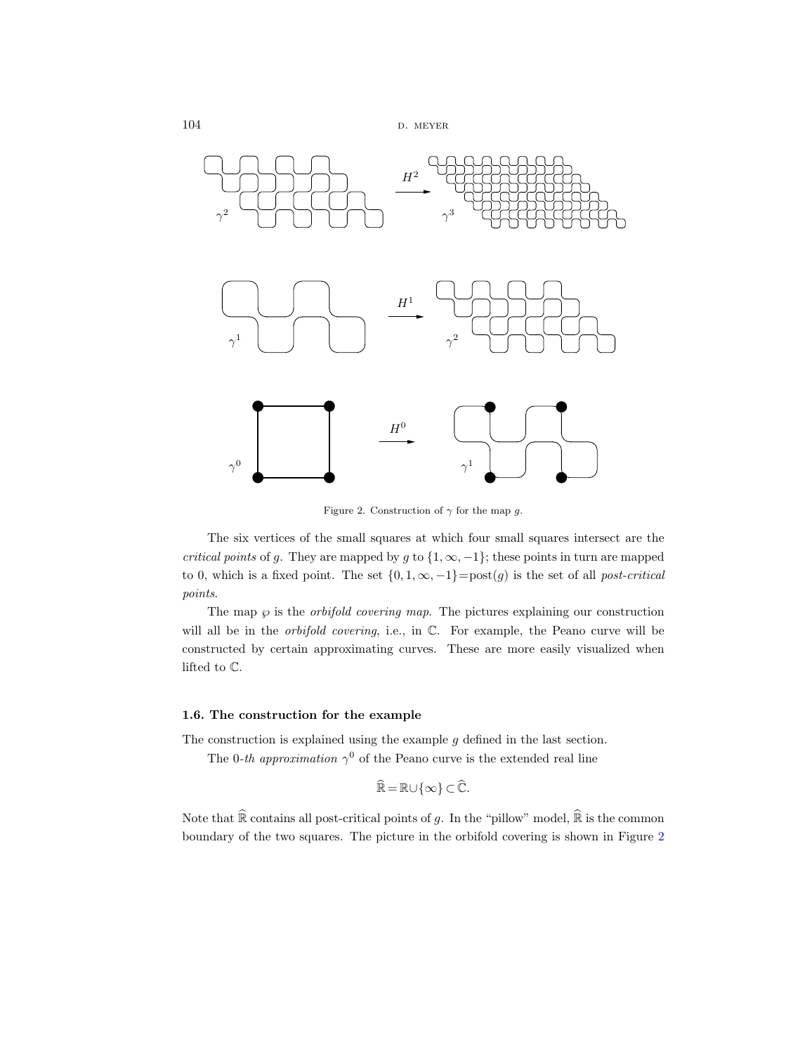Figure 2. Construction of $\gamma$ for the map $g$.

The six vertices of the small squares at which four small squares intersect are the *critical points* of $g$. They are mapped by $g$ to $\{1,\infty,-1\}$; these points in turn are mapped to 0, which is a fixed point. The set $\{0,1,\infty,-1\}=\operatorname{post}(g)$ is the set of all *post-critical points*.

The map $\wp$ is the *orbifold covering map*. The pictures explaining our construction will all be in the *orbifold covering*, i.e., in $\mathbb{C}$. For example, the Peano curve will be constructed by certain approximating curves. These are more easily visualized when lifted to $\mathbb{C}$.

#### 1.6. The construction for the example

The construction is explained using the example $g$ defined in the last section.

The 0*-th approximation* $\gamma^0$ of the Peano curve is the extended real line

$$\widehat{\mathbb{R}}=\mathbb{R}\cup\{\infty\}\subset\widehat{\mathbb{C}}.$$

Note that $\widehat{\mathbb{R}}$ contains all post-critical points of $g$. In the "pillow" model, $\widehat{\mathbb{R}}$ is the common boundary of the two squares. The picture in the orbifold covering is shown in Figure 2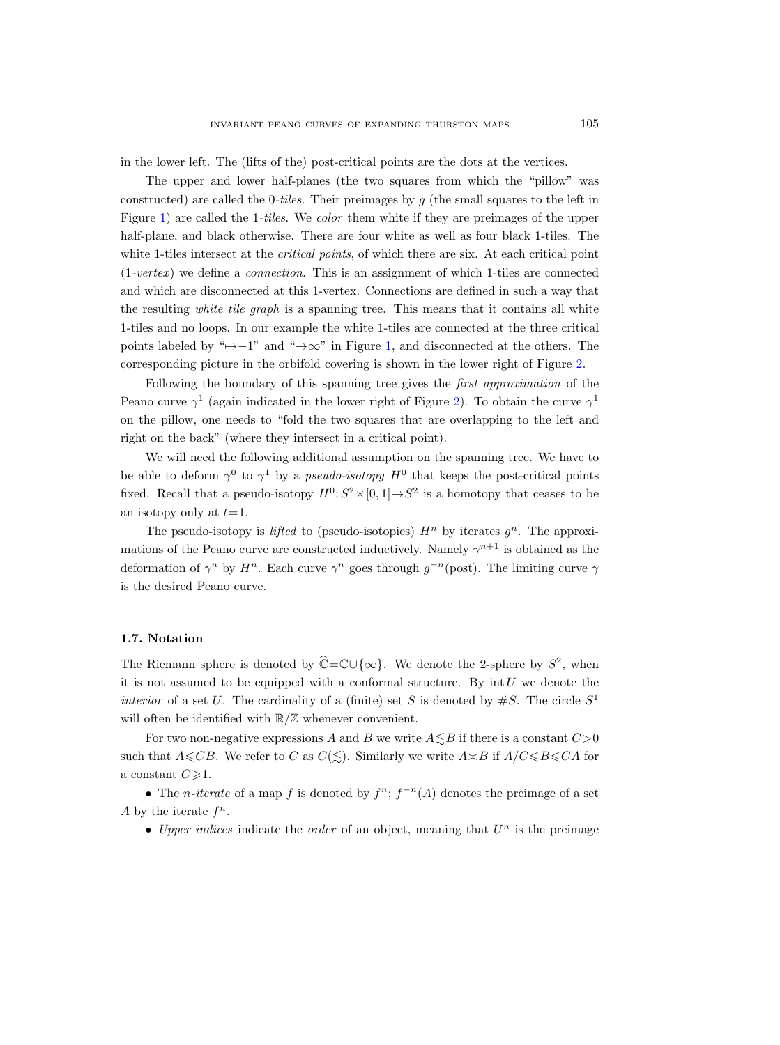in the lower left. The (lifts of the) post-critical points are the dots at the vertices.

The upper and lower half-planes (the two squares from which the "pillow" was constructed) are called the 0-*tiles*. Their preimages by $g$ (the small squares to the left in Figure 1) are called the 1-*tiles*. We *color* them white if they are preimages of the upper half-plane, and black otherwise. There are four white as well as four black 1-tiles. The white 1-tiles intersect at the *critical points*, of which there are six. At each critical point (1-*vertex*) we define a *connection*. This is an assignment of which 1-tiles are connected and which are disconnected at this 1-vertex. Connections are defined in such a way that the resulting *white tile graph* is a spanning tree. This means that it contains all white 1-tiles and no loops. In our example the white 1-tiles are connected at the three critical points labeled by "$\mapsto -1$" and "$\mapsto\infty$" in Figure 1, and disconnected at the others. The corresponding picture in the orbifold covering is shown in the lower right of Figure 2.

Following the boundary of this spanning tree gives the *first approximation* of the Peano curve $\gamma^1$ (again indicated in the lower right of Figure 2). To obtain the curve $\gamma^1$ on the pillow, one needs to "fold the two squares that are overlapping to the left and right on the back" (where they intersect in a critical point).

We will need the following additional assumption on the spanning tree. We have to be able to deform $\gamma^0$ to $\gamma^1$ by a *pseudo-isotopy* $H^0$ that keeps the post-critical points fixed. Recall that a pseudo-isotopy $H^0\colon S^2\times[0,1]\to S^2$ is a homotopy that ceases to be an isotopy only at $t=1$.

The pseudo-isotopy is *lifted* to (pseudo-isotopies) $H^n$ by iterates $g^n$. The approximations of the Peano curve are constructed inductively. Namely $\gamma^{n+1}$ is obtained as the deformation of $\gamma^n$ by $H^n$. Each curve $\gamma^n$ goes through $g^{-n}(\text{post})$. The limiting curve $\gamma$ is the desired Peano curve.

### 1.7. Notation

The Riemann sphere is denoted by $\widehat{\mathbb{C}}=\mathbb{C}\cup\{\infty\}$. We denote the 2-sphere by $S^2$, when it is not assumed to be equipped with a conformal structure. By $\operatorname{int} U$ we denote the *interior* of a set $U$. The cardinality of a (finite) set $S$ is denoted by $\#S$. The circle $S^1$ will often be identified with $\mathbb{R}/\mathbb{Z}$ whenever convenient.

For two non-negative expressions $A$ and $B$ we write $A\lesssim B$ if there is a constant $C>0$ such that $A\leqslant CB$. We refer to $C$ as $C(\lesssim)$. Similarly we write $A\asymp B$ if $A/C\leqslant B\leqslant CA$ for a constant $C\geqslant 1$.

- The $n$-*iterate* of a map $f$ is denoted by $f^n$; $f^{-n}(A)$ denotes the preimage of a set $A$ by the iterate $f^n$.
- *Upper indices* indicate the *order* of an object, meaning that $U^n$ is the preimage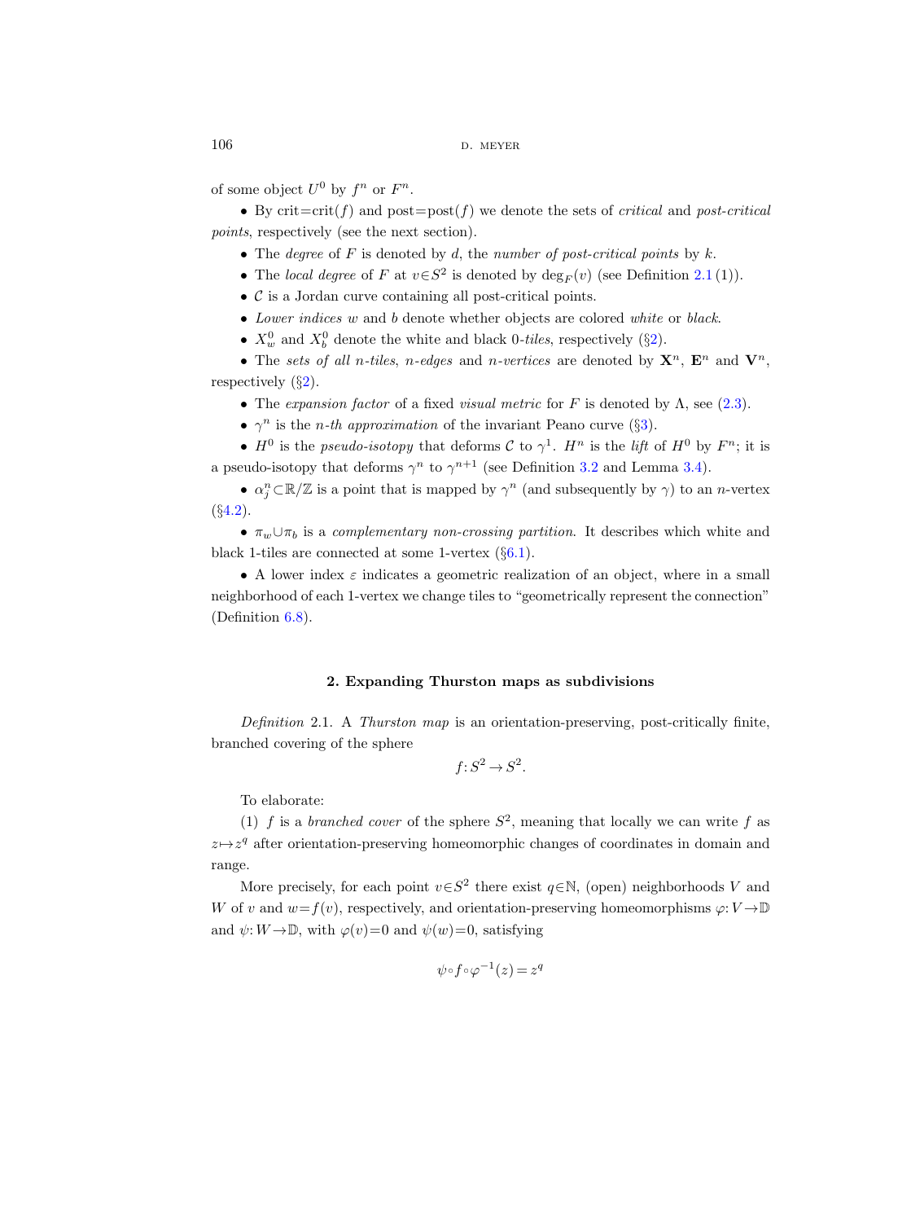of some object $U^0$ by $f^n$ or $F^n$.

- By crit=crit$(f)$ and post=post$(f)$ we denote the sets of *critical* and *post-critical points*, respectively (see the next section).
- The *degree* of $F$ is denoted by $d$, the *number of post-critical points* by $k$.
- The *local degree* of $F$ at $v\in S^2$ is denoted by $\deg_F(v)$ (see Definition 2.1 (1)).
- $\mathcal{C}$ is a Jordan curve containing all post-critical points.
- *Lower indices* $w$ and $b$ denote whether objects are colored *white* or *black*.
- $X_w^0$ and $X_b^0$ denote the white and black 0-*tiles*, respectively (§2).
- The *sets of all* $n$-*tiles*, $n$-*edges* and $n$-*vertices* are denoted by $\mathbf{X}^n$, $\mathbf{E}^n$ and $\mathbf{V}^n$, respectively (§2).
- The *expansion factor* of a fixed *visual metric* for $F$ is denoted by $\Lambda$, see (2.3).
- $\gamma^n$ is the $n$-*th approximation* of the invariant Peano curve (§3).
- $H^0$ is the *pseudo-isotopy* that deforms $\mathcal{C}$ to $\gamma^1$. $H^n$ is the *lift* of $H^0$ by $F^n$; it is a pseudo-isotopy that deforms $\gamma^n$ to $\gamma^{n+1}$ (see Definition 3.2 and Lemma 3.4).
- $\alpha_j^n\subset\mathbb{R}/\mathbb{Z}$ is a point that is mapped by $\gamma^n$ (and subsequently by $\gamma$) to an $n$-vertex (§4.2).
- $\pi_w\cup\pi_b$ is a *complementary non-crossing partition*. It describes which white and black 1-tiles are connected at some 1-vertex (§6.1).
- A lower index $\varepsilon$ indicates a geometric realization of an object, where in a small neighborhood of each 1-vertex we change tiles to "geometrically represent the connection" (Definition 6.8).

## 2. Expanding Thurston maps as subdivisions

*Definition* 2.1. A *Thurston map* is an orientation-preserving, post-critically finite, branched covering of the sphere

$$f\colon S^2\to S^2.$$

To elaborate:

(1) $f$ is a *branched cover* of the sphere $S^2$, meaning that locally we can write $f$ as $z\mapsto z^q$ after orientation-preserving homeomorphic changes of coordinates in domain and range.

More precisely, for each point $v\in S^2$ there exist $q\in\mathbb{N}$, (open) neighborhoods $V$ and $W$ of $v$ and $w=f(v)$, respectively, and orientation-preserving homeomorphisms $\varphi\colon V\to\mathbb{D}$ and $\psi\colon W\to\mathbb{D}$, with $\varphi(v)=0$ and $\psi(w)=0$, satisfying

$$\psi\circ f\circ\varphi^{-1}(z)=z^q$$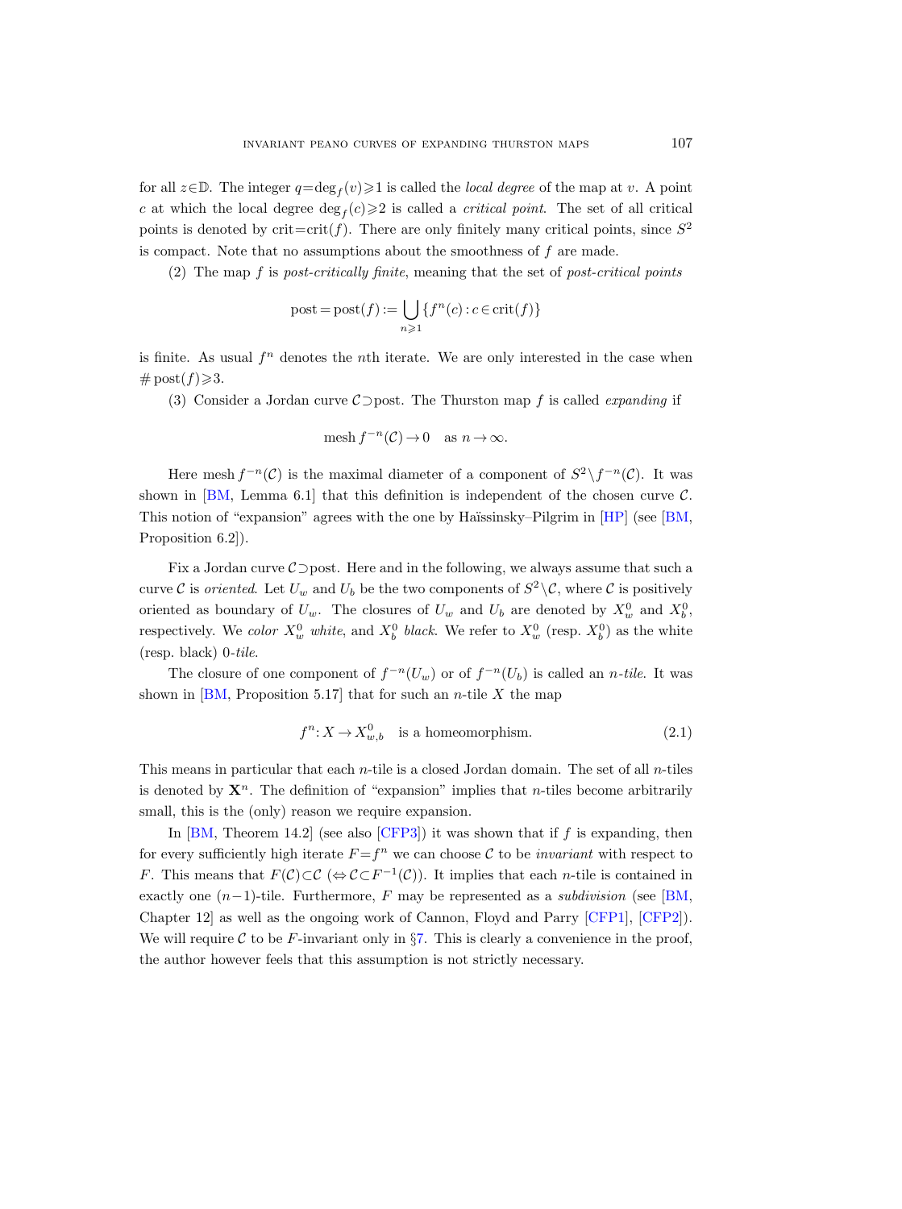for all $z \in \mathbb{D}$. The integer $q = \deg_f(v) \geqslant 1$ is called the *local degree* of the map at $v$. A point $c$ at which the local degree $\deg_f(c) \geqslant 2$ is called a *critical point*. The set of all critical points is denoted by $\operatorname{crit} = \operatorname{crit}(f)$. There are only finitely many critical points, since $S^2$ is compact. Note that no assumptions about the smoothness of $f$ are made.

(2) The map $f$ is *post-critically finite*, meaning that the set of *post-critical points*

$$\operatorname{post} = \operatorname{post}(f) := \bigcup_{n \geqslant 1} \{f^n(c) : c \in \operatorname{crit}(f)\}$$

is finite. As usual $f^n$ denotes the $n$th iterate. We are only interested in the case when $\# \operatorname{post}(f) \geqslant 3$.

(3) Consider a Jordan curve $\mathcal{C} \supset \operatorname{post}$. The Thurston map $f$ is called *expanding* if

$$\operatorname{mesh} f^{-n}(\mathcal{C}) \to 0 \quad \text{as } n \to \infty.$$

Here $\operatorname{mesh} f^{-n}(\mathcal{C})$ is the maximal diameter of a component of $S^2 \setminus f^{-n}(\mathcal{C})$. It was shown in [BM, Lemma 6.1] that this definition is independent of the chosen curve $\mathcal{C}$. This notion of "expansion" agrees with the one by Haïssinsky–Pilgrim in [HP] (see [BM, Proposition 6.2]).

Fix a Jordan curve $\mathcal{C} \supset \operatorname{post}$. Here and in the following, we always assume that such a curve $\mathcal{C}$ is *oriented*. Let $U_w$ and $U_b$ be the two components of $S^2 \setminus \mathcal{C}$, where $\mathcal{C}$ is positively oriented as boundary of $U_w$. The closures of $U_w$ and $U_b$ are denoted by $X_w^0$ and $X_b^0$, respectively. We *color* $X_w^0$ *white*, and $X_b^0$ *black*. We refer to $X_w^0$ (resp. $X_b^0$) as the white (resp. black) 0-*tile*.

The closure of one component of $f^{-n}(U_w)$ or of $f^{-n}(U_b)$ is called an $n$-*tile*. It was shown in [BM, Proposition 5.17] that for such an $n$-tile $X$ the map

$$f^n : X \to X_{w,b}^0 \quad \text{is a homeomorphism.} \tag{2.1}$$

This means in particular that each $n$-tile is a closed Jordan domain. The set of all $n$-tiles is denoted by $\mathbf{X}^n$. The definition of "expansion" implies that $n$-tiles become arbitrarily small, this is the (only) reason we require expansion.

In [BM, Theorem 14.2] (see also [CFP3]) it was shown that if $f$ is expanding, then for every sufficiently high iterate $F = f^n$ we can choose $\mathcal{C}$ to be *invariant* with respect to $F$. This means that $F(\mathcal{C}) \subset \mathcal{C}$ ($\Leftrightarrow \mathcal{C} \subset F^{-1}(\mathcal{C})$). It implies that each $n$-tile is contained in exactly one $(n-1)$-tile. Furthermore, $F$ may be represented as a *subdivision* (see [BM, Chapter 12] as well as the ongoing work of Cannon, Floyd and Parry [CFP1], [CFP2]). We will require $\mathcal{C}$ to be $F$-invariant only in §7. This is clearly a convenience in the proof, the author however feels that this assumption is not strictly necessary.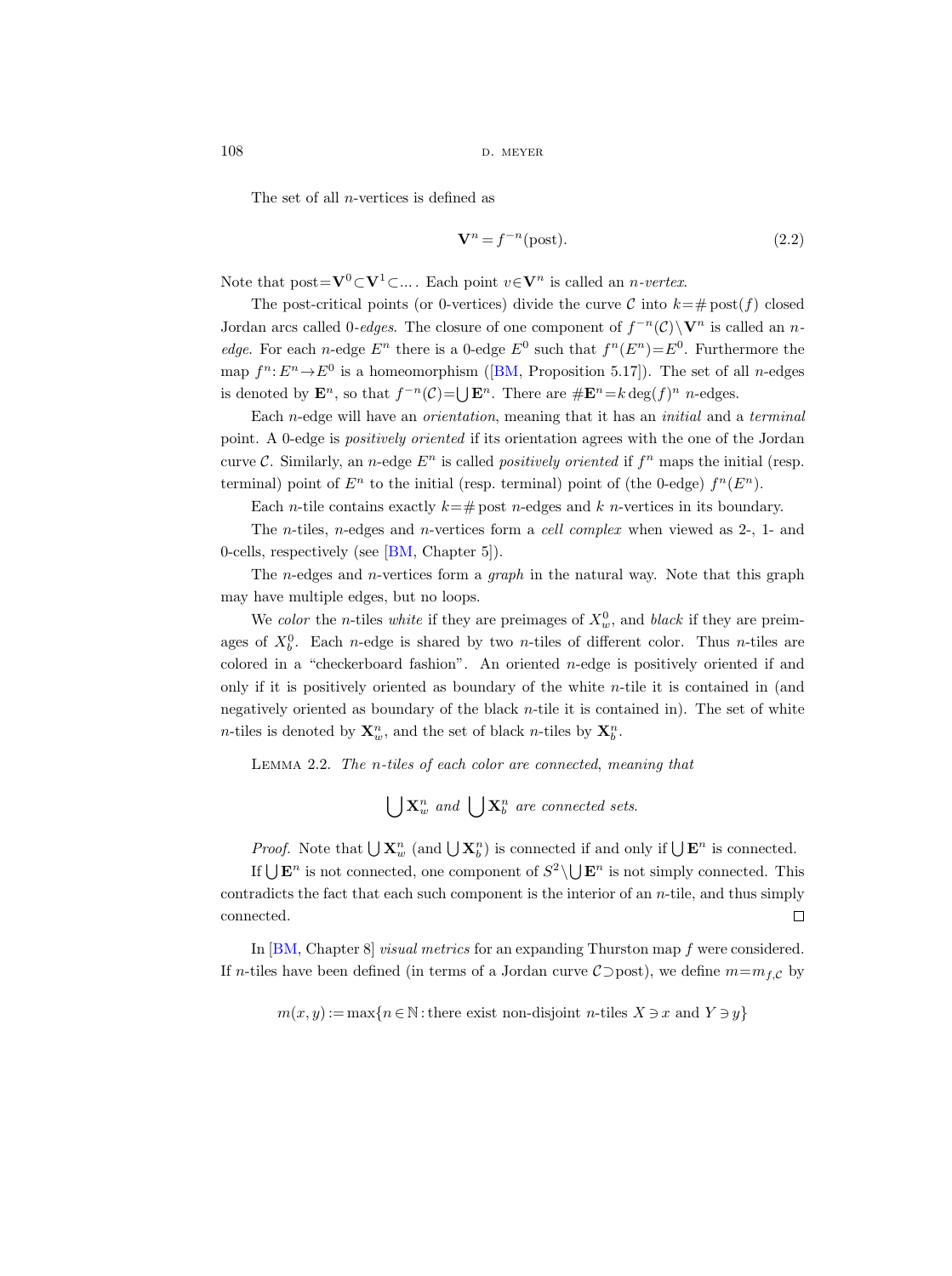The set of all $n$-vertices is defined as

$$\mathbf{V}^n = f^{-n}(\text{post}). \tag{2.2}$$

Note that $\text{post}=\mathbf{V}^0 \subset \mathbf{V}^1 \subset \dots$. Each point $v \in \mathbf{V}^n$ is called an *$n$-vertex*.

The post-critical points (or 0-vertices) divide the curve $\mathcal{C}$ into $k=\#\,\text{post}(f)$ closed Jordan arcs called *0-edges*. The closure of one component of $f^{-n}(\mathcal{C}) \setminus \mathbf{V}^n$ is called an *$n$-edge*. For each $n$-edge $E^n$ there is a 0-edge $E^0$ such that $f^n(E^n)=E^0$. Furthermore the map $f^n\colon E^n \to E^0$ is a homeomorphism ([BM, Proposition 5.17]). The set of all $n$-edges is denoted by $\mathbf{E}^n$, so that $f^{-n}(\mathcal{C})=\bigcup \mathbf{E}^n$. There are $\#\mathbf{E}^n = k \deg(f)^n$ $n$-edges.

Each $n$-edge will have an *orientation*, meaning that it has an *initial* and a *terminal* point. A 0-edge is *positively oriented* if its orientation agrees with the one of the Jordan curve $\mathcal{C}$. Similarly, an $n$-edge $E^n$ is called *positively oriented* if $f^n$ maps the initial (resp. terminal) point of $E^n$ to the initial (resp. terminal) point of (the 0-edge) $f^n(E^n)$.

Each $n$-tile contains exactly $k=\#\,\text{post}$ $n$-edges and $k$ $n$-vertices in its boundary.

The $n$-tiles, $n$-edges and $n$-vertices form a *cell complex* when viewed as 2-, 1- and 0-cells, respectively (see [BM, Chapter 5]).

The $n$-edges and $n$-vertices form a *graph* in the natural way. Note that this graph may have multiple edges, but no loops.

We *color* the $n$-tiles *white* if they are preimages of $X_w^0$, and *black* if they are preimages of $X_b^0$. Each $n$-edge is shared by two $n$-tiles of different color. Thus $n$-tiles are colored in a "checkerboard fashion". An oriented $n$-edge is positively oriented if and only if it is positively oriented as boundary of the white $n$-tile it is contained in (and negatively oriented as boundary of the black $n$-tile it is contained in). The set of white $n$-tiles is denoted by $\mathbf{X}_w^n$, and the set of black $n$-tiles by $\mathbf{X}_b^n$.

Lemma 2.2. *The $n$-tiles of each color are connected, meaning that*

$$\bigcup \mathbf{X}_w^n \text{ and } \bigcup \mathbf{X}_b^n \text{ are connected sets.}$$

*Proof.* Note that $\bigcup \mathbf{X}_w^n$ (and $\bigcup \mathbf{X}_b^n$) is connected if and only if $\bigcup \mathbf{E}^n$ is connected.

If $\bigcup \mathbf{E}^n$ is not connected, one component of $S^2 \setminus \bigcup \mathbf{E}^n$ is not simply connected. This contradicts the fact that each such component is the interior of an $n$-tile, and thus simply connected. $\square$

In [BM, Chapter 8] *visual metrics* for an expanding Thurston map $f$ were considered. If $n$-tiles have been defined (in terms of a Jordan curve $\mathcal{C} \supset \text{post}$), we define $m=m_{f,\mathcal{C}}$ by

$$m(x,y) := \max\{n \in \mathbb{N} : \text{there exist non-disjoint } n\text{-tiles } X \ni x \text{ and } Y \ni y\}$$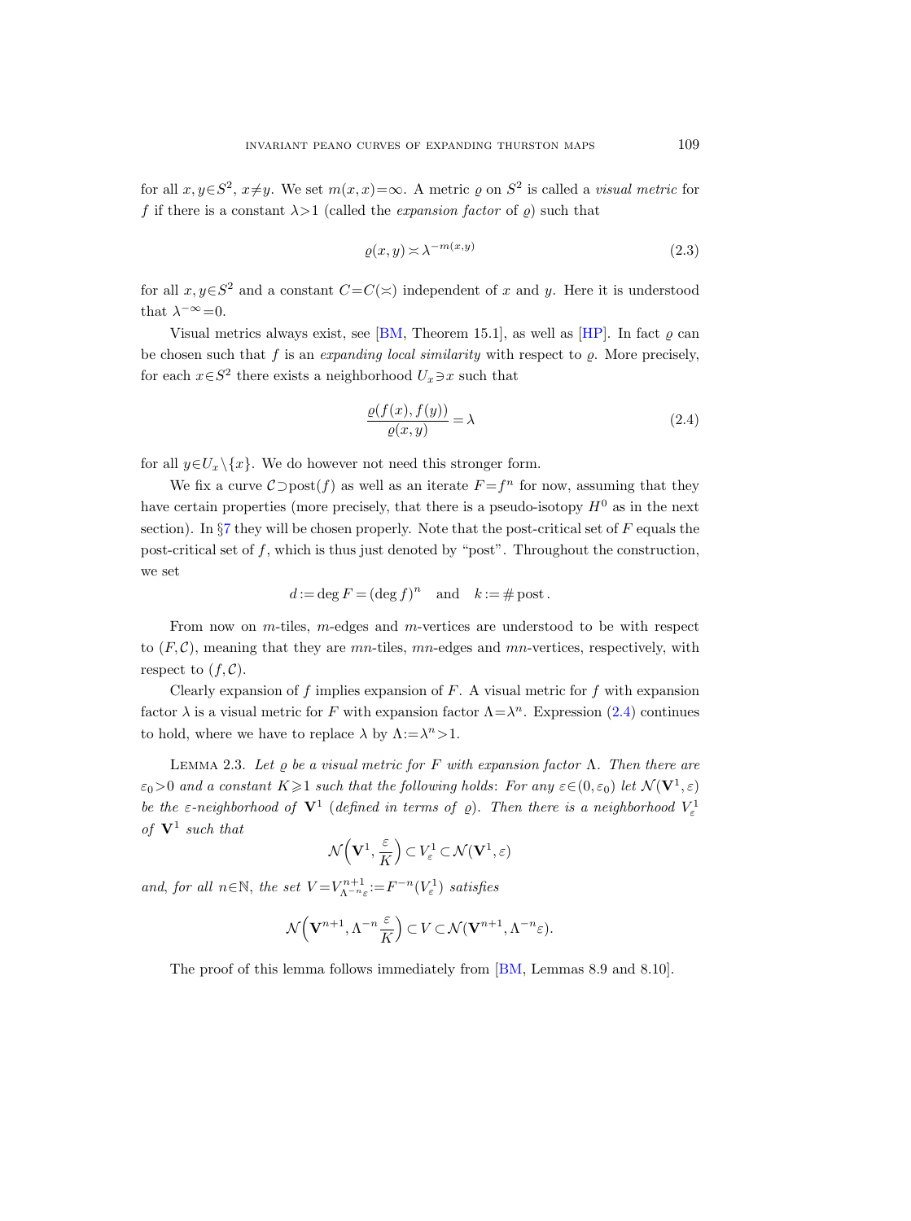for all $x, y \in S^2$, $x \neq y$. We set $m(x,x) = \infty$. A metric $\varrho$ on $S^2$ is called a *visual metric* for $f$ if there is a constant $\lambda > 1$ (called the *expansion factor* of $\varrho$) such that

$$\varrho(x,y) \asymp \lambda^{-m(x,y)} \tag{2.3}$$

for all $x, y \in S^2$ and a constant $C = C(\asymp)$ independent of $x$ and $y$. Here it is understood that $\lambda^{-\infty} = 0$.

Visual metrics always exist, see [BM, Theorem 15.1], as well as [HP]. In fact $\varrho$ can be chosen such that $f$ is an *expanding local similarity* with respect to $\varrho$. More precisely, for each $x \in S^2$ there exists a neighborhood $U_x \ni x$ such that

$$\frac{\varrho(f(x), f(y))}{\varrho(x,y)} = \lambda \tag{2.4}$$

for all $y \in U_x \setminus \{x\}$. We do however not need this stronger form.

We fix a curve $\mathcal{C} \supset \operatorname{post}(f)$ as well as an iterate $F = f^n$ for now, assuming that they have certain properties (more precisely, that there is a pseudo-isotopy $H^0$ as in the next section). In §7 they will be chosen properly. Note that the post-critical set of $F$ equals the post-critical set of $f$, which is thus just denoted by "post". Throughout the construction, we set

$$d := \deg F = (\deg f)^n \quad \text{and} \quad k := \# \operatorname{post}.$$

From now on $m$-tiles, $m$-edges and $m$-vertices are understood to be with respect to $(F, \mathcal{C})$, meaning that they are $mn$-tiles, $mn$-edges and $mn$-vertices, respectively, with respect to $(f, \mathcal{C})$.

Clearly expansion of $f$ implies expansion of $F$. A visual metric for $f$ with expansion factor $\lambda$ is a visual metric for $F$ with expansion factor $\Lambda = \lambda^n$. Expression (2.4) continues to hold, where we have to replace $\lambda$ by $\Lambda := \lambda^n > 1$.

Lemma 2.3. *Let $\varrho$ be a visual metric for $F$ with expansion factor $\Lambda$. Then there are $\varepsilon_0 > 0$ and a constant $K \geqslant 1$ such that the following holds: For any $\varepsilon \in (0, \varepsilon_0)$ let $\mathcal{N}(\mathbf{V}^1, \varepsilon)$ be the $\varepsilon$-neighborhood of $\mathbf{V}^1$ (defined in terms of $\varrho$). Then there is a neighborhood $V^1_\varepsilon$ of $\mathbf{V}^1$ such that*

$$\mathcal{N}\Big(\mathbf{V}^1, \frac{\varepsilon}{K}\Big) \subset V^1_\varepsilon \subset \mathcal{N}(\mathbf{V}^1, \varepsilon)$$

*and, for all $n \in \mathbb{N}$, the set $V = V^{n+1}_{\Lambda^{-n}\varepsilon} := F^{-n}(V^1_\varepsilon)$ satisfies*

$$\mathcal{N}\Big(\mathbf{V}^{n+1}, \Lambda^{-n}\frac{\varepsilon}{K}\Big) \subset V \subset \mathcal{N}(\mathbf{V}^{n+1}, \Lambda^{-n}\varepsilon).$$

The proof of this lemma follows immediately from [BM, Lemmas 8.9 and 8.10].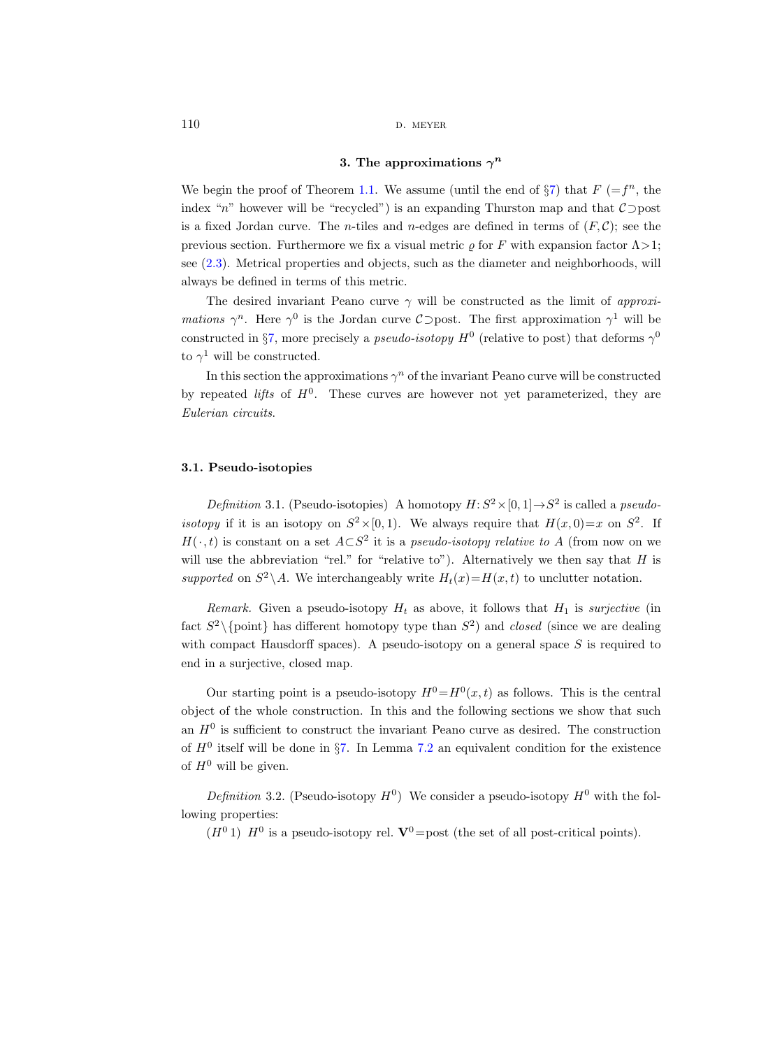## 3. The approximations $\gamma^n$

We begin the proof of Theorem 1.1. We assume (until the end of §7) that $F$ ($=f^n$, the index "$n$" however will be "recycled") is an expanding Thurston map and that $\mathcal{C}\supset$post is a fixed Jordan curve. The $n$-tiles and $n$-edges are defined in terms of $(F,\mathcal{C})$; see the previous section. Furthermore we fix a visual metric $\varrho$ for $F$ with expansion factor $\Lambda>1$; see (2.3). Metrical properties and objects, such as the diameter and neighborhoods, will always be defined in terms of this metric.

The desired invariant Peano curve $\gamma$ will be constructed as the limit of *approximations* $\gamma^n$. Here $\gamma^0$ is the Jordan curve $\mathcal{C}\supset$post. The first approximation $\gamma^1$ will be constructed in §7, more precisely a *pseudo-isotopy* $H^0$ (relative to post) that deforms $\gamma^0$ to $\gamma^1$ will be constructed.

In this section the approximations $\gamma^n$ of the invariant Peano curve will be constructed by repeated *lifts* of $H^0$. These curves are however not yet parameterized, they are *Eulerian circuits*.

### 3.1. Pseudo-isotopies

*Definition* 3.1. (Pseudo-isotopies) A homotopy $H\colon S^2\times[0,1]\to S^2$ is called a *pseudo-isotopy* if it is an isotopy on $S^2\times[0,1)$. We always require that $H(x,0)=x$ on $S^2$. If $H(\cdot,t)$ is constant on a set $A\subset S^2$ it is a *pseudo-isotopy relative to* $A$ (from now on we will use the abbreviation "rel." for "relative to"). Alternatively we then say that $H$ is *supported* on $S^2\setminus A$. We interchangeably write $H_t(x)=H(x,t)$ to unclutter notation.

*Remark.* Given a pseudo-isotopy $H_t$ as above, it follows that $H_1$ is *surjective* (in fact $S^2\setminus\{\text{point}\}$ has different homotopy type than $S^2$) and *closed* (since we are dealing with compact Hausdorff spaces). A pseudo-isotopy on a general space $S$ is required to end in a surjective, closed map.

Our starting point is a pseudo-isotopy $H^0=H^0(x,t)$ as follows. This is the central object of the whole construction. In this and the following sections we show that such an $H^0$ is sufficient to construct the invariant Peano curve as desired. The construction of $H^0$ itself will be done in §7. In Lemma 7.2 an equivalent condition for the existence of $H^0$ will be given.

*Definition* 3.2. (Pseudo-isotopy $H^0$) We consider a pseudo-isotopy $H^0$ with the following properties:

($H^0$1) $H^0$ is a pseudo-isotopy rel. $\mathbf{V}^0$=post (the set of all post-critical points).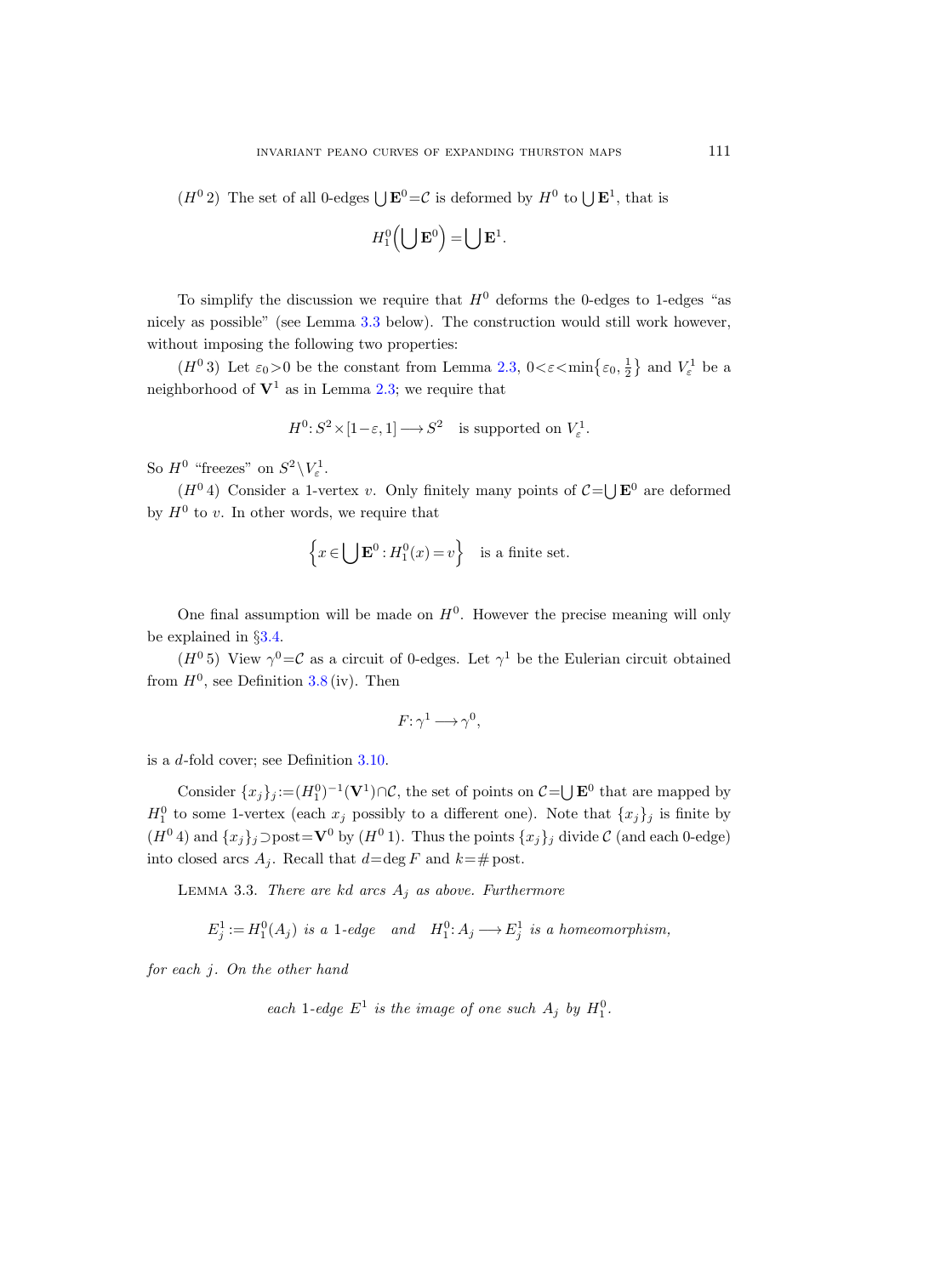($H^0$ 2) The set of all 0-edges $\bigcup \mathbf{E}^0 = \mathcal{C}$ is deformed by $H^0$ to $\bigcup \mathbf{E}^1$, that is

$$H_1^0\Big(\bigcup \mathbf{E}^0\Big) = \bigcup \mathbf{E}^1.$$

To simplify the discussion we require that $H^0$ deforms the 0-edges to 1-edges "as nicely as possible" (see Lemma 3.3 below). The construction would still work however, without imposing the following two properties:

($H^0$ 3) Let $\varepsilon_0 > 0$ be the constant from Lemma 2.3, $0 < \varepsilon < \min\{\varepsilon_0, \frac{1}{2}\}$ and $V_\varepsilon^1$ be a neighborhood of $\mathbf{V}^1$ as in Lemma 2.3; we require that

$$H^0: S^2 \times [1-\varepsilon, 1] \longrightarrow S^2 \quad \text{is supported on } V_\varepsilon^1.$$

So $H^0$ "freezes" on $S^2 \setminus V_\varepsilon^1$.

($H^0$ 4) Consider a 1-vertex $v$. Only finitely many points of $\mathcal{C} = \bigcup \mathbf{E}^0$ are deformed by $H^0$ to $v$. In other words, we require that

$$\Big\{x \in \bigcup \mathbf{E}^0 : H_1^0(x) = v\Big\} \quad \text{is a finite set.}$$

One final assumption will be made on $H^0$. However the precise meaning will only be explained in §3.4.

($H^0$ 5) View $\gamma^0 = \mathcal{C}$ as a circuit of 0-edges. Let $\gamma^1$ be the Eulerian circuit obtained from $H^0$, see Definition 3.8 (iv). Then

$$F: \gamma^1 \longrightarrow \gamma^0,$$

is a $d$-fold cover; see Definition 3.10.

Consider $\{x_j\}_j := (H_1^0)^{-1}(\mathbf{V}^1) \cap \mathcal{C}$, the set of points on $\mathcal{C} = \bigcup \mathbf{E}^0$ that are mapped by $H_1^0$ to some 1-vertex (each $x_j$ possibly to a different one). Note that $\{x_j\}_j$ is finite by ($H^0$ 4) and $\{x_j\}_j \supset \text{post} = \mathbf{V}^0$ by ($H^0$ 1). Thus the points $\{x_j\}_j$ divide $\mathcal{C}$ (and each 0-edge) into closed arcs $A_j$. Recall that $d = \deg F$ and $k = \#\,\text{post}$.

Lemma 3.3. *There are $kd$ arcs $A_j$ as above. Furthermore*

$$E_j^1 := H_1^0(A_j) \text{ is a 1-edge} \quad \text{and} \quad H_1^0: A_j \longrightarrow E_j^1 \text{ is a homeomorphism,}$$

*for each $j$. On the other hand*

$$\text{each 1-edge } E^1 \text{ is the image of one such } A_j \text{ by } H_1^0.$$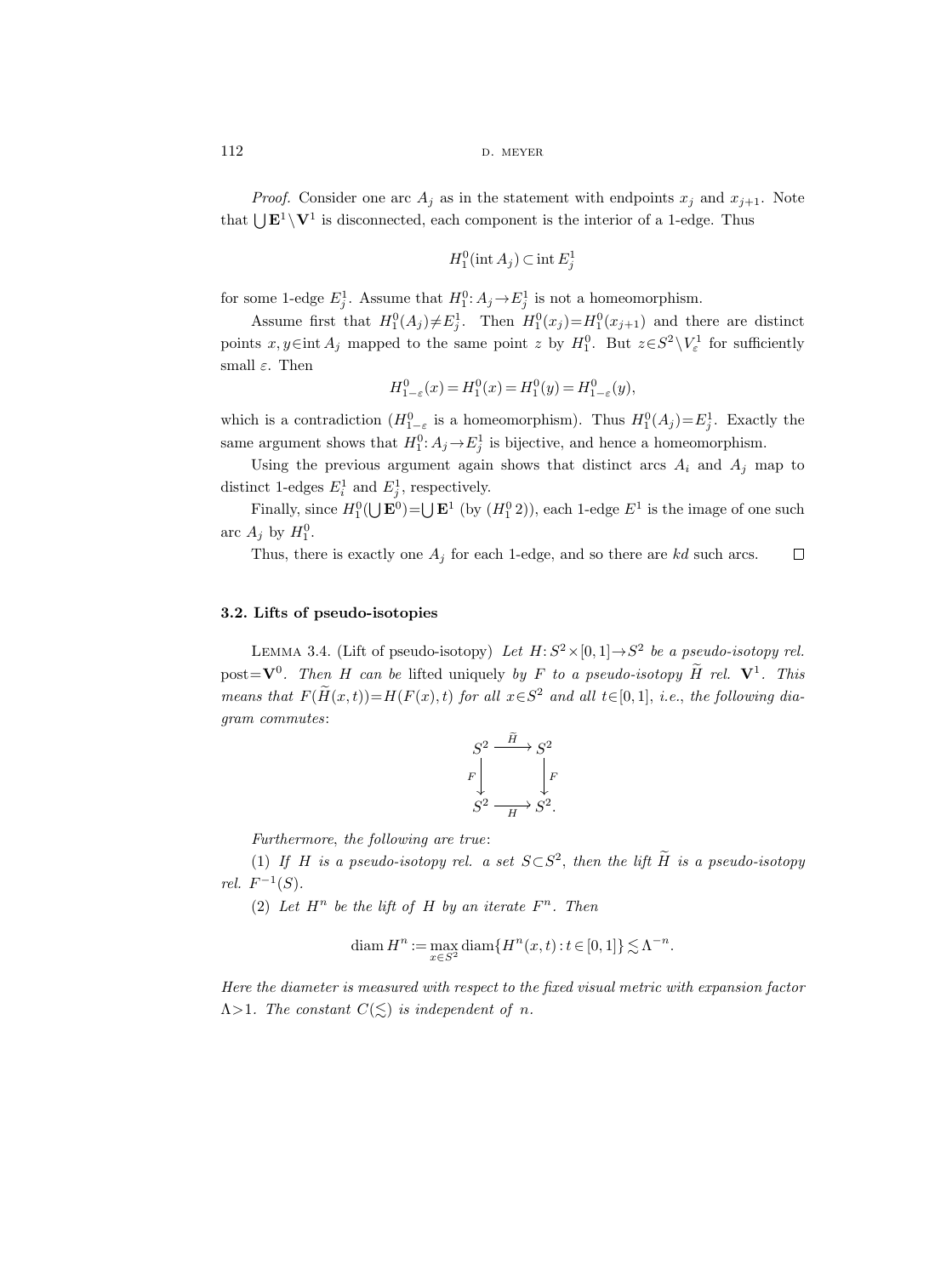*Proof.* Consider one arc $A_j$ as in the statement with endpoints $x_j$ and $x_{j+1}$. Note that $\bigcup \mathbf{E}^1 \setminus \mathbf{V}^1$ is disconnected, each component is the interior of a 1-edge. Thus

$$H_1^0(\operatorname{int} A_j) \subset \operatorname{int} E_j^1$$

for some 1-edge $E_j^1$. Assume that $H_1^0\colon A_j \to E_j^1$ is not a homeomorphism.

Assume first that $H_1^0(A_j) \neq E_j^1$. Then $H_1^0(x_j) = H_1^0(x_{j+1})$ and there are distinct points $x, y \in \operatorname{int} A_j$ mapped to the same point $z$ by $H_1^0$. But $z \in S^2 \setminus V_\varepsilon^1$ for sufficiently small $\varepsilon$. Then

$$H_{1-\varepsilon}^0(x) = H_1^0(x) = H_1^0(y) = H_{1-\varepsilon}^0(y),$$

which is a contradiction ($H_{1-\varepsilon}^0$ is a homeomorphism). Thus $H_1^0(A_j) = E_j^1$. Exactly the same argument shows that $H_1^0\colon A_j \to E_j^1$ is bijective, and hence a homeomorphism.

Using the previous argument again shows that distinct arcs $A_i$ and $A_j$ map to distinct 1-edges $E_i^1$ and $E_j^1$, respectively.

Finally, since $H_1^0(\bigcup \mathbf{E}^0) = \bigcup \mathbf{E}^1$ (by ($H_1^0$ 2)), each 1-edge $E^1$ is the image of one such arc $A_j$ by $H_1^0$.

Thus, there is exactly one $A_j$ for each 1-edge, and so there are $kd$ such arcs. □

### 3.2. Lifts of pseudo-isotopies

Lemma 3.4. (Lift of pseudo-isotopy) *Let $H\colon S^2 \times [0,1] \to S^2$ be a pseudo-isotopy rel.* $\operatorname{post} = \mathbf{V}^0$. *Then $H$ can be* lifted *uniquely by $F$ to a pseudo-isotopy $\widetilde{H}$ rel. $\mathbf{V}^1$. This means that $F(\widetilde{H}(x,t)) = H(F(x),t)$ for all $x \in S^2$ and all $t \in [0,1]$, i.e., the following diagram commutes*:

$$\begin{array}{ccc} S^2 & \xrightarrow{\widetilde{H}} & S^2 \\ {\scriptstyle F}\downarrow & & \downarrow{\scriptstyle F} \\ S^2 & \xrightarrow[H]{} & S^2. \end{array}$$

*Furthermore, the following are true*:

(1) *If $H$ is a pseudo-isotopy rel. a set $S \subset S^2$, then the lift $\widetilde{H}$ is a pseudo-isotopy rel. $F^{-1}(S)$.*

(2) *Let $H^n$ be the lift of $H$ by an iterate $F^n$. Then*

$$\operatorname{diam} H^n := \max_{x \in S^2} \operatorname{diam}\{H^n(x,t) : t \in [0,1]\} \lesssim \Lambda^{-n}.$$

*Here the diameter is measured with respect to the fixed visual metric with expansion factor $\Lambda > 1$. The constant $C(\lesssim)$ is independent of $n$.*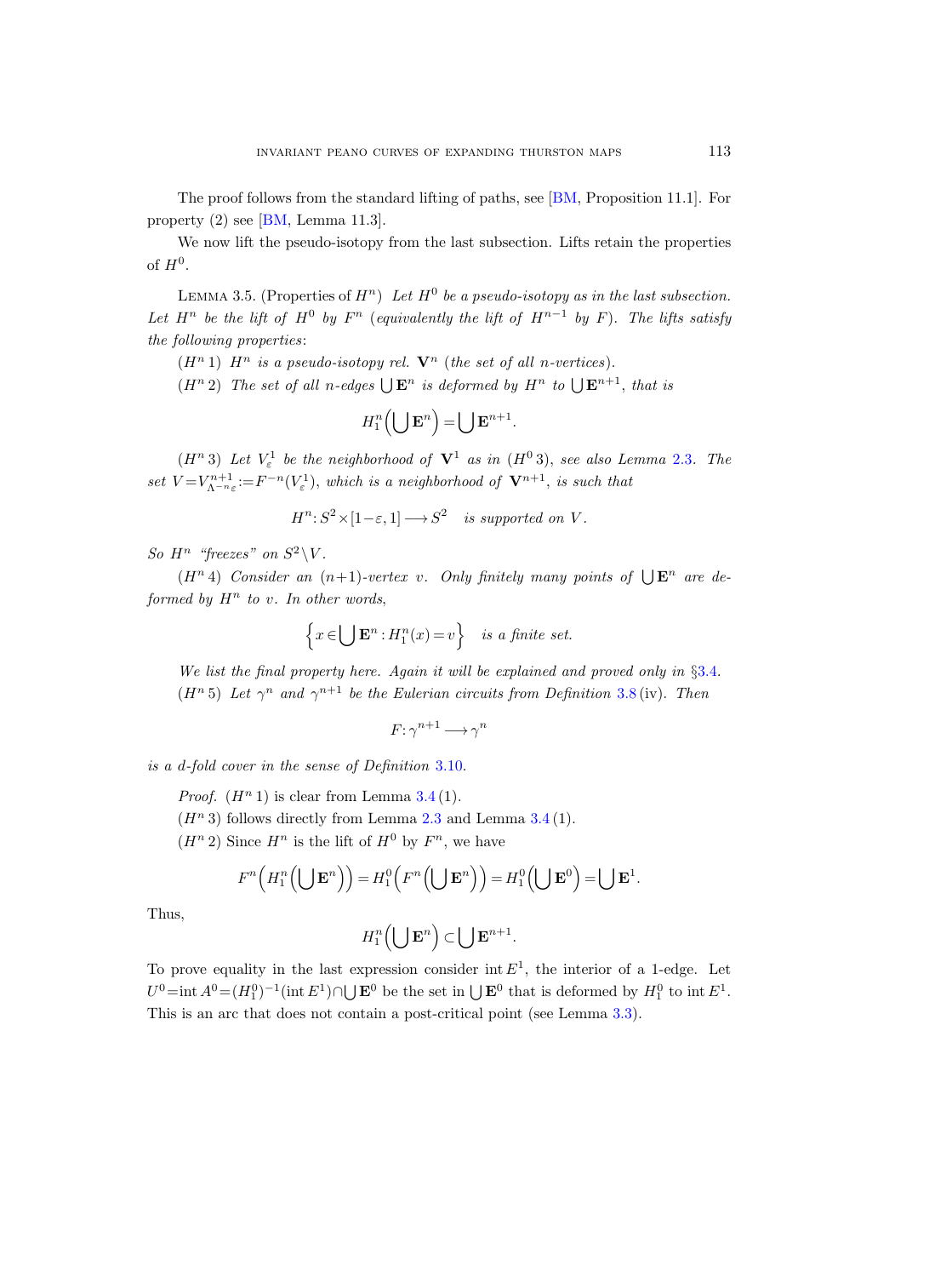The proof follows from the standard lifting of paths, see [BM, Proposition 11.1]. For property (2) see [BM, Lemma 11.3].

We now lift the pseudo-isotopy from the last subsection. Lifts retain the properties of $H^0$.

Lemma 3.5. (Properties of $H^n$) *Let $H^0$ be a pseudo-isotopy as in the last subsection. Let $H^n$ be the lift of $H^0$ by $F^n$ (equivalently the lift of $H^{n-1}$ by $F$). The lifts satisfy the following properties*:

($H^n$ 1) *$H^n$ is a pseudo-isotopy rel. $\mathbf{V}^n$ (the set of all $n$-vertices).*

($H^n$ 2) *The set of all $n$-edges $\bigcup \mathbf{E}^n$ is deformed by $H^n$ to $\bigcup \mathbf{E}^{n+1}$, that is*

$$H_1^n\Big(\bigcup \mathbf{E}^n\Big) = \bigcup \mathbf{E}^{n+1}.$$

($H^n$ 3) *Let $V_\varepsilon^1$ be the neighborhood of $\mathbf{V}^1$ as in ($H^0$ 3), see also Lemma 2.3. The set $V = V^{n+1}_{\Lambda^{-n}\varepsilon} := F^{-n}(V_\varepsilon^1)$, which is a neighborhood of $\mathbf{V}^{n+1}$, is such that*

$$H^n\colon S^2 \times [1-\varepsilon, 1] \longrightarrow S^2 \quad \textit{is supported on } V.$$

*So $H^n$ "freezes" on $S^2 \setminus V$.*

($H^n$ 4) *Consider an $(n+1)$-vertex $v$. Only finitely many points of $\bigcup \mathbf{E}^n$ are deformed by $H^n$ to $v$. In other words,*

$$\Big\{x \in \bigcup \mathbf{E}^n : H_1^n(x) = v\Big\} \quad \textit{is a finite set.}$$

*We list the final property here. Again it will be explained and proved only in §3.4.*

($H^n$ 5) *Let $\gamma^n$ and $\gamma^{n+1}$ be the Eulerian circuits from Definition 3.8 (iv). Then*

$$F\colon \gamma^{n+1} \longrightarrow \gamma^n$$

*is a $d$-fold cover in the sense of Definition 3.10.*

*Proof.* ($H^n$ 1) is clear from Lemma 3.4 (1).

($H^n$ 3) follows directly from Lemma 2.3 and Lemma 3.4 (1).

($H^n$ 2) Since $H^n$ is the lift of $H^0$ by $F^n$, we have

$$F^n\Big(H_1^n\Big(\bigcup \mathbf{E}^n\Big)\Big) = H_1^0\Big(F^n\Big(\bigcup \mathbf{E}^n\Big)\Big) = H_1^0\Big(\bigcup \mathbf{E}^0\Big) = \bigcup \mathbf{E}^1.$$

Thus,

$$H_1^n\Big(\bigcup \mathbf{E}^n\Big) \subset \bigcup \mathbf{E}^{n+1}.$$

To prove equality in the last expression consider $\operatorname{int} E^1$, the interior of a 1-edge. Let $U^0 = \operatorname{int} A^0 = (H_1^0)^{-1}(\operatorname{int} E^1) \cap \bigcup \mathbf{E}^0$ be the set in $\bigcup \mathbf{E}^0$ that is deformed by $H_1^0$ to $\operatorname{int} E^1$. This is an arc that does not contain a post-critical point (see Lemma 3.3).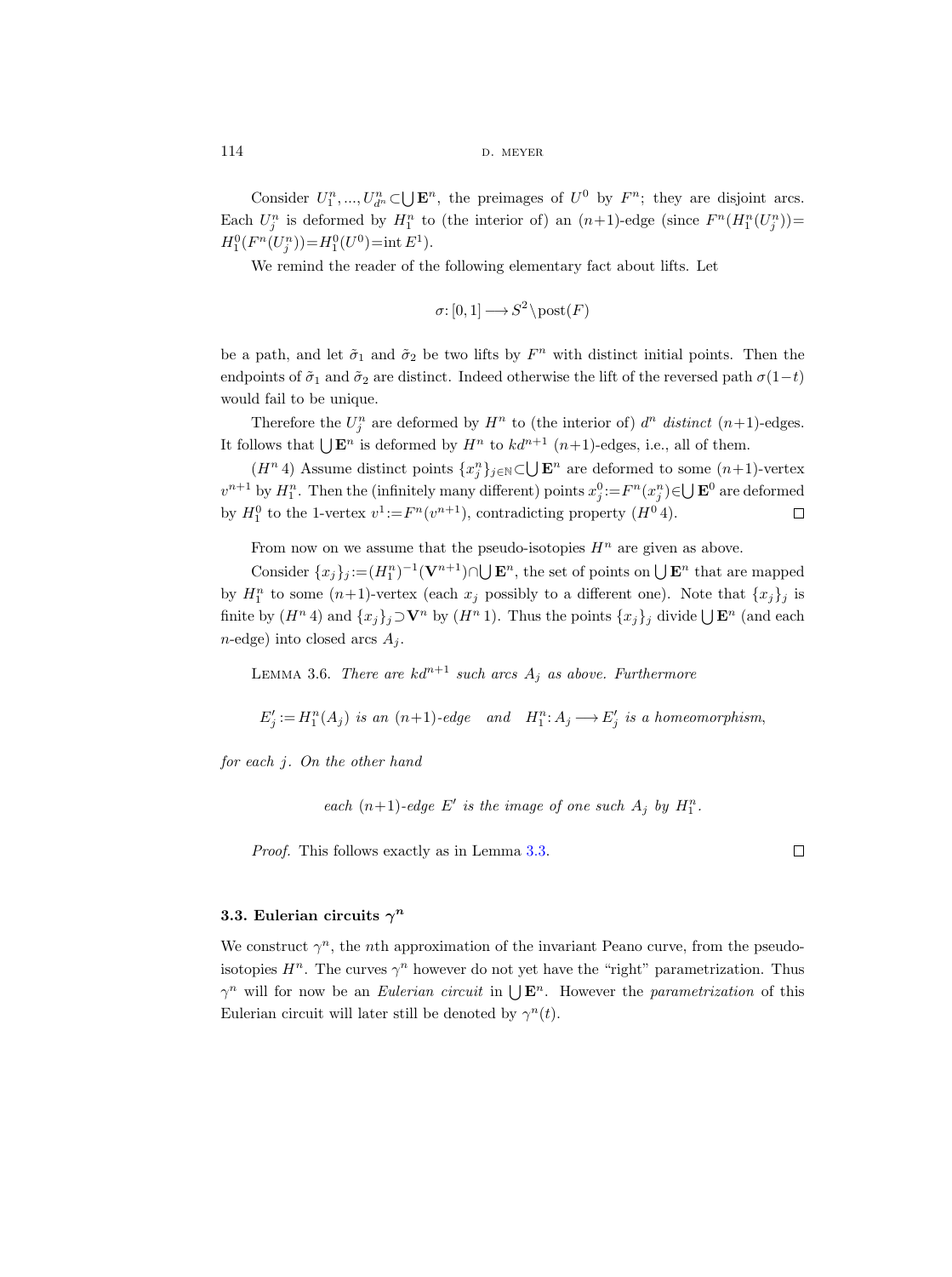Consider $U_1^n, ..., U_{d^n}^n \subset \bigcup \mathbf{E}^n$, the preimages of $U^0$ by $F^n$; they are disjoint arcs. Each $U_j^n$ is deformed by $H_1^n$ to (the interior of) an $(n+1)$-edge (since $F^n(H_1^n(U_j^n)) = H_1^0(F^n(U_j^n)) = H_1^0(U^0) = \operatorname{int} E^1$).

We remind the reader of the following elementary fact about lifts. Let

$$\sigma: [0,1] \longrightarrow S^2 \setminus \operatorname{post}(F)$$

be a path, and let $\tilde{\sigma}_1$ and $\tilde{\sigma}_2$ be two lifts by $F^n$ with distinct initial points. Then the endpoints of $\tilde{\sigma}_1$ and $\tilde{\sigma}_2$ are distinct. Indeed otherwise the lift of the reversed path $\sigma(1-t)$ would fail to be unique.

Therefore the $U_j^n$ are deformed by $H^n$ to (the interior of) $d^n$ *distinct* $(n+1)$-edges. It follows that $\bigcup \mathbf{E}^n$ is deformed by $H^n$ to $kd^{n+1}$ $(n+1)$-edges, i.e., all of them.

($H^n$ 4) Assume distinct points $\{x_j^n\}_{j\in\mathbb{N}} \subset \bigcup \mathbf{E}^n$ are deformed to some $(n+1)$-vertex $v^{n+1}$ by $H_1^n$. Then the (infinitely many different) points $x_j^0 := F^n(x_j^n) \in \bigcup \mathbf{E}^0$ are deformed by $H_1^0$ to the 1-vertex $v^1 := F^n(v^{n+1})$, contradicting property ($H^0$ 4). $\square$

From now on we assume that the pseudo-isotopies $H^n$ are given as above.

Consider $\{x_j\}_j := (H_1^n)^{-1}(\mathbf{V}^{n+1}) \cap \bigcup \mathbf{E}^n$, the set of points on $\bigcup \mathbf{E}^n$ that are mapped by $H_1^n$ to some $(n+1)$-vertex (each $x_j$ possibly to a different one). Note that $\{x_j\}_j$ is finite by ($H^n$ 4) and $\{x_j\}_j \supset \mathbf{V}^n$ by ($H^n$ 1). Thus the points $\{x_j\}_j$ divide $\bigcup \mathbf{E}^n$ (and each $n$-edge) into closed arcs $A_j$.

Lemma 3.6. *There are $kd^{n+1}$ such arcs $A_j$ as above. Furthermore*

$$E_j' := H_1^n(A_j) \text{ is an } (n+1)\text{-edge} \quad \text{and} \quad H_1^n: A_j \longrightarrow E_j' \text{ is a homeomorphism},$$

*for each $j$. On the other hand*

$$\textit{each } (n+1)\textit{-edge } E' \textit{ is the image of one such } A_j \textit{ by } H_1^n.$$

*Proof.* This follows exactly as in Lemma 3.3. $\square$

### 3.3. Eulerian circuits $\gamma^n$

We construct $\gamma^n$, the $n$th approximation of the invariant Peano curve, from the pseudo-isotopies $H^n$. The curves $\gamma^n$ however do not yet have the "right" parametrization. Thus $\gamma^n$ will for now be an *Eulerian circuit* in $\bigcup \mathbf{E}^n$. However the *parametrization* of this Eulerian circuit will later still be denoted by $\gamma^n(t)$.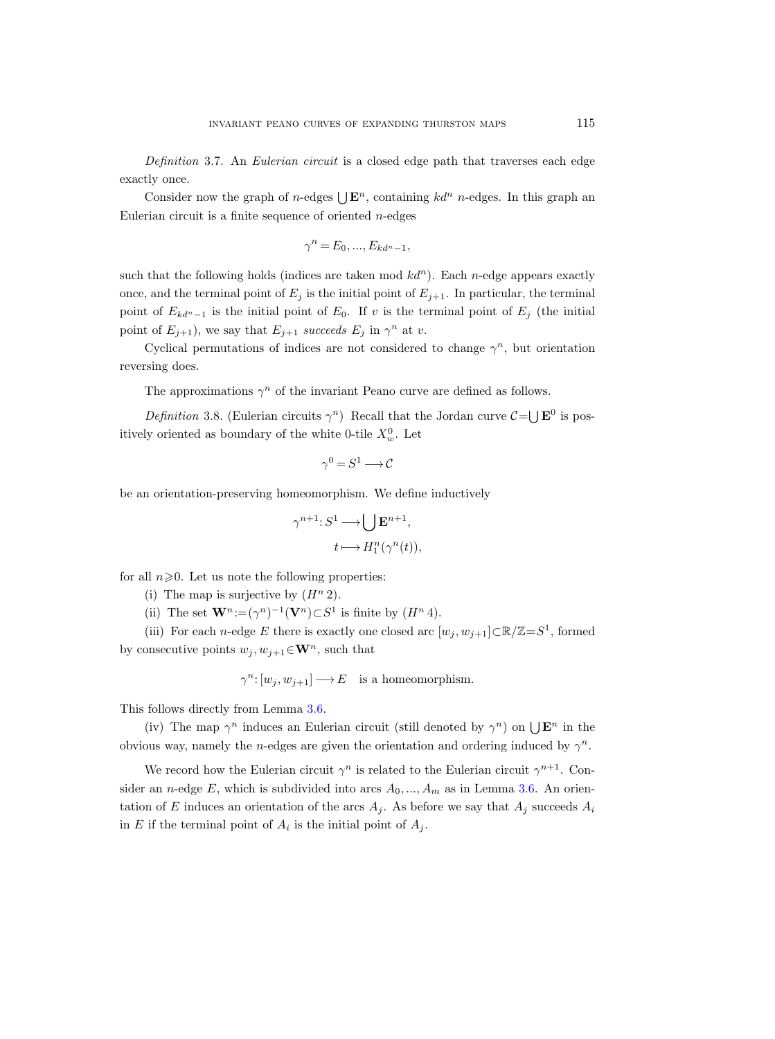*Definition* 3.7. An *Eulerian circuit* is a closed edge path that traverses each edge exactly once.

Consider now the graph of $n$-edges $\bigcup \mathbf{E}^n$, containing $kd^n$ $n$-edges. In this graph an Eulerian circuit is a finite sequence of oriented $n$-edges

$$\gamma^n = E_0, ..., E_{kd^n-1},$$

such that the following holds (indices are taken mod $kd^n$). Each $n$-edge appears exactly once, and the terminal point of $E_j$ is the initial point of $E_{j+1}$. In particular, the terminal point of $E_{kd^n-1}$ is the initial point of $E_0$. If $v$ is the terminal point of $E_j$ (the initial point of $E_{j+1}$), we say that $E_{j+1}$ *succeeds* $E_j$ in $\gamma^n$ at $v$.

Cyclical permutations of indices are not considered to change $\gamma^n$, but orientation reversing does.

The approximations $\gamma^n$ of the invariant Peano curve are defined as follows.

*Definition* 3.8. (Eulerian circuits $\gamma^n$) Recall that the Jordan curve $\mathcal{C} = \bigcup \mathbf{E}^0$ is positively oriented as boundary of the white 0-tile $X_w^0$. Let

$$\gamma^0 = S^1 \longrightarrow \mathcal{C}$$

be an orientation-preserving homeomorphism. We define inductively

$$\gamma^{n+1}: S^1 \longrightarrow \bigcup \mathbf{E}^{n+1},$$
$$t \longmapsto H_1^n(\gamma^n(t)),$$

for all $n \geqslant 0$. Let us note the following properties:

(i) The map is surjective by $(H^n\,2)$.

(ii) The set $\mathbf{W}^n := (\gamma^n)^{-1}(\mathbf{V}^n) \subset S^1$ is finite by $(H^n\,4)$.

(iii) For each $n$-edge $E$ there is exactly one closed arc $[w_j, w_{j+1}] \subset \mathbb{R}/\mathbb{Z} = S^1$, formed by consecutive points $w_j, w_{j+1} \in \mathbf{W}^n$, such that

$$\gamma^n : [w_j, w_{j+1}] \longrightarrow E \quad \text{is a homeomorphism.}$$

This follows directly from Lemma 3.6.

(iv) The map $\gamma^n$ induces an Eulerian circuit (still denoted by $\gamma^n$) on $\bigcup \mathbf{E}^n$ in the obvious way, namely the $n$-edges are given the orientation and ordering induced by $\gamma^n$.

We record how the Eulerian circuit $\gamma^n$ is related to the Eulerian circuit $\gamma^{n+1}$. Consider an $n$-edge $E$, which is subdivided into arcs $A_0, ..., A_m$ as in Lemma 3.6. An orientation of $E$ induces an orientation of the arcs $A_j$. As before we say that $A_j$ succeeds $A_i$ in $E$ if the terminal point of $A_i$ is the initial point of $A_j$.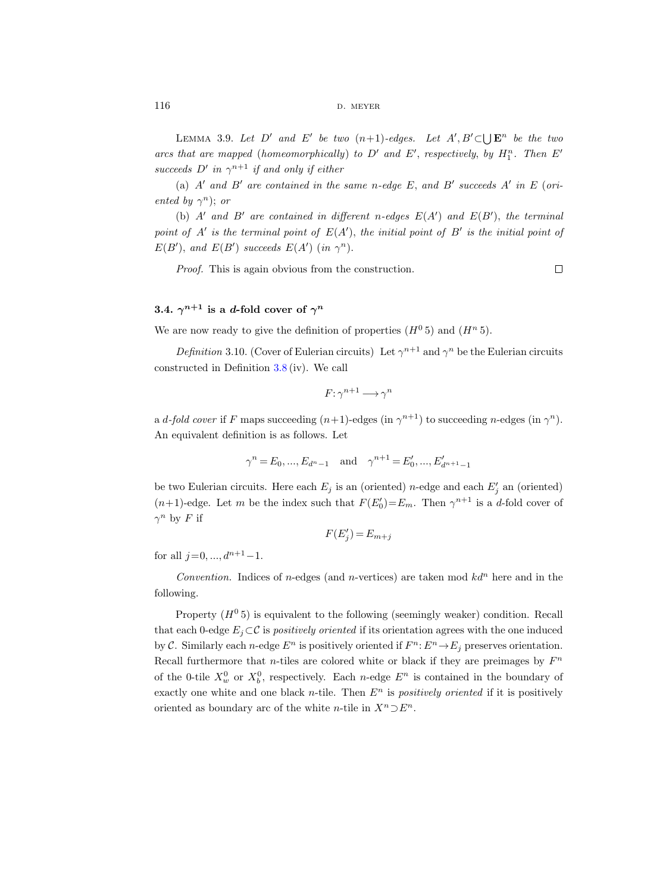Lemma 3.9. *Let $D'$ and $E'$ be two $(n+1)$-edges. Let $A', B' \subset \bigcup \mathbf{E}^n$ be the two arcs that are mapped (homeomorphically) to $D'$ and $E'$, respectively, by $H_1^n$. Then $E'$ succeeds $D'$ in $\gamma^{n+1}$ if and only if either*

(a) *$A'$ and $B'$ are contained in the same $n$-edge $E$, and $B'$ succeeds $A'$ in $E$ (oriented by $\gamma^n$); or*

(b) *$A'$ and $B'$ are contained in different $n$-edges $E(A')$ and $E(B')$, the terminal point of $A'$ is the terminal point of $E(A')$, the initial point of $B'$ is the initial point of $E(B')$, and $E(B')$ succeeds $E(A')$ (in $\gamma^n$).*

*Proof.* This is again obvious from the construction. □

### 3.4. $\gamma^{n+1}$ is a $d$-fold cover of $\gamma^n$

We are now ready to give the definition of properties $(H^0\,5)$ and $(H^n\,5)$.

*Definition* 3.10. (Cover of Eulerian circuits) Let $\gamma^{n+1}$ and $\gamma^n$ be the Eulerian circuits constructed in Definition 3.8 (iv). We call

$$F\colon \gamma^{n+1} \longrightarrow \gamma^n$$

a *$d$-fold cover* if $F$ maps succeeding $(n+1)$-edges (in $\gamma^{n+1}$) to succeeding $n$-edges (in $\gamma^n$). An equivalent definition is as follows. Let

$$\gamma^n = E_0, ..., E_{d^n-1} \quad \text{and} \quad \gamma^{n+1} = E'_0, ..., E'_{d^{n+1}-1}$$

be two Eulerian circuits. Here each $E_j$ is an (oriented) $n$-edge and each $E'_j$ an (oriented) $(n+1)$-edge. Let $m$ be the index such that $F(E'_0) = E_m$. Then $\gamma^{n+1}$ is a $d$-fold cover of $\gamma^n$ by $F$ if

$$F(E'_j) = E_{m+j}$$

for all $j = 0, ..., d^{n+1}-1$.

*Convention.* Indices of $n$-edges (and $n$-vertices) are taken mod $kd^n$ here and in the following.

Property $(H^0\,5)$ is equivalent to the following (seemingly weaker) condition. Recall that each 0-edge $E_j \subset \mathcal{C}$ is *positively oriented* if its orientation agrees with the one induced by $\mathcal{C}$. Similarly each $n$-edge $E^n$ is positively oriented if $F^n\colon E^n \to E_j$ preserves orientation. Recall furthermore that $n$-tiles are colored white or black if they are preimages by $F^n$ of the 0-tile $X_w^0$ or $X_b^0$, respectively. Each $n$-edge $E^n$ is contained in the boundary of exactly one white and one black $n$-tile. Then $E^n$ is *positively oriented* if it is positively oriented as boundary arc of the white $n$-tile in $X^n \supset E^n$.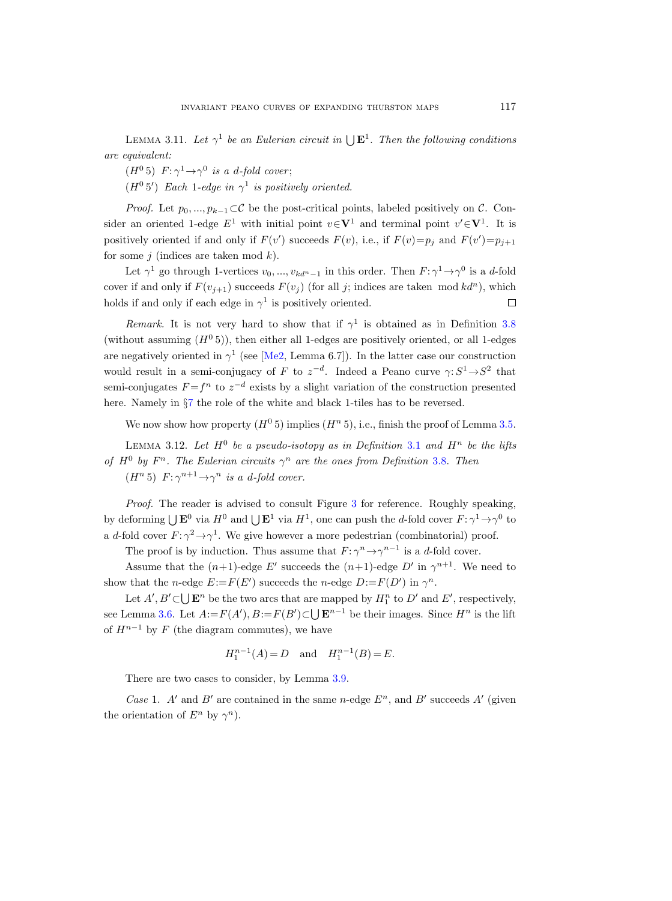Lemma 3.11. *Let $\gamma^1$ be an Eulerian circuit in $\bigcup \mathbf{E}^1$. Then the following conditions are equivalent:*

$(H^0 5)$ *$F\colon \gamma^1 \to \gamma^0$ is a $d$-fold cover;*

$(H^0 5')$ *Each 1-edge in $\gamma^1$ is positively oriented.*

*Proof.* Let $p_0, ..., p_{k-1} \subset \mathcal{C}$ be the post-critical points, labeled positively on $\mathcal{C}$. Consider an oriented 1-edge $E^1$ with initial point $v \in \mathbf{V}^1$ and terminal point $v' \in \mathbf{V}^1$. It is positively oriented if and only if $F(v')$ succeeds $F(v)$, i.e., if $F(v) = p_j$ and $F(v') = p_{j+1}$ for some $j$ (indices are taken mod $k$).

Let $\gamma^1$ go through 1-vertices $v_0, ..., v_{kd^n-1}$ in this order. Then $F\colon \gamma^1 \to \gamma^0$ is a $d$-fold cover if and only if $F(v_{j+1})$ succeeds $F(v_j)$ (for all $j$; indices are taken $\bmod kd^n$), which holds if and only if each edge in $\gamma^1$ is positively oriented. $\square$

*Remark.* It is not very hard to show that if $\gamma^1$ is obtained as in Definition 3.8 (without assuming $(H^0 5)$), then either all 1-edges are positively oriented, or all 1-edges are negatively oriented in $\gamma^1$ (see [Me2, Lemma 6.7]). In the latter case our construction would result in a semi-conjugacy of $F$ to $z^{-d}$. Indeed a Peano curve $\gamma\colon S^1 \to S^2$ that semi-conjugates $F = f^n$ to $z^{-d}$ exists by a slight variation of the construction presented here. Namely in §7 the role of the white and black 1-tiles has to be reversed.

We now show how property $(H^0 5)$ implies $(H^n 5)$, i.e., finish the proof of Lemma 3.5.

Lemma 3.12. *Let $H^0$ be a pseudo-isotopy as in Definition 3.1 and $H^n$ be the lifts of $H^0$ by $F^n$. The Eulerian circuits $\gamma^n$ are the ones from Definition 3.8. Then*

$(H^n 5)$ *$F\colon \gamma^{n+1} \to \gamma^n$ is a $d$-fold cover.*

*Proof.* The reader is advised to consult Figure 3 for reference. Roughly speaking, by deforming $\bigcup \mathbf{E}^0$ via $H^0$ and $\bigcup \mathbf{E}^1$ via $H^1$, one can push the $d$-fold cover $F\colon \gamma^1 \to \gamma^0$ to a $d$-fold cover $F\colon \gamma^2 \to \gamma^1$. We give however a more pedestrian (combinatorial) proof.

The proof is by induction. Thus assume that $F\colon \gamma^n \to \gamma^{n-1}$ is a $d$-fold cover.

Assume that the $(n+1)$-edge $E'$ succeeds the $(n+1)$-edge $D'$ in $\gamma^{n+1}$. We need to show that the $n$-edge $E := F(E')$ succeeds the $n$-edge $D := F(D')$ in $\gamma^n$.

Let $A', B' \subset \bigcup \mathbf{E}^n$ be the two arcs that are mapped by $H_1^n$ to $D'$ and $E'$, respectively, see Lemma 3.6. Let $A := F(A'), B := F(B') \subset \bigcup \mathbf{E}^{n-1}$ be their images. Since $H^n$ is the lift of $H^{n-1}$ by $F$ (the diagram commutes), we have

$$H_1^{n-1}(A) = D \quad \text{and} \quad H_1^{n-1}(B) = E.$$

There are two cases to consider, by Lemma 3.9.

*Case* 1. $A'$ and $B'$ are contained in the same $n$-edge $E^n$, and $B'$ succeeds $A'$ (given the orientation of $E^n$ by $\gamma^n$).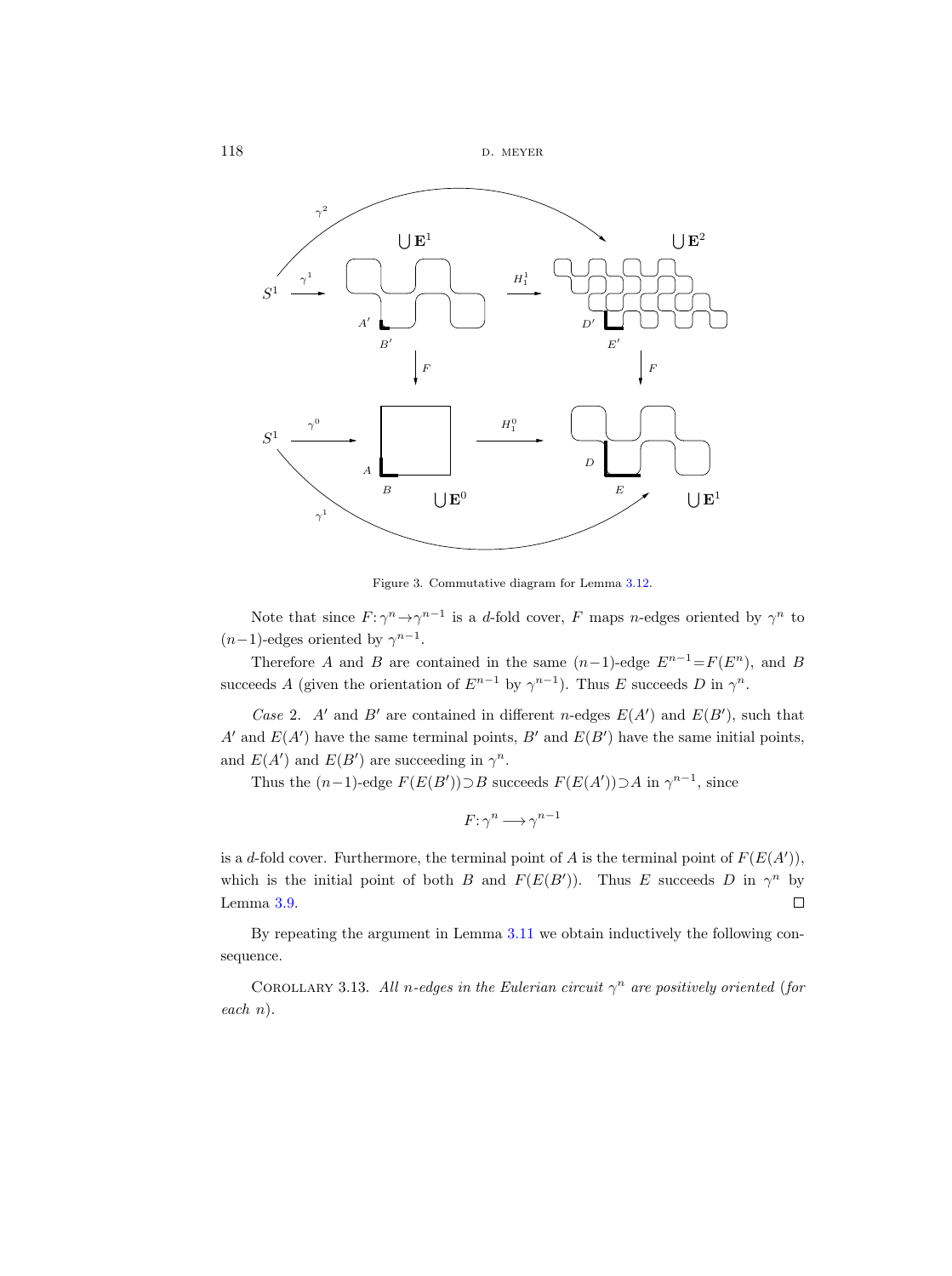Figure 3. Commutative diagram for Lemma 3.12.

Note that since $F: \gamma^n \to \gamma^{n-1}$ is a $d$-fold cover, $F$ maps $n$-edges oriented by $\gamma^n$ to $(n-1)$-edges oriented by $\gamma^{n-1}$.

Therefore $A$ and $B$ are contained in the same $(n-1)$-edge $E^{n-1} = F(E^n)$, and $B$ succeeds $A$ (given the orientation of $E^{n-1}$ by $\gamma^{n-1}$). Thus $E$ succeeds $D$ in $\gamma^n$.

*Case* 2. $A'$ and $B'$ are contained in different $n$-edges $E(A')$ and $E(B')$, such that $A'$ and $E(A')$ have the same terminal points, $B'$ and $E(B')$ have the same initial points, and $E(A')$ and $E(B')$ are succeeding in $\gamma^n$.

Thus the $(n-1)$-edge $F(E(B')) \supset B$ succeeds $F(E(A')) \supset A$ in $\gamma^{n-1}$, since

$$F: \gamma^n \longrightarrow \gamma^{n-1}$$

is a $d$-fold cover. Furthermore, the terminal point of $A$ is the terminal point of $F(E(A'))$, which is the initial point of both $B$ and $F(E(B'))$. Thus $E$ succeeds $D$ in $\gamma^n$ by Lemma 3.9. □

By repeating the argument in Lemma 3.11 we obtain inductively the following consequence.

COROLLARY 3.13. *All $n$-edges in the Eulerian circuit $\gamma^n$ are positively oriented* (*for each $n$*).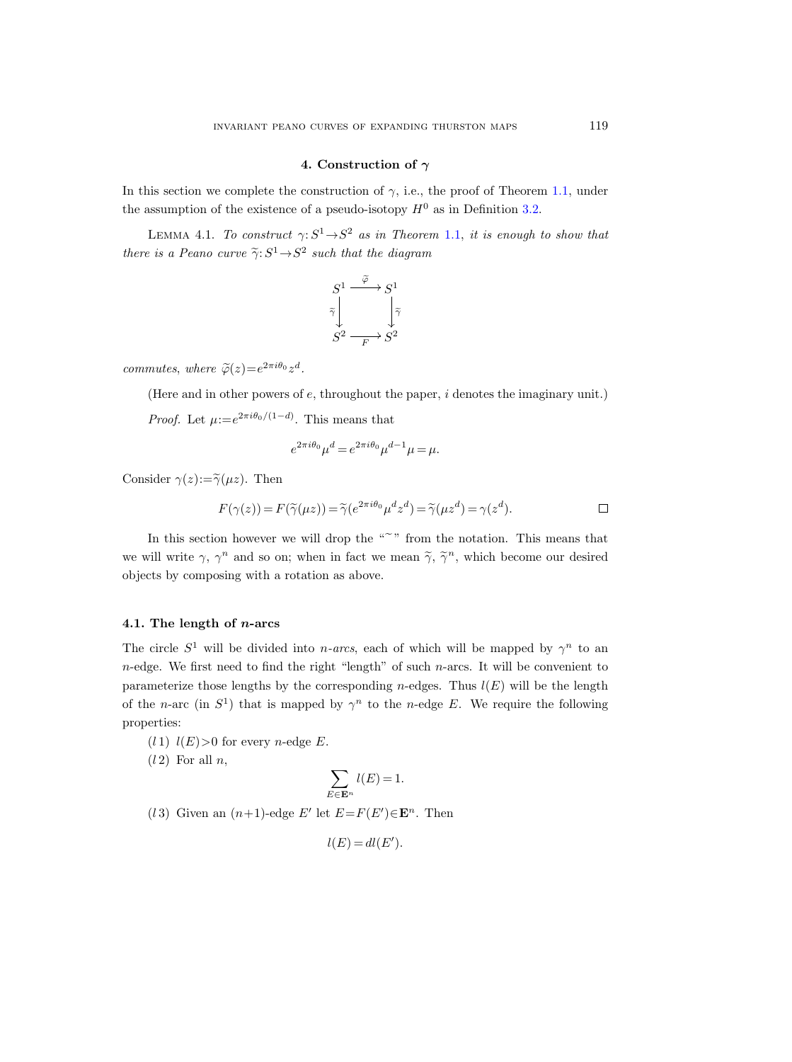## 4. Construction of $\gamma$

In this section we complete the construction of $\gamma$, i.e., the proof of Theorem 1.1, under the assumption of the existence of a pseudo-isotopy $H^0$ as in Definition 3.2.

LEMMA 4.1. *To construct $\gamma: S^1 \to S^2$ as in Theorem 1.1, it is enough to show that there is a Peano curve $\widetilde{\gamma}: S^1 \to S^2$ such that the diagram*

$$\begin{array}{ccc} S^1 & \xrightarrow{\widetilde{\varphi}} & S^1 \\ \widetilde{\gamma}\downarrow & & \downarrow\widetilde{\gamma} \\ S^2 & \xrightarrow[F]{} & S^2 \end{array}$$

*commutes, where $\widetilde{\varphi}(z) = e^{2\pi i \theta_0} z^d$.*

(Here and in other powers of $e$, throughout the paper, $i$ denotes the imaginary unit.)

*Proof.* Let $\mu := e^{2\pi i \theta_0/(1-d)}$. This means that

$$e^{2\pi i \theta_0} \mu^d = e^{2\pi i \theta_0} \mu^{d-1} \mu = \mu.$$

Consider $\gamma(z) := \widetilde{\gamma}(\mu z)$. Then

$$F(\gamma(z)) = F(\widetilde{\gamma}(\mu z)) = \widetilde{\gamma}(e^{2\pi i \theta_0} \mu^d z^d) = \widetilde{\gamma}(\mu z^d) = \gamma(z^d). \qquad \square$$

In this section however we will drop the "$\sim$" from the notation. This means that we will write $\gamma$, $\gamma^n$ and so on; when in fact we mean $\widetilde{\gamma}$, $\widetilde{\gamma}^n$, which become our desired objects by composing with a rotation as above.

### 4.1. The length of $n$-arcs

The circle $S^1$ will be divided into *$n$-arcs*, each of which will be mapped by $\gamma^n$ to an $n$-edge. We first need to find the right "length" of such $n$-arcs. It will be convenient to parameterize those lengths by the corresponding $n$-edges. Thus $l(E)$ will be the length of the $n$-arc (in $S^1$) that is mapped by $\gamma^n$ to the $n$-edge $E$. We require the following properties:

($l$1) $l(E) > 0$ for every $n$-edge $E$.

($l$2) For all $n$,

$$\sum_{E \in \mathbf{E}^n} l(E) = 1.$$

($l$3) Given an $(n+1)$-edge $E'$ let $E = F(E') \in \mathbf{E}^n$. Then

$$l(E) = d\,l(E').$$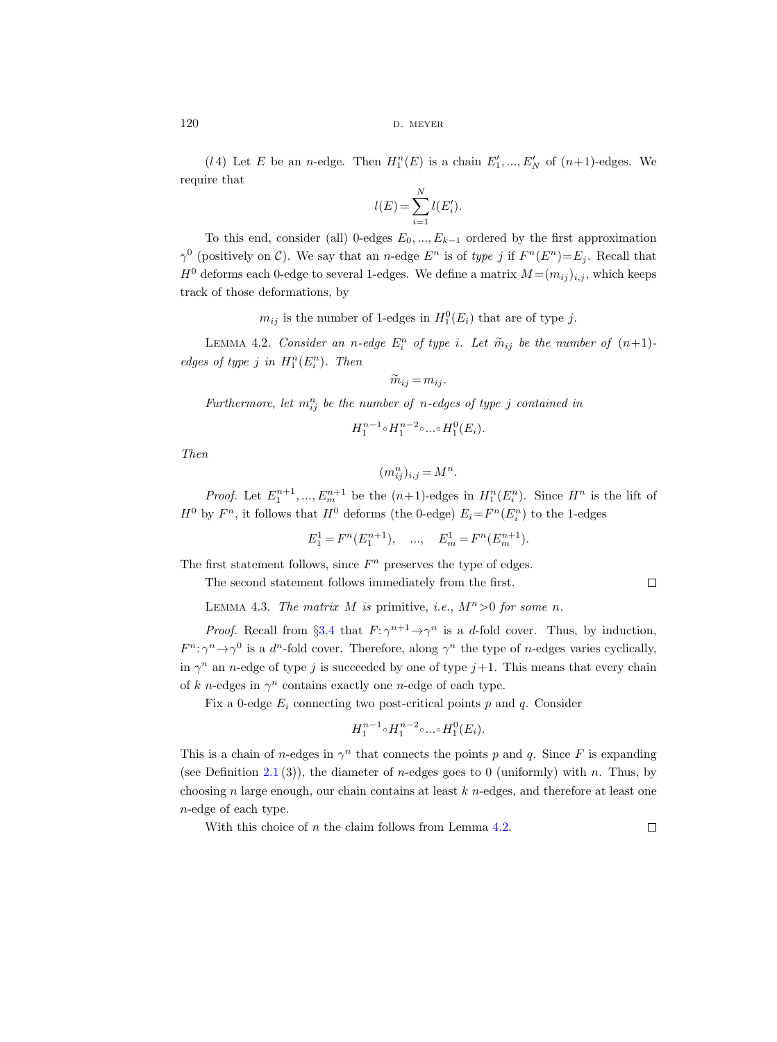$(l4)$ Let $E$ be an $n$-edge. Then $H_1^n(E)$ is a chain $E_1', ..., E_N'$ of $(n+1)$-edges. We require that

$$l(E) = \sum_{i=1}^{N} l(E_i').$$

To this end, consider (all) 0-edges $E_0, ..., E_{k-1}$ ordered by the first approximation $\gamma^0$ (positively on $\mathcal{C}$). We say that an $n$-edge $E^n$ is of *type* $j$ if $F^n(E^n) = E_j$. Recall that $H^0$ deforms each 0-edge to several 1-edges. We define a matrix $M = (m_{ij})_{i,j}$, which keeps track of those deformations, by

$$m_{ij} \text{ is the number of 1-edges in } H_1^0(E_i) \text{ that are of type } j.$$

Lemma 4.2. *Consider an $n$-edge $E_i^n$ of type $i$. Let $\widetilde{m}_{ij}$ be the number of $(n+1)$-edges of type $j$ in $H_1^n(E_i^n)$. Then*

$$\widetilde{m}_{ij} = m_{ij}.$$

*Furthermore, let $m_{ij}^n$ be the number of $n$-edges of type $j$ contained in*

$$H_1^{n-1} \circ H_1^{n-2} \circ ... \circ H_1^0(E_i).$$

*Then*

$$(m_{ij}^n)_{i,j} = M^n.$$

*Proof.* Let $E_1^{n+1}, ..., E_m^{n+1}$ be the $(n+1)$-edges in $H_1^n(E_i^n)$. Since $H^n$ is the lift of $H^0$ by $F^n$, it follows that $H^0$ deforms (the 0-edge) $E_i = F^n(E_i^n)$ to the 1-edges

$$E_1^1 = F^n(E_1^{n+1}), \quad ..., \quad E_m^1 = F^n(E_m^{n+1}).$$

The first statement follows, since $F^n$ preserves the type of edges.

The second statement follows immediately from the first. $\square$

Lemma 4.3. *The matrix $M$ is* primitive, *i.e.*, $M^n > 0$ *for some* $n$.

*Proof.* Recall from §3.4 that $F: \gamma^{n+1} \to \gamma^n$ is a $d$-fold cover. Thus, by induction, $F^n: \gamma^n \to \gamma^0$ is a $d^n$-fold cover. Therefore, along $\gamma^n$ the type of $n$-edges varies cyclically, in $\gamma^n$ an $n$-edge of type $j$ is succeeded by one of type $j+1$. This means that every chain of $k$ $n$-edges in $\gamma^n$ contains exactly one $n$-edge of each type.

Fix a 0-edge $E_i$ connecting two post-critical points $p$ and $q$. Consider

$$H_1^{n-1} \circ H_1^{n-2} \circ ... \circ H_1^0(E_i).$$

This is a chain of $n$-edges in $\gamma^n$ that connects the points $p$ and $q$. Since $F$ is expanding (see Definition 2.1 (3)), the diameter of $n$-edges goes to 0 (uniformly) with $n$. Thus, by choosing $n$ large enough, our chain contains at least $k$ $n$-edges, and therefore at least one $n$-edge of each type.

With this choice of $n$ the claim follows from Lemma 4.2. $\square$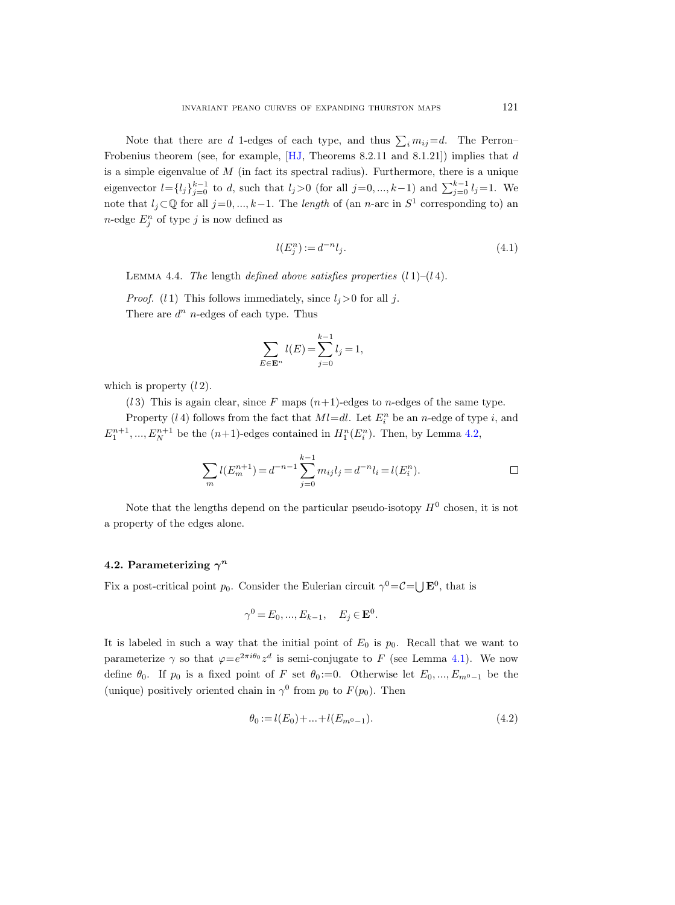Note that there are $d$ 1-edges of each type, and thus $\sum_i m_{ij} = d$. The Perron–Frobenius theorem (see, for example, [HJ, Theorems 8.2.11 and 8.1.21]) implies that $d$ is a simple eigenvalue of $M$ (in fact its spectral radius). Furthermore, there is a unique eigenvector $l = \{l_j\}_{j=0}^{k-1}$ to $d$, such that $l_j > 0$ (for all $j = 0, ..., k-1$) and $\sum_{j=0}^{k-1} l_j = 1$. We note that $l_j \subset \mathbb{Q}$ for all $j = 0, ..., k-1$. The *length* of (an $n$-arc in $S^1$ corresponding to) an $n$-edge $E_j^n$ of type $j$ is now defined as

$$l(E_j^n) := d^{-n} l_j. \tag{4.1}$$

LEMMA 4.4. *The* length *defined above satisfies properties* ($l$1)–($l$4).

*Proof.* ($l$1) This follows immediately, since $l_j > 0$ for all $j$.

There are $d^n$ $n$-edges of each type. Thus

$$\sum_{E \in \mathbf{E}^n} l(E) = \sum_{j=0}^{k-1} l_j = 1,$$

which is property ($l$2).

($l$3) This is again clear, since $F$ maps $(n+1)$-edges to $n$-edges of the same type.

Property ($l$4) follows from the fact that $Ml = dl$. Let $E_i^n$ be an $n$-edge of type $i$, and $E_1^{n+1}, ..., E_N^{n+1}$ be the $(n+1)$-edges contained in $H_1^n(E_i^n)$. Then, by Lemma 4.2,

$$\sum_m l(E_m^{n+1}) = d^{-n-1} \sum_{j=0}^{k-1} m_{ij} l_j = d^{-n} l_i = l(E_i^n). \qquad \square$$

Note that the lengths depend on the particular pseudo-isotopy $H^0$ chosen, it is not a property of the edges alone.

### 4.2. Parameterizing $\gamma^n$

Fix a post-critical point $p_0$. Consider the Eulerian circuit $\gamma^0 = \mathcal{C} = \bigcup \mathbf{E}^0$, that is

$$\gamma^0 = E_0, ..., E_{k-1}, \quad E_j \in \mathbf{E}^0.$$

It is labeled in such a way that the initial point of $E_0$ is $p_0$. Recall that we want to parameterize $\gamma$ so that $\varphi = e^{2\pi i \theta_0} z^d$ is semi-conjugate to $F$ (see Lemma 4.1). We now define $\theta_0$. If $p_0$ is a fixed point of $F$ set $\theta_0 := 0$. Otherwise let $E_0, ..., E_{m^0-1}$ be the (unique) positively oriented chain in $\gamma^0$ from $p_0$ to $F(p_0)$. Then

$$\theta_0 := l(E_0) + ... + l(E_{m^0-1}). \tag{4.2}$$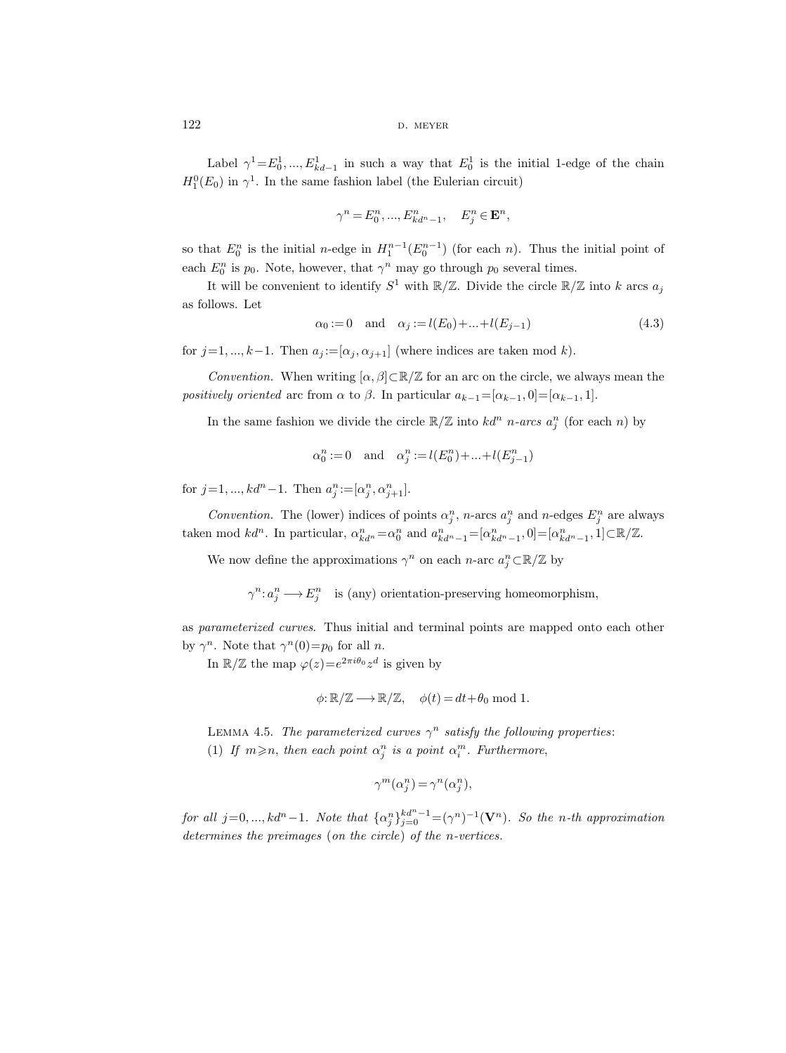Label $\gamma^1 = E_0^1, ..., E_{kd-1}^1$ in such a way that $E_0^1$ is the initial 1-edge of the chain $H_1^0(E_0)$ in $\gamma^1$. In the same fashion label (the Eulerian circuit)

$$\gamma^n = E_0^n, ..., E_{kd^n-1}^n, \quad E_j^n \in \mathbf{E}^n,$$

so that $E_0^n$ is the initial $n$-edge in $H_1^{n-1}(E_0^{n-1})$ (for each $n$). Thus the initial point of each $E_0^n$ is $p_0$. Note, however, that $\gamma^n$ may go through $p_0$ several times.

It will be convenient to identify $S^1$ with $\mathbb{R}/\mathbb{Z}$. Divide the circle $\mathbb{R}/\mathbb{Z}$ into $k$ arcs $a_j$ as follows. Let

$$\alpha_0 := 0 \quad \text{and} \quad \alpha_j := l(E_0) + ... + l(E_{j-1}) \tag{4.3}$$

for $j = 1, ..., k-1$. Then $a_j := [\alpha_j, \alpha_{j+1}]$ (where indices are taken mod $k$).

*Convention.* When writing $[\alpha, \beta] \subset \mathbb{R}/\mathbb{Z}$ for an arc on the circle, we always mean the *positively oriented* arc from $\alpha$ to $\beta$. In particular $a_{k-1} = [\alpha_{k-1}, 0] = [\alpha_{k-1}, 1]$.

In the same fashion we divide the circle $\mathbb{R}/\mathbb{Z}$ into $kd^n$ *$n$-arcs* $a_j^n$ (for each $n$) by

$$\alpha_0^n := 0 \quad \text{and} \quad \alpha_j^n := l(E_0^n) + ... + l(E_{j-1}^n)$$

for $j = 1, ..., kd^n - 1$. Then $a_j^n := [\alpha_j^n, \alpha_{j+1}^n]$.

*Convention.* The (lower) indices of points $\alpha_j^n$, $n$-arcs $a_j^n$ and $n$-edges $E_j^n$ are always taken mod $kd^n$. In particular, $\alpha_{kd^n}^n = \alpha_0^n$ and $a_{kd^n-1}^n = [\alpha_{kd^n-1}^n, 0] = [\alpha_{kd^n-1}^n, 1] \subset \mathbb{R}/\mathbb{Z}$.

We now define the approximations $\gamma^n$ on each $n$-arc $a_j^n \subset \mathbb{R}/\mathbb{Z}$ by

$$\gamma^n : a_j^n \longrightarrow E_j^n \quad \text{is (any) orientation-preserving homeomorphism,}$$

as *parameterized curves*. Thus initial and terminal points are mapped onto each other by $\gamma^n$. Note that $\gamma^n(0) = p_0$ for all $n$.

In $\mathbb{R}/\mathbb{Z}$ the map $\varphi(z) = e^{2\pi i \theta_0} z^d$ is given by

$$\phi : \mathbb{R}/\mathbb{Z} \longrightarrow \mathbb{R}/\mathbb{Z}, \quad \phi(t) = dt + \theta_0 \bmod 1.$$

LEMMA 4.5. *The parameterized curves $\gamma^n$ satisfy the following properties:*
(1) *If $m \geqslant n$, then each point $\alpha_j^n$ is a point $\alpha_i^m$. Furthermore,*

$$\gamma^m(\alpha_j^n) = \gamma^n(\alpha_j^n),$$

*for all $j = 0, ..., kd^n - 1$. Note that $\{\alpha_j^n\}_{j=0}^{kd^n-1} = (\gamma^n)^{-1}(\mathbf{V}^n)$. So the $n$-th approximation determines the preimages (on the circle) of the $n$-vertices.*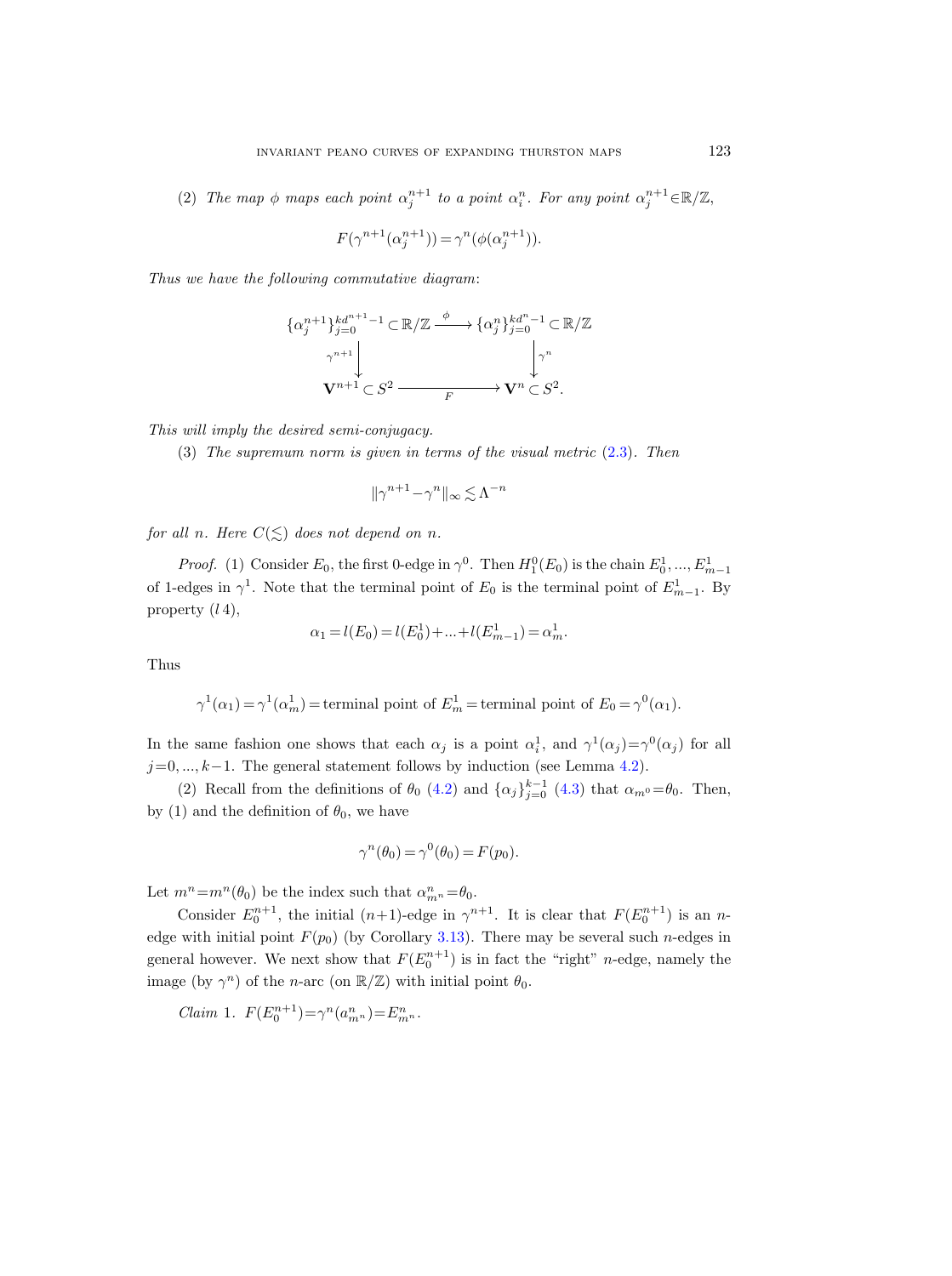(2) *The map $\phi$ maps each point $\alpha_j^{n+1}$ to a point $\alpha_i^n$. For any point $\alpha_j^{n+1} \in \mathbb{R}/\mathbb{Z}$,*

$$F(\gamma^{n+1}(\alpha_j^{n+1})) = \gamma^n(\phi(\alpha_j^{n+1})).$$

*Thus we have the following commutative diagram*:

$$\begin{array}{ccc} \{\alpha_j^{n+1}\}_{j=0}^{kd^{n+1}-1} \subset \mathbb{R}/\mathbb{Z} & \xrightarrow{\ \phi\ } & \{\alpha_j^n\}_{j=0}^{kd^n-1} \subset \mathbb{R}/\mathbb{Z} \\ \big\downarrow \gamma^{n+1} & & \big\downarrow \gamma^n \\ \mathbf{V}^{n+1} \subset S^2 & \xrightarrow[\ F\ ]{} & \mathbf{V}^n \subset S^2. \end{array}$$

*This will imply the desired semi-conjugacy.*

(3) *The supremum norm is given in terms of the visual metric* (2.3). *Then*

$$\|\gamma^{n+1} - \gamma^n\|_\infty \lesssim \Lambda^{-n}$$

*for all $n$. Here $C(\lesssim)$ does not depend on $n$.*

*Proof.* (1) Consider $E_0$, the first 0-edge in $\gamma^0$. Then $H_1^0(E_0)$ is the chain $E_0^1, ..., E_{m-1}^1$ of 1-edges in $\gamma^1$. Note that the terminal point of $E_0$ is the terminal point of $E_{m-1}^1$. By property $(l\,4)$,

$$\alpha_1 = l(E_0) = l(E_0^1) + ... + l(E_{m-1}^1) = \alpha_m^1.$$

Thus

$$\gamma^1(\alpha_1) = \gamma^1(\alpha_m^1) = \text{terminal point of } E_m^1 = \text{terminal point of } E_0 = \gamma^0(\alpha_1).$$

In the same fashion one shows that each $\alpha_j$ is a point $\alpha_i^1$, and $\gamma^1(\alpha_j) = \gamma^0(\alpha_j)$ for all $j = 0, ..., k-1$. The general statement follows by induction (see Lemma 4.2).

(2) Recall from the definitions of $\theta_0$ (4.2) and $\{\alpha_j\}_{j=0}^{k-1}$ (4.3) that $\alpha_{m^0} = \theta_0$. Then, by (1) and the definition of $\theta_0$, we have

$$\gamma^n(\theta_0) = \gamma^0(\theta_0) = F(p_0).$$

Let $m^n = m^n(\theta_0)$ be the index such that $\alpha_{m^n}^n = \theta_0$.

Consider $E_0^{n+1}$, the initial $(n+1)$-edge in $\gamma^{n+1}$. It is clear that $F(E_0^{n+1})$ is an $n$-edge with initial point $F(p_0)$ (by Corollary 3.13). There may be several such $n$-edges in general however. We next show that $F(E_0^{n+1})$ is in fact the "right" $n$-edge, namely the image (by $\gamma^n$) of the $n$-arc (on $\mathbb{R}/\mathbb{Z}$) with initial point $\theta_0$.

*Claim* 1. $F(E_0^{n+1}) = \gamma^n(a_{m^n}^n) = E_{m^n}^n$.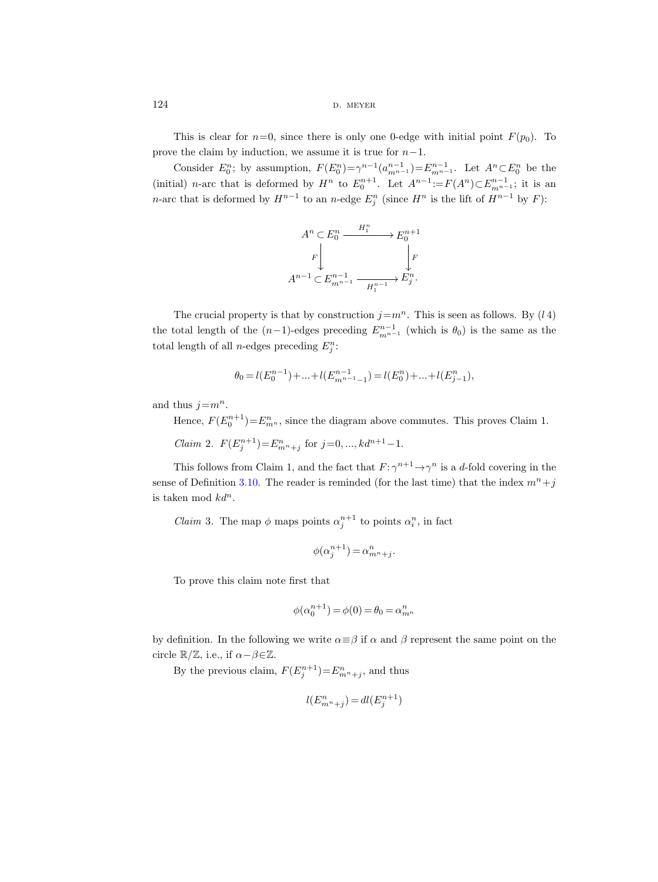This is clear for $n=0$, since there is only one 0-edge with initial point $F(p_0)$. To prove the claim by induction, we assume it is true for $n-1$.

Consider $E_0^n$; by assumption, $F(E_0^n)=\gamma^{n-1}(a^{n-1}_{m^{n-1}})=E^{n-1}_{m^{n-1}}$. Let $A^n \subset E_0^n$ be the (initial) $n$-arc that is deformed by $H^n$ to $E_0^{n+1}$. Let $A^{n-1}:=F(A^n)\subset E^{n-1}_{m^{n-1}}$; it is an $n$-arc that is deformed by $H^{n-1}$ to an $n$-edge $E_j^n$ (since $H^n$ is the lift of $H^{n-1}$ by $F$):

$$\begin{array}{ccc} A^n \subset E_0^n & \xrightarrow{\;H_1^n\;} & E_0^{n+1} \\ \Big\downarrow F & & \Big\downarrow F \\ A^{n-1} \subset E^{n-1}_{m^{n-1}} & \xrightarrow[\;H_1^{n-1}\;]{} & E_j^n. \end{array}$$

The crucial property is that by construction $j=m^n$. This is seen as follows. By ($l$ 4) the total length of the $(n-1)$-edges preceding $E^{n-1}_{m^{n-1}}$ (which is $\theta_0$) is the same as the total length of all $n$-edges preceding $E_j^n$:

$$\theta_0 = l(E_0^{n-1})+...+l(E^{n-1}_{m^{n-1}-1}) = l(E_0^n)+...+l(E_{j-1}^n),$$

and thus $j=m^n$.

Hence, $F(E_0^{n+1})=E^n_{m^n}$, since the diagram above commutes. This proves Claim 1.

*Claim* 2. $F(E_j^{n+1})=E^n_{m^n+j}$ for $j=0,...,kd^{n+1}-1$.

This follows from Claim 1, and the fact that $F:\gamma^{n+1}\to\gamma^n$ is a $d$-fold covering in the sense of Definition 3.10. The reader is reminded (for the last time) that the index $m^n+j$ is taken mod $kd^n$.

*Claim* 3. The map $\phi$ maps points $\alpha_j^{n+1}$ to points $\alpha_i^n$, in fact

$$\phi(\alpha_j^{n+1}) = \alpha^n_{m^n+j}.$$

To prove this claim note first that

$$\phi(\alpha_0^{n+1}) = \phi(0) = \theta_0 = \alpha^n_{m^n}$$

by definition. In the following we write $\alpha\equiv\beta$ if $\alpha$ and $\beta$ represent the same point on the circle $\mathbb{R}/\mathbb{Z}$, i.e., if $\alpha-\beta\in\mathbb{Z}$.

By the previous claim, $F(E_j^{n+1})=E^n_{m^n+j}$, and thus

$$l(E^n_{m^n+j}) = d\,l(E_j^{n+1})$$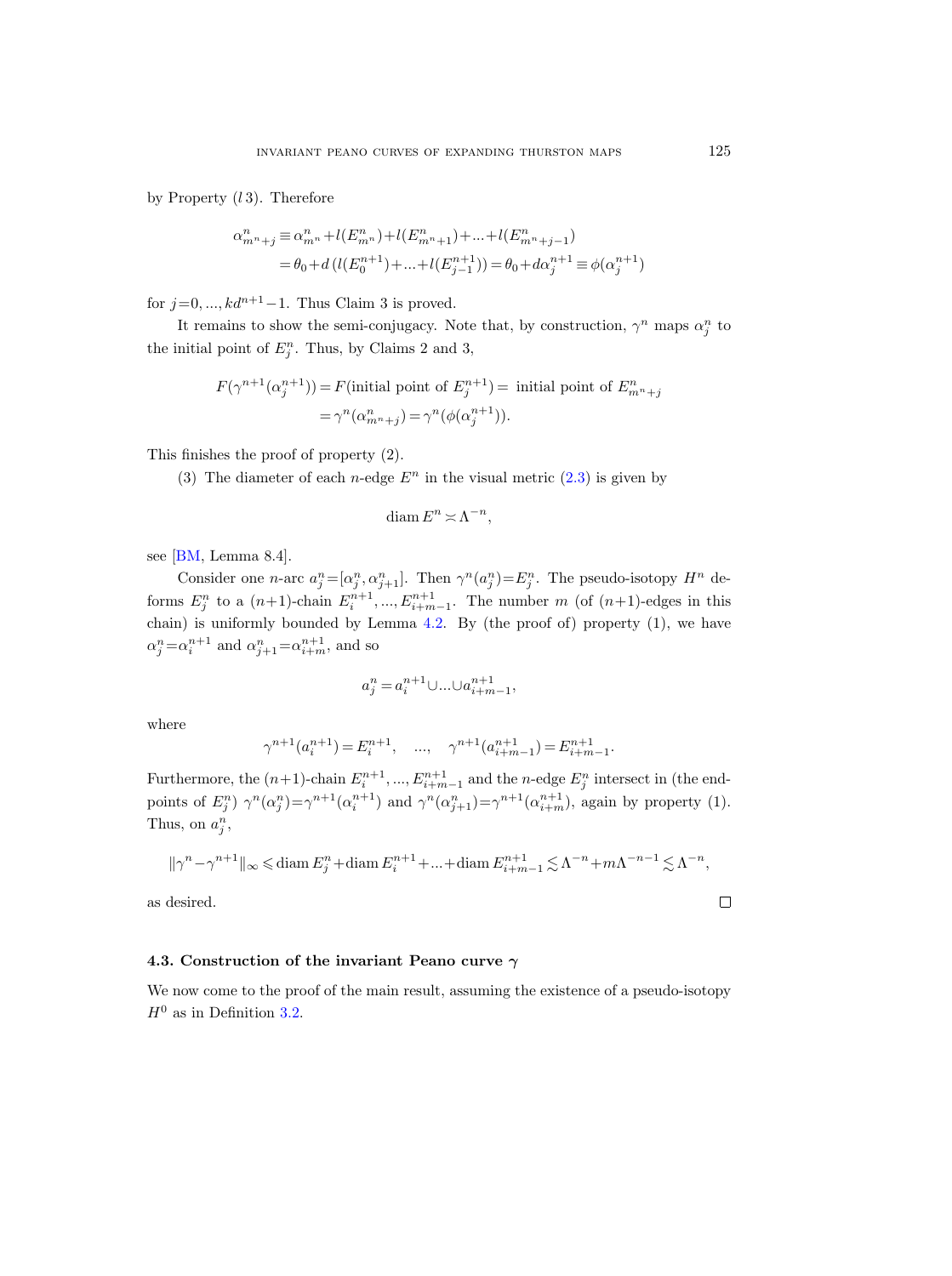by Property ($l$3). Therefore

$$\begin{aligned}
\alpha^n_{m^n+j} &\equiv \alpha^n_{m^n} + l(E^n_{m^n}) + l(E^n_{m^n+1}) + \dots + l(E^n_{m^n+j-1}) \\
&= \theta_0 + d\,(l(E^{n+1}_0) + \dots + l(E^{n+1}_{j-1})) = \theta_0 + d\alpha^{n+1}_j \equiv \phi(\alpha^{n+1}_j)
\end{aligned}$$

for $j=0, \dots, kd^{n+1}-1$. Thus Claim 3 is proved.

It remains to show the semi-conjugacy. Note that, by construction, $\gamma^n$ maps $\alpha^n_j$ to the initial point of $E^n_j$. Thus, by Claims 2 and 3,

$$\begin{aligned}
F(\gamma^{n+1}(\alpha^{n+1}_j)) &= F(\text{initial point of } E^{n+1}_j) = \text{ initial point of } E^n_{m^n+j} \\
&= \gamma^n(\alpha^n_{m^n+j}) = \gamma^n(\phi(\alpha^{n+1}_j)).
\end{aligned}$$

This finishes the proof of property (2).

(3) The diameter of each $n$-edge $E^n$ in the visual metric (2.3) is given by

$$\operatorname{diam} E^n \asymp \Lambda^{-n},$$

see [BM, Lemma 8.4].

Consider one $n$-arc $a^n_j = [\alpha^n_j, \alpha^n_{j+1}]$. Then $\gamma^n(a^n_j) = E^n_j$. The pseudo-isotopy $H^n$ deforms $E^n_j$ to a $(n+1)$-chain $E^{n+1}_i, \dots, E^{n+1}_{i+m-1}$. The number $m$ (of $(n+1)$-edges in this chain) is uniformly bounded by Lemma 4.2. By (the proof of) property (1), we have $\alpha^n_j = \alpha^{n+1}_i$ and $\alpha^n_{j+1} = \alpha^{n+1}_{i+m}$, and so

$$a^n_j = a^{n+1}_i \cup \dots \cup a^{n+1}_{i+m-1},$$

where

$$\gamma^{n+1}(a^{n+1}_i) = E^{n+1}_i, \quad \dots, \quad \gamma^{n+1}(a^{n+1}_{i+m-1}) = E^{n+1}_{i+m-1}.$$

Furthermore, the $(n+1)$-chain $E^{n+1}_i, \dots, E^{n+1}_{i+m-1}$ and the $n$-edge $E^n_j$ intersect in (the endpoints of $E^n_j$) $\gamma^n(\alpha^n_j) = \gamma^{n+1}(\alpha^{n+1}_i)$ and $\gamma^n(\alpha^n_{j+1}) = \gamma^{n+1}(\alpha^{n+1}_{i+m})$, again by property (1). Thus, on $a^n_j$,

$$\|\gamma^n - \gamma^{n+1}\|_\infty \leqslant \operatorname{diam} E^n_j + \operatorname{diam} E^{n+1}_i + \dots + \operatorname{diam} E^{n+1}_{i+m-1} \lesssim \Lambda^{-n} + m\Lambda^{-n-1} \lesssim \Lambda^{-n},$$

as desired. $\square$

### 4.3. Construction of the invariant Peano curve $\gamma$

We now come to the proof of the main result, assuming the existence of a pseudo-isotopy $H^0$ as in Definition 3.2.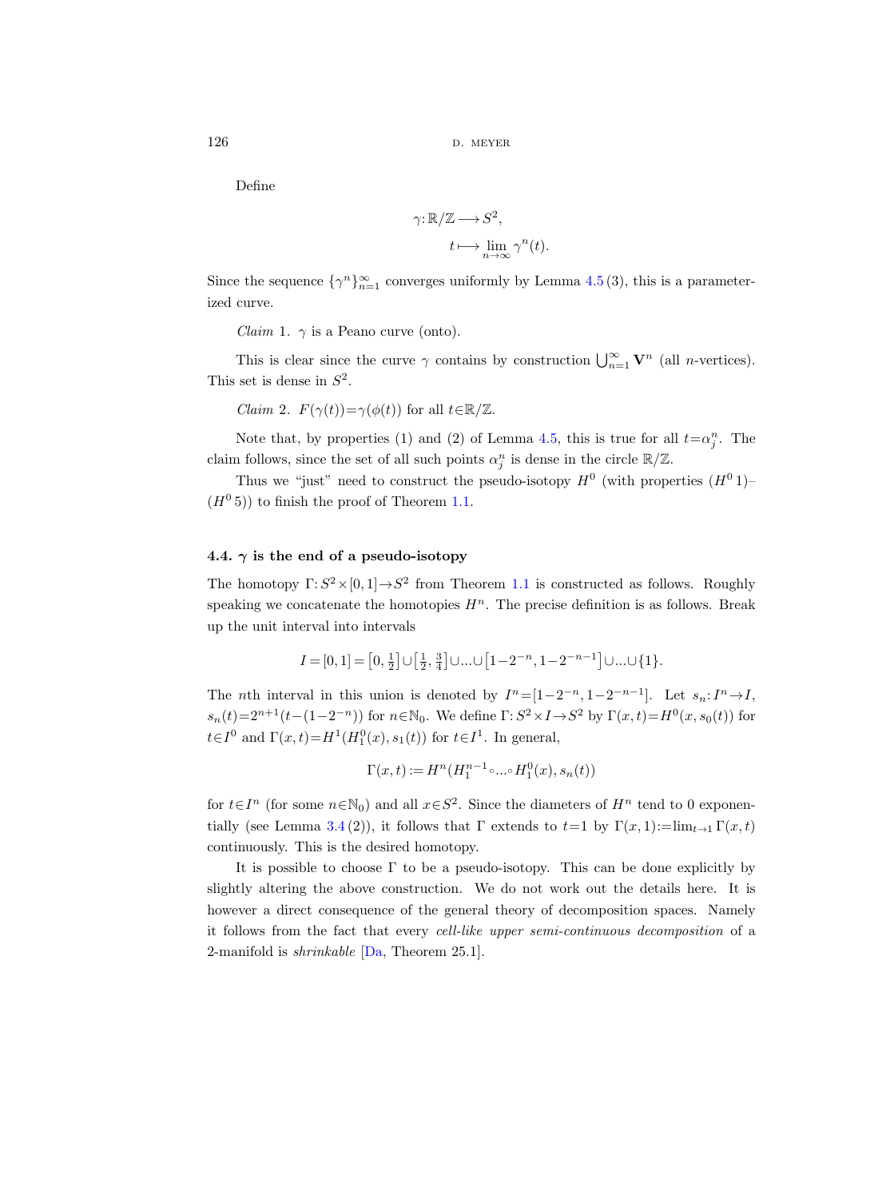Define

$$\gamma : \mathbb{R}/\mathbb{Z} \longrightarrow S^2,$$
$$t \longmapsto \lim_{n\to\infty} \gamma^n(t).$$

Since the sequence $\{\gamma^n\}_{n=1}^{\infty}$ converges uniformly by Lemma 4.5 (3), this is a parameterized curve.

*Claim* 1. $\gamma$ is a Peano curve (onto).

This is clear since the curve $\gamma$ contains by construction $\bigcup_{n=1}^{\infty} \mathbf{V}^n$ (all $n$-vertices). This set is dense in $S^2$.

*Claim* 2. $F(\gamma(t)) = \gamma(\phi(t))$ for all $t \in \mathbb{R}/\mathbb{Z}$.

Note that, by properties (1) and (2) of Lemma 4.5, this is true for all $t = \alpha_j^n$. The claim follows, since the set of all such points $\alpha_j^n$ is dense in the circle $\mathbb{R}/\mathbb{Z}$.

Thus we "just" need to construct the pseudo-isotopy $H^0$ (with properties ($H^0$ 1)–($H^0$ 5)) to finish the proof of Theorem 1.1.

### 4.4. $\gamma$ is the end of a pseudo-isotopy

The homotopy $\Gamma : S^2 \times [0,1] \to S^2$ from Theorem 1.1 is constructed as follows. Roughly speaking we concatenate the homotopies $H^n$. The precise definition is as follows. Break up the unit interval into intervals

$$I = [0,1] = \left[0, \tfrac{1}{2}\right] \cup \left[\tfrac{1}{2}, \tfrac{3}{4}\right] \cup \ldots \cup \left[1 - 2^{-n}, 1 - 2^{-n-1}\right] \cup \ldots \cup \{1\}.$$

The $n$th interval in this union is denoted by $I^n = [1-2^{-n}, 1-2^{-n-1}]$. Let $s_n : I^n \to I$, $s_n(t) = 2^{n+1}(t - (1-2^{-n}))$ for $n \in \mathbb{N}_0$. We define $\Gamma : S^2 \times I \to S^2$ by $\Gamma(x,t) = H^0(x, s_0(t))$ for $t \in I^0$ and $\Gamma(x,t) = H^1(H_1^0(x), s_1(t))$ for $t \in I^1$. In general,

$$\Gamma(x,t) := H^n(H_1^{n-1} \circ \ldots \circ H_1^0(x), s_n(t))$$

for $t \in I^n$ (for some $n \in \mathbb{N}_0$) and all $x \in S^2$. Since the diameters of $H^n$ tend to 0 exponentially (see Lemma 3.4 (2)), it follows that $\Gamma$ extends to $t=1$ by $\Gamma(x,1) := \lim_{t\to 1} \Gamma(x,t)$ continuously. This is the desired homotopy.

It is possible to choose $\Gamma$ to be a pseudo-isotopy. This can be done explicitly by slightly altering the above construction. We do not work out the details here. It is however a direct consequence of the general theory of decomposition spaces. Namely it follows from the fact that every *cell-like upper semi-continuous decomposition* of a 2-manifold is *shrinkable* [Da, Theorem 25.1].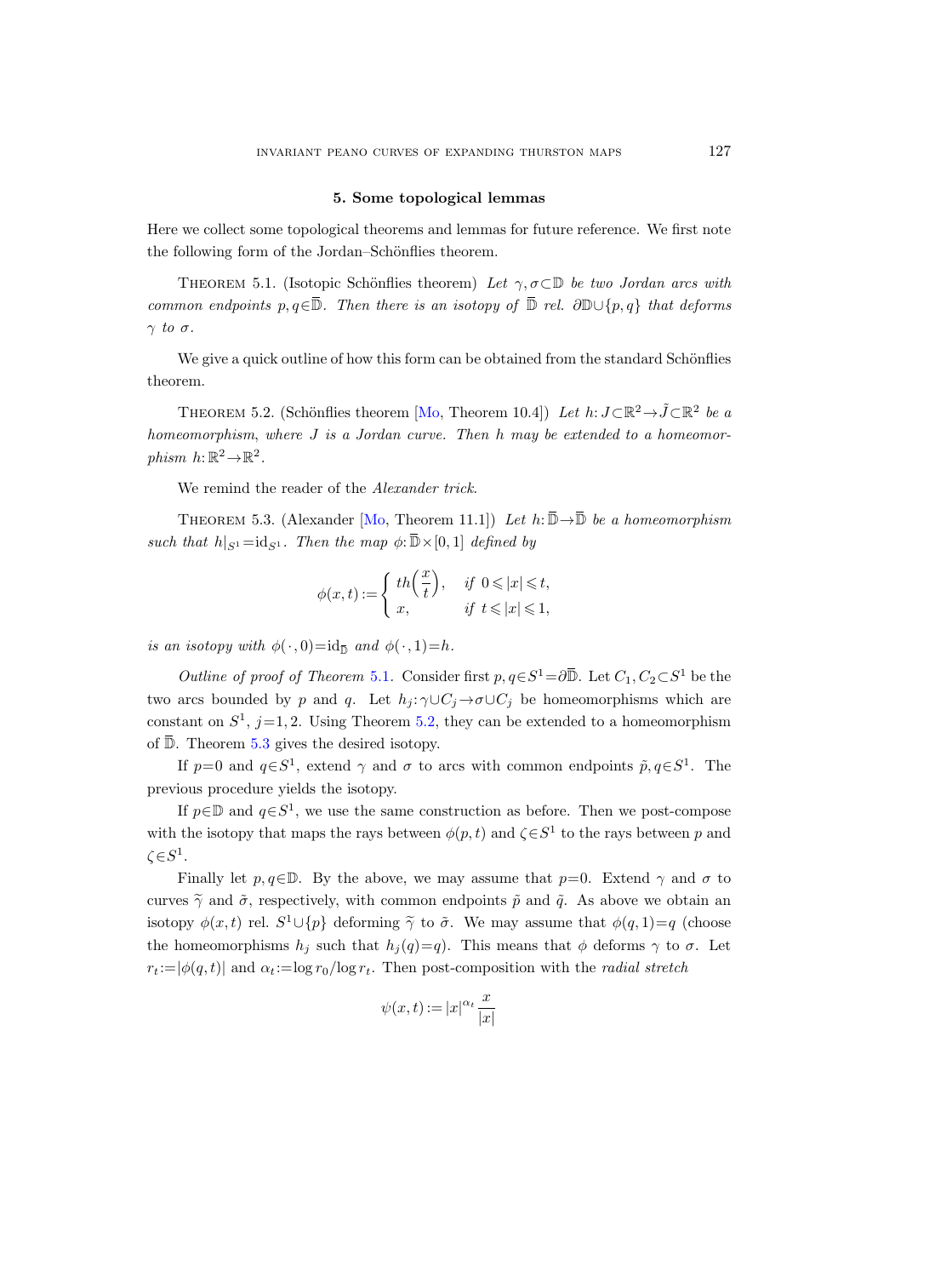## 5. Some topological lemmas

Here we collect some topological theorems and lemmas for future reference. We first note the following form of the Jordan–Schönflies theorem.

Theorem 5.1. (Isotopic Schönflies theorem) *Let $\gamma, \sigma \subset \mathbb{D}$ be two Jordan arcs with common endpoints $p, q \in \overline{\mathbb{D}}$. Then there is an isotopy of $\overline{\mathbb{D}}$ rel. $\partial\mathbb{D} \cup \{p, q\}$ that deforms $\gamma$ to $\sigma$.*

We give a quick outline of how this form can be obtained from the standard Schönflies theorem.

Theorem 5.2. (Schönflies theorem [Mo, Theorem 10.4]) *Let $h: J \subset \mathbb{R}^2 \to \tilde{J} \subset \mathbb{R}^2$ be a homeomorphism, where $J$ is a Jordan curve. Then $h$ may be extended to a homeomorphism $h: \mathbb{R}^2 \to \mathbb{R}^2$.*

We remind the reader of the *Alexander trick*.

Theorem 5.3. (Alexander [Mo, Theorem 11.1]) *Let $h: \overline{\mathbb{D}} \to \overline{\mathbb{D}}$ be a homeomorphism such that $h|_{S^1} = \mathrm{id}_{S^1}$. Then the map $\phi: \overline{\mathbb{D}} \times [0,1]$ defined by*

$$\phi(x,t) := \begin{cases} th\left(\dfrac{x}{t}\right), & \text{if } 0 \leqslant |x| \leqslant t, \\ x, & \text{if } t \leqslant |x| \leqslant 1, \end{cases}$$

*is an isotopy with $\phi(\cdot, 0) = \mathrm{id}_{\overline{\mathbb{D}}}$ and $\phi(\cdot, 1) = h$.*

*Outline of proof of Theorem* 5.1. Consider first $p, q \in S^1 = \partial\overline{\mathbb{D}}$. Let $C_1, C_2 \subset S^1$ be the two arcs bounded by $p$ and $q$. Let $h_j: \gamma \cup C_j \to \sigma \cup C_j$ be homeomorphisms which are constant on $S^1$, $j = 1, 2$. Using Theorem 5.2, they can be extended to a homeomorphism of $\overline{\mathbb{D}}$. Theorem 5.3 gives the desired isotopy.

If $p = 0$ and $q \in S^1$, extend $\gamma$ and $\sigma$ to arcs with common endpoints $\tilde{p}, q \in S^1$. The previous procedure yields the isotopy.

If $p \in \mathbb{D}$ and $q \in S^1$, we use the same construction as before. Then we post-compose with the isotopy that maps the rays between $\phi(p, t)$ and $\zeta \in S^1$ to the rays between $p$ and $\zeta \in S^1$.

Finally let $p, q \in \mathbb{D}$. By the above, we may assume that $p = 0$. Extend $\gamma$ and $\sigma$ to curves $\widetilde{\gamma}$ and $\tilde{\sigma}$, respectively, with common endpoints $\tilde{p}$ and $\tilde{q}$. As above we obtain an isotopy $\phi(x, t)$ rel. $S^1 \cup \{p\}$ deforming $\widetilde{\gamma}$ to $\tilde{\sigma}$. We may assume that $\phi(q, 1) = q$ (choose the homeomorphisms $h_j$ such that $h_j(q) = q$). This means that $\phi$ deforms $\gamma$ to $\sigma$. Let $r_t := |\phi(q, t)|$ and $\alpha_t := \log r_0 / \log r_t$. Then post-composition with the *radial stretch*

$$\psi(x, t) := |x|^{\alpha_t} \frac{x}{|x|}$$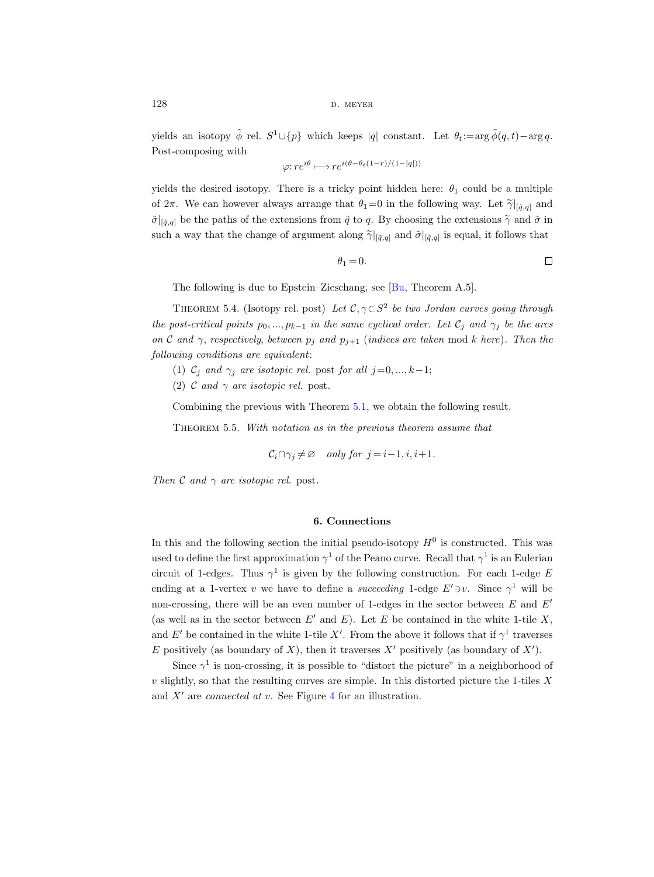yields an isotopy $\tilde{\phi}$ rel. $S^1 \cup \{p\}$ which keeps $|q|$ constant. Let $\theta_t := \arg \tilde{\phi}(q,t) - \arg q$. Post-composing with

$$\varphi: re^{i\theta} \longmapsto re^{i(\theta - \theta_t(1-r)/(1-|q|))}$$

yields the desired isotopy. There is a tricky point hidden here: $\theta_1$ could be a multiple of $2\pi$. We can however always arrange that $\theta_1 = 0$ in the following way. Let $\widetilde{\gamma}|_{[\tilde{q},q]}$ and $\tilde{\sigma}|_{[\tilde{q},q]}$ be the paths of the extensions from $\tilde{q}$ to $q$. By choosing the extensions $\widetilde{\gamma}$ and $\tilde{\sigma}$ in such a way that the change of argument along $\widetilde{\gamma}|_{[\tilde{q},q]}$ and $\tilde{\sigma}|_{[\tilde{q},q]}$ is equal, it follows that

$$\theta_1 = 0. \qquad \square$$

The following is due to Epstein–Zieschang, see [Bu, Theorem A.5].

Theorem 5.4. (Isotopy rel. post) *Let $\mathcal{C}, \gamma \subset S^2$ be two Jordan curves going through the post-critical points $p_0, ..., p_{k-1}$ in the same cyclical order. Let $\mathcal{C}_j$ and $\gamma_j$ be the arcs on $\mathcal{C}$ and $\gamma$, respectively, between $p_j$ and $p_{j+1}$ (indices are taken* mod $k$ *here). Then the following conditions are equivalent*:

(1) *$\mathcal{C}_j$ and $\gamma_j$ are isotopic rel.* post *for all $j = 0, ..., k-1$;*

(2) *$\mathcal{C}$ and $\gamma$ are isotopic rel.* post.

Combining the previous with Theorem 5.1, we obtain the following result.

Theorem 5.5. *With notation as in the previous theorem assume that*

$$\mathcal{C}_i \cap \gamma_j \neq \varnothing \quad \text{only for } j = i-1, i, i+1.$$

*Then $\mathcal{C}$ and $\gamma$ are isotopic rel.* post.

## 6. Connections

In this and the following section the initial pseudo-isotopy $H^0$ is constructed. This was used to define the first approximation $\gamma^1$ of the Peano curve. Recall that $\gamma^1$ is an Eulerian circuit of 1-edges. Thus $\gamma^1$ is given by the following construction. For each 1-edge $E$ ending at a 1-vertex $v$ we have to define a *succeeding* 1-edge $E' \ni v$. Since $\gamma^1$ will be non-crossing, there will be an even number of 1-edges in the sector between $E$ and $E'$ (as well as in the sector between $E'$ and $E$). Let $E$ be contained in the white 1-tile $X$, and $E'$ be contained in the white 1-tile $X'$. From the above it follows that if $\gamma^1$ traverses $E$ positively (as boundary of $X$), then it traverses $X'$ positively (as boundary of $X'$).

Since $\gamma^1$ is non-crossing, it is possible to "distort the picture" in a neighborhood of $v$ slightly, so that the resulting curves are simple. In this distorted picture the 1-tiles $X$ and $X'$ are *connected at* $v$. See Figure 4 for an illustration.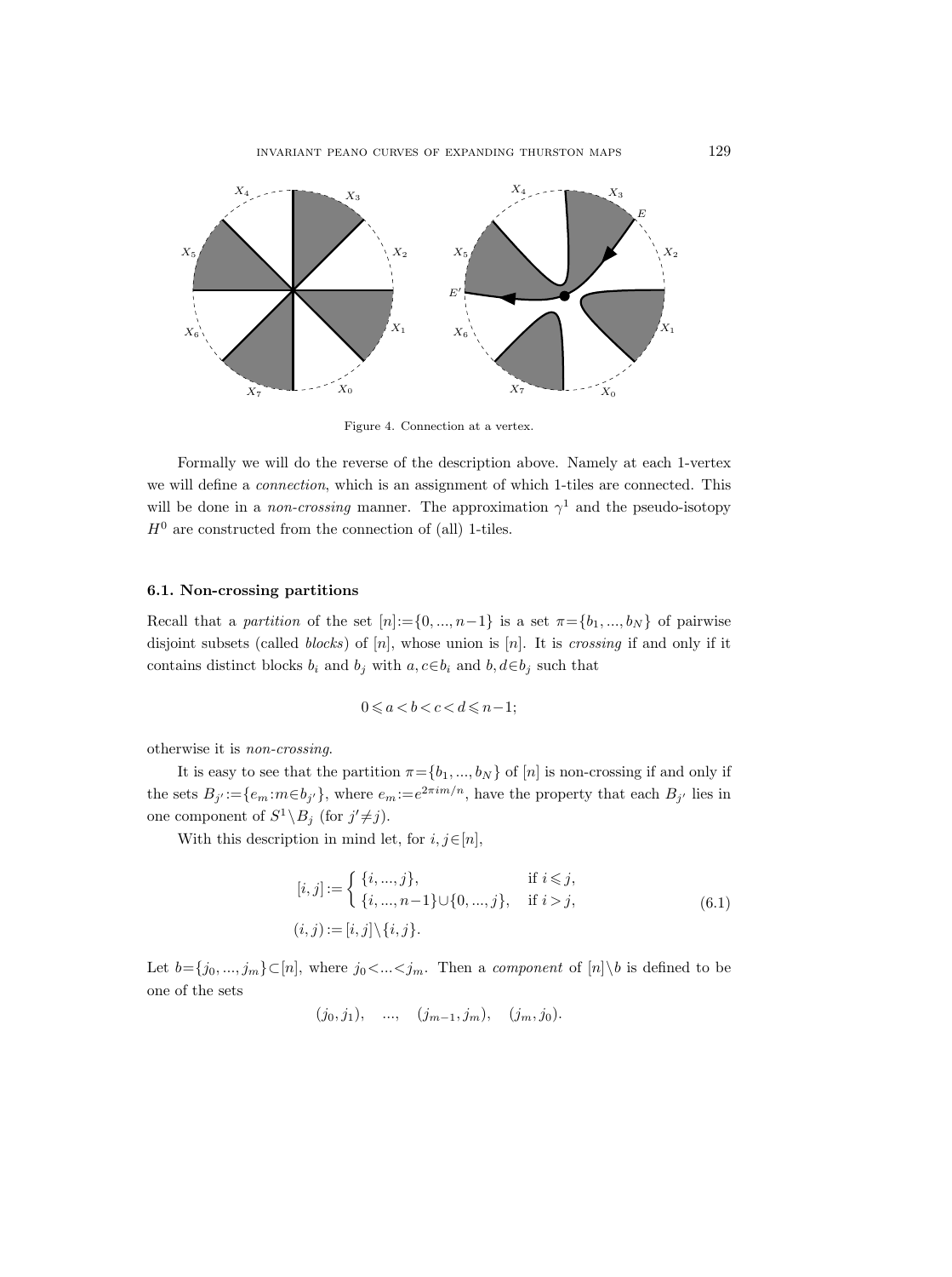Figure 4. Connection at a vertex.

Formally we will do the reverse of the description above. Namely at each 1-vertex we will define a *connection*, which is an assignment of which 1-tiles are connected. This will be done in a *non-crossing* manner. The approximation $\gamma^1$ and the pseudo-isotopy $H^0$ are constructed from the connection of (all) 1-tiles.

### 6.1. Non-crossing partitions

Recall that a *partition* of the set $[n]:=\{0, ..., n-1\}$ is a set $\pi=\{b_1, ..., b_N\}$ of pairwise disjoint subsets (called *blocks*) of $[n]$, whose union is $[n]$. It is *crossing* if and only if it contains distinct blocks $b_i$ and $b_j$ with $a, c \in b_i$ and $b, d \in b_j$ such that

$$0 \leqslant a < b < c < d \leqslant n-1;$$

otherwise it is *non-crossing*.

It is easy to see that the partition $\pi=\{b_1, ..., b_N\}$ of $[n]$ is non-crossing if and only if the sets $B_{j'}:=\{e_m : m \in b_{j'}\}$, where $e_m := e^{2\pi i m/n}$, have the property that each $B_{j'}$ lies in one component of $S^1 \setminus B_j$ (for $j' \neq j$).

With this description in mind let, for $i, j \in [n]$,

$$\begin{aligned}
[i,j] &:= \begin{cases} \{i, ..., j\}, & \text{if } i \leqslant j, \\ \{i, ..., n-1\} \cup \{0, ..., j\}, & \text{if } i > j, \end{cases} \\
(i,j) &:= [i,j] \setminus \{i,j\}.
\end{aligned} \tag{6.1}$$

Let $b=\{j_0, ..., j_m\} \subset [n]$, where $j_0 < ... < j_m$. Then a *component* of $[n] \setminus b$ is defined to be one of the sets

$$(j_0, j_1), \quad ..., \quad (j_{m-1}, j_m), \quad (j_m, j_0).$$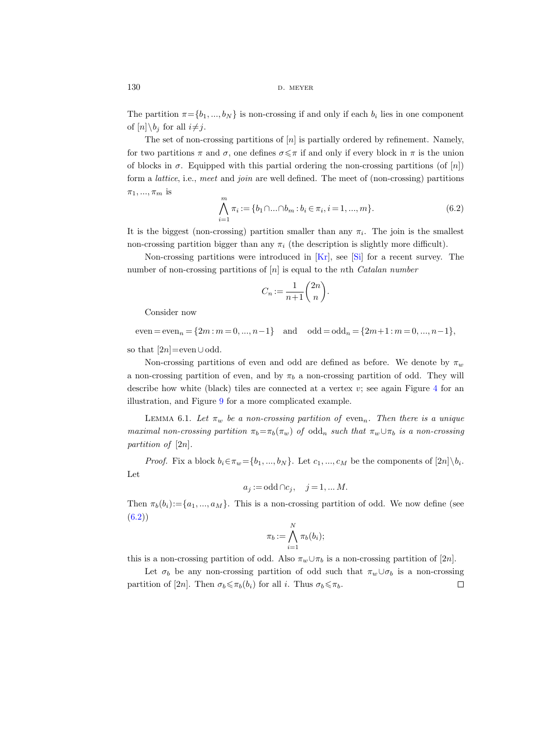The partition $\pi = \{b_1, ..., b_N\}$ is non-crossing if and only if each $b_i$ lies in one component of $[n] \setminus b_j$ for all $i \neq j$.

The set of non-crossing partitions of $[n]$ is partially ordered by refinement. Namely, for two partitions $\pi$ and $\sigma$, one defines $\sigma \leqslant \pi$ if and only if every block in $\pi$ is the union of blocks in $\sigma$. Equipped with this partial ordering the non-crossing partitions (of $[n]$) form a *lattice*, i.e., *meet* and *join* are well defined. The meet of (non-crossing) partitions $\pi_1, ..., \pi_m$ is

$$\bigwedge_{i=1}^{m} \pi_i := \{b_1 \cap ... \cap b_m : b_i \in \pi_i, i = 1, ..., m\}. \tag{6.2}$$

It is the biggest (non-crossing) partition smaller than any $\pi_i$. The join is the smallest non-crossing partition bigger than any $\pi_i$ (the description is slightly more difficult).

Non-crossing partitions were introduced in [Kr], see [Si] for a recent survey. The number of non-crossing partitions of $[n]$ is equal to the $n$th *Catalan number*

$$C_n := \frac{1}{n+1}\binom{2n}{n}.$$

Consider now

$$\text{even} = \text{even}_n = \{2m : m = 0, ..., n-1\} \quad \text{and} \quad \text{odd} = \text{odd}_n = \{2m+1 : m = 0, ..., n-1\},$$

so that $[2n] = \text{even} \cup \text{odd}$.

Non-crossing partitions of even and odd are defined as before. We denote by $\pi_w$ a non-crossing partition of even, and by $\pi_b$ a non-crossing partition of odd. They will describe how white (black) tiles are connected at a vertex $v$; see again Figure 4 for an illustration, and Figure 9 for a more complicated example.

Lemma 6.1. *Let $\pi_w$ be a non-crossing partition of* $\text{even}_n$. *Then there is a unique maximal non-crossing partition $\pi_b = \pi_b(\pi_w)$ of* $\text{odd}_n$ *such that $\pi_w \cup \pi_b$ is a non-crossing partition of* $[2n]$.

*Proof.* Fix a block $b_i \in \pi_w = \{b_1, ..., b_N\}$. Let $c_1, ..., c_M$ be the components of $[2n] \setminus b_i$. Let

$$a_j := \text{odd} \cap c_j, \quad j = 1, ... M.$$

Then $\pi_b(b_i) := \{a_1, ..., a_M\}$. This is a non-crossing partition of odd. We now define (see (6.2))

$$\pi_b := \bigwedge_{i=1}^{N} \pi_b(b_i);$$

this is a non-crossing partition of odd. Also $\pi_w \cup \pi_b$ is a non-crossing partition of $[2n]$.

Let $\sigma_b$ be any non-crossing partition of odd such that $\pi_w \cup \sigma_b$ is a non-crossing partition of $[2n]$. Then $\sigma_b \leqslant \pi_b(b_i)$ for all $i$. Thus $\sigma_b \leqslant \pi_b$. $\square$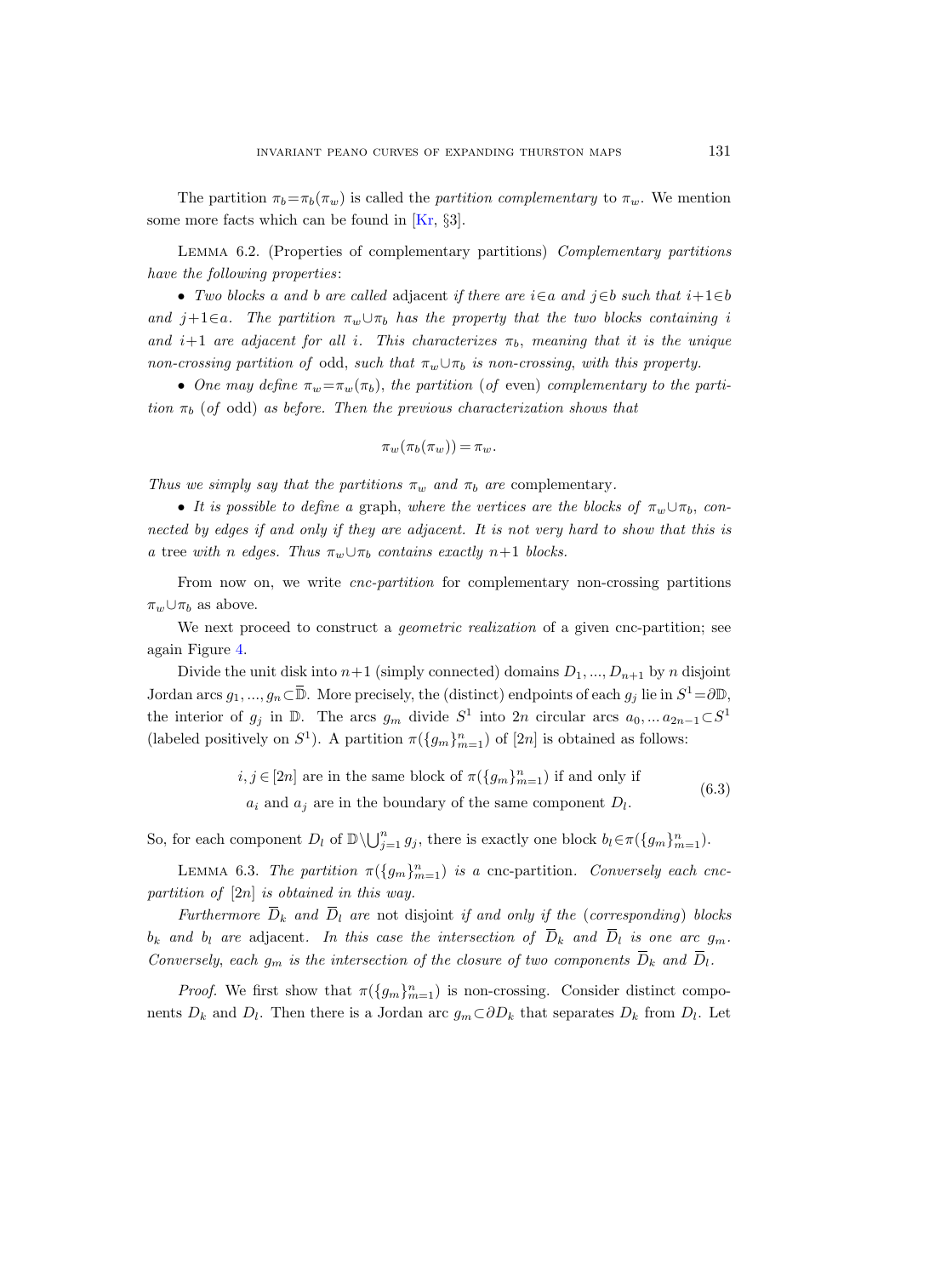The partition $\pi_b = \pi_b(\pi_w)$ is called the *partition complementary* to $\pi_w$. We mention some more facts which can be found in [Kr, §3].

LEMMA 6.2. (Properties of complementary partitions) *Complementary partitions have the following properties*:

- *Two blocks $a$ and $b$ are called* adjacent *if there are $i \in a$ and $j \in b$ such that $i+1 \in b$ and $j+1 \in a$. The partition $\pi_w \cup \pi_b$ has the property that the two blocks containing $i$ and $i+1$ are adjacent for all $i$. This characterizes $\pi_b$, meaning that it is the unique non-crossing partition of* odd, *such that $\pi_w \cup \pi_b$ is non-crossing, with this property.*
- *One may define $\pi_w = \pi_w(\pi_b)$, the partition* (*of* even) *complementary to the partition $\pi_b$* (*of* odd) *as before. Then the previous characterization shows that*

$$\pi_w(\pi_b(\pi_w)) = \pi_w.$$

*Thus we simply say that the partitions $\pi_w$ and $\pi_b$ are* complementary.

- *It is possible to define a* graph, *where the vertices are the blocks of $\pi_w \cup \pi_b$, connected by edges if and only if they are adjacent. It is not very hard to show that this is a* tree *with $n$ edges. Thus $\pi_w \cup \pi_b$ contains exactly $n+1$ blocks.*

From now on, we write *cnc-partition* for complementary non-crossing partitions $\pi_w \cup \pi_b$ as above.

We next proceed to construct a *geometric realization* of a given cnc-partition; see again Figure 4.

Divide the unit disk into $n+1$ (simply connected) domains $D_1, ..., D_{n+1}$ by $n$ disjoint Jordan arcs $g_1, ..., g_n \subset \overline{\mathbb{D}}$. More precisely, the (distinct) endpoints of each $g_j$ lie in $S^1 = \partial\mathbb{D}$, the interior of $g_j$ in $\mathbb{D}$. The arcs $g_m$ divide $S^1$ into $2n$ circular arcs $a_0, ... a_{2n-1} \subset S^1$ (labeled positively on $S^1$). A partition $\pi(\{g_m\}_{m=1}^n)$ of $[2n]$ is obtained as follows:

$$\begin{aligned} &i, j \in [2n] \text{ are in the same block of } \pi(\{g_m\}_{m=1}^n) \text{ if and only if} \\ &a_i \text{ and } a_j \text{ are in the boundary of the same component } D_l. \end{aligned} \tag{6.3}$$

So, for each component $D_l$ of $\mathbb{D} \setminus \bigcup_{j=1}^n g_j$, there is exactly one block $b_l \in \pi(\{g_m\}_{m=1}^n)$.

LEMMA 6.3. *The partition $\pi(\{g_m\}_{m=1}^n)$ is a* cnc-partition. *Conversely each cnc-partition of $[2n]$ is obtained in this way.*

*Furthermore $\overline{D}_k$ and $\overline{D}_l$ are* not disjoint *if and only if the* (*corresponding*) *blocks $b_k$ and $b_l$ are* adjacent. *In this case the intersection of $\overline{D}_k$ and $\overline{D}_l$ is one arc $g_m$. Conversely, each $g_m$ is the intersection of the closure of two components $\overline{D}_k$ and $\overline{D}_l$.*

*Proof.* We first show that $\pi(\{g_m\}_{m=1}^n)$ is non-crossing. Consider distinct components $D_k$ and $D_l$. Then there is a Jordan arc $g_m \subset \partial D_k$ that separates $D_k$ from $D_l$. Let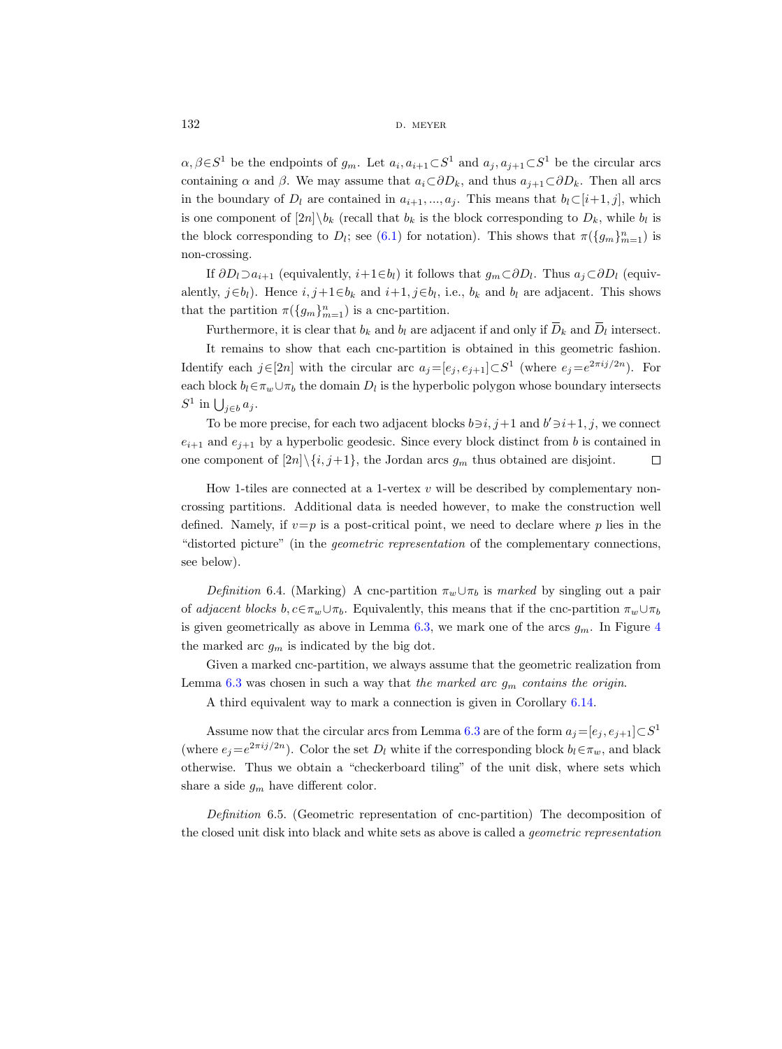$\alpha, \beta \in S^1$ be the endpoints of $g_m$. Let $a_i, a_{i+1} \subset S^1$ and $a_j, a_{j+1} \subset S^1$ be the circular arcs containing $\alpha$ and $\beta$. We may assume that $a_i \subset \partial D_k$, and thus $a_{j+1} \subset \partial D_k$. Then all arcs in the boundary of $D_l$ are contained in $a_{i+1}, ..., a_j$. This means that $b_l \subset [i+1, j]$, which is one component of $[2n] \setminus b_k$ (recall that $b_k$ is the block corresponding to $D_k$, while $b_l$ is the block corresponding to $D_l$; see (6.1) for notation). This shows that $\pi(\{g_m\}_{m=1}^n)$ is non-crossing.

If $\partial D_l \supset a_{i+1}$ (equivalently, $i+1 \in b_l$) it follows that $g_m \subset \partial D_l$. Thus $a_j \subset \partial D_l$ (equivalently, $j \in b_l$). Hence $i, j+1 \in b_k$ and $i+1, j \in b_l$, i.e., $b_k$ and $b_l$ are adjacent. This shows that the partition $\pi(\{g_m\}_{m=1}^n)$ is a cnc-partition.

Furthermore, it is clear that $b_k$ and $b_l$ are adjacent if and only if $\overline{D}_k$ and $\overline{D}_l$ intersect.

It remains to show that each cnc-partition is obtained in this geometric fashion. Identify each $j \in [2n]$ with the circular arc $a_j = [e_j, e_{j+1}] \subset S^1$ (where $e_j = e^{2\pi i j/2n}$). For each block $b_l \in \pi_w \cup \pi_b$ the domain $D_l$ is the hyperbolic polygon whose boundary intersects $S^1$ in $\bigcup_{j \in b} a_j$.

To be more precise, for each two adjacent blocks $b \ni i, j+1$ and $b' \ni i+1, j$, we connect $e_{i+1}$ and $e_{j+1}$ by a hyperbolic geodesic. Since every block distinct from $b$ is contained in one component of $[2n] \setminus \{i, j+1\}$, the Jordan arcs $g_m$ thus obtained are disjoint. □

How 1-tiles are connected at a 1-vertex $v$ will be described by complementary non-crossing partitions. Additional data is needed however, to make the construction well defined. Namely, if $v = p$ is a post-critical point, we need to declare where $p$ lies in the "distorted picture" (in the *geometric representation* of the complementary connections, see below).

*Definition* 6.4. (Marking) A cnc-partition $\pi_w \cup \pi_b$ is *marked* by singling out a pair of *adjacent blocks* $b, c \in \pi_w \cup \pi_b$. Equivalently, this means that if the cnc-partition $\pi_w \cup \pi_b$ is given geometrically as above in Lemma 6.3, we mark one of the arcs $g_m$. In Figure 4 the marked arc $g_m$ is indicated by the big dot.

Given a marked cnc-partition, we always assume that the geometric realization from Lemma 6.3 was chosen in such a way that *the marked arc $g_m$ contains the origin*.

A third equivalent way to mark a connection is given in Corollary 6.14.

Assume now that the circular arcs from Lemma 6.3 are of the form $a_j = [e_j, e_{j+1}] \subset S^1$ (where $e_j = e^{2\pi i j/2n}$). Color the set $D_l$ white if the corresponding block $b_l \in \pi_w$, and black otherwise. Thus we obtain a "checkerboard tiling" of the unit disk, where sets which share a side $g_m$ have different color.

*Definition* 6.5. (Geometric representation of cnc-partition) The decomposition of the closed unit disk into black and white sets as above is called a *geometric representation*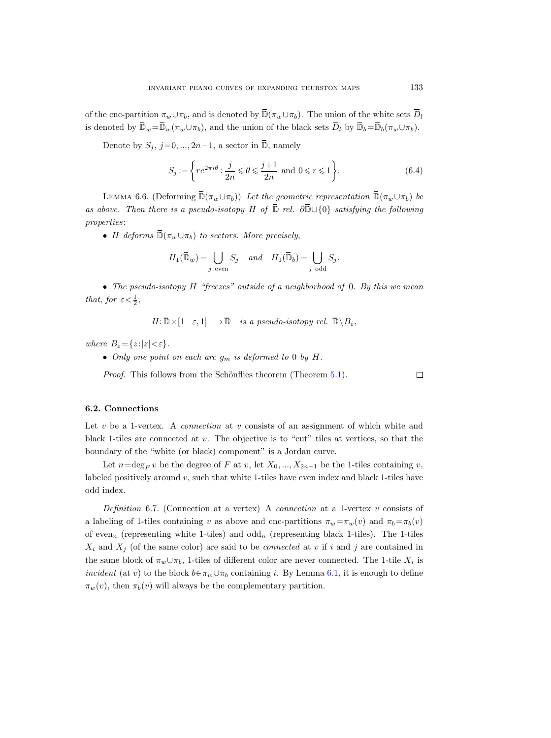of the cnc-partition $\pi_w \cup \pi_b$, and is denoted by $\overline{\mathbb{D}}(\pi_w \cup \pi_b)$. The union of the white sets $\overline{D}_l$ is denoted by $\overline{\mathbb{D}}_w = \overline{\mathbb{D}}_w(\pi_w \cup \pi_b)$, and the union of the black sets $\overline{D}_l$ by $\overline{\mathbb{D}}_b = \overline{\mathbb{D}}_b(\pi_w \cup \pi_b)$.

Denote by $S_j$, $j=0, ..., 2n-1$, a sector in $\overline{\mathbb{D}}$, namely

$$S_j := \left\{ re^{2\pi i\theta} : \frac{j}{2n} \leqslant \theta \leqslant \frac{j+1}{2n} \text{ and } 0 \leqslant r \leqslant 1 \right\}. \tag{6.4}$$

LEMMA 6.6. (Deforming $\overline{\mathbb{D}}(\pi_w \cup \pi_b)$) *Let the geometric representation $\overline{\mathbb{D}}(\pi_w \cup \pi_b)$ be as above. Then there is a pseudo-isotopy $H$ of $\overline{\mathbb{D}}$ rel. $\partial \overline{\mathbb{D}} \cup \{0\}$ satisfying the following properties*:

- *$H$ deforms $\overline{\mathbb{D}}(\pi_w \cup \pi_b)$ to sectors. More precisely,*

$$H_1(\overline{\mathbb{D}}_w) = \bigcup_{j \text{ even}} S_j \quad \textit{and} \quad H_1(\overline{\mathbb{D}}_b) = \bigcup_{j \text{ odd}} S_j.$$

- *The pseudo-isotopy $H$ "freezes" outside of a neighborhood of 0. By this we mean that, for $\varepsilon < \frac{1}{2}$,*

$$H: \overline{\mathbb{D}} \times [1-\varepsilon, 1] \longrightarrow \overline{\mathbb{D}} \quad \textit{is a pseudo-isotopy rel. } \overline{\mathbb{D}} \setminus B_\varepsilon,$$

*where $B_\varepsilon = \{z : |z| < \varepsilon\}$.*

- *Only one point on each arc $g_m$ is deformed to 0 by $H$.*

*Proof.* This follows from the Schönflies theorem (Theorem 5.1). $\square$

### 6.2. Connections

Let $v$ be a 1-vertex. A *connection* at $v$ consists of an assignment of which white and black 1-tiles are connected at $v$. The objective is to "cut" tiles at vertices, so that the boundary of the "white (or black) component" is a Jordan curve.

Let $n = \deg_F v$ be the degree of $F$ at $v$, let $X_0, ..., X_{2n-1}$ be the 1-tiles containing $v$, labeled positively around $v$, such that white 1-tiles have even index and black 1-tiles have odd index.

*Definition* 6.7. (Connection at a vertex) A *connection* at a 1-vertex $v$ consists of a labeling of 1-tiles containing $v$ as above and cnc-partitions $\pi_w = \pi_w(v)$ and $\pi_b = \pi_b(v)$ of $\text{even}_n$ (representing white 1-tiles) and $\text{odd}_n$ (representing black 1-tiles). The 1-tiles $X_i$ and $X_j$ (of the same color) are said to be *connected* at $v$ if $i$ and $j$ are contained in the same block of $\pi_w \cup \pi_b$, 1-tiles of different color are never connected. The 1-tile $X_i$ is *incident* (at $v$) to the block $b \in \pi_w \cup \pi_b$ containing $i$. By Lemma 6.1, it is enough to define $\pi_w(v)$, then $\pi_b(v)$ will always be the complementary partition.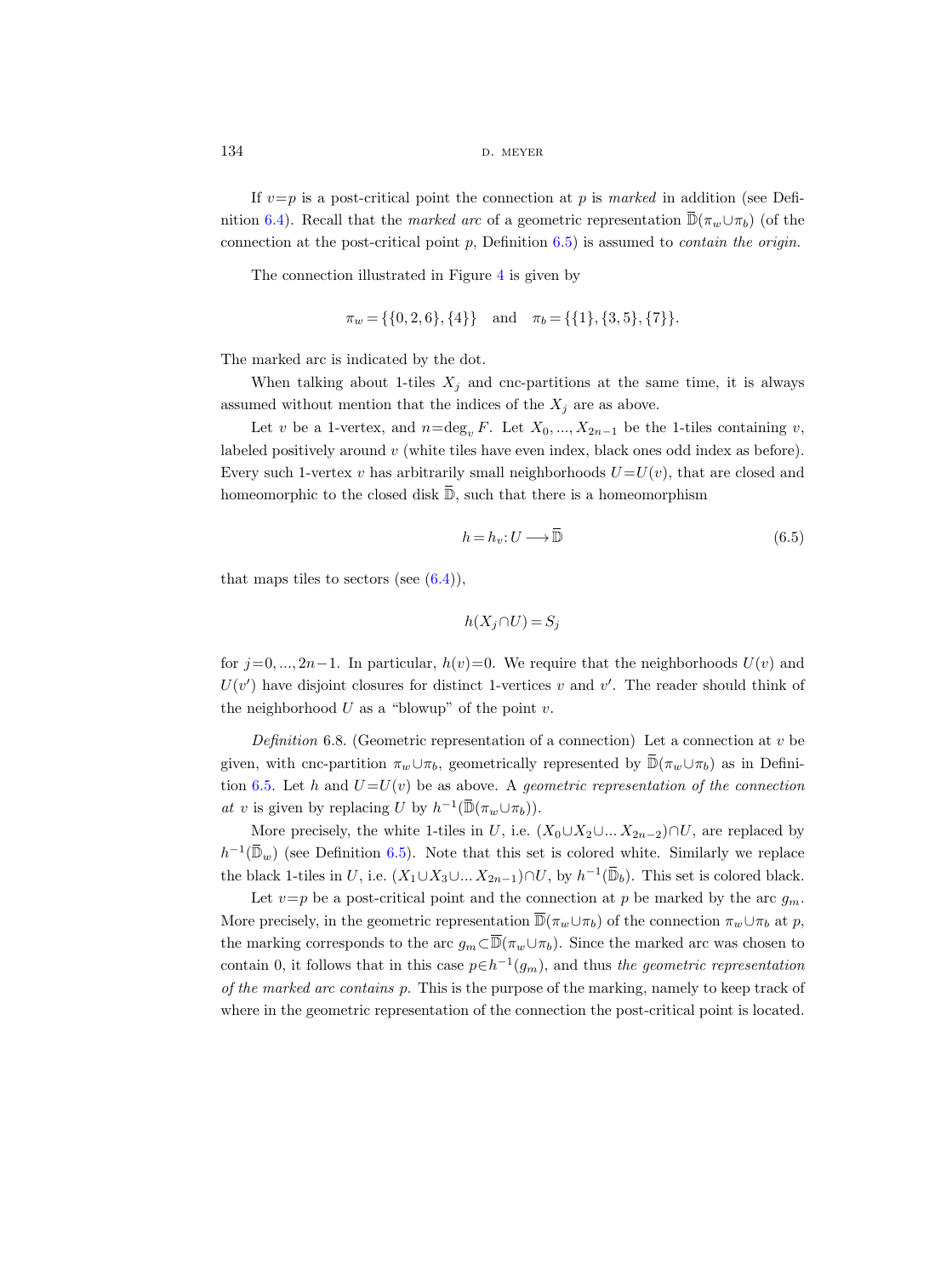If $v=p$ is a post-critical point the connection at $p$ is *marked* in addition (see Definition 6.4). Recall that the *marked arc* of a geometric representation $\overline{\mathbb{D}}(\pi_w \cup \pi_b)$ (of the connection at the post-critical point $p$, Definition 6.5) is assumed to *contain the origin*.

The connection illustrated in Figure 4 is given by

$$\pi_w = \{\{0,2,6\},\{4\}\} \quad \text{and} \quad \pi_b = \{\{1\},\{3,5\},\{7\}\}.$$

The marked arc is indicated by the dot.

When talking about 1-tiles $X_j$ and cnc-partitions at the same time, it is always assumed without mention that the indices of the $X_j$ are as above.

Let $v$ be a 1-vertex, and $n = \deg_v F$. Let $X_0, ..., X_{2n-1}$ be the 1-tiles containing $v$, labeled positively around $v$ (white tiles have even index, black ones odd index as before). Every such 1-vertex $v$ has arbitrarily small neighborhoods $U = U(v)$, that are closed and homeomorphic to the closed disk $\overline{\mathbb{D}}$, such that there is a homeomorphism

$$h = h_v : U \longrightarrow \overline{\mathbb{D}} \tag{6.5}$$

that maps tiles to sectors (see (6.4)),

$$h(X_j \cap U) = S_j$$

for $j = 0, ..., 2n-1$. In particular, $h(v) = 0$. We require that the neighborhoods $U(v)$ and $U(v')$ have disjoint closures for distinct 1-vertices $v$ and $v'$. The reader should think of the neighborhood $U$ as a "blowup" of the point $v$.

*Definition* 6.8. (Geometric representation of a connection) Let a connection at $v$ be given, with cnc-partition $\pi_w \cup \pi_b$, geometrically represented by $\overline{\mathbb{D}}(\pi_w \cup \pi_b)$ as in Definition 6.5. Let $h$ and $U = U(v)$ be as above. A *geometric representation of the connection at* $v$ is given by replacing $U$ by $h^{-1}(\overline{\mathbb{D}}(\pi_w \cup \pi_b))$.

More precisely, the white 1-tiles in $U$, i.e. $(X_0 \cup X_2 \cup ... X_{2n-2}) \cap U$, are replaced by $h^{-1}(\overline{\mathbb{D}}_w)$ (see Definition 6.5). Note that this set is colored white. Similarly we replace the black 1-tiles in $U$, i.e. $(X_1 \cup X_3 \cup ... X_{2n-1}) \cap U$, by $h^{-1}(\overline{\mathbb{D}}_b)$. This set is colored black.

Let $v = p$ be a post-critical point and the connection at $p$ be marked by the arc $g_m$. More precisely, in the geometric representation $\overline{\mathbb{D}}(\pi_w \cup \pi_b)$ of the connection $\pi_w \cup \pi_b$ at $p$, the marking corresponds to the arc $g_m \subset \overline{\mathbb{D}}(\pi_w \cup \pi_b)$. Since the marked arc was chosen to contain 0, it follows that in this case $p \in h^{-1}(g_m)$, and thus *the geometric representation of the marked arc contains* $p$. This is the purpose of the marking, namely to keep track of where in the geometric representation of the connection the post-critical point is located.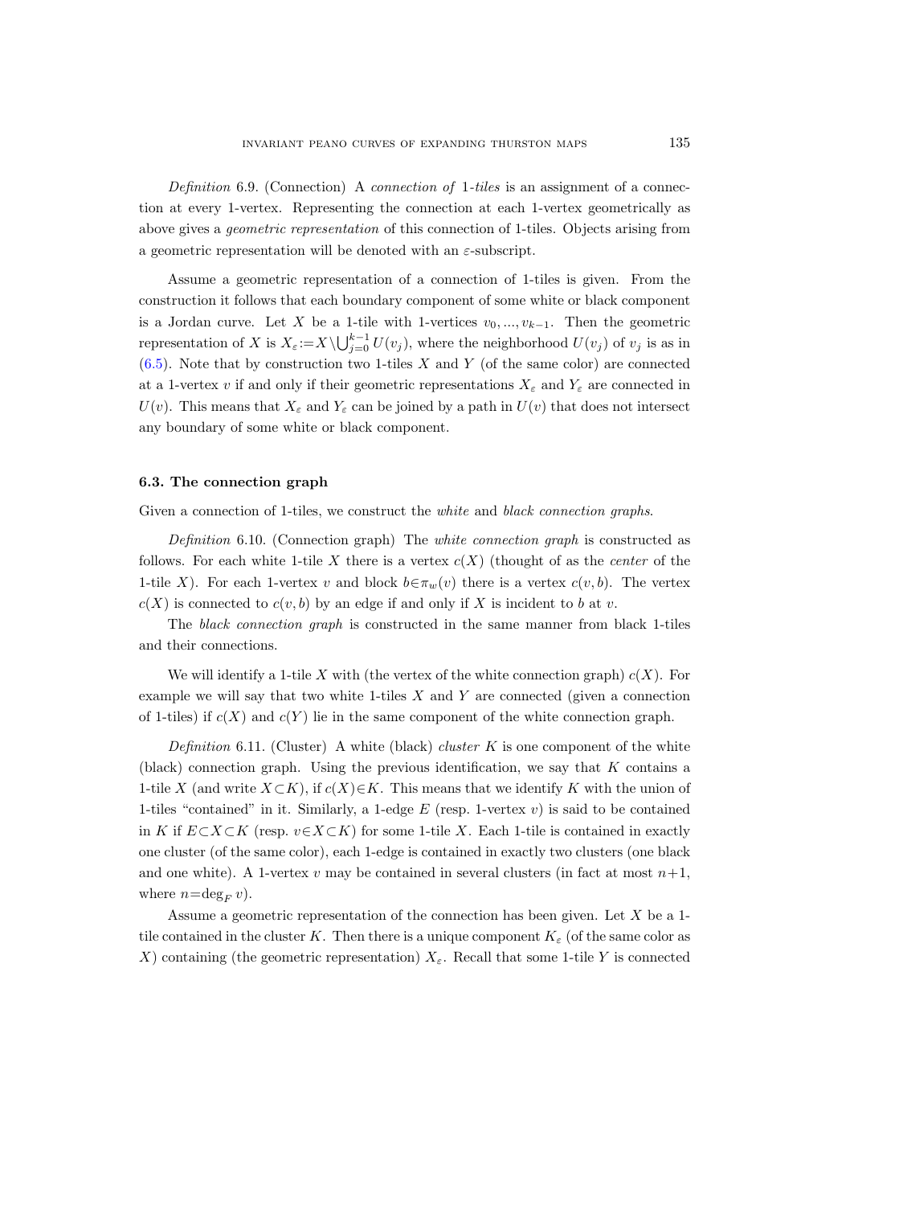*Definition* 6.9. (Connection) A *connection of* 1*-tiles* is an assignment of a connection at every 1-vertex. Representing the connection at each 1-vertex geometrically as above gives a *geometric representation* of this connection of 1-tiles. Objects arising from a geometric representation will be denoted with an $\varepsilon$-subscript.

Assume a geometric representation of a connection of 1-tiles is given. From the construction it follows that each boundary component of some white or black component is a Jordan curve. Let $X$ be a 1-tile with 1-vertices $v_0, ..., v_{k-1}$. Then the geometric representation of $X$ is $X_\varepsilon := X \setminus \bigcup_{j=0}^{k-1} U(v_j)$, where the neighborhood $U(v_j)$ of $v_j$ is as in (6.5). Note that by construction two 1-tiles $X$ and $Y$ (of the same color) are connected at a 1-vertex $v$ if and only if their geometric representations $X_\varepsilon$ and $Y_\varepsilon$ are connected in $U(v)$. This means that $X_\varepsilon$ and $Y_\varepsilon$ can be joined by a path in $U(v)$ that does not intersect any boundary of some white or black component.

### 6.3. The connection graph

Given a connection of 1-tiles, we construct the *white* and *black connection graphs*.

*Definition* 6.10. (Connection graph) The *white connection graph* is constructed as follows. For each white 1-tile $X$ there is a vertex $c(X)$ (thought of as the *center* of the 1-tile $X$). For each 1-vertex $v$ and block $b \in \pi_w(v)$ there is a vertex $c(v, b)$. The vertex $c(X)$ is connected to $c(v, b)$ by an edge if and only if $X$ is incident to $b$ at $v$.

The *black connection graph* is constructed in the same manner from black 1-tiles and their connections.

We will identify a 1-tile $X$ with (the vertex of the white connection graph) $c(X)$. For example we will say that two white 1-tiles $X$ and $Y$ are connected (given a connection of 1-tiles) if $c(X)$ and $c(Y)$ lie in the same component of the white connection graph.

*Definition* 6.11. (Cluster) A white (black) *cluster* $K$ is one component of the white (black) connection graph. Using the previous identification, we say that $K$ contains a 1-tile $X$ (and write $X \subset K$), if $c(X) \in K$. This means that we identify $K$ with the union of 1-tiles "contained" in it. Similarly, a 1-edge $E$ (resp. 1-vertex $v$) is said to be contained in $K$ if $E \subset X \subset K$ (resp. $v \in X \subset K$) for some 1-tile $X$. Each 1-tile is contained in exactly one cluster (of the same color), each 1-edge is contained in exactly two clusters (one black and one white). A 1-vertex $v$ may be contained in several clusters (in fact at most $n+1$, where $n = \deg_F v$).

Assume a geometric representation of the connection has been given. Let $X$ be a 1-tile contained in the cluster $K$. Then there is a unique component $K_\varepsilon$ (of the same color as $X$) containing (the geometric representation) $X_\varepsilon$. Recall that some 1-tile $Y$ is connected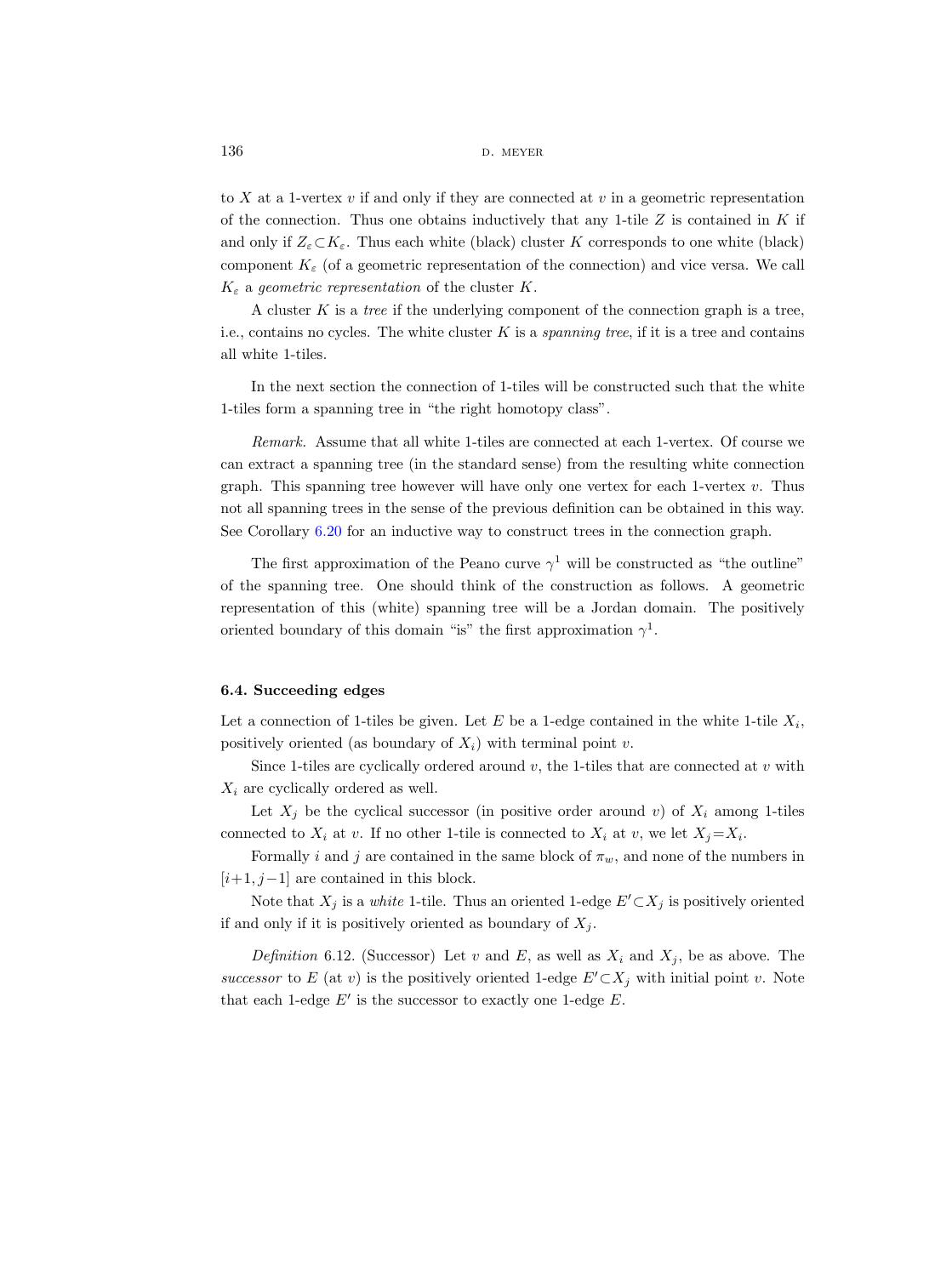to $X$ at a 1-vertex $v$ if and only if they are connected at $v$ in a geometric representation of the connection. Thus one obtains inductively that any 1-tile $Z$ is contained in $K$ if and only if $Z_\varepsilon \subset K_\varepsilon$. Thus each white (black) cluster $K$ corresponds to one white (black) component $K_\varepsilon$ (of a geometric representation of the connection) and vice versa. We call $K_\varepsilon$ a *geometric representation* of the cluster $K$.

A cluster $K$ is a *tree* if the underlying component of the connection graph is a tree, i.e., contains no cycles. The white cluster $K$ is a *spanning tree*, if it is a tree and contains all white 1-tiles.

In the next section the connection of 1-tiles will be constructed such that the white 1-tiles form a spanning tree in "the right homotopy class".

*Remark.* Assume that all white 1-tiles are connected at each 1-vertex. Of course we can extract a spanning tree (in the standard sense) from the resulting white connection graph. This spanning tree however will have only one vertex for each 1-vertex $v$. Thus not all spanning trees in the sense of the previous definition can be obtained in this way. See Corollary 6.20 for an inductive way to construct trees in the connection graph.

The first approximation of the Peano curve $\gamma^1$ will be constructed as "the outline" of the spanning tree. One should think of the construction as follows. A geometric representation of this (white) spanning tree will be a Jordan domain. The positively oriented boundary of this domain "is" the first approximation $\gamma^1$.

### 6.4. Succeeding edges

Let a connection of 1-tiles be given. Let $E$ be a 1-edge contained in the white 1-tile $X_i$, positively oriented (as boundary of $X_i$) with terminal point $v$.

Since 1-tiles are cyclically ordered around $v$, the 1-tiles that are connected at $v$ with $X_i$ are cyclically ordered as well.

Let $X_j$ be the cyclical successor (in positive order around $v$) of $X_i$ among 1-tiles connected to $X_i$ at $v$. If no other 1-tile is connected to $X_i$ at $v$, we let $X_j = X_i$.

Formally $i$ and $j$ are contained in the same block of $\pi_w$, and none of the numbers in $[i+1, j-1]$ are contained in this block.

Note that $X_j$ is a *white* 1-tile. Thus an oriented 1-edge $E' \subset X_j$ is positively oriented if and only if it is positively oriented as boundary of $X_j$.

*Definition* 6.12. (Successor) Let $v$ and $E$, as well as $X_i$ and $X_j$, be as above. The *successor* to $E$ (at $v$) is the positively oriented 1-edge $E' \subset X_j$ with initial point $v$. Note that each 1-edge $E'$ is the successor to exactly one 1-edge $E$.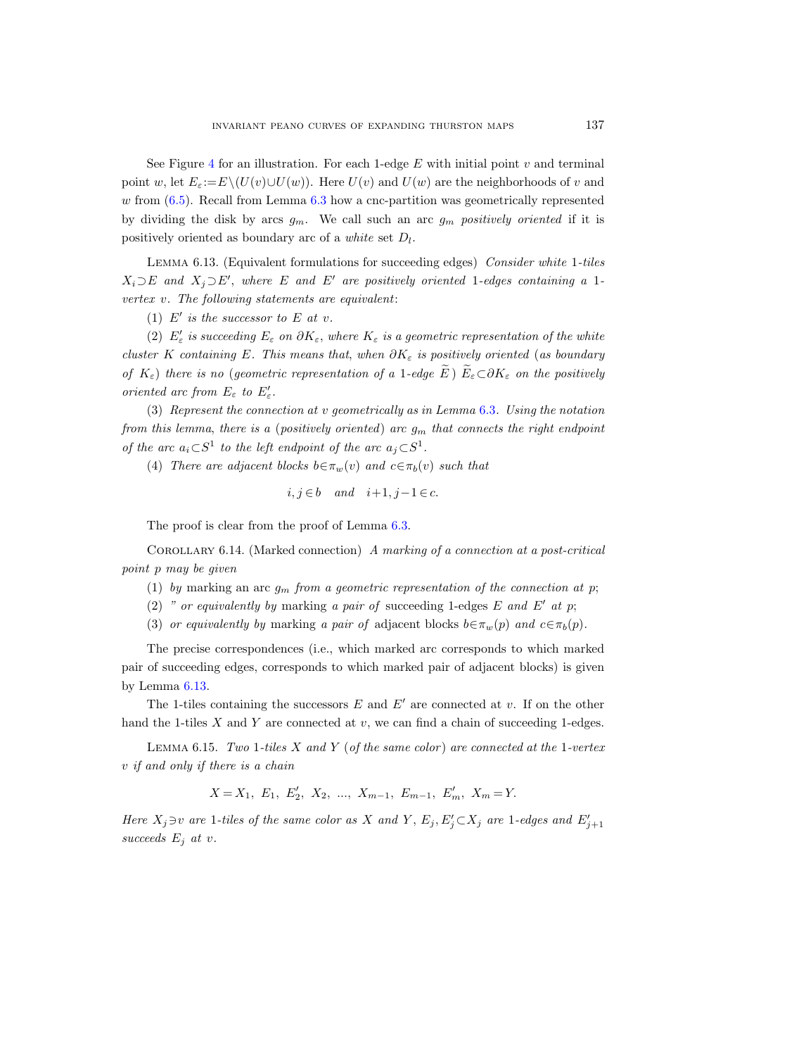See Figure 4 for an illustration. For each 1-edge $E$ with initial point $v$ and terminal point $w$, let $E_\varepsilon := E \setminus (U(v) \cup U(w))$. Here $U(v)$ and $U(w)$ are the neighborhoods of $v$ and $w$ from (6.5). Recall from Lemma 6.3 how a cnc-partition was geometrically represented by dividing the disk by arcs $g_m$. We call such an arc $g_m$ *positively oriented* if it is positively oriented as boundary arc of a *white* set $D_l$.

Lemma 6.13. (Equivalent formulations for succeeding edges) *Consider white 1-tiles $X_i \supset E$ and $X_j \supset E'$, where $E$ and $E'$ are positively oriented 1-edges containing a 1-vertex $v$. The following statements are equivalent*:

(1) *$E'$ is the successor to $E$ at $v$.*

(2) *$E'_\varepsilon$ is succeeding $E_\varepsilon$ on $\partial K_\varepsilon$, where $K_\varepsilon$ is a geometric representation of the white cluster $K$ containing $E$. This means that, when $\partial K_\varepsilon$ is positively oriented (as boundary of $K_\varepsilon$) there is no (geometric representation of a 1-edge $\widetilde{E}$) $\widetilde{E}_\varepsilon \subset \partial K_\varepsilon$ on the positively oriented arc from $E_\varepsilon$ to $E'_\varepsilon$.*

(3) *Represent the connection at $v$ geometrically as in Lemma 6.3. Using the notation from this lemma, there is a (positively oriented) arc $g_m$ that connects the right endpoint of the arc $a_i \subset S^1$ to the left endpoint of the arc $a_j \subset S^1$.*

(4) *There are adjacent blocks $b \in \pi_w(v)$ and $c \in \pi_b(v)$ such that*

$$i, j \in b \quad \text{and} \quad i+1, j-1 \in c.$$

The proof is clear from the proof of Lemma 6.3.

Corollary 6.14. (Marked connection) *A marking of a connection at a post-critical point $p$ may be given*

(1) *by* marking an arc *$g_m$ from a geometric representation of the connection at $p$;*

(2) *" or equivalently by* marking *a pair of* succeeding 1-edges *$E$ and $E'$ at $p$;*

(3) *or equivalently by* marking *a pair of* adjacent blocks *$b \in \pi_w(p)$ and $c \in \pi_b(p)$.*

The precise correspondences (i.e., which marked arc corresponds to which marked pair of succeeding edges, corresponds to which marked pair of adjacent blocks) is given by Lemma 6.13.

The 1-tiles containing the successors $E$ and $E'$ are connected at $v$. If on the other hand the 1-tiles $X$ and $Y$ are connected at $v$, we can find a chain of succeeding 1-edges.

Lemma 6.15. *Two 1-tiles $X$ and $Y$ (of the same color) are connected at the 1-vertex $v$ if and only if there is a chain*

$$X = X_1, \ E_1, \ E'_2, \ X_2, \ ..., \ X_{m-1}, \ E_{m-1}, \ E'_m, \ X_m = Y.$$

*Here $X_j \ni v$ are 1-tiles of the same color as $X$ and $Y$, $E_j, E'_j \subset X_j$ are 1-edges and $E'_{j+1}$ succeeds $E_j$ at $v$.*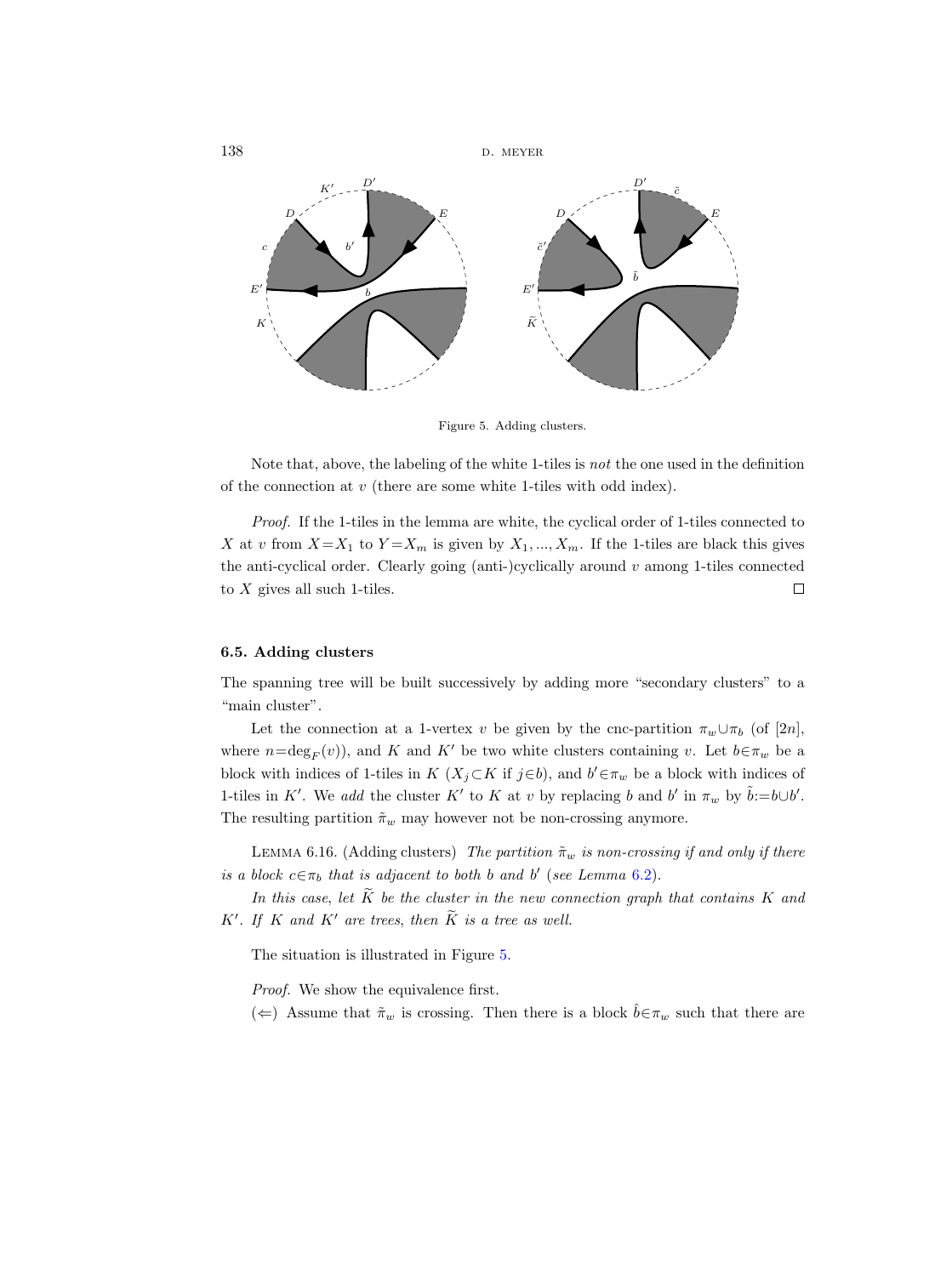Figure 5. Adding clusters.

Note that, above, the labeling of the white 1-tiles is *not* the one used in the definition of the connection at $v$ (there are some white 1-tiles with odd index).

*Proof.* If the 1-tiles in the lemma are white, the cyclical order of 1-tiles connected to $X$ at $v$ from $X=X_1$ to $Y=X_m$ is given by $X_1, ..., X_m$. If the 1-tiles are black this gives the anti-cyclical order. Clearly going (anti-)cyclically around $v$ among 1-tiles connected to $X$ gives all such 1-tiles. $\square$

### 6.5. Adding clusters

The spanning tree will be built successively by adding more "secondary clusters" to a "main cluster".

Let the connection at a 1-vertex $v$ be given by the cnc-partition $\pi_w \cup \pi_b$ (of $[2n]$, where $n = \deg_F(v)$), and $K$ and $K'$ be two white clusters containing $v$. Let $b \in \pi_w$ be a block with indices of 1-tiles in $K$ ($X_j \subset K$ if $j \in b$), and $b' \in \pi_w$ be a block with indices of 1-tiles in $K'$. We *add* the cluster $K'$ to $K$ at $v$ by replacing $b$ and $b'$ in $\pi_w$ by $\tilde{b} := b \cup b'$. The resulting partition $\tilde{\pi}_w$ may however not be non-crossing anymore.

LEMMA 6.16. (Adding clusters) *The partition $\tilde{\pi}_w$ is non-crossing if and only if there is a block $c \in \pi_b$ that is adjacent to both $b$ and $b'$ (see Lemma 6.2).*

*In this case, let $\widetilde{K}$ be the cluster in the new connection graph that contains $K$ and $K'$. If $K$ and $K'$ are trees, then $\widetilde{K}$ is a tree as well.*

The situation is illustrated in Figure 5.

*Proof.* We show the equivalence first.

($\Leftarrow$) Assume that $\tilde{\pi}_w$ is crossing. Then there is a block $\hat{b} \in \pi_w$ such that there are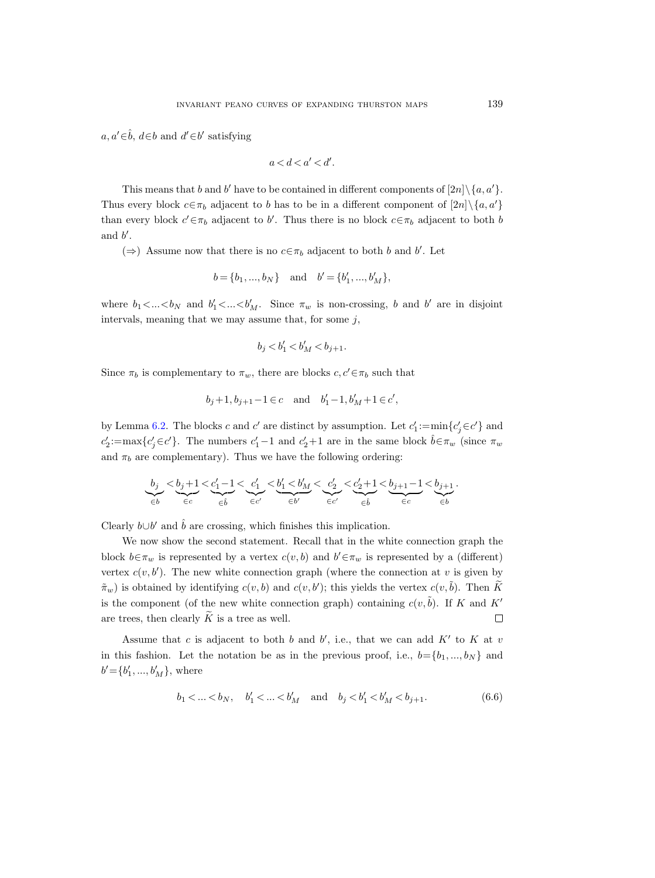$a, a' \in \hat{b}$, $d \in b$ and $d' \in b'$ satisfying

$$a < d < a' < d'.$$

This means that $b$ and $b'$ have to be contained in different components of $[2n] \setminus \{a, a'\}$. Thus every block $c \in \pi_b$ adjacent to $b$ has to be in a different component of $[2n] \setminus \{a, a'\}$ than every block $c' \in \pi_b$ adjacent to $b'$. Thus there is no block $c \in \pi_b$ adjacent to both $b$ and $b'$.

($\Rightarrow$) Assume now that there is no $c \in \pi_b$ adjacent to both $b$ and $b'$. Let

$$b = \{b_1, ..., b_N\} \quad \text{and} \quad b' = \{b'_1, ..., b'_M\},$$

where $b_1 < ... < b_N$ and $b'_1 < ... < b'_M$. Since $\pi_w$ is non-crossing, $b$ and $b'$ are in disjoint intervals, meaning that we may assume that, for some $j$,

$$b_j < b'_1 < b'_M < b_{j+1}.$$

Since $\pi_b$ is complementary to $\pi_w$, there are blocks $c, c' \in \pi_b$ such that

$$b_j + 1, b_{j+1} - 1 \in c \quad \text{and} \quad b'_1 - 1, b'_M + 1 \in c',$$

by Lemma 6.2. The blocks $c$ and $c'$ are distinct by assumption. Let $c'_1 := \min\{c'_j \in c'\}$ and $c'_2 := \max\{c'_j \in c'\}$. The numbers $c'_1 - 1$ and $c'_2 + 1$ are in the same block $\hat{b} \in \pi_w$ (since $\pi_w$ and $\pi_b$ are complementary). Thus we have the following ordering:

$$\underbrace{b_j}_{\in b} < \underbrace{b_j + 1}_{\in c} < \underbrace{c'_1 - 1}_{\in \hat{b}} < \underbrace{c'_1}_{\in c'} < \underbrace{b'_1 < b'_M}_{\in b'} < \underbrace{c'_2}_{\in c'} < \underbrace{c'_2 + 1}_{\in \hat{b}} < \underbrace{b_{j+1} - 1}_{\in c} < \underbrace{b_{j+1}}_{\in b}.$$

Clearly $b \cup b'$ and $\hat{b}$ are crossing, which finishes this implication.

We now show the second statement. Recall that in the white connection graph the block $b \in \pi_w$ is represented by a vertex $c(v, b)$ and $b' \in \pi_w$ is represented by a (different) vertex $c(v, b')$. The new white connection graph (where the connection at $v$ is given by $\tilde{\pi}_w$) is obtained by identifying $c(v, b)$ and $c(v, b')$; this yields the vertex $c(v, \tilde{b})$. Then $\widetilde{K}$ is the component (of the new white connection graph) containing $c(v, \tilde{b})$. If $K$ and $K'$ are trees, then clearly $\widetilde{K}$ is a tree as well. $\square$

Assume that $c$ is adjacent to both $b$ and $b'$, i.e., that we can add $K'$ to $K$ at $v$ in this fashion. Let the notation be as in the previous proof, i.e., $b = \{b_1, ..., b_N\}$ and $b' = \{b'_1, ..., b'_M\}$, where

$$b_1 < ... < b_N, \quad b'_1 < ... < b'_M \quad \text{and} \quad b_j < b'_1 < b'_M < b_{j+1}. \tag{6.6}$$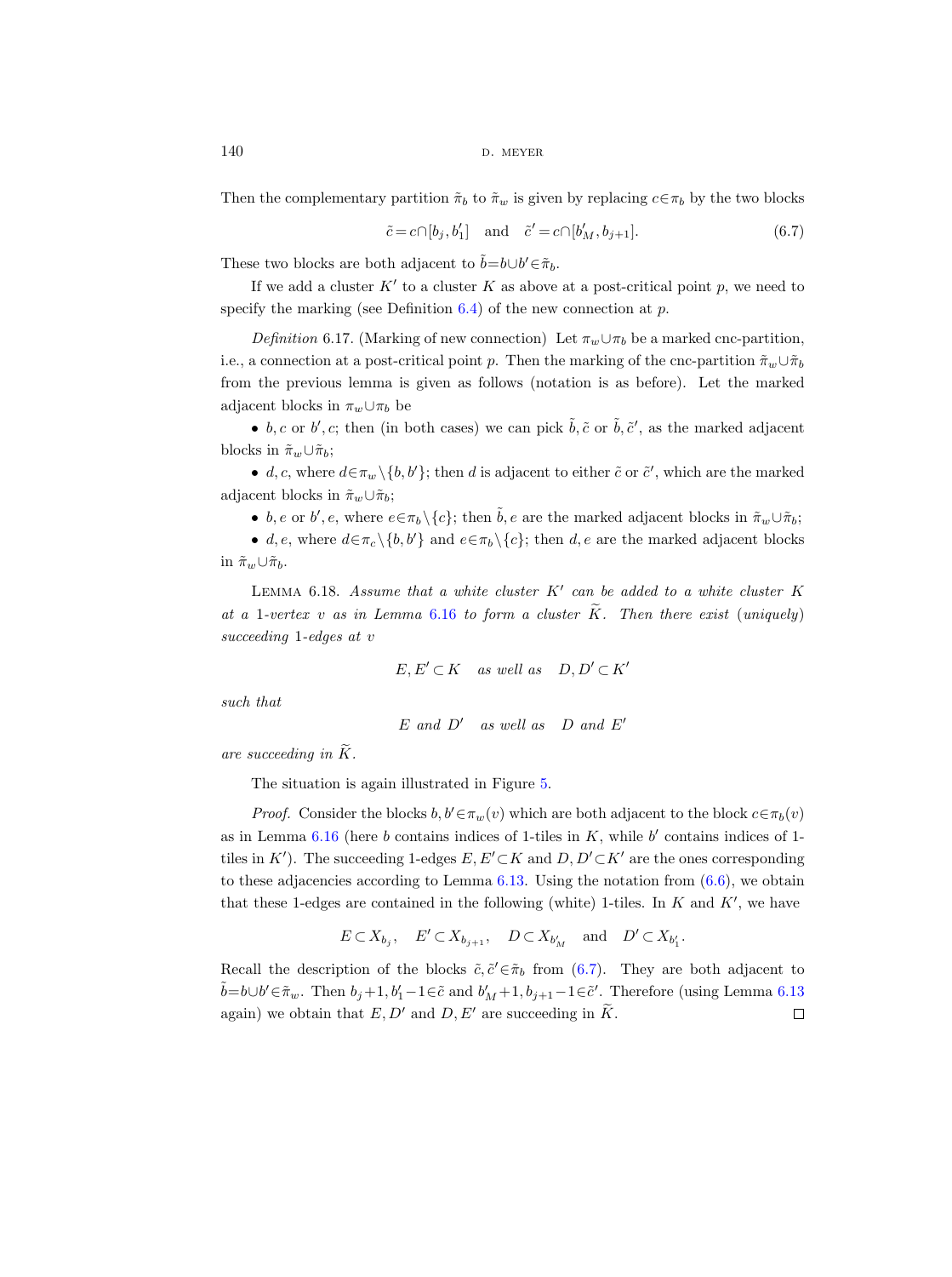Then the complementary partition $\tilde{\pi}_b$ to $\tilde{\pi}_w$ is given by replacing $c \in \pi_b$ by the two blocks

$$\tilde{c} = c \cap [b_j, b_1'] \quad \text{and} \quad \tilde{c}' = c \cap [b_M', b_{j+1}]. \tag{6.7}$$

These two blocks are both adjacent to $\tilde{b} = b \cup b' \in \tilde{\pi}_b$.

If we add a cluster $K'$ to a cluster $K$ as above at a post-critical point $p$, we need to specify the marking (see Definition 6.4) of the new connection at $p$.

*Definition* 6.17. (Marking of new connection) Let $\pi_w \cup \pi_b$ be a marked cnc-partition, i.e., a connection at a post-critical point $p$. Then the marking of the cnc-partition $\tilde{\pi}_w \cup \tilde{\pi}_b$ from the previous lemma is given as follows (notation is as before). Let the marked adjacent blocks in $\pi_w \cup \pi_b$ be

- $b, c$ or $b', c$; then (in both cases) we can pick $\tilde{b}, \tilde{c}$ or $\tilde{b}, \tilde{c}'$, as the marked adjacent blocks in $\tilde{\pi}_w \cup \tilde{\pi}_b$;
- $d, c$, where $d \in \pi_w \setminus \{b, b'\}$; then $d$ is adjacent to either $\tilde{c}$ or $\tilde{c}'$, which are the marked adjacent blocks in $\tilde{\pi}_w \cup \tilde{\pi}_b$;
- $b, e$ or $b', e$, where $e \in \pi_b \setminus \{c\}$; then $\tilde{b}, e$ are the marked adjacent blocks in $\tilde{\pi}_w \cup \tilde{\pi}_b$;
- $d, e$, where $d \in \pi_c \setminus \{b, b'\}$ and $e \in \pi_b \setminus \{c\}$; then $d, e$ are the marked adjacent blocks in $\tilde{\pi}_w \cup \tilde{\pi}_b$.

LEMMA 6.18. *Assume that a white cluster $K'$ can be added to a white cluster $K$ at a* 1*-vertex $v$ as in Lemma* 6.16 *to form a cluster $\widetilde{K}$. Then there exist* (*uniquely*) *succeeding* 1*-edges at $v$*

$$E, E' \subset K \quad \textit{as well as} \quad D, D' \subset K'$$

*such that*

$$E \textit{ and } D' \quad \textit{as well as} \quad D \textit{ and } E'$$

*are succeeding in $\widetilde{K}$.*

The situation is again illustrated in Figure 5.

*Proof.* Consider the blocks $b, b' \in \pi_w(v)$ which are both adjacent to the block $c \in \pi_b(v)$ as in Lemma 6.16 (here $b$ contains indices of 1-tiles in $K$, while $b'$ contains indices of 1-tiles in $K'$). The succeeding 1-edges $E, E' \subset K$ and $D, D' \subset K'$ are the ones corresponding to these adjacencies according to Lemma 6.13. Using the notation from (6.6), we obtain that these 1-edges are contained in the following (white) 1-tiles. In $K$ and $K'$, we have

$$E \subset X_{b_j}, \quad E' \subset X_{b_{j+1}}, \quad D \subset X_{b_M'} \quad \text{and} \quad D' \subset X_{b_1'}.$$

Recall the description of the blocks $\tilde{c}, \tilde{c}' \in \tilde{\pi}_b$ from (6.7). They are both adjacent to $\tilde{b} = b \cup b' \in \tilde{\pi}_w$. Then $b_j + 1, b_1' - 1 \in \tilde{c}$ and $b_M' + 1, b_{j+1} - 1 \in \tilde{c}'$. Therefore (using Lemma 6.13 again) we obtain that $E, D'$ and $D, E'$ are succeeding in $\widetilde{K}$. $\square$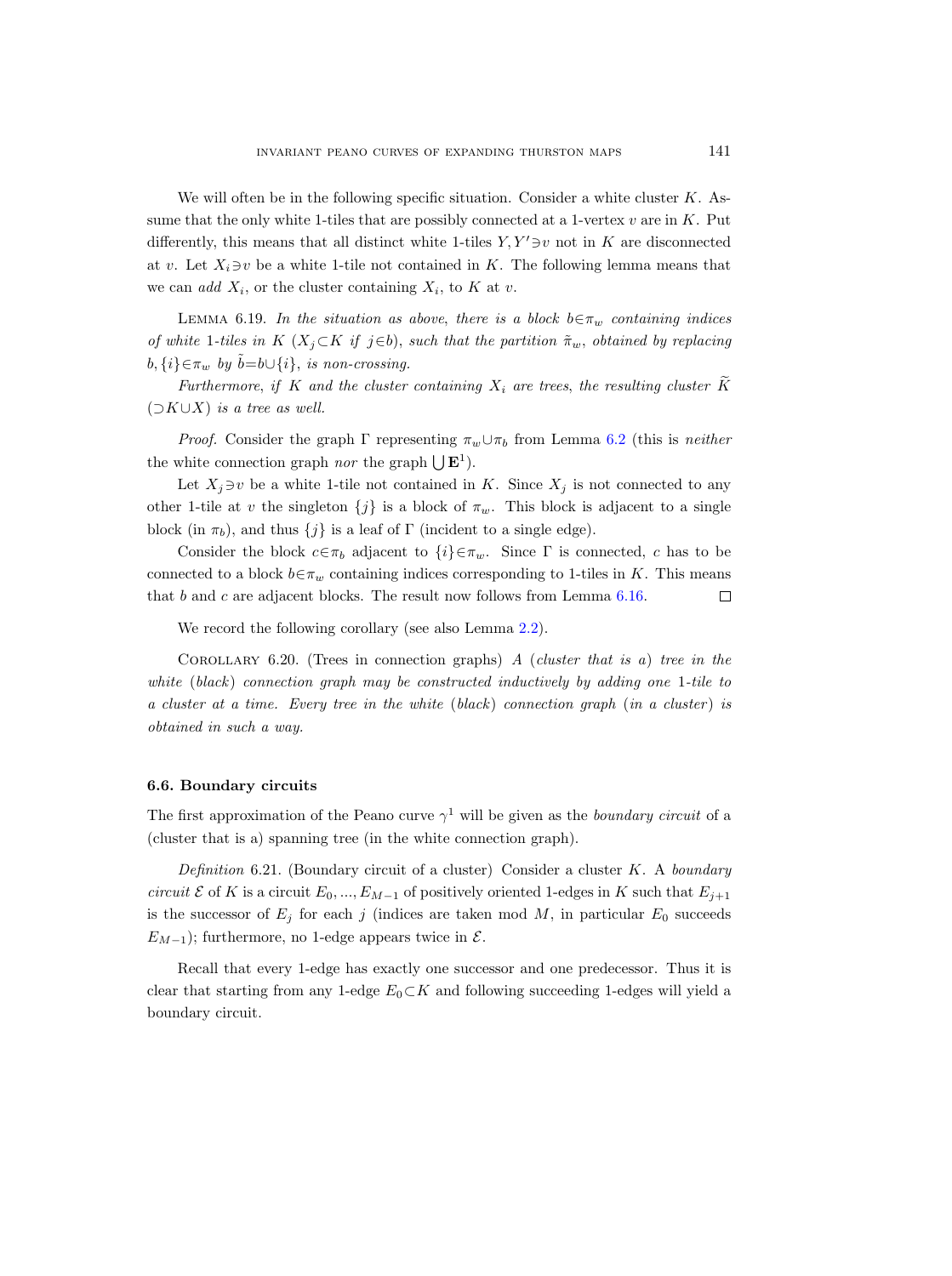We will often be in the following specific situation. Consider a white cluster $K$. Assume that the only white 1-tiles that are possibly connected at a 1-vertex $v$ are in $K$. Put differently, this means that all distinct white 1-tiles $Y, Y' \ni v$ not in $K$ are disconnected at $v$. Let $X_i \ni v$ be a white 1-tile not contained in $K$. The following lemma means that we can *add* $X_i$, or the cluster containing $X_i$, to $K$ at $v$.

Lemma 6.19. *In the situation as above, there is a block $b \in \pi_w$ containing indices of white 1-tiles in $K$ ($X_j \subset K$ if $j \in b$), such that the partition $\tilde{\pi}_w$, obtained by replacing $b, \{i\} \in \pi_w$ by $\tilde{b} = b \cup \{i\}$, is non-crossing.*

*Furthermore, if $K$ and the cluster containing $X_i$ are trees, the resulting cluster $\widetilde{K}$ ($\supset K \cup X$) is a tree as well.*

*Proof.* Consider the graph $\Gamma$ representing $\pi_w \cup \pi_b$ from Lemma 6.2 (this is *neither* the white connection graph *nor* the graph $\bigcup \mathbf{E}^1$).

Let $X_j \ni v$ be a white 1-tile not contained in $K$. Since $X_j$ is not connected to any other 1-tile at $v$ the singleton $\{j\}$ is a block of $\pi_w$. This block is adjacent to a single block (in $\pi_b$), and thus $\{j\}$ is a leaf of $\Gamma$ (incident to a single edge).

Consider the block $c \in \pi_b$ adjacent to $\{i\} \in \pi_w$. Since $\Gamma$ is connected, $c$ has to be connected to a block $b \in \pi_w$ containing indices corresponding to 1-tiles in $K$. This means that $b$ and $c$ are adjacent blocks. The result now follows from Lemma 6.16. $\square$

We record the following corollary (see also Lemma 2.2).

Corollary 6.20. (Trees in connection graphs) *A (cluster that is a) tree in the white (black) connection graph may be constructed inductively by adding one 1-tile to a cluster at a time. Every tree in the white (black) connection graph (in a cluster) is obtained in such a way.*

### 6.6. Boundary circuits

The first approximation of the Peano curve $\gamma^1$ will be given as the *boundary circuit* of a (cluster that is a) spanning tree (in the white connection graph).

*Definition* 6.21. (Boundary circuit of a cluster) Consider a cluster $K$. A *boundary circuit* $\mathcal{E}$ of $K$ is a circuit $E_0, ..., E_{M-1}$ of positively oriented 1-edges in $K$ such that $E_{j+1}$ is the successor of $E_j$ for each $j$ (indices are taken mod $M$, in particular $E_0$ succeeds $E_{M-1}$); furthermore, no 1-edge appears twice in $\mathcal{E}$.

Recall that every 1-edge has exactly one successor and one predecessor. Thus it is clear that starting from any 1-edge $E_0 \subset K$ and following succeeding 1-edges will yield a boundary circuit.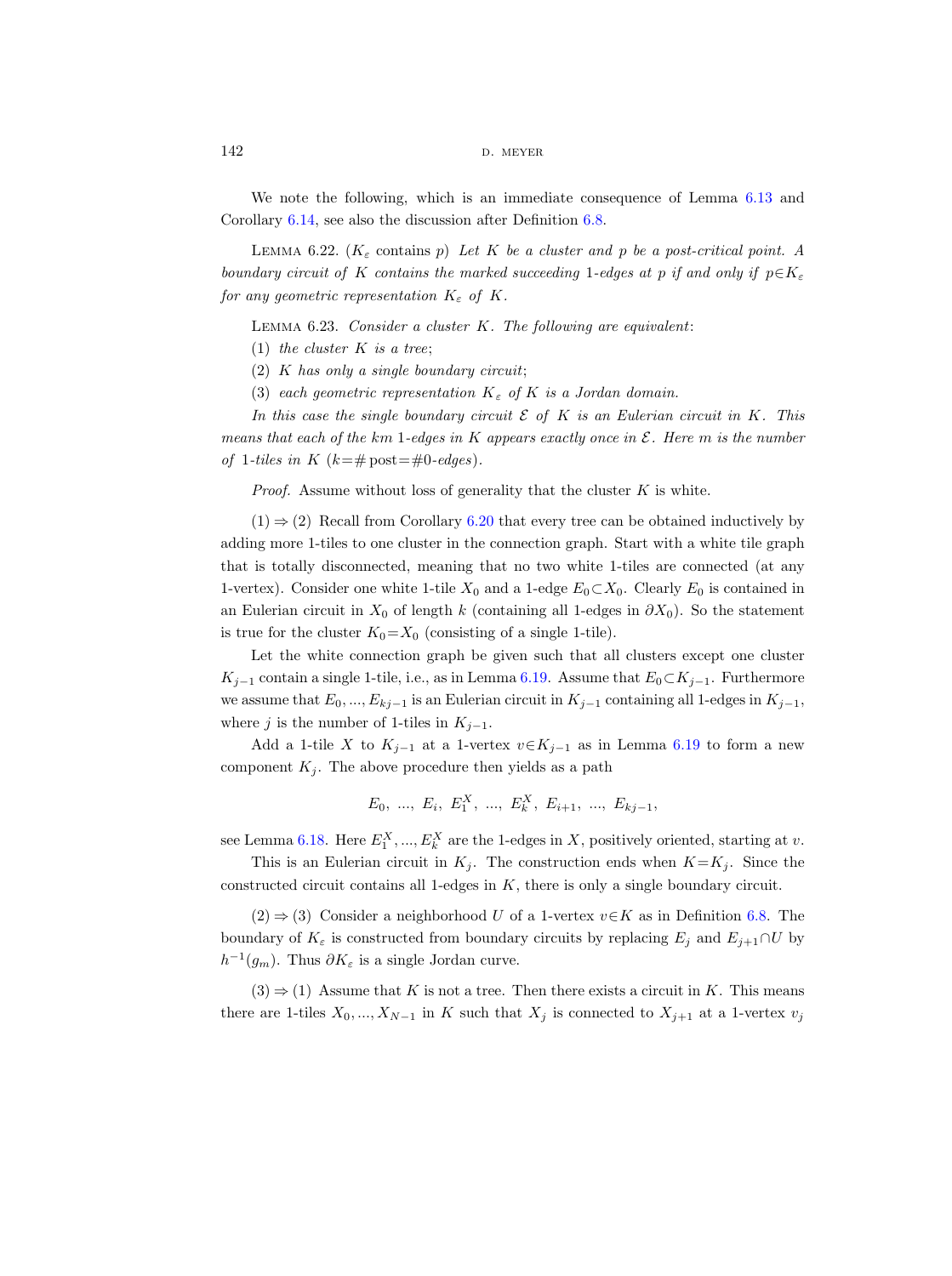We note the following, which is an immediate consequence of Lemma 6.13 and Corollary 6.14, see also the discussion after Definition 6.8.

Lemma 6.22. *($K_\varepsilon$ contains $p$) Let $K$ be a cluster and $p$ be a post-critical point. A boundary circuit of $K$ contains the marked succeeding 1-edges at $p$ if and only if $p \in K_\varepsilon$ for any geometric representation $K_\varepsilon$ of $K$.*

Lemma 6.23. *Consider a cluster $K$. The following are equivalent:*

*(1) the cluster $K$ is a tree;*

*(2) $K$ has only a single boundary circuit;*

*(3) each geometric representation $K_\varepsilon$ of $K$ is a Jordan domain.*

*In this case the single boundary circuit $\mathcal{E}$ of $K$ is an Eulerian circuit in $K$. This means that each of the $km$ 1-edges in $K$ appears exactly once in $\mathcal{E}$. Here $m$ is the number of 1-tiles in $K$ ($k = \#\,\mathrm{post} = \#0$-edges).*

*Proof.* Assume without loss of generality that the cluster $K$ is white.

$(1) \Rightarrow (2)$ Recall from Corollary 6.20 that every tree can be obtained inductively by adding more 1-tiles to one cluster in the connection graph. Start with a white tile graph that is totally disconnected, meaning that no two white 1-tiles are connected (at any 1-vertex). Consider one white 1-tile $X_0$ and a 1-edge $E_0 \subset X_0$. Clearly $E_0$ is contained in an Eulerian circuit in $X_0$ of length $k$ (containing all 1-edges in $\partial X_0$). So the statement is true for the cluster $K_0 = X_0$ (consisting of a single 1-tile).

Let the white connection graph be given such that all clusters except one cluster $K_{j-1}$ contain a single 1-tile, i.e., as in Lemma 6.19. Assume that $E_0 \subset K_{j-1}$. Furthermore we assume that $E_0, ..., E_{kj-1}$ is an Eulerian circuit in $K_{j-1}$ containing all 1-edges in $K_{j-1}$, where $j$ is the number of 1-tiles in $K_{j-1}$.

Add a 1-tile $X$ to $K_{j-1}$ at a 1-vertex $v \in K_{j-1}$ as in Lemma 6.19 to form a new component $K_j$. The above procedure then yields as a path

$$E_0,\ ...,\ E_i,\ E_1^X,\ ...,\ E_k^X,\ E_{i+1},\ ...,\ E_{kj-1},$$

see Lemma 6.18. Here $E_1^X, ..., E_k^X$ are the 1-edges in $X$, positively oriented, starting at $v$.

This is an Eulerian circuit in $K_j$. The construction ends when $K = K_j$. Since the constructed circuit contains all 1-edges in $K$, there is only a single boundary circuit.

$(2) \Rightarrow (3)$ Consider a neighborhood $U$ of a 1-vertex $v \in K$ as in Definition 6.8. The boundary of $K_\varepsilon$ is constructed from boundary circuits by replacing $E_j$ and $E_{j+1} \cap U$ by $h^{-1}(g_m)$. Thus $\partial K_\varepsilon$ is a single Jordan curve.

$(3) \Rightarrow (1)$ Assume that $K$ is not a tree. Then there exists a circuit in $K$. This means there are 1-tiles $X_0, ..., X_{N-1}$ in $K$ such that $X_j$ is connected to $X_{j+1}$ at a 1-vertex $v_j$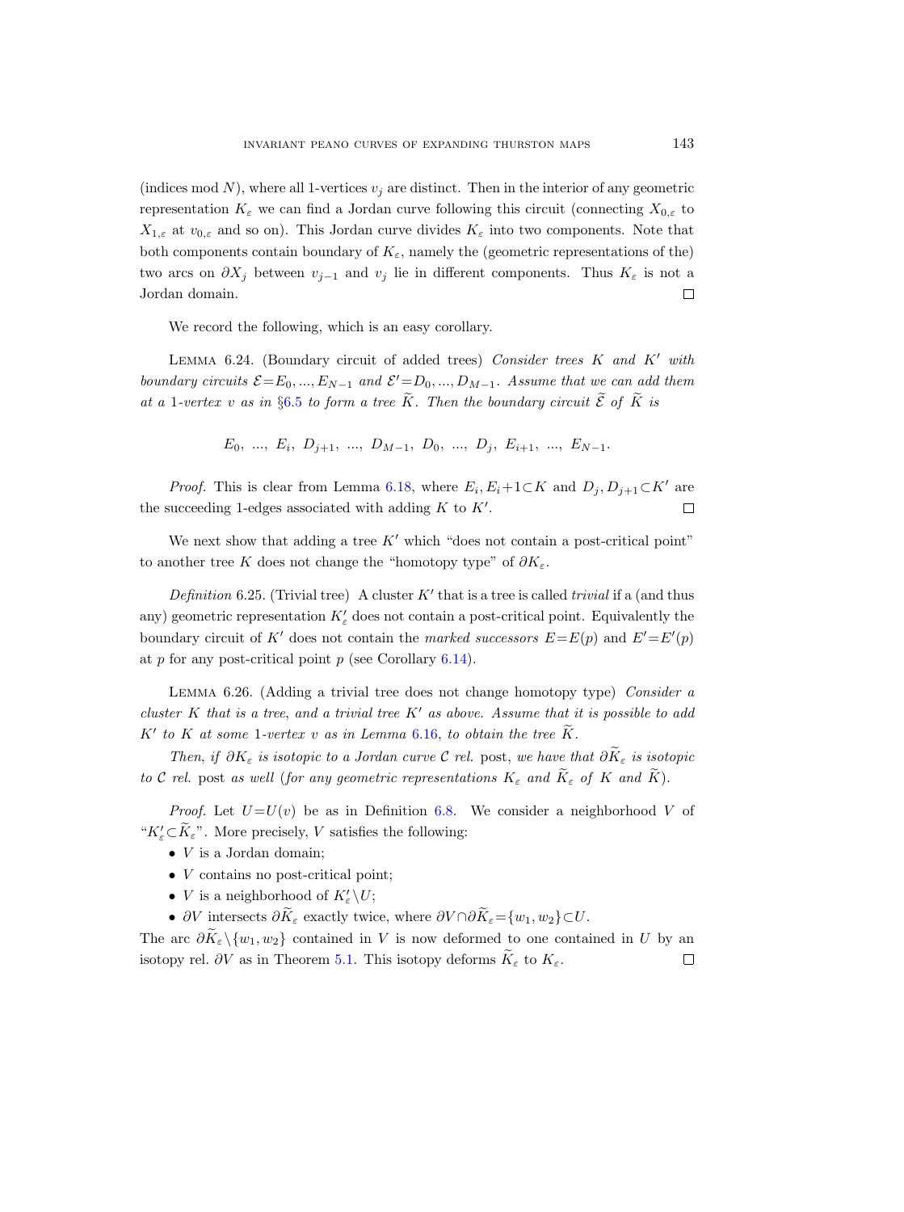(indices mod $N$), where all 1-vertices $v_j$ are distinct. Then in the interior of any geometric representation $K_\varepsilon$ we can find a Jordan curve following this circuit (connecting $X_{0,\varepsilon}$ to $X_{1,\varepsilon}$ at $v_{0,\varepsilon}$ and so on). This Jordan curve divides $K_\varepsilon$ into two components. Note that both components contain boundary of $K_\varepsilon$, namely the (geometric representations of the) two arcs on $\partial X_j$ between $v_{j-1}$ and $v_j$ lie in different components. Thus $K_\varepsilon$ is not a Jordan domain. $\square$

We record the following, which is an easy corollary.

Lemma 6.24. (Boundary circuit of added trees) *Consider trees $K$ and $K'$ with boundary circuits $\mathcal{E}=E_0, ..., E_{N-1}$ and $\mathcal{E}'=D_0, ..., D_{M-1}$. Assume that we can add them at a 1-vertex $v$ as in §6.5 to form a tree $\widetilde{K}$. Then the boundary circuit $\widetilde{\mathcal{E}}$ of $\widetilde{K}$ is*

$$E_0,\ ...,\ E_i,\ D_{j+1},\ ...,\ D_{M-1},\ D_0,\ ...,\ D_j,\ E_{i+1},\ ...,\ E_{N-1}.$$

*Proof.* This is clear from Lemma 6.18, where $E_i, E_i{+}1 \subset K$ and $D_j, D_{j+1} \subset K'$ are the succeeding 1-edges associated with adding $K$ to $K'$. $\square$

We next show that adding a tree $K'$ which "does not contain a post-critical point" to another tree $K$ does not change the "homotopy type" of $\partial K_\varepsilon$.

*Definition* 6.25. (Trivial tree) A cluster $K'$ that is a tree is called *trivial* if a (and thus any) geometric representation $K'_\varepsilon$ does not contain a post-critical point. Equivalently the boundary circuit of $K'$ does not contain the *marked successors* $E=E(p)$ and $E'=E'(p)$ at $p$ for any post-critical point $p$ (see Corollary 6.14).

Lemma 6.26. (Adding a trivial tree does not change homotopy type) *Consider a cluster $K$ that is a tree, and a trivial tree $K'$ as above. Assume that it is possible to add $K'$ to $K$ at some 1-vertex $v$ as in Lemma 6.16, to obtain the tree $\widetilde{K}$.*

*Then, if $\partial K_\varepsilon$ is isotopic to a Jordan curve $\mathcal{C}$ rel. post, we have that $\partial \widetilde{K}_\varepsilon$ is isotopic to $\mathcal{C}$ rel. post as well (for any geometric representations $K_\varepsilon$ and $\widetilde{K}_\varepsilon$ of $K$ and $\widetilde{K}$).*

*Proof.* Let $U=U(v)$ be as in Definition 6.8. We consider a neighborhood $V$ of "$K'_\varepsilon \subset \widetilde{K}_\varepsilon$". More precisely, $V$ satisfies the following:

- $V$ is a Jordan domain;
- $V$ contains no post-critical point;
- $V$ is a neighborhood of $K'_\varepsilon \setminus U$;
- $\partial V$ intersects $\partial \widetilde{K}_\varepsilon$ exactly twice, where $\partial V \cap \partial \widetilde{K}_\varepsilon = \{w_1, w_2\} \subset U$.

The arc $\partial \widetilde{K}_\varepsilon \setminus \{w_1, w_2\}$ contained in $V$ is now deformed to one contained in $U$ by an isotopy rel. $\partial V$ as in Theorem 5.1. This isotopy deforms $\widetilde{K}_\varepsilon$ to $K_\varepsilon$. $\square$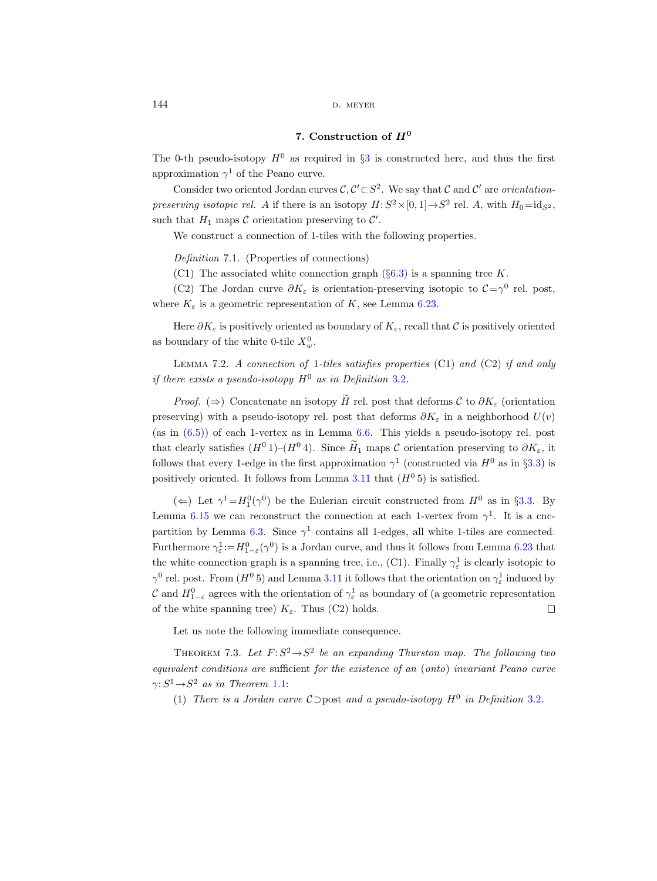## 7. Construction of $H^0$

The 0-th pseudo-isotopy $H^0$ as required in §3 is constructed here, and thus the first approximation $\gamma^1$ of the Peano curve.

Consider two oriented Jordan curves $\mathcal{C}, \mathcal{C}' \subset S^2$. We say that $\mathcal{C}$ and $\mathcal{C}'$ are *orientation-preserving isotopic rel.* $A$ if there is an isotopy $H: S^2 \times [0,1] \to S^2$ rel. $A$, with $H_0 = \mathrm{id}_{S^2}$, such that $H_1$ maps $\mathcal{C}$ orientation preserving to $\mathcal{C}'$.

We construct a connection of 1-tiles with the following properties.

*Definition* 7.1. (Properties of connections)

(C1) The associated white connection graph (§6.3) is a spanning tree $K$.

(C2) The Jordan curve $\partial K_\varepsilon$ is orientation-preserving isotopic to $\mathcal{C} = \gamma^0$ rel. post, where $K_\varepsilon$ is a geometric representation of $K$, see Lemma 6.23.

Here $\partial K_\varepsilon$ is positively oriented as boundary of $K_\varepsilon$, recall that $\mathcal{C}$ is positively oriented as boundary of the white 0-tile $X^0_w$.

Lemma 7.2. *A connection of* 1*-tiles satisfies properties* (C1) *and* (C2) *if and only if there exists a pseudo-isotopy* $H^0$ *as in Definition* 3.2.

*Proof.* ($\Rightarrow$) Concatenate an isotopy $\widetilde{H}$ rel. post that deforms $\mathcal{C}$ to $\partial K_\varepsilon$ (orientation preserving) with a pseudo-isotopy rel. post that deforms $\partial K_\varepsilon$ in a neighborhood $U(v)$ (as in (6.5)) of each 1-vertex as in Lemma 6.6. This yields a pseudo-isotopy rel. post that clearly satisfies ($H^0$1)–($H^0$4). Since $\widetilde{H}_1$ maps $\mathcal{C}$ orientation preserving to $\partial K_\varepsilon$, it follows that every 1-edge in the first approximation $\gamma^1$ (constructed via $H^0$ as in §3.3) is positively oriented. It follows from Lemma 3.11 that ($H^0$5) is satisfied.

($\Leftarrow$) Let $\gamma^1 = H^0_1(\gamma^0)$ be the Eulerian circuit constructed from $H^0$ as in §3.3. By Lemma 6.15 we can reconstruct the connection at each 1-vertex from $\gamma^1$. It is a cnc-partition by Lemma 6.3. Since $\gamma^1$ contains all 1-edges, all white 1-tiles are connected. Furthermore $\gamma^1_\varepsilon := H^0_{1-\varepsilon}(\gamma^0)$ is a Jordan curve, and thus it follows from Lemma 6.23 that the white connection graph is a spanning tree, i.e., (C1). Finally $\gamma^1_\varepsilon$ is clearly isotopic to $\gamma^0$ rel. post. From ($H^0$5) and Lemma 3.11 it follows that the orientation on $\gamma^1_\varepsilon$ induced by $\mathcal{C}$ and $H^0_{1-\varepsilon}$ agrees with the orientation of $\gamma^1_\varepsilon$ as boundary of (a geometric representation of the white spanning tree) $K_\varepsilon$. Thus (C2) holds. $\square$

Let us note the following immediate consequence.

Theorem 7.3. *Let* $F: S^2 \to S^2$ *be an expanding Thurston map. The following two equivalent conditions are* sufficient *for the existence of an* (*onto*) *invariant Peano curve* $\gamma: S^1 \to S^2$ *as in Theorem* 1.1:

(1) *There is a Jordan curve* $\mathcal{C} \supset \mathrm{post}$ *and a pseudo-isotopy* $H^0$ *in Definition* 3.2.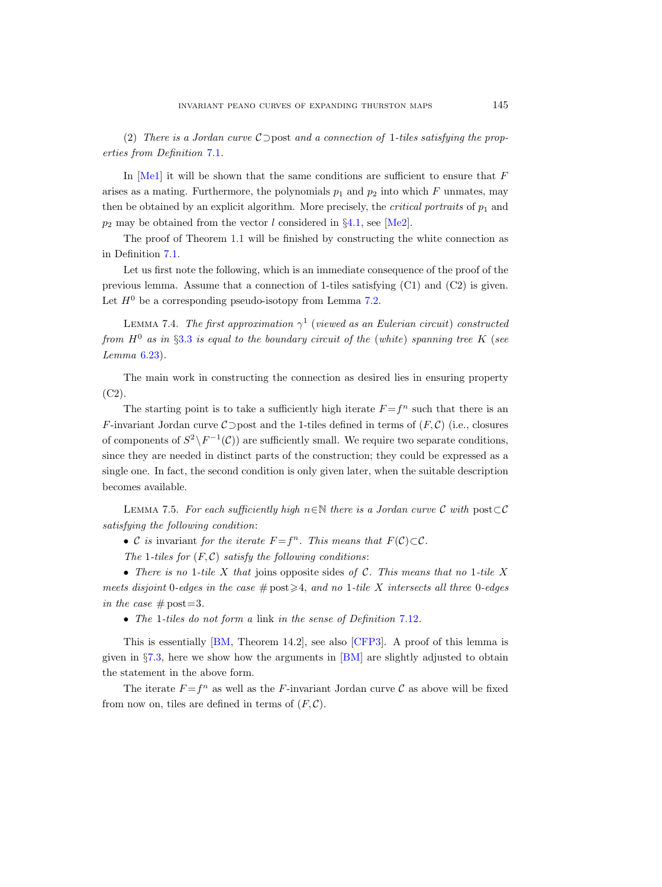(2) *There is a Jordan curve $\mathcal{C}\supset\operatorname{post}$ and a connection of 1-tiles satisfying the properties from Definition 7.1.*

In [Me1] it will be shown that the same conditions are sufficient to ensure that $F$ arises as a mating. Furthermore, the polynomials $p_1$ and $p_2$ into which $F$ unmates, may then be obtained by an explicit algorithm. More precisely, the *critical portraits* of $p_1$ and $p_2$ may be obtained from the vector $l$ considered in §4.1, see [Me2].

The proof of Theorem 1.1 will be finished by constructing the white connection as in Definition 7.1.

Let us first note the following, which is an immediate consequence of the proof of the previous lemma. Assume that a connection of 1-tiles satisfying (C1) and (C2) is given. Let $H^0$ be a corresponding pseudo-isotopy from Lemma 7.2.

Lemma 7.4. *The first approximation $\gamma^1$ (viewed as an Eulerian circuit) constructed from $H^0$ as in §3.3 is equal to the boundary circuit of the (white) spanning tree $K$ (see Lemma 6.23).*

The main work in constructing the connection as desired lies in ensuring property (C2).

The starting point is to take a sufficiently high iterate $F=f^n$ such that there is an $F$-invariant Jordan curve $\mathcal{C}\supset\operatorname{post}$ and the 1-tiles defined in terms of $(F,\mathcal{C})$ (i.e., closures of components of $S^2\setminus F^{-1}(\mathcal{C})$) are sufficiently small. We require two separate conditions, since they are needed in distinct parts of the construction; they could be expressed as a single one. In fact, the second condition is only given later, when the suitable description becomes available.

Lemma 7.5. *For each sufficiently high $n\in\mathbb{N}$ there is a Jordan curve $\mathcal{C}$ with $\operatorname{post}\subset\mathcal{C}$ satisfying the following condition:*

- *$\mathcal{C}$ is* invariant *for the iterate $F=f^n$. This means that $F(\mathcal{C})\subset\mathcal{C}$.*

*The 1-tiles for $(F,\mathcal{C})$ satisfy the following conditions:*

- *There is no 1-tile $X$ that* joins opposite sides *of $\mathcal{C}$. This means that no 1-tile $X$ meets disjoint 0-edges in the case $\#\operatorname{post}\geqslant 4$, and no 1-tile $X$ intersects all three 0-edges in the case $\#\operatorname{post}=3$.*
- *The 1-tiles do not form a* link *in the sense of Definition 7.12.*

This is essentially [BM, Theorem 14.2], see also [CFP3]. A proof of this lemma is given in §7.3, here we show how the arguments in [BM] are slightly adjusted to obtain the statement in the above form.

The iterate $F=f^n$ as well as the $F$-invariant Jordan curve $\mathcal{C}$ as above will be fixed from now on, tiles are defined in terms of $(F,\mathcal{C})$.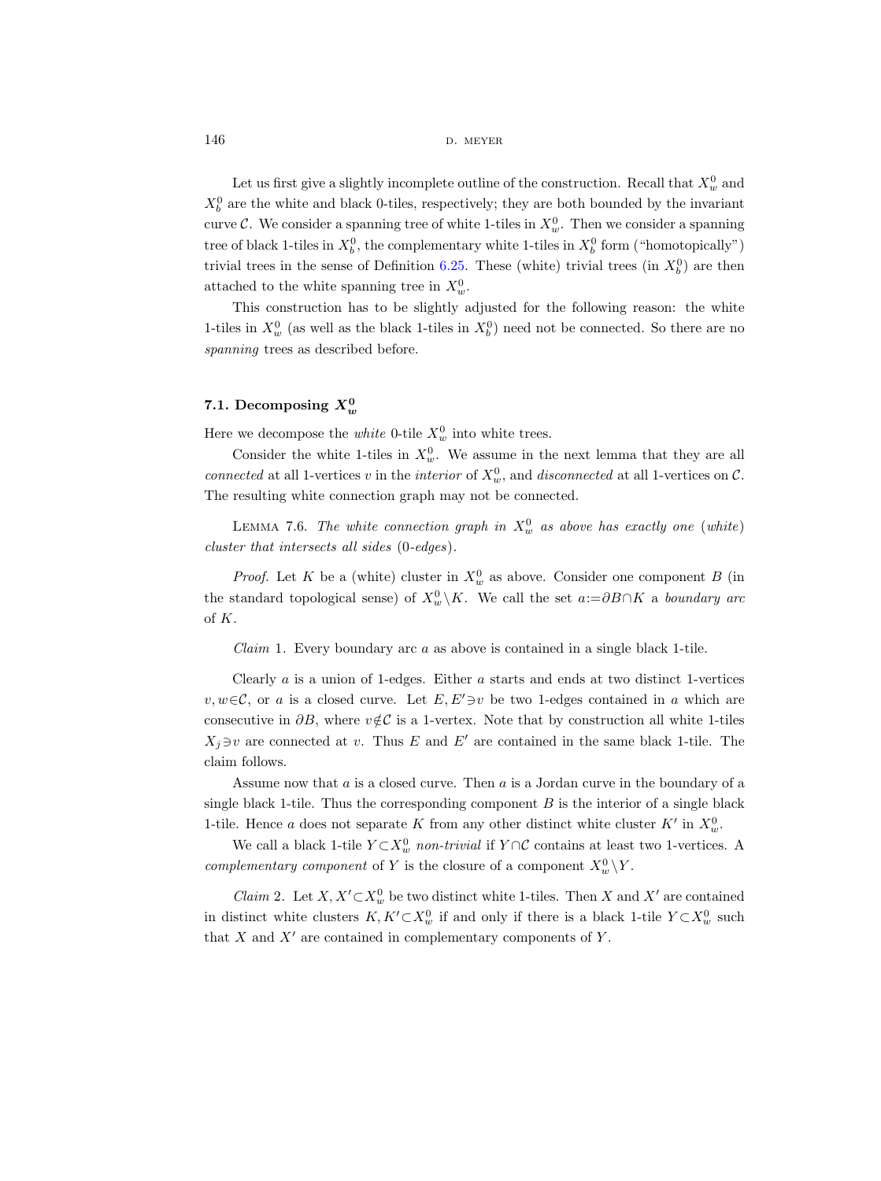Let us first give a slightly incomplete outline of the construction. Recall that $X_w^0$ and $X_b^0$ are the white and black 0-tiles, respectively; they are both bounded by the invariant curve $\mathcal{C}$. We consider a spanning tree of white 1-tiles in $X_w^0$. Then we consider a spanning tree of black 1-tiles in $X_b^0$, the complementary white 1-tiles in $X_b^0$ form ("homotopically") trivial trees in the sense of Definition 6.25. These (white) trivial trees (in $X_b^0$) are then attached to the white spanning tree in $X_w^0$.

This construction has to be slightly adjusted for the following reason: the white 1-tiles in $X_w^0$ (as well as the black 1-tiles in $X_b^0$) need not be connected. So there are no *spanning* trees as described before.

### 7.1. Decomposing $X_w^0$

Here we decompose the *white* 0-tile $X_w^0$ into white trees.

Consider the white 1-tiles in $X_w^0$. We assume in the next lemma that they are all *connected* at all 1-vertices $v$ in the *interior* of $X_w^0$, and *disconnected* at all 1-vertices on $\mathcal{C}$. The resulting white connection graph may not be connected.

LEMMA 7.6. *The white connection graph in $X_w^0$ as above has exactly one* (*white*) *cluster that intersects all sides* (0*-edges*).

*Proof.* Let $K$ be a (white) cluster in $X_w^0$ as above. Consider one component $B$ (in the standard topological sense) of $X_w^0 \setminus K$. We call the set $a := \partial B \cap K$ a *boundary arc* of $K$.

*Claim* 1. Every boundary arc $a$ as above is contained in a single black 1-tile.

Clearly $a$ is a union of 1-edges. Either $a$ starts and ends at two distinct 1-vertices $v, w \in \mathcal{C}$, or $a$ is a closed curve. Let $E, E' \ni v$ be two 1-edges contained in $a$ which are consecutive in $\partial B$, where $v \notin \mathcal{C}$ is a 1-vertex. Note that by construction all white 1-tiles $X_j \ni v$ are connected at $v$. Thus $E$ and $E'$ are contained in the same black 1-tile. The claim follows.

Assume now that $a$ is a closed curve. Then $a$ is a Jordan curve in the boundary of a single black 1-tile. Thus the corresponding component $B$ is the interior of a single black 1-tile. Hence $a$ does not separate $K$ from any other distinct white cluster $K'$ in $X_w^0$.

We call a black 1-tile $Y \subset X_w^0$ *non-trivial* if $Y \cap \mathcal{C}$ contains at least two 1-vertices. A *complementary component* of $Y$ is the closure of a component $X_w^0 \setminus Y$.

*Claim* 2. Let $X, X' \subset X_w^0$ be two distinct white 1-tiles. Then $X$ and $X'$ are contained in distinct white clusters $K, K' \subset X_w^0$ if and only if there is a black 1-tile $Y \subset X_w^0$ such that $X$ and $X'$ are contained in complementary components of $Y$.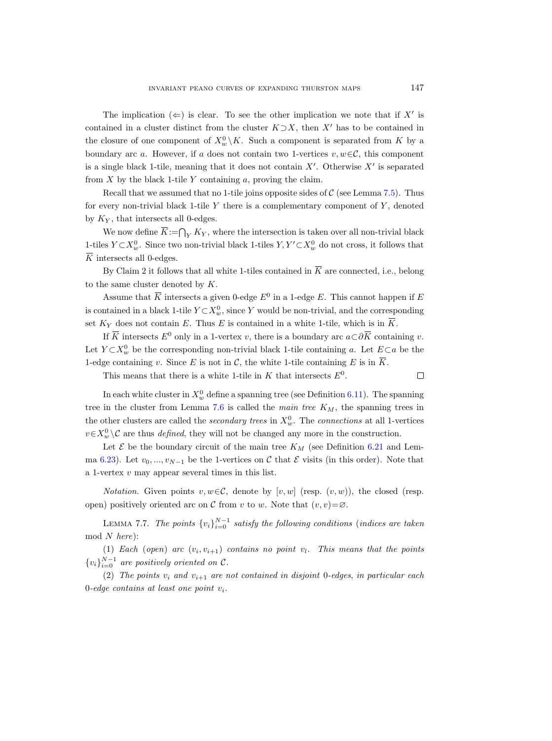The implication ($\Leftarrow$) is clear. To see the other implication we note that if $X'$ is contained in a cluster distinct from the cluster $K\supset X$, then $X'$ has to be contained in the closure of one component of $X^0_w\setminus K$. Such a component is separated from $K$ by a boundary arc $a$. However, if $a$ does not contain two 1-vertices $v,w\in\mathcal{C}$, this component is a single black 1-tile, meaning that it does not contain $X'$. Otherwise $X'$ is separated from $X$ by the black 1-tile $Y$ containing $a$, proving the claim.

Recall that we assumed that no 1-tile joins opposite sides of $\mathcal{C}$ (see Lemma 7.5). Thus for every non-trivial black 1-tile $Y$ there is a complementary component of $Y$, denoted by $K_Y$, that intersects all 0-edges.

We now define $\overline{K}:=\bigcap_Y K_Y$, where the intersection is taken over all non-trivial black 1-tiles $Y\subset X^0_w$. Since two non-trivial black 1-tiles $Y,Y'\subset X^0_w$ do not cross, it follows that $\overline{K}$ intersects all 0-edges.

By Claim 2 it follows that all white 1-tiles contained in $\overline{K}$ are connected, i.e., belong to the same cluster denoted by $K$.

Assume that $\overline{K}$ intersects a given 0-edge $E^0$ in a 1-edge $E$. This cannot happen if $E$ is contained in a black 1-tile $Y\subset X^0_w$, since $Y$ would be non-trivial, and the corresponding set $K_Y$ does not contain $E$. Thus $E$ is contained in a white 1-tile, which is in $\overline{K}$.

If $\overline{K}$ intersects $E^0$ only in a 1-vertex $v$, there is a boundary arc $a\subset\partial\overline{K}$ containing $v$. Let $Y\subset X^0_w$ be the corresponding non-trivial black 1-tile containing $a$. Let $E\subset a$ be the 1-edge containing $v$. Since $E$ is not in $\mathcal{C}$, the white 1-tile containing $E$ is in $\overline{K}$.

This means that there is a white 1-tile in $K$ that intersects $E^0$. $\square$

In each white cluster in $X^0_w$ define a spanning tree (see Definition 6.11). The spanning tree in the cluster from Lemma 7.6 is called the *main tree* $K_M$, the spanning trees in the other clusters are called the *secondary trees* in $X^0_w$. The *connections* at all 1-vertices $v\in X^0_w\setminus\mathcal{C}$ are thus *defined*, they will not be changed any more in the construction.

Let $\mathcal{E}$ be the boundary circuit of the main tree $K_M$ (see Definition 6.21 and Lemma 6.23). Let $v_0,...,v_{N-1}$ be the 1-vertices on $\mathcal{C}$ that $\mathcal{E}$ visits (in this order). Note that a 1-vertex $v$ may appear several times in this list.

*Notation.* Given points $v,w\in\mathcal{C}$, denote by $[v,w]$ (resp. $(v,w)$), the closed (resp. open) positively oriented arc on $\mathcal{C}$ from $v$ to $w$. Note that $(v,v)=\varnothing$.

LEMMA 7.7. *The points* $\{v_i\}_{i=0}^{N-1}$ *satisfy the following conditions* (*indices are taken* mod $N$ *here*):

(1) *Each* (*open*) *arc* $(v_i,v_{i+1})$ *contains no point* $v_l$. *This means that the points* $\{v_i\}_{i=0}^{N-1}$ *are positively oriented on* $\mathcal{C}$.

(2) *The points* $v_i$ *and* $v_{i+1}$ *are not contained in disjoint* 0*-edges*, *in particular each* 0*-edge contains at least one point* $v_i$.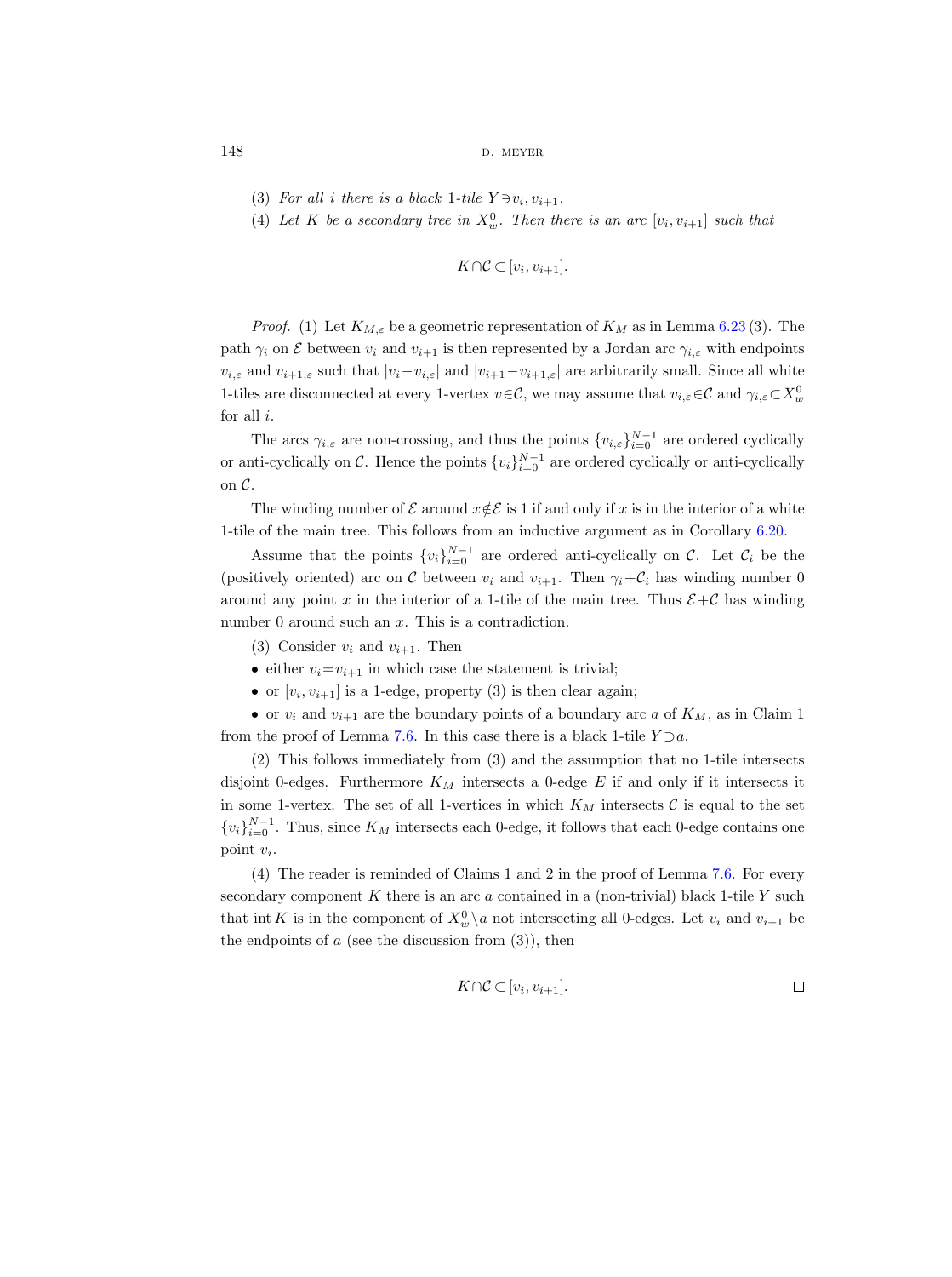(3) *For all $i$ there is a black 1-tile $Y \ni v_i, v_{i+1}$.*

(4) *Let $K$ be a secondary tree in $X_w^0$. Then there is an arc $[v_i, v_{i+1}]$ such that*

$$K \cap \mathcal{C} \subset [v_i, v_{i+1}].$$

*Proof.* (1) Let $K_{M,\varepsilon}$ be a geometric representation of $K_M$ as in Lemma 6.23 (3). The path $\gamma_i$ on $\mathcal{E}$ between $v_i$ and $v_{i+1}$ is then represented by a Jordan arc $\gamma_{i,\varepsilon}$ with endpoints $v_{i,\varepsilon}$ and $v_{i+1,\varepsilon}$ such that $|v_i - v_{i,\varepsilon}|$ and $|v_{i+1} - v_{i+1,\varepsilon}|$ are arbitrarily small. Since all white 1-tiles are disconnected at every 1-vertex $v \in \mathcal{C}$, we may assume that $v_{i,\varepsilon} \in \mathcal{C}$ and $\gamma_{i,\varepsilon} \subset X_w^0$ for all $i$.

The arcs $\gamma_{i,\varepsilon}$ are non-crossing, and thus the points $\{v_{i,\varepsilon}\}_{i=0}^{N-1}$ are ordered cyclically or anti-cyclically on $\mathcal{C}$. Hence the points $\{v_i\}_{i=0}^{N-1}$ are ordered cyclically or anti-cyclically on $\mathcal{C}$.

The winding number of $\mathcal{E}$ around $x \notin \mathcal{E}$ is 1 if and only if $x$ is in the interior of a white 1-tile of the main tree. This follows from an inductive argument as in Corollary 6.20.

Assume that the points $\{v_i\}_{i=0}^{N-1}$ are ordered anti-cyclically on $\mathcal{C}$. Let $\mathcal{C}_i$ be the (positively oriented) arc on $\mathcal{C}$ between $v_i$ and $v_{i+1}$. Then $\gamma_i + \mathcal{C}_i$ has winding number 0 around any point $x$ in the interior of a 1-tile of the main tree. Thus $\mathcal{E} + \mathcal{C}$ has winding number 0 around such an $x$. This is a contradiction.

(3) Consider $v_i$ and $v_{i+1}$. Then

- either $v_i = v_{i+1}$ in which case the statement is trivial;
- or $[v_i, v_{i+1}]$ is a 1-edge, property (3) is then clear again;
- or $v_i$ and $v_{i+1}$ are the boundary points of a boundary arc $a$ of $K_M$, as in Claim 1 from the proof of Lemma 7.6. In this case there is a black 1-tile $Y \supset a$.

(2) This follows immediately from (3) and the assumption that no 1-tile intersects disjoint 0-edges. Furthermore $K_M$ intersects a 0-edge $E$ if and only if it intersects it in some 1-vertex. The set of all 1-vertices in which $K_M$ intersects $\mathcal{C}$ is equal to the set $\{v_i\}_{i=0}^{N-1}$. Thus, since $K_M$ intersects each 0-edge, it follows that each 0-edge contains one point $v_i$.

(4) The reader is reminded of Claims 1 and 2 in the proof of Lemma 7.6. For every secondary component $K$ there is an arc $a$ contained in a (non-trivial) black 1-tile $Y$ such that $\operatorname{int} K$ is in the component of $X_w^0 \setminus a$ not intersecting all 0-edges. Let $v_i$ and $v_{i+1}$ be the endpoints of $a$ (see the discussion from (3)), then

$$K \cap \mathcal{C} \subset [v_i, v_{i+1}].$$

$\square$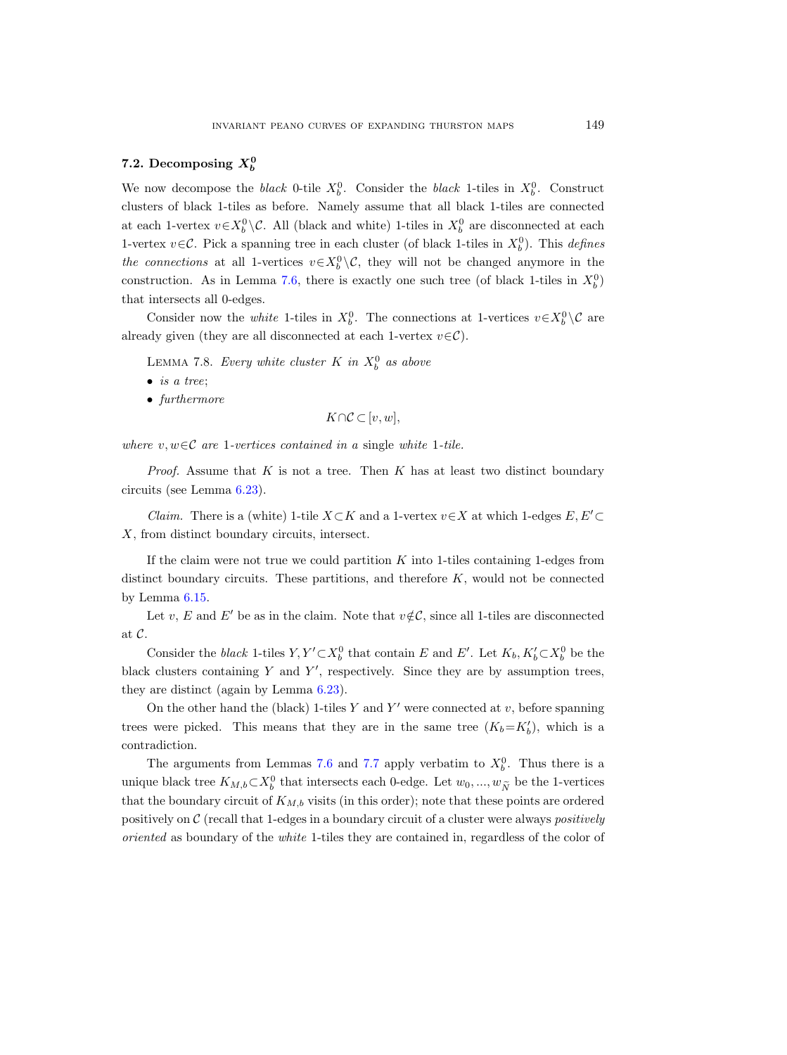## 7.2. Decomposing $X_b^0$

We now decompose the *black* 0-tile $X_b^0$. Consider the *black* 1-tiles in $X_b^0$. Construct clusters of black 1-tiles as before. Namely assume that all black 1-tiles are connected at each 1-vertex $v \in X_b^0 \setminus \mathcal{C}$. All (black and white) 1-tiles in $X_b^0$ are disconnected at each 1-vertex $v \in \mathcal{C}$. Pick a spanning tree in each cluster (of black 1-tiles in $X_b^0$). This *defines the connections* at all 1-vertices $v \in X_b^0 \setminus \mathcal{C}$, they will not be changed anymore in the construction. As in Lemma 7.6, there is exactly one such tree (of black 1-tiles in $X_b^0$) that intersects all 0-edges.

Consider now the *white* 1-tiles in $X_b^0$. The connections at 1-vertices $v \in X_b^0 \setminus \mathcal{C}$ are already given (they are all disconnected at each 1-vertex $v \in \mathcal{C}$).

Lemma 7.8. *Every white cluster $K$ in $X_b^0$ as above*

- *is a tree*;
- *furthermore*

$$K \cap \mathcal{C} \subset [v, w],$$

*where $v, w \in \mathcal{C}$ are 1-vertices contained in a* single *white 1-tile.*

*Proof.* Assume that $K$ is not a tree. Then $K$ has at least two distinct boundary circuits (see Lemma 6.23).

*Claim.* There is a (white) 1-tile $X \subset K$ and a 1-vertex $v \in X$ at which 1-edges $E, E' \subset X$, from distinct boundary circuits, intersect.

If the claim were not true we could partition $K$ into 1-tiles containing 1-edges from distinct boundary circuits. These partitions, and therefore $K$, would not be connected by Lemma 6.15.

Let $v$, $E$ and $E'$ be as in the claim. Note that $v \notin \mathcal{C}$, since all 1-tiles are disconnected at $\mathcal{C}$.

Consider the *black* 1-tiles $Y, Y' \subset X_b^0$ that contain $E$ and $E'$. Let $K_b, K_b' \subset X_b^0$ be the black clusters containing $Y$ and $Y'$, respectively. Since they are by assumption trees, they are distinct (again by Lemma 6.23).

On the other hand the (black) 1-tiles $Y$ and $Y'$ were connected at $v$, before spanning trees were picked. This means that they are in the same tree ($K_b = K_b'$), which is a contradiction.

The arguments from Lemmas 7.6 and 7.7 apply verbatim to $X_b^0$. Thus there is a unique black tree $K_{M,b} \subset X_b^0$ that intersects each 0-edge. Let $w_0, ..., w_{\widetilde{N}}$ be the 1-vertices that the boundary circuit of $K_{M,b}$ visits (in this order); note that these points are ordered positively on $\mathcal{C}$ (recall that 1-edges in a boundary circuit of a cluster were always *positively oriented* as boundary of the *white* 1-tiles they are contained in, regardless of the color of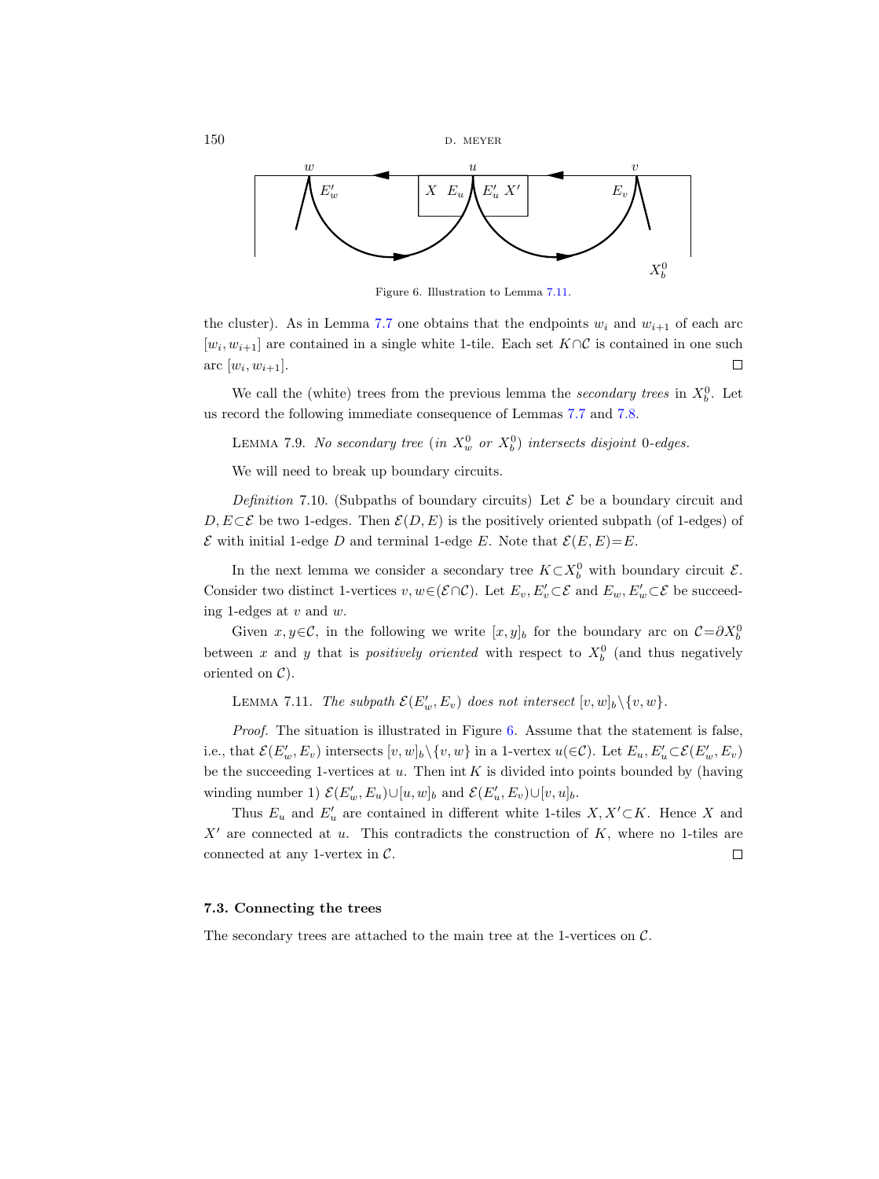Figure 6. Illustration to Lemma 7.11.

the cluster). As in Lemma 7.7 one obtains that the endpoints $w_i$ and $w_{i+1}$ of each arc $[w_i, w_{i+1}]$ are contained in a single white 1-tile. Each set $K\cap\mathcal{C}$ is contained in one such arc $[w_i, w_{i+1}]$. $\square$

We call the (white) trees from the previous lemma the *secondary trees* in $X_b^0$. Let us record the following immediate consequence of Lemmas 7.7 and 7.8.

LEMMA 7.9. *No secondary tree (in $X_w^0$ or $X_b^0$) intersects disjoint 0-edges.*

We will need to break up boundary circuits.

*Definition* 7.10. (Subpaths of boundary circuits) Let $\mathcal{E}$ be a boundary circuit and $D, E\subset\mathcal{E}$ be two 1-edges. Then $\mathcal{E}(D,E)$ is the positively oriented subpath (of 1-edges) of $\mathcal{E}$ with initial 1-edge $D$ and terminal 1-edge $E$. Note that $\mathcal{E}(E,E)=E$.

In the next lemma we consider a secondary tree $K\subset X_b^0$ with boundary circuit $\mathcal{E}$. Consider two distinct 1-vertices $v, w\in(\mathcal{E}\cap\mathcal{C})$. Let $E_v, E_v'\subset\mathcal{E}$ and $E_w, E_w'\subset\mathcal{E}$ be succeeding 1-edges at $v$ and $w$.

Given $x, y\in\mathcal{C}$, in the following we write $[x,y]_b$ for the boundary arc on $\mathcal{C}=\partial X_b^0$ between $x$ and $y$ that is *positively oriented* with respect to $X_b^0$ (and thus negatively oriented on $\mathcal{C}$).

LEMMA 7.11. *The subpath $\mathcal{E}(E_w', E_v)$ does not intersect $[v,w]_b\setminus\{v,w\}$.*

*Proof.* The situation is illustrated in Figure 6. Assume that the statement is false, i.e., that $\mathcal{E}(E_w', E_v)$ intersects $[v,w]_b\setminus\{v,w\}$ in a 1-vertex $u(\in\mathcal{C})$. Let $E_u, E_u'\subset\mathcal{E}(E_w', E_v)$ be the succeeding 1-vertices at $u$. Then $\operatorname{int} K$ is divided into points bounded by (having winding number 1) $\mathcal{E}(E_w', E_u)\cup[u,w]_b$ and $\mathcal{E}(E_u', E_v)\cup[v,u]_b$.

Thus $E_u$ and $E_u'$ are contained in different white 1-tiles $X, X'\subset K$. Hence $X$ and $X'$ are connected at $u$. This contradicts the construction of $K$, where no 1-tiles are connected at any 1-vertex in $\mathcal{C}$. $\square$

### 7.3. Connecting the trees

The secondary trees are attached to the main tree at the 1-vertices on $\mathcal{C}$.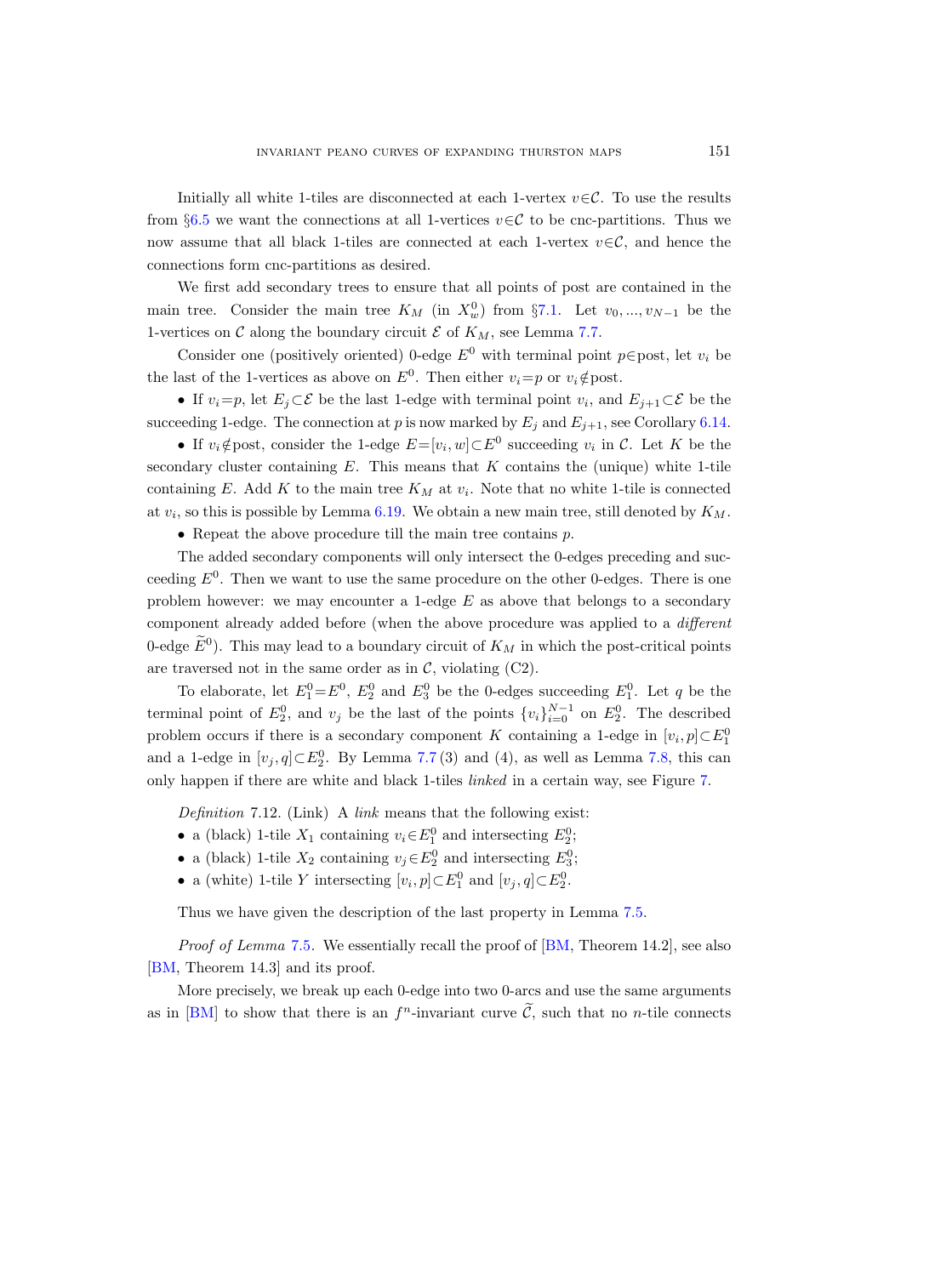Initially all white 1-tiles are disconnected at each 1-vertex $v\in\mathcal{C}$. To use the results from §6.5 we want the connections at all 1-vertices $v\in\mathcal{C}$ to be cnc-partitions. Thus we now assume that all black 1-tiles are connected at each 1-vertex $v\in\mathcal{C}$, and hence the connections form cnc-partitions as desired.

We first add secondary trees to ensure that all points of post are contained in the main tree. Consider the main tree $K_M$ (in $X_w^0$) from §7.1. Let $v_0, ..., v_{N-1}$ be the 1-vertices on $\mathcal{C}$ along the boundary circuit $\mathcal{E}$ of $K_M$, see Lemma 7.7.

Consider one (positively oriented) 0-edge $E^0$ with terminal point $p\in\text{post}$, let $v_i$ be the last of the 1-vertices as above on $E^0$. Then either $v_i=p$ or $v_i\notin\text{post}$.

- If $v_i=p$, let $E_j\subset\mathcal{E}$ be the last 1-edge with terminal point $v_i$, and $E_{j+1}\subset\mathcal{E}$ be the succeeding 1-edge. The connection at $p$ is now marked by $E_j$ and $E_{j+1}$, see Corollary 6.14.
- If $v_i\notin\text{post}$, consider the 1-edge $E=[v_i, w]\subset E^0$ succeeding $v_i$ in $\mathcal{C}$. Let $K$ be the secondary cluster containing $E$. This means that $K$ contains the (unique) white 1-tile containing $E$. Add $K$ to the main tree $K_M$ at $v_i$. Note that no white 1-tile is connected at $v_i$, so this is possible by Lemma 6.19. We obtain a new main tree, still denoted by $K_M$.
- Repeat the above procedure till the main tree contains $p$.

The added secondary components will only intersect the 0-edges preceding and succeeding $E^0$. Then we want to use the same procedure on the other 0-edges. There is one problem however: we may encounter a 1-edge $E$ as above that belongs to a secondary component already added before (when the above procedure was applied to a *different* 0-edge $\widetilde{E}^0$). This may lead to a boundary circuit of $K_M$ in which the post-critical points are traversed not in the same order as in $\mathcal{C}$, violating (C2).

To elaborate, let $E_1^0=E^0$, $E_2^0$ and $E_3^0$ be the 0-edges succeeding $E_1^0$. Let $q$ be the terminal point of $E_2^0$, and $v_j$ be the last of the points $\{v_i\}_{i=0}^{N-1}$ on $E_2^0$. The described problem occurs if there is a secondary component $K$ containing a 1-edge in $[v_i, p]\subset E_1^0$ and a 1-edge in $[v_j, q]\subset E_2^0$. By Lemma 7.7 (3) and (4), as well as Lemma 7.8, this can only happen if there are white and black 1-tiles *linked* in a certain way, see Figure 7.

*Definition* 7.12. (Link) A *link* means that the following exist:

- a (black) 1-tile $X_1$ containing $v_i\in E_1^0$ and intersecting $E_2^0$;
- a (black) 1-tile $X_2$ containing $v_j\in E_2^0$ and intersecting $E_3^0$;
- a (white) 1-tile $Y$ intersecting $[v_i, p]\subset E_1^0$ and $[v_j, q]\subset E_2^0$.

Thus we have given the description of the last property in Lemma 7.5.

*Proof of Lemma* 7.5. We essentially recall the proof of [BM, Theorem 14.2], see also [BM, Theorem 14.3] and its proof.

More precisely, we break up each 0-edge into two 0-arcs and use the same arguments as in [BM] to show that there is an $f^n$-invariant curve $\widetilde{\mathcal{C}}$, such that no $n$-tile connects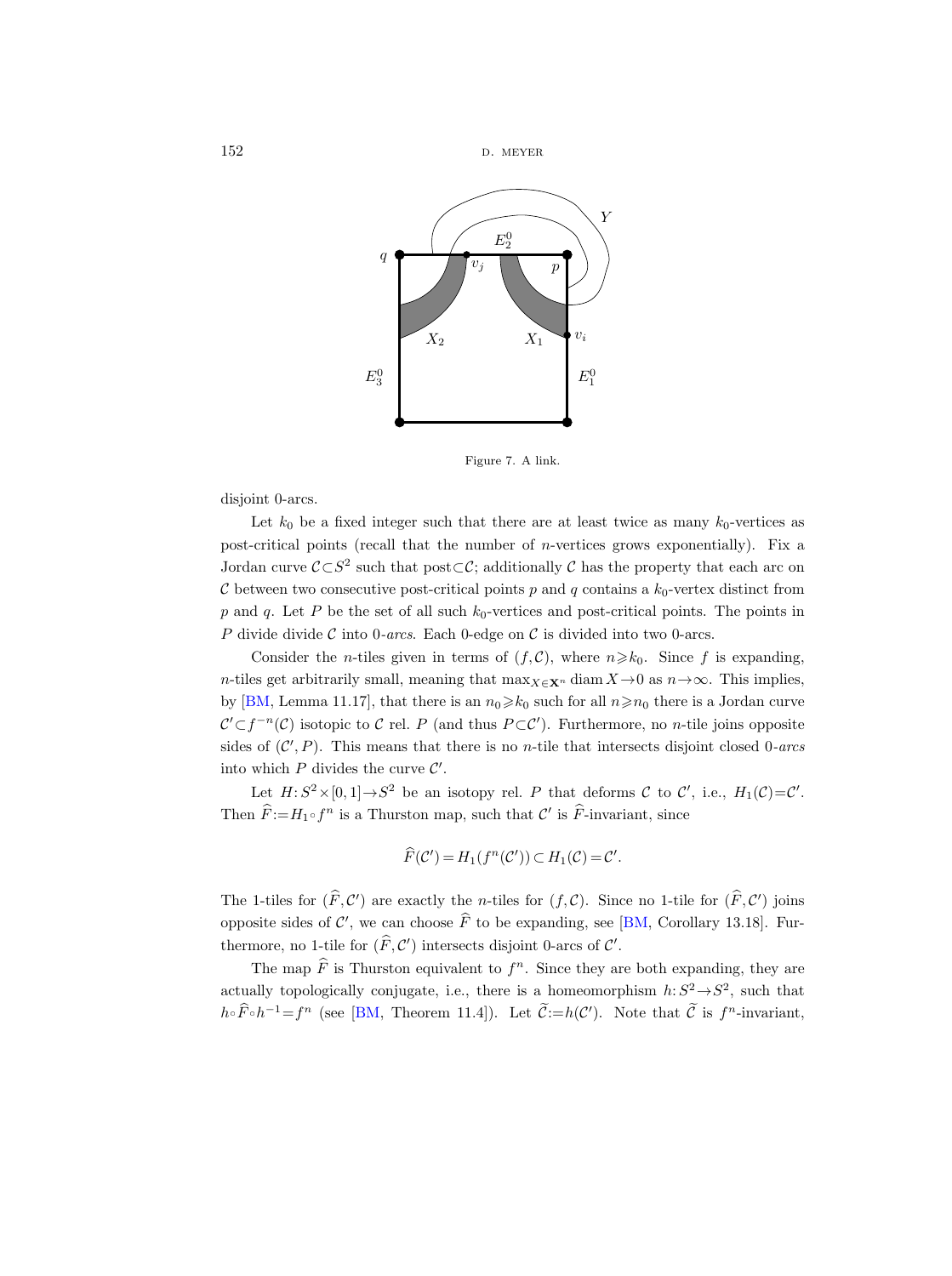Figure 7. A link.

disjoint 0-arcs.

Let $k_0$ be a fixed integer such that there are at least twice as many $k_0$-vertices as post-critical points (recall that the number of $n$-vertices grows exponentially). Fix a Jordan curve $\mathcal{C}\subset S^2$ such that post$\subset\mathcal{C}$; additionally $\mathcal{C}$ has the property that each arc on $\mathcal{C}$ between two consecutive post-critical points $p$ and $q$ contains a $k_0$-vertex distinct from $p$ and $q$. Let $P$ be the set of all such $k_0$-vertices and post-critical points. The points in $P$ divide divide $\mathcal{C}$ into 0-*arcs*. Each 0-edge on $\mathcal{C}$ is divided into two 0-arcs.

Consider the $n$-tiles given in terms of $(f, \mathcal{C})$, where $n\geqslant k_0$. Since $f$ is expanding, $n$-tiles get arbitrarily small, meaning that $\max_{X\in\mathbf{X}^n}\operatorname{diam} X\to 0$ as $n\to\infty$. This implies, by [BM, Lemma 11.17], that there is an $n_0\geqslant k_0$ such for all $n\geqslant n_0$ there is a Jordan curve $\mathcal{C}'\subset f^{-n}(\mathcal{C})$ isotopic to $\mathcal{C}$ rel. $P$ (and thus $P\subset\mathcal{C}'$). Furthermore, no $n$-tile joins opposite sides of $(\mathcal{C}', P)$. This means that there is no $n$-tile that intersects disjoint closed 0-*arcs* into which $P$ divides the curve $\mathcal{C}'$.

Let $H: S^2\times[0,1]\to S^2$ be an isotopy rel. $P$ that deforms $\mathcal{C}$ to $\mathcal{C}'$, i.e., $H_1(\mathcal{C})=\mathcal{C}'$. Then $\widehat{F}:=H_1\circ f^n$ is a Thurston map, such that $\mathcal{C}'$ is $\widehat{F}$-invariant, since

$$\widehat{F}(\mathcal{C}')=H_1(f^n(\mathcal{C}'))\subset H_1(\mathcal{C})=\mathcal{C}'.$$

The 1-tiles for $(\widehat{F}, \mathcal{C}')$ are exactly the $n$-tiles for $(f, \mathcal{C})$. Since no 1-tile for $(\widehat{F}, \mathcal{C}')$ joins opposite sides of $\mathcal{C}'$, we can choose $\widehat{F}$ to be expanding, see [BM, Corollary 13.18]. Furthermore, no 1-tile for $(\widehat{F}, \mathcal{C}')$ intersects disjoint 0-arcs of $\mathcal{C}'$.

The map $\widehat{F}$ is Thurston equivalent to $f^n$. Since they are both expanding, they are actually topologically conjugate, i.e., there is a homeomorphism $h: S^2\to S^2$, such that $h\circ\widehat{F}\circ h^{-1}=f^n$ (see [BM, Theorem 11.4]). Let $\widetilde{\mathcal{C}}:=h(\mathcal{C}')$. Note that $\widetilde{\mathcal{C}}$ is $f^n$-invariant,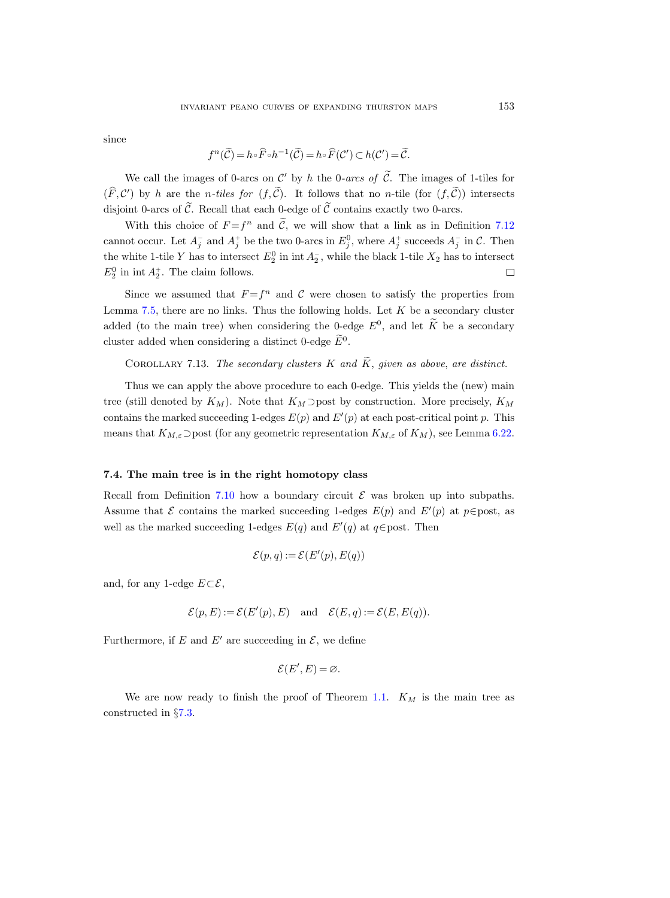since

$$f^n(\widetilde{\mathcal{C}}) = h \circ \widehat{F} \circ h^{-1}(\widetilde{\mathcal{C}}) = h \circ \widehat{F}(\mathcal{C}') \subset h(\mathcal{C}') = \widetilde{\mathcal{C}}.$$

We call the images of 0-arcs on $\mathcal{C}'$ by $h$ the *0-arcs of* $\widetilde{\mathcal{C}}$. The images of 1-tiles for $(\widehat{F}, \mathcal{C}')$ by $h$ are the *n-tiles for* $(f, \widetilde{\mathcal{C}})$. It follows that no $n$-tile (for $(f, \widetilde{\mathcal{C}})$) intersects disjoint 0-arcs of $\widetilde{\mathcal{C}}$. Recall that each 0-edge of $\widetilde{\mathcal{C}}$ contains exactly two 0-arcs.

With this choice of $F = f^n$ and $\widetilde{\mathcal{C}}$, we will show that a link as in Definition 7.12 cannot occur. Let $A_j^-$ and $A_j^+$ be the two 0-arcs in $\widetilde{E}_j^0$, where $A_j^+$ succeeds $A_j^-$ in $\mathcal{C}$. Then the white 1-tile $Y$ has to intersect $E_2^0$ in $\operatorname{int} A_2^-$, while the black 1-tile $X_2$ has to intersect $E_2^0$ in $\operatorname{int} A_2^+$. The claim follows. $\square$

Since we assumed that $F = f^n$ and $\mathcal{C}$ were chosen to satisfy the properties from Lemma 7.5, there are no links. Thus the following holds. Let $K$ be a secondary cluster added (to the main tree) when considering the 0-edge $E^0$, and let $\widetilde{K}$ be a secondary cluster added when considering a distinct 0-edge $\widetilde{E}^0$.

Corollary 7.13. *The secondary clusters $K$ and $\widetilde{K}$, given as above, are distinct.*

Thus we can apply the above procedure to each 0-edge. This yields the (new) main tree (still denoted by $K_M$). Note that $K_M \supset \operatorname{post}$ by construction. More precisely, $K_M$ contains the marked succeeding 1-edges $E(p)$ and $E'(p)$ at each post-critical point $p$. This means that $K_{M,\varepsilon} \supset \operatorname{post}$ (for any geometric representation $K_{M,\varepsilon}$ of $K_M$), see Lemma 6.22.

### 7.4. The main tree is in the right homotopy class

Recall from Definition 7.10 how a boundary circuit $\mathcal{E}$ was broken up into subpaths. Assume that $\mathcal{E}$ contains the marked succeeding 1-edges $E(p)$ and $E'(p)$ at $p \in \operatorname{post}$, as well as the marked succeeding 1-edges $E(q)$ and $E'(q)$ at $q \in \operatorname{post}$. Then

$$\mathcal{E}(p,q) := \mathcal{E}(E'(p), E(q))$$

and, for any 1-edge $E \subset \mathcal{E}$,

$$\mathcal{E}(p,E) := \mathcal{E}(E'(p), E) \quad \text{and} \quad \mathcal{E}(E,q) := \mathcal{E}(E, E(q)).$$

Furthermore, if $E$ and $E'$ are succeeding in $\mathcal{E}$, we define

$$\mathcal{E}(E', E) = \varnothing.$$

We are now ready to finish the proof of Theorem 1.1. $K_M$ is the main tree as constructed in §7.3.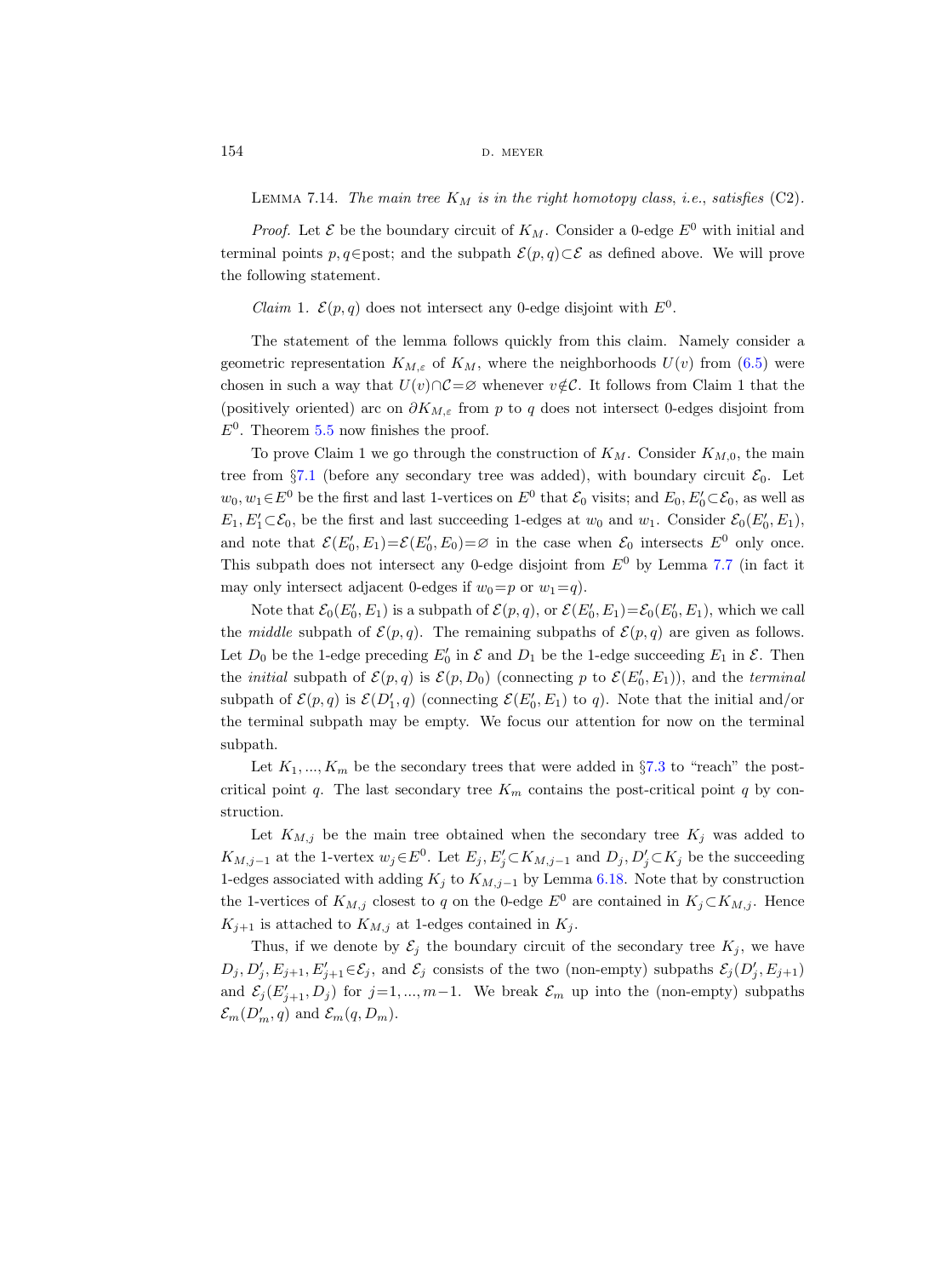Lemma 7.14. *The main tree $K_M$ is in the right homotopy class, i.e., satisfies* (C2).

*Proof.* Let $\mathcal{E}$ be the boundary circuit of $K_M$. Consider a 0-edge $E^0$ with initial and terminal points $p, q \in \text{post}$; and the subpath $\mathcal{E}(p,q) \subset \mathcal{E}$ as defined above. We will prove the following statement.

*Claim* 1. $\mathcal{E}(p,q)$ does not intersect any 0-edge disjoint with $E^0$.

The statement of the lemma follows quickly from this claim. Namely consider a geometric representation $K_{M,\varepsilon}$ of $K_M$, where the neighborhoods $U(v)$ from (6.5) were chosen in such a way that $U(v) \cap \mathcal{C} = \varnothing$ whenever $v \notin \mathcal{C}$. It follows from Claim 1 that the (positively oriented) arc on $\partial K_{M,\varepsilon}$ from $p$ to $q$ does not intersect 0-edges disjoint from $E^0$. Theorem 5.5 now finishes the proof.

To prove Claim 1 we go through the construction of $K_M$. Consider $K_{M,0}$, the main tree from §7.1 (before any secondary tree was added), with boundary circuit $\mathcal{E}_0$. Let $w_0, w_1 \in E^0$ be the first and last 1-vertices on $E^0$ that $\mathcal{E}_0$ visits; and $E_0, E_0' \subset \mathcal{E}_0$, as well as $E_1, E_1' \subset \mathcal{E}_0$, be the first and last succeeding 1-edges at $w_0$ and $w_1$. Consider $\mathcal{E}_0(E_0', E_1)$, and note that $\mathcal{E}(E_0', E_1) = \mathcal{E}(E_0', E_0) = \varnothing$ in the case when $\mathcal{E}_0$ intersects $E^0$ only once. This subpath does not intersect any 0-edge disjoint from $E^0$ by Lemma 7.7 (in fact it may only intersect adjacent 0-edges if $w_0 = p$ or $w_1 = q$).

Note that $\mathcal{E}_0(E_0', E_1)$ is a subpath of $\mathcal{E}(p,q)$, or $\mathcal{E}(E_0', E_1) = \mathcal{E}_0(E_0', E_1)$, which we call the *middle* subpath of $\mathcal{E}(p,q)$. The remaining subpaths of $\mathcal{E}(p,q)$ are given as follows. Let $D_0$ be the 1-edge preceding $E_0'$ in $\mathcal{E}$ and $D_1$ be the 1-edge succeeding $E_1$ in $\mathcal{E}$. Then the *initial* subpath of $\mathcal{E}(p,q)$ is $\mathcal{E}(p, D_0)$ (connecting $p$ to $\mathcal{E}(E_0', E_1)$), and the *terminal* subpath of $\mathcal{E}(p,q)$ is $\mathcal{E}(D_1', q)$ (connecting $\mathcal{E}(E_0', E_1)$ to $q$). Note that the initial and/or the terminal subpath may be empty. We focus our attention for now on the terminal subpath.

Let $K_1, ..., K_m$ be the secondary trees that were added in §7.3 to "reach" the post-critical point $q$. The last secondary tree $K_m$ contains the post-critical point $q$ by construction.

Let $K_{M,j}$ be the main tree obtained when the secondary tree $K_j$ was added to $K_{M,j-1}$ at the 1-vertex $w_j \in E^0$. Let $E_j, E_j' \subset K_{M,j-1}$ and $D_j, D_j' \subset K_j$ be the succeeding 1-edges associated with adding $K_j$ to $K_{M,j-1}$ by Lemma 6.18. Note that by construction the 1-vertices of $K_{M,j}$ closest to $q$ on the 0-edge $E^0$ are contained in $K_j \subset K_{M,j}$. Hence $K_{j+1}$ is attached to $K_{M,j}$ at 1-edges contained in $K_j$.

Thus, if we denote by $\mathcal{E}_j$ the boundary circuit of the secondary tree $K_j$, we have $D_j, D_j', E_{j+1}, E_{j+1}' \in \mathcal{E}_j$, and $\mathcal{E}_j$ consists of the two (non-empty) subpaths $\mathcal{E}_j(D_j', E_{j+1})$ and $\mathcal{E}_j(E_{j+1}', D_j)$ for $j = 1, ..., m-1$. We break $\mathcal{E}_m$ up into the (non-empty) subpaths $\mathcal{E}_m(D_m', q)$ and $\mathcal{E}_m(q, D_m)$.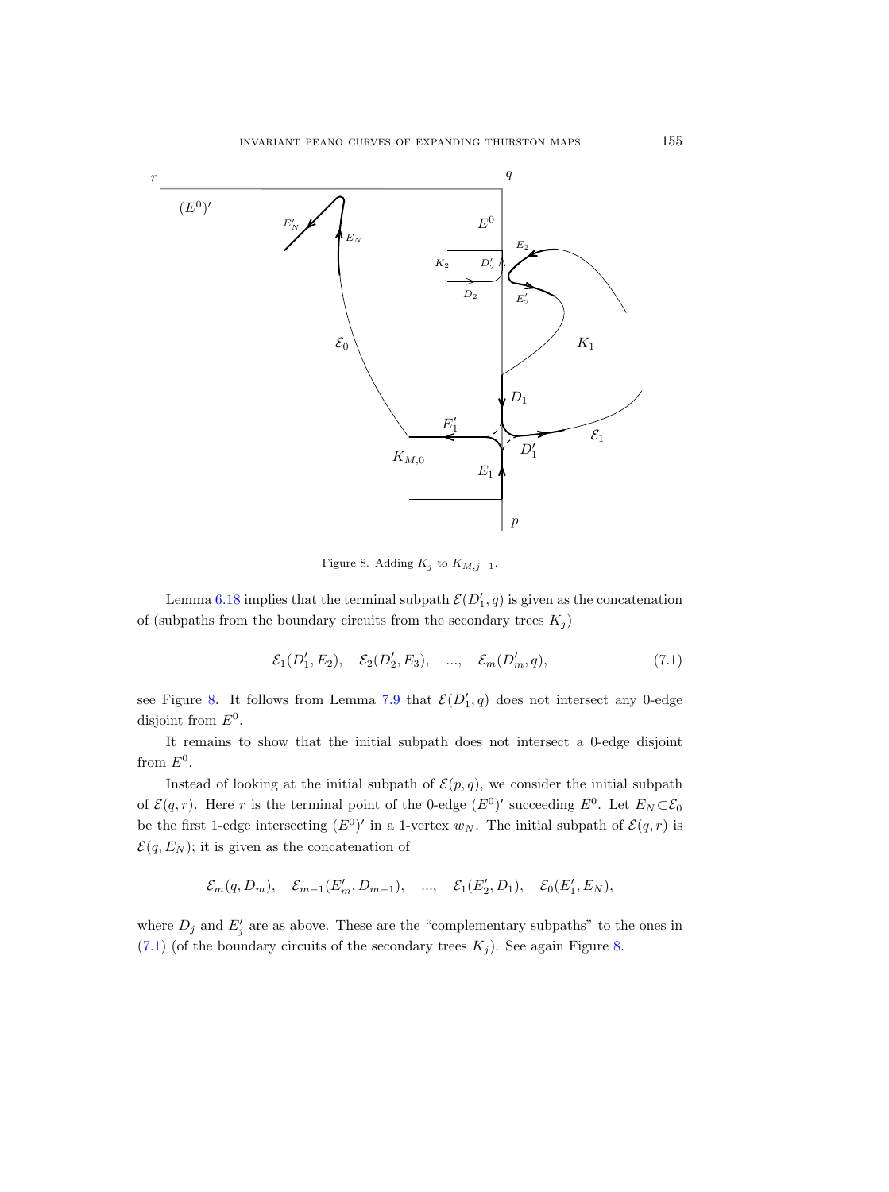Figure 8. Adding $K_j$ to $K_{M,j-1}$.

Lemma 6.18 implies that the terminal subpath $\mathcal{E}(D_1', q)$ is given as the concatenation of (subpaths from the boundary circuits from the secondary trees $K_j$)

$$\mathcal{E}_1(D_1', E_2), \quad \mathcal{E}_2(D_2', E_3), \quad ..., \quad \mathcal{E}_m(D_m', q), \tag{7.1}$$

see Figure 8. It follows from Lemma 7.9 that $\mathcal{E}(D_1', q)$ does not intersect any 0-edge disjoint from $E^0$.

It remains to show that the initial subpath does not intersect a 0-edge disjoint from $E^0$.

Instead of looking at the initial subpath of $\mathcal{E}(p, q)$, we consider the initial subpath of $\mathcal{E}(q, r)$. Here $r$ is the terminal point of the 0-edge $(E^0)'$ succeeding $E^0$. Let $E_N \subset \mathcal{E}_0$ be the first 1-edge intersecting $(E^0)'$ in a 1-vertex $w_N$. The initial subpath of $\mathcal{E}(q, r)$ is $\mathcal{E}(q, E_N)$; it is given as the concatenation of

$$\mathcal{E}_m(q, D_m), \quad \mathcal{E}_{m-1}(E_m', D_{m-1}), \quad ..., \quad \mathcal{E}_1(E_2', D_1), \quad \mathcal{E}_0(E_1', E_N),$$

where $D_j$ and $E_j'$ are as above. These are the "complementary subpaths" to the ones in (7.1) (of the boundary circuits of the secondary trees $K_j$). See again Figure 8.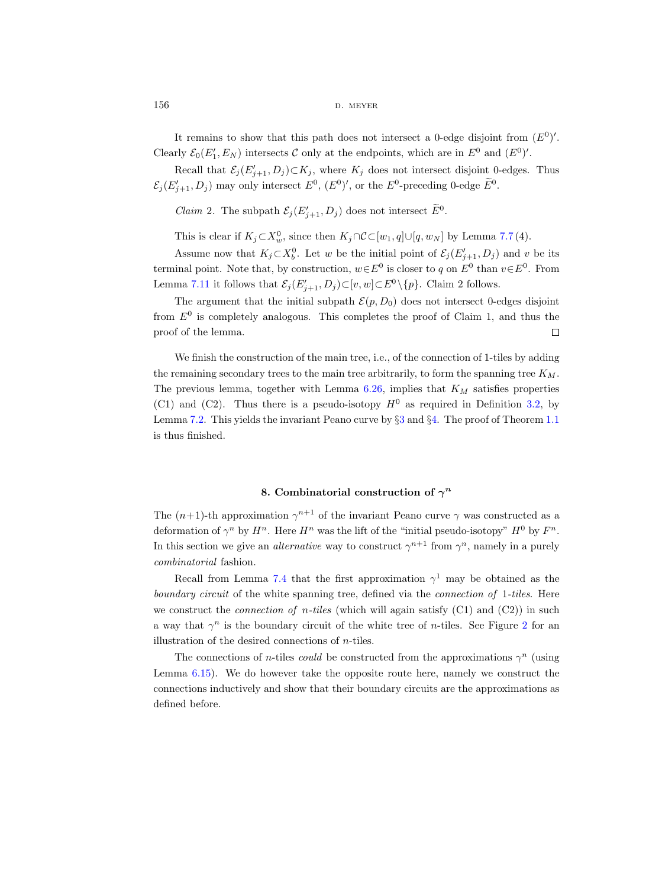It remains to show that this path does not intersect a 0-edge disjoint from $(E^0)'$. Clearly $\mathcal{E}_0(E_1', E_N)$ intersects $\mathcal{C}$ only at the endpoints, which are in $E^0$ and $(E^0)'$.

Recall that $\mathcal{E}_j(E_{j+1}', D_j) \subset K_j$, where $K_j$ does not intersect disjoint 0-edges. Thus $\mathcal{E}_j(E_{j+1}', D_j)$ may only intersect $E^0$, $(E^0)'$, or the $E^0$-preceding 0-edge $\widetilde{E}^0$.

*Claim* 2. The subpath $\mathcal{E}_j(E_{j+1}', D_j)$ does not intersect $\widetilde{E}^0$.

This is clear if $K_j \subset X_w^0$, since then $K_j \cap \mathcal{C} \subset [w_1, q] \cup [q, w_N]$ by Lemma 7.7 (4).

Assume now that $K_j \subset X_b^0$. Let $w$ be the initial point of $\mathcal{E}_j(E_{j+1}', D_j)$ and $v$ be its terminal point. Note that, by construction, $w \in E^0$ is closer to $q$ on $E^0$ than $v \in E^0$. From Lemma 7.11 it follows that $\mathcal{E}_j(E_{j+1}', D_j) \subset [v, w] \subset E^0 \setminus \{p\}$. Claim 2 follows.

The argument that the initial subpath $\mathcal{E}(p, D_0)$ does not intersect 0-edges disjoint from $E^0$ is completely analogous. This completes the proof of Claim 1, and thus the proof of the lemma. $\square$

We finish the construction of the main tree, i.e., of the connection of 1-tiles by adding the remaining secondary trees to the main tree arbitrarily, to form the spanning tree $K_M$. The previous lemma, together with Lemma 6.26, implies that $K_M$ satisfies properties (C1) and (C2). Thus there is a pseudo-isotopy $H^0$ as required in Definition 3.2, by Lemma 7.2. This yields the invariant Peano curve by §3 and §4. The proof of Theorem 1.1 is thus finished.

## 8. Combinatorial construction of $\gamma^n$

The $(n+1)$-th approximation $\gamma^{n+1}$ of the invariant Peano curve $\gamma$ was constructed as a deformation of $\gamma^n$ by $H^n$. Here $H^n$ was the lift of the "initial pseudo-isotopy" $H^0$ by $F^n$. In this section we give an *alternative* way to construct $\gamma^{n+1}$ from $\gamma^n$, namely in a purely *combinatorial* fashion.

Recall from Lemma 7.4 that the first approximation $\gamma^1$ may be obtained as the *boundary circuit* of the white spanning tree, defined via the *connection of* 1*-tiles*. Here we construct the *connection of* $n$*-tiles* (which will again satisfy (C1) and (C2)) in such a way that $\gamma^n$ is the boundary circuit of the white tree of $n$-tiles. See Figure 2 for an illustration of the desired connections of $n$-tiles.

The connections of $n$-tiles *could* be constructed from the approximations $\gamma^n$ (using Lemma 6.15). We do however take the opposite route here, namely we construct the connections inductively and show that their boundary circuits are the approximations as defined before.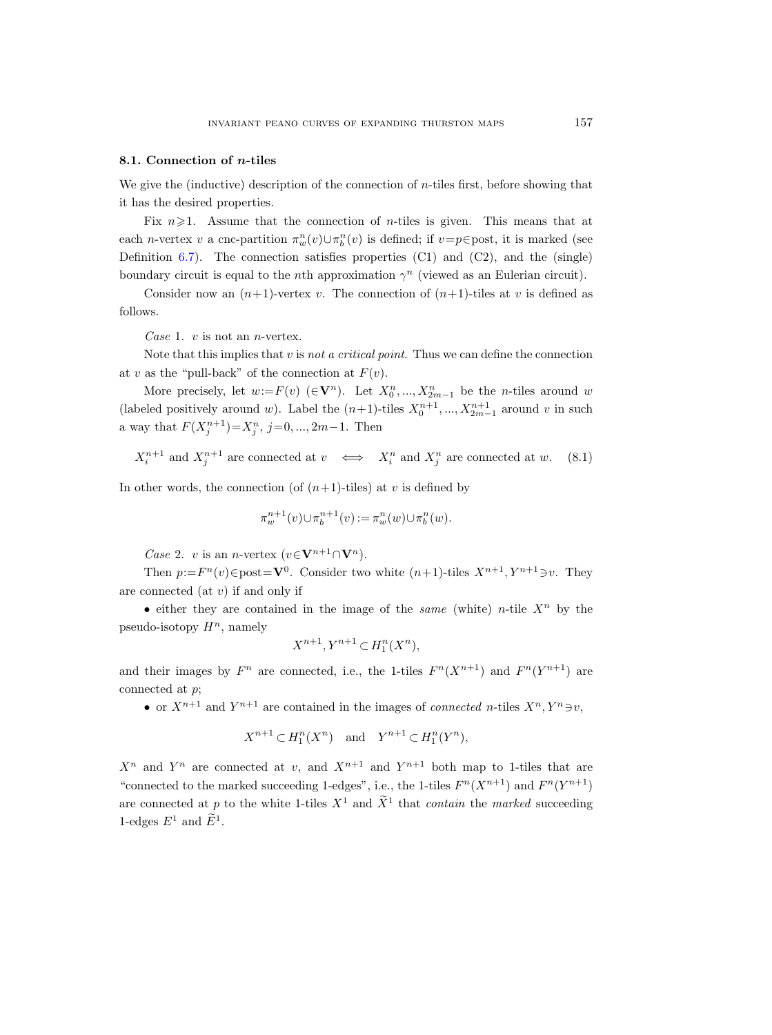### 8.1. Connection of $n$-tiles

We give the (inductive) description of the connection of $n$-tiles first, before showing that it has the desired properties.

Fix $n\geqslant 1$. Assume that the connection of $n$-tiles is given. This means that at each $n$-vertex $v$ a cnc-partition $\pi_w^n(v)\cup\pi_b^n(v)$ is defined; if $v=p\in\text{post}$, it is marked (see Definition 6.7). The connection satisfies properties (C1) and (C2), and the (single) boundary circuit is equal to the $n$th approximation $\gamma^n$ (viewed as an Eulerian circuit).

Consider now an $(n+1)$-vertex $v$. The connection of $(n+1)$-tiles at $v$ is defined as follows.

*Case* 1. $v$ is not an $n$-vertex.

Note that this implies that $v$ is *not a critical point*. Thus we can define the connection at $v$ as the "pull-back" of the connection at $F(v)$.

More precisely, let $w:=F(v)$ $(\in \mathbf{V}^n)$. Let $X_0^n, ..., X_{2m-1}^n$ be the $n$-tiles around $w$ (labeled positively around $w$). Label the $(n+1)$-tiles $X_0^{n+1}, ..., X_{2m-1}^{n+1}$ around $v$ in such a way that $F(X_j^{n+1})=X_j^n$, $j=0, ..., 2m-1$. Then

$$X_i^{n+1} \text{ and } X_j^{n+1} \text{ are connected at } v \iff X_i^n \text{ and } X_j^n \text{ are connected at } w. \tag{8.1}$$

In other words, the connection (of $(n+1)$-tiles) at $v$ is defined by

$$\pi_w^{n+1}(v)\cup\pi_b^{n+1}(v) := \pi_w^n(w)\cup\pi_b^n(w).$$

*Case* 2. $v$ is an $n$-vertex ($v\in\mathbf{V}^{n+1}\cap\mathbf{V}^n$).

Then $p:=F^n(v)\in\text{post}=\mathbf{V}^0$. Consider two white $(n+1)$-tiles $X^{n+1}, Y^{n+1}\ni v$. They are connected (at $v$) if and only if

- either they are contained in the image of the *same* (white) $n$-tile $X^n$ by the pseudo-isotopy $H^n$, namely

$$X^{n+1}, Y^{n+1}\subset H_1^n(X^n),$$

and their images by $F^n$ are connected, i.e., the 1-tiles $F^n(X^{n+1})$ and $F^n(Y^{n+1})$ are connected at $p$;

- or $X^{n+1}$ and $Y^{n+1}$ are contained in the images of *connected* $n$-tiles $X^n, Y^n\ni v$,

$$X^{n+1}\subset H_1^n(X^n) \quad \text{and} \quad Y^{n+1}\subset H_1^n(Y^n),$$

$X^n$ and $Y^n$ are connected at $v$, and $X^{n+1}$ and $Y^{n+1}$ both map to 1-tiles that are "connected to the marked succeeding 1-edges", i.e., the 1-tiles $F^n(X^{n+1})$ and $F^n(Y^{n+1})$ are connected at $p$ to the white 1-tiles $X^1$ and $\widetilde{X}^1$ that *contain* the *marked* succeeding 1-edges $E^1$ and $\widetilde{E}^1$.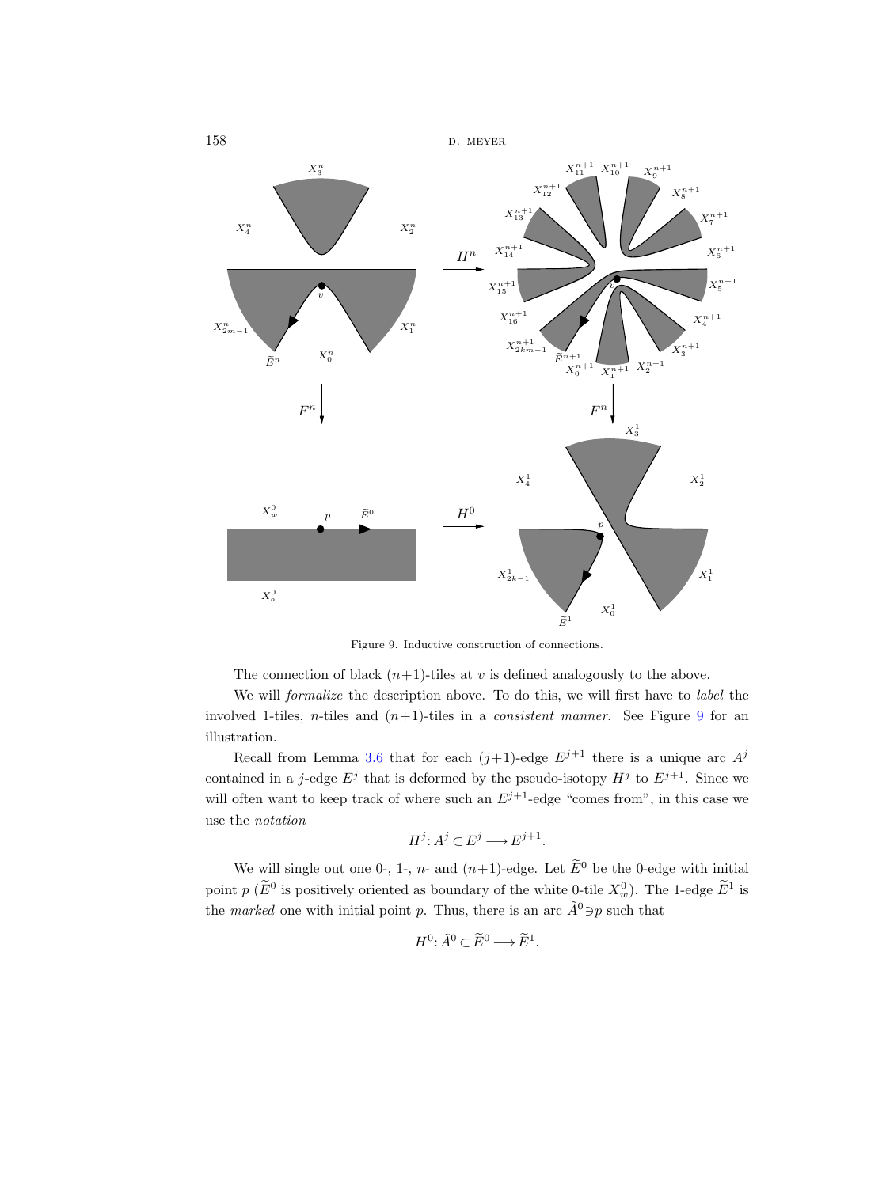Figure 9. Inductive construction of connections.

The connection of black $(n+1)$-tiles at $v$ is defined analogously to the above.

We will *formalize* the description above. To do this, we will first have to *label* the involved 1-tiles, $n$-tiles and $(n+1)$-tiles in a *consistent manner*. See Figure 9 for an illustration.

Recall from Lemma 3.6 that for each $(j+1)$-edge $E^{j+1}$ there is a unique arc $A^j$ contained in a $j$-edge $E^j$ that is deformed by the pseudo-isotopy $H^j$ to $E^{j+1}$. Since we will often want to keep track of where such an $E^{j+1}$-edge "comes from", in this case we use the *notation*

$$H^j\colon A^j \subset E^j \longrightarrow E^{j+1}.$$

We will single out one 0-, 1-, $n$- and $(n+1)$-edge. Let $\widetilde{E}^0$ be the 0-edge with initial point $p$ ($\widetilde{E}^0$ is positively oriented as boundary of the white 0-tile $X^0_w$). The 1-edge $\widetilde{E}^1$ is the *marked* one with initial point $p$. Thus, there is an arc $\tilde{A}^0 \ni p$ such that

$$H^0\colon \tilde{A}^0 \subset \widetilde{E}^0 \longrightarrow \widetilde{E}^1.$$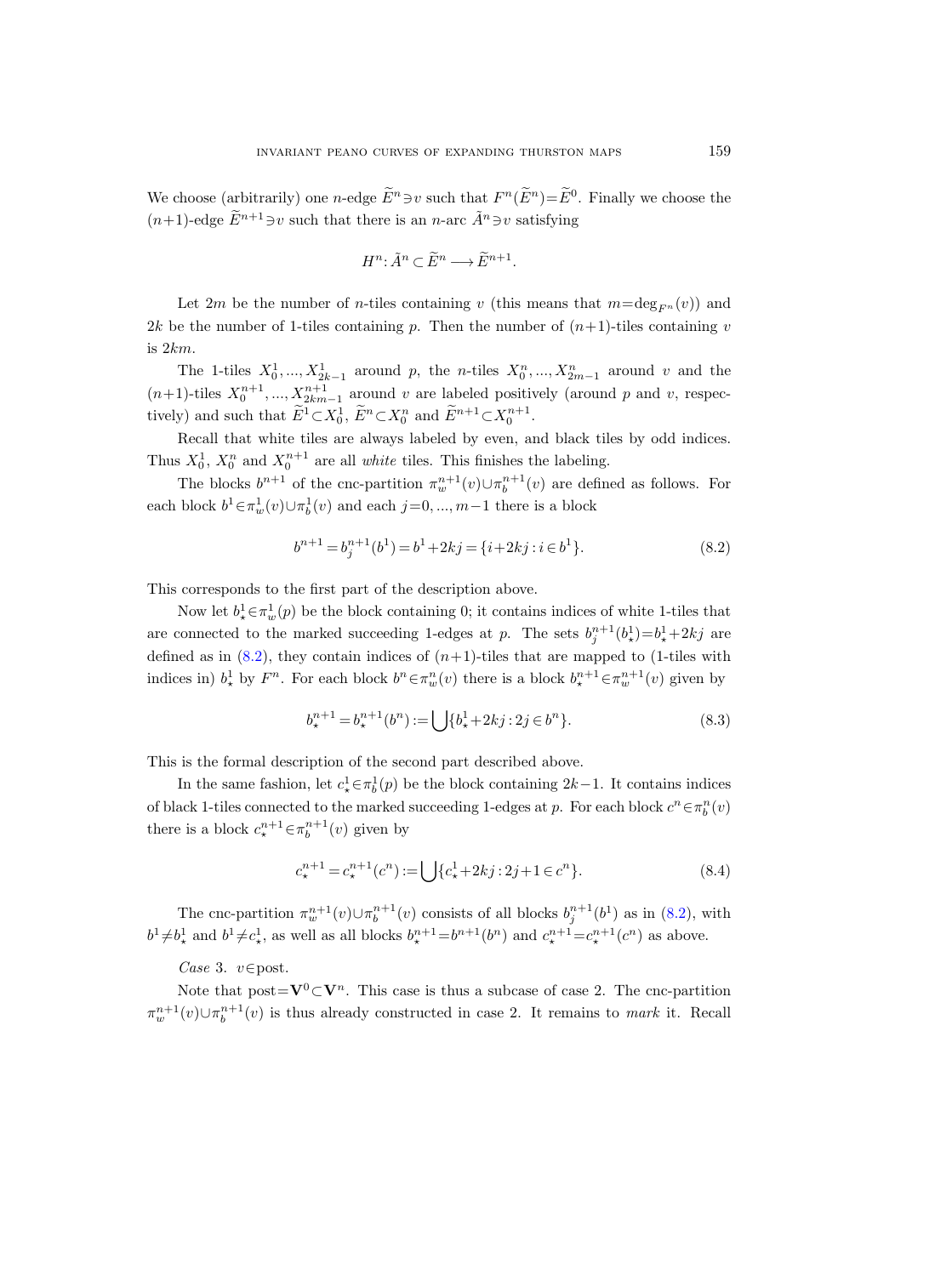We choose (arbitrarily) one $n$-edge $\widetilde{E}^n \ni v$ such that $F^n(\widetilde{E}^n) = \widetilde{E}^0$. Finally we choose the $(n+1)$-edge $\widetilde{E}^{n+1} \ni v$ such that there is an $n$-arc $\tilde{A}^n \ni v$ satisfying

$$H^n \colon \tilde{A}^n \subset \widetilde{E}^n \longrightarrow \widetilde{E}^{n+1}.$$

Let $2m$ be the number of $n$-tiles containing $v$ (this means that $m = \deg_{F^n}(v)$) and $2k$ be the number of 1-tiles containing $p$. Then the number of $(n+1)$-tiles containing $v$ is $2km$.

The 1-tiles $X_0^1, ..., X_{2k-1}^1$ around $p$, the $n$-tiles $X_0^n, ..., X_{2m-1}^n$ around $v$ and the $(n+1)$-tiles $X_0^{n+1}, ..., X_{2km-1}^{n+1}$ around $v$ are labeled positively (around $p$ and $v$, respectively) and such that $\widetilde{E}^1 \subset X_0^1$, $\widetilde{E}^n \subset X_0^n$ and $\widetilde{E}^{n+1} \subset X_0^{n+1}$.

Recall that white tiles are always labeled by even, and black tiles by odd indices. Thus $X_0^1$, $X_0^n$ and $X_0^{n+1}$ are all *white* tiles. This finishes the labeling.

The blocks $b^{n+1}$ of the cnc-partition $\pi_w^{n+1}(v) \cup \pi_b^{n+1}(v)$ are defined as follows. For each block $b^1 \in \pi_w^1(v) \cup \pi_b^1(v)$ and each $j = 0, ..., m-1$ there is a block

$$b^{n+1} = b_j^{n+1}(b^1) = b^1 + 2kj = \{i + 2kj : i \in b^1\}. \tag{8.2}$$

This corresponds to the first part of the description above.

Now let $b_\star^1 \in \pi_w^1(p)$ be the block containing 0; it contains indices of white 1-tiles that are connected to the marked succeeding 1-edges at $p$. The sets $b_j^{n+1}(b_\star^1) = b_\star^1 + 2kj$ are defined as in (8.2), they contain indices of $(n+1)$-tiles that are mapped to (1-tiles with indices in) $b_\star^1$ by $F^n$. For each block $b^n \in \pi_w^n(v)$ there is a block $b_\star^{n+1} \in \pi_w^{n+1}(v)$ given by

$$b_\star^{n+1} = b_\star^{n+1}(b^n) := \bigcup \{b_\star^1 + 2kj : 2j \in b^n\}. \tag{8.3}$$

This is the formal description of the second part described above.

In the same fashion, let $c_\star^1 \in \pi_b^1(p)$ be the block containing $2k-1$. It contains indices of black 1-tiles connected to the marked succeeding 1-edges at $p$. For each block $c^n \in \pi_b^n(v)$ there is a block $c_\star^{n+1} \in \pi_b^{n+1}(v)$ given by

$$c_\star^{n+1} = c_\star^{n+1}(c^n) := \bigcup \{c_\star^1 + 2kj : 2j+1 \in c^n\}. \tag{8.4}$$

The cnc-partition $\pi_w^{n+1}(v) \cup \pi_b^{n+1}(v)$ consists of all blocks $b_j^{n+1}(b^1)$ as in (8.2), with $b^1 \neq b_\star^1$ and $b^1 \neq c_\star^1$, as well as all blocks $b_\star^{n+1} = b^{n+1}(b^n)$ and $c_\star^{n+1} = c_\star^{n+1}(c^n)$ as above.

*Case* 3. $v \in \text{post}$.

Note that $\text{post} = \mathbf{V}^0 \subset \mathbf{V}^n$. This case is thus a subcase of case 2. The cnc-partition $\pi_w^{n+1}(v) \cup \pi_b^{n+1}(v)$ is thus already constructed in case 2. It remains to *mark* it. Recall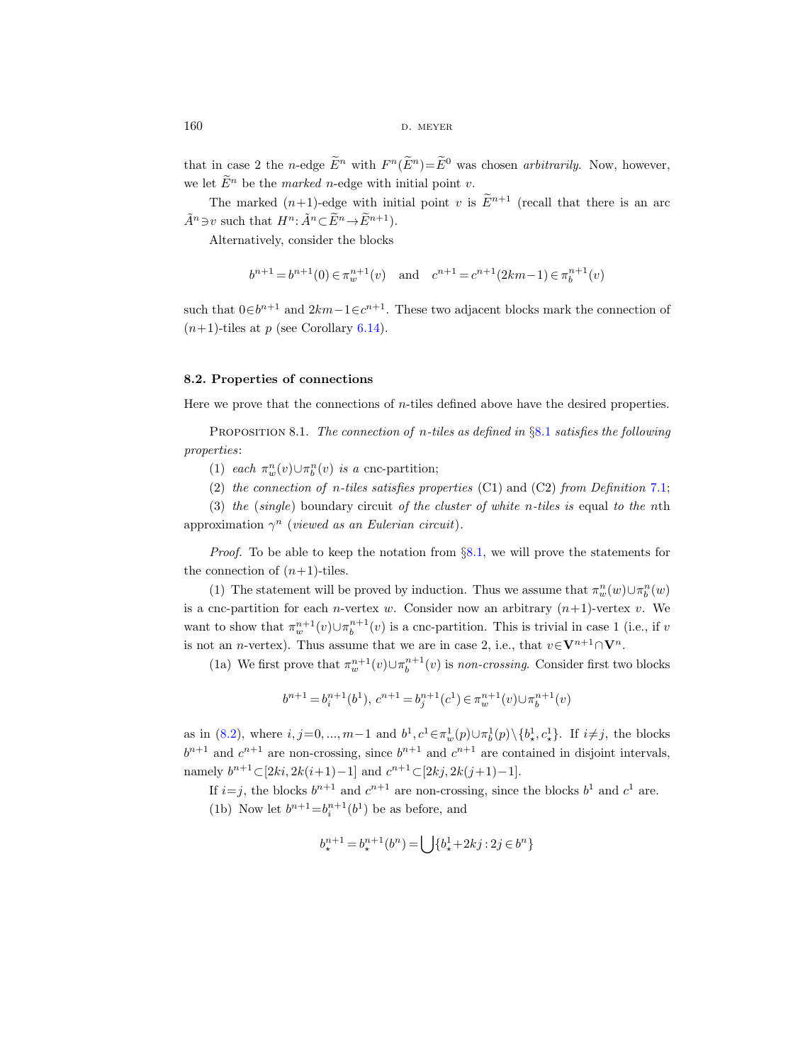that in case 2 the $n$-edge $\widetilde{E}^n$ with $F^n(\widetilde{E}^n)=\widetilde{E}^0$ was chosen *arbitrarily*. Now, however, we let $\widetilde{E}^n$ be the *marked* $n$-edge with initial point $v$.

The marked $(n+1)$-edge with initial point $v$ is $\widetilde{E}^{n+1}$ (recall that there is an arc $\tilde{A}^n \ni v$ such that $H^n\colon \tilde{A}^n \subset \widetilde{E}^n \to \widetilde{E}^{n+1}$).

Alternatively, consider the blocks

$$b^{n+1} = b^{n+1}(0) \in \pi_w^{n+1}(v) \quad \text{and} \quad c^{n+1} = c^{n+1}(2km-1) \in \pi_b^{n+1}(v)$$

such that $0 \in b^{n+1}$ and $2km-1 \in c^{n+1}$. These two adjacent blocks mark the connection of $(n+1)$-tiles at $p$ (see Corollary 6.14).

## 8.2. Properties of connections

Here we prove that the connections of $n$-tiles defined above have the desired properties.

Proposition 8.1. *The connection of $n$-tiles as defined in* §8.1 *satisfies the following properties*:

(1) *each* $\pi_w^n(v) \cup \pi_b^n(v)$ *is a* cnc-partition;

(2) *the connection of $n$-tiles satisfies properties* (C1) and (C2) *from Definition* 7.1;

(3) *the* (*single*) boundary circuit *of the cluster of white $n$-tiles is* equal *to the* $n$th approximation $\gamma^n$ (*viewed as an Eulerian circuit*).

*Proof.* To be able to keep the notation from §8.1, we will prove the statements for the connection of $(n+1)$-tiles.

(1) The statement will be proved by induction. Thus we assume that $\pi_w^n(w) \cup \pi_b^n(w)$ is a cnc-partition for each $n$-vertex $w$. Consider now an arbitrary $(n+1)$-vertex $v$. We want to show that $\pi_w^{n+1}(v) \cup \pi_b^{n+1}(v)$ is a cnc-partition. This is trivial in case 1 (i.e., if $v$ is not an $n$-vertex). Thus assume that we are in case 2, i.e., that $v \in \mathbf{V}^{n+1} \cap \mathbf{V}^n$.

(1a) We first prove that $\pi_w^{n+1}(v) \cup \pi_b^{n+1}(v)$ is *non-crossing*. Consider first two blocks

$$b^{n+1} = b_i^{n+1}(b^1),\ c^{n+1} = b_j^{n+1}(c^1) \in \pi_w^{n+1}(v) \cup \pi_b^{n+1}(v)$$

as in (8.2), where $i,j=0,...,m-1$ and $b^1, c^1 \in \pi_w^1(p) \cup \pi_b^1(p) \setminus \{b_\star^1, c_\star^1\}$. If $i \neq j$, the blocks $b^{n+1}$ and $c^{n+1}$ are non-crossing, since $b^{n+1}$ and $c^{n+1}$ are contained in disjoint intervals, namely $b^{n+1} \subset [2ki, 2k(i+1)-1]$ and $c^{n+1} \subset [2kj, 2k(j+1)-1]$.

If $i=j$, the blocks $b^{n+1}$ and $c^{n+1}$ are non-crossing, since the blocks $b^1$ and $c^1$ are.

(1b) Now let $b^{n+1} = b_i^{n+1}(b^1)$ be as before, and

$$b_\star^{n+1} = b_\star^{n+1}(b^n) = \bigcup \{b_\star^1 + 2kj : 2j \in b^n\}$$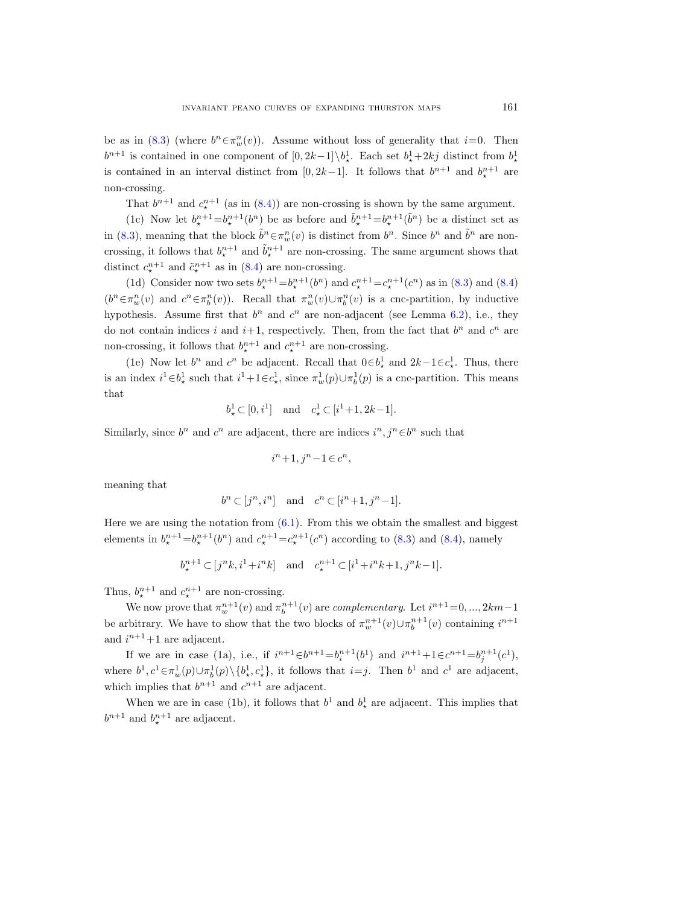be as in (8.3) (where $b^n \in \pi_w^n(v)$). Assume without loss of generality that $i=0$. Then $b^{n+1}$ is contained in one component of $[0, 2k-1] \setminus b_\star^1$. Each set $b_\star^1 + 2kj$ distinct from $b_\star^1$ is contained in an interval distinct from $[0, 2k-1]$. It follows that $b^{n+1}$ and $b_\star^{n+1}$ are non-crossing.

That $b^{n+1}$ and $c_\star^{n+1}$ (as in (8.4)) are non-crossing is shown by the same argument.

(1c) Now let $b_\star^{n+1} = b_\star^{n+1}(b^n)$ be as before and $\tilde{b}_\star^{n+1} = b_\star^{n+1}(\tilde{b}^n)$ be a distinct set as in (8.3), meaning that the block $\tilde{b}^n \in \pi_w^n(v)$ is distinct from $b^n$. Since $b^n$ and $\tilde{b}^n$ are non-crossing, it follows that $b_\star^{n+1}$ and $\tilde{b}_\star^{n+1}$ are non-crossing. The same argument shows that distinct $c_\star^{n+1}$ and $\tilde{c}_\star^{n+1}$ as in (8.4) are non-crossing.

(1d) Consider now two sets $b_\star^{n+1} = b_\star^{n+1}(b^n)$ and $c_\star^{n+1} = c_\star^{n+1}(c^n)$ as in (8.3) and (8.4) ($b^n \in \pi_w^n(v)$ and $c^n \in \pi_b^n(v)$). Recall that $\pi_w^n(v) \cup \pi_b^n(v)$ is a cnc-partition, by inductive hypothesis. Assume first that $b^n$ and $c^n$ are non-adjacent (see Lemma 6.2), i.e., they do not contain indices $i$ and $i+1$, respectively. Then, from the fact that $b^n$ and $c^n$ are non-crossing, it follows that $b_\star^{n+1}$ and $c_\star^{n+1}$ are non-crossing.

(1e) Now let $b^n$ and $c^n$ be adjacent. Recall that $0 \in b_\star^1$ and $2k-1 \in c_\star^1$. Thus, there is an index $i^1 \in b_\star^1$ such that $i^1 + 1 \in c_\star^1$, since $\pi_w^1(p) \cup \pi_b^1(p)$ is a cnc-partition. This means that

$$b_\star^1 \subset [0, i^1] \quad \text{and} \quad c_\star^1 \subset [i^1+1, 2k-1].$$

Similarly, since $b^n$ and $c^n$ are adjacent, there are indices $i^n, j^n \in b^n$ such that

$$i^n + 1, j^n - 1 \in c^n,$$

meaning that

$$b^n \subset [j^n, i^n] \quad \text{and} \quad c^n \subset [i^n+1, j^n-1].$$

Here we are using the notation from (6.1). From this we obtain the smallest and biggest elements in $b_\star^{n+1} = b_\star^{n+1}(b^n)$ and $c_\star^{n+1} = c_\star^{n+1}(c^n)$ according to (8.3) and (8.4), namely

$$b_\star^{n+1} \subset [j^n k, i^1 + i^n k] \quad \text{and} \quad c_\star^{n+1} \subset [i^1 + i^n k + 1, j^n k - 1].$$

Thus, $b_\star^{n+1}$ and $c_\star^{n+1}$ are non-crossing.

We now prove that $\pi_w^{n+1}(v)$ and $\pi_b^{n+1}(v)$ are *complementary*. Let $i^{n+1} = 0, ..., 2km-1$ be arbitrary. We have to show that the two blocks of $\pi_w^{n+1}(v) \cup \pi_b^{n+1}(v)$ containing $i^{n+1}$ and $i^{n+1}+1$ are adjacent.

If we are in case (1a), i.e., if $i^{n+1} \in b^{n+1} = b_i^{n+1}(b^1)$ and $i^{n+1} + 1 \in c^{n+1} = b_j^{n+1}(c^1)$, where $b^1, c^1 \in \pi_w^1(p) \cup \pi_b^1(p) \setminus \{b_\star^1, c_\star^1\}$, it follows that $i=j$. Then $b^1$ and $c^1$ are adjacent, which implies that $b^{n+1}$ and $c^{n+1}$ are adjacent.

When we are in case (1b), it follows that $b^1$ and $b_\star^1$ are adjacent. This implies that $b^{n+1}$ and $b_\star^{n+1}$ are adjacent.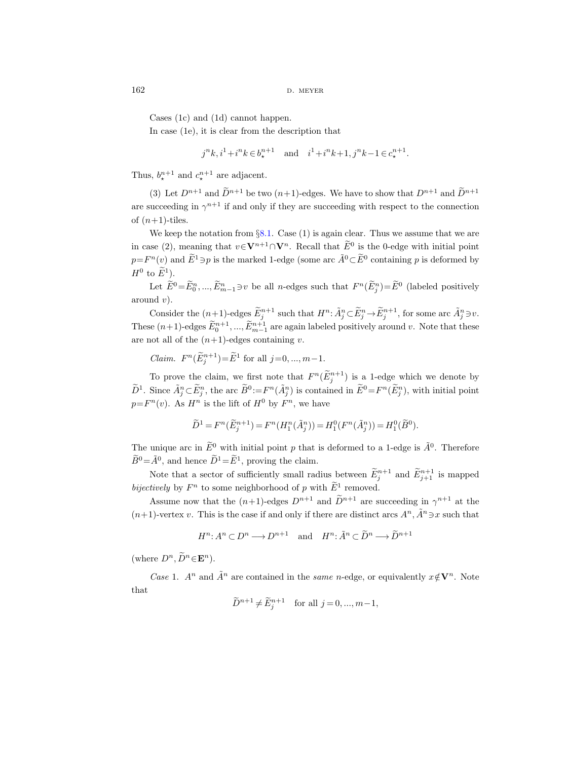Cases (1c) and (1d) cannot happen.

In case (1e), it is clear from the description that

$$j^n k, i^1 + i^n k \in b_\star^{n+1} \quad \text{and} \quad i^1 + i^n k + 1, j^n k - 1 \in c_\star^{n+1}.$$

Thus, $b_\star^{n+1}$ and $c_\star^{n+1}$ are adjacent.

(3) Let $D^{n+1}$ and $\widetilde{D}^{n+1}$ be two $(n+1)$-edges. We have to show that $D^{n+1}$ and $\widetilde{D}^{n+1}$ are succeeding in $\gamma^{n+1}$ if and only if they are succeeding with respect to the connection of $(n+1)$-tiles.

We keep the notation from §8.1. Case (1) is again clear. Thus we assume that we are in case (2), meaning that $v \in \mathbf{V}^{n+1} \cap \mathbf{V}^n$. Recall that $\widetilde{E}^0$ is the 0-edge with initial point $p = F^n(v)$ and $\widetilde{E}^1 \ni p$ is the marked 1-edge (some arc $\tilde{A}^0 \subset \widetilde{E}^0$ containing $p$ is deformed by $H^0$ to $\widetilde{E}^1$).

Let $\widetilde{E}^0 = \widetilde{E}_0^n, ..., \widetilde{E}_{m-1}^n \ni v$ be all $n$-edges such that $F^n(\widetilde{E}_j^n) = \widetilde{E}^0$ (labeled positively around $v$).

Consider the $(n+1)$-edges $\widetilde{E}_j^{n+1}$ such that $H^n \colon \tilde{A}_j^n \subset \widetilde{E}_j^n \to \widetilde{E}_j^{n+1}$, for some arc $\tilde{A}_j^n \ni v$. These $(n+1)$-edges $\widetilde{E}_0^{n+1}, ..., \widetilde{E}_{m-1}^{n+1}$ are again labeled positively around $v$. Note that these are not all of the $(n+1)$-edges containing $v$.

*Claim.* $F^n(\widetilde{E}_j^{n+1}) = \widetilde{E}^1$ for all $j = 0, ..., m-1$.

To prove the claim, we first note that $F^n(\widetilde{E}_j^{n+1})$ is a 1-edge which we denote by $\widetilde{D}^1$. Since $\tilde{A}_j^n \subset \widetilde{E}_j^n$, the arc $\widetilde{B}^0 := F^n(\tilde{A}_j^n)$ is contained in $\widetilde{E}^0 = F^n(\widetilde{E}_j^n)$, with initial point $p = F^n(v)$. As $H^n$ is the lift of $H^0$ by $F^n$, we have

$$\widetilde{D}^1 = F^n(\widetilde{E}_j^{n+1}) = F^n(H_1^n(\tilde{A}_j^n)) = H_1^0(F^n(\tilde{A}_j^n)) = H_1^0(\widetilde{B}^0).$$

The unique arc in $\widetilde{E}^0$ with initial point $p$ that is deformed to a 1-edge is $\tilde{A}^0$. Therefore $\widetilde{B}^0 = \tilde{A}^0$, and hence $\widetilde{D}^1 = \widetilde{E}^1$, proving the claim.

Note that a sector of sufficiently small radius between $\widetilde{E}_j^{n+1}$ and $\widetilde{E}_{j+1}^{n+1}$ is mapped *bijectively* by $F^n$ to some neighborhood of $p$ with $\widetilde{E}^1$ removed.

Assume now that the $(n+1)$-edges $D^{n+1}$ and $\widetilde{D}^{n+1}$ are succeeding in $\gamma^{n+1}$ at the $(n+1)$-vertex $v$. This is the case if and only if there are distinct arcs $A^n, \tilde{A}^n \ni x$ such that

$$H^n \colon A^n \subset D^n \longrightarrow D^{n+1} \quad \text{and} \quad H^n \colon \tilde{A}^n \subset \widetilde{D}^n \longrightarrow \widetilde{D}^{n+1}$$

(where $D^n, \widetilde{D}^n \in \mathbf{E}^n$).

*Case* 1. $A^n$ and $\tilde{A}^n$ are contained in the *same* $n$-edge, or equivalently $x \notin \mathbf{V}^n$. Note that

$$\widetilde{D}^{n+1} \neq \widetilde{E}_j^{n+1} \quad \text{for all } j = 0, ..., m-1,$$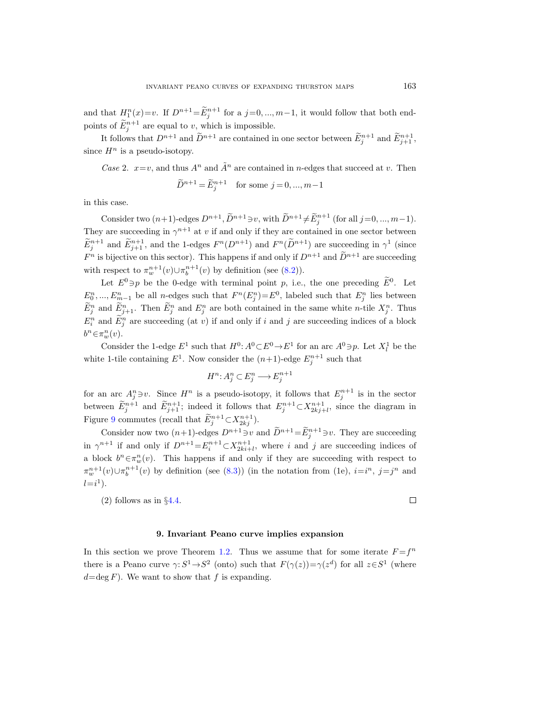and that $H^n_1(x)=v$. If $D^{n+1}=\widetilde{E}^{n+1}_j$ for a $j=0,...,m-1$, it would follow that both endpoints of $\widetilde{E}^{n+1}_j$ are equal to $v$, which is impossible.

It follows that $D^{n+1}$ and $\widetilde{D}^{n+1}$ are contained in one sector between $\widetilde{E}^{n+1}_j$ and $\widetilde{E}^{n+1}_{j+1}$, since $H^n$ is a pseudo-isotopy.

*Case* 2. $x=v$, and thus $A^n$ and $\tilde{A}^n$ are contained in $n$-edges that succeed at $v$. Then

$$\widetilde{D}^{n+1}=\widetilde{E}^{n+1}_j \quad \text{for some } j=0,...,m-1$$

in this case.

Consider two $(n+1)$-edges $D^{n+1}, \widetilde{D}^{n+1}\ni v$, with $\widetilde{D}^{n+1}\neq\widetilde{E}^{n+1}_j$ (for all $j=0,...,m-1$). They are succeeding in $\gamma^{n+1}$ at $v$ if and only if they are contained in one sector between $\widetilde{E}^{n+1}_j$ and $\widetilde{E}^{n+1}_{j+1}$, and the 1-edges $F^n(D^{n+1})$ and $F^n(\widetilde{D}^{n+1})$ are succeeding in $\gamma^1$ (since $F^n$ is bijective on this sector). This happens if and only if $D^{n+1}$ and $\widetilde{D}^{n+1}$ are succeeding with respect to $\pi^{n+1}_w(v)\cup\pi^{n+1}_b(v)$ by definition (see (8.2)).

Let $E^0\ni p$ be the 0-edge with terminal point $p$, i.e., the one preceding $\widetilde{E}^0$. Let $E^n_0,...,E^n_{m-1}$ be all $n$-edges such that $F^n(E^n_j)=E^0$, labeled such that $E^n_j$ lies between $\widetilde{E}^n_j$ and $\widetilde{E}^n_{j+1}$. Then $\widetilde{E}^n_j$ and $E^n_j$ are both contained in the same white $n$-tile $X^n_j$. Thus $E^n_i$ and $\widetilde{E}^n_j$ are succeeding (at $v$) if and only if $i$ and $j$ are succeeding indices of a block $b^n\in\pi^n_w(v)$.

Consider the 1-edge $E^1$ such that $H^0\colon A^0\subset E^0\to E^1$ for an arc $A^0\ni p$. Let $X^1_l$ be the white 1-tile containing $E^1$. Now consider the $(n+1)$-edge $E^{n+1}_j$ such that

$$H^n\colon A^n_j\subset E^n_j\longrightarrow E^{n+1}_j$$

for an arc $A^n_j\ni v$. Since $H^n$ is a pseudo-isotopy, it follows that $E^{n+1}_j$ is in the sector between $\widetilde{E}^{n+1}_j$ and $\widetilde{E}^{n+1}_{j+1}$; indeed it follows that $E^{n+1}_j\subset X^{n+1}_{2kj+l}$, since the diagram in Figure 9 commutes (recall that $\widetilde{E}^{n+1}_j\subset X^{n+1}_{2kj}$).

Consider now two $(n+1)$-edges $D^{n+1}\ni v$ and $\widetilde{D}^{n+1}=\widetilde{E}^{n+1}_j\ni v$. They are succeeding in $\gamma^{n+1}$ if and only if $D^{n+1}=E^{n+1}_i\subset X^{n+1}_{2ki+l}$, where $i$ and $j$ are succeeding indices of a block $b^n\in\pi^n_w(v)$. This happens if and only if they are succeeding with respect to $\pi^{n+1}_w(v)\cup\pi^{n+1}_b(v)$ by definition (see (8.3)) (in the notation from (1e), $i=i^n$, $j=j^n$ and $l=i^1$).

(2) follows as in §4.4. □

## 9. Invariant Peano curve implies expansion

In this section we prove Theorem 1.2. Thus we assume that for some iterate $F=f^n$ there is a Peano curve $\gamma\colon S^1\to S^2$ (onto) such that $F(\gamma(z))=\gamma(z^d)$ for all $z\in S^1$ (where $d=\deg F$). We want to show that $f$ is expanding.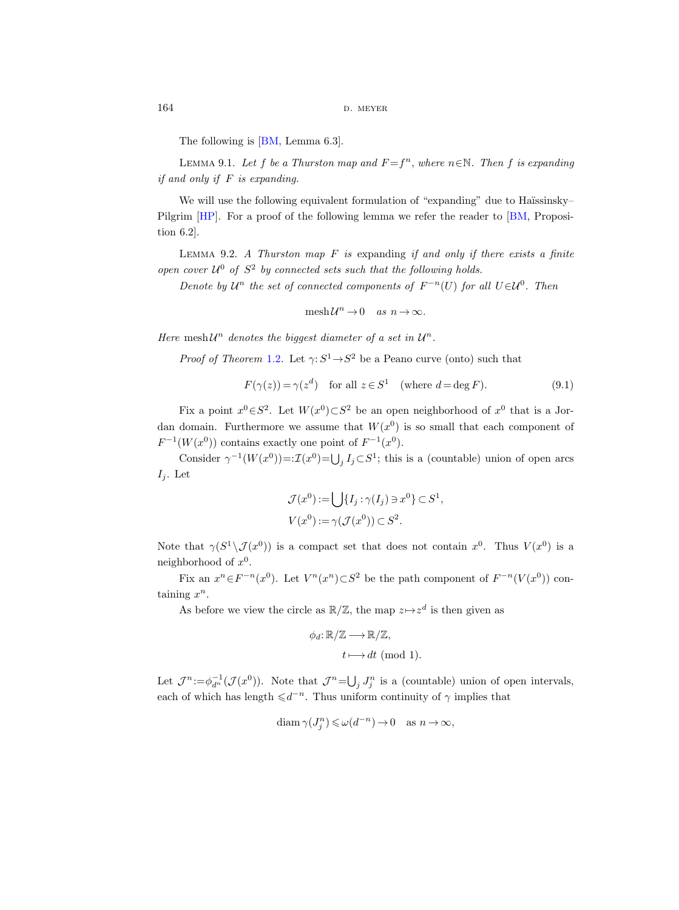The following is [BM, Lemma 6.3].

Lemma 9.1. *Let $f$ be a Thurston map and $F=f^n$, where $n\in\mathbb{N}$. Then $f$ is expanding if and only if $F$ is expanding.*

We will use the following equivalent formulation of "expanding" due to Haïssinsky–Pilgrim [HP]. For a proof of the following lemma we refer the reader to [BM, Proposition 6.2].

Lemma 9.2. *A Thurston map $F$ is* expanding *if and only if there exists a finite open cover $\mathcal{U}^0$ of $S^2$ by connected sets such that the following holds.*

*Denote by $\mathcal{U}^n$ the set of connected components of $F^{-n}(U)$ for all $U\in\mathcal{U}^0$. Then*

$$\operatorname{mesh}\mathcal{U}^n\to 0 \quad \text{as } n\to\infty.$$

*Here $\operatorname{mesh}\mathcal{U}^n$ denotes the biggest diameter of a set in $\mathcal{U}^n$.*

*Proof of Theorem* 1.2. Let $\gamma\colon S^1\to S^2$ be a Peano curve (onto) such that

$$F(\gamma(z))=\gamma(z^d) \quad \text{for all } z\in S^1 \quad (\text{where } d=\deg F). \tag{9.1}$$

Fix a point $x^0\in S^2$. Let $W(x^0)\subset S^2$ be an open neighborhood of $x^0$ that is a Jordan domain. Furthermore we assume that $W(x^0)$ is so small that each component of $F^{-1}(W(x^0))$ contains exactly one point of $F^{-1}(x^0)$.

Consider $\gamma^{-1}(W(x^0))=:\mathcal{I}(x^0)=\bigcup_j I_j\subset S^1$; this is a (countable) union of open arcs $I_j$. Let

$$\begin{aligned}\mathcal{J}(x^0)&:=\bigcup\{I_j:\gamma(I_j)\ni x^0\}\subset S^1,\\ V(x^0)&:=\gamma(\mathcal{J}(x^0))\subset S^2.\end{aligned}$$

Note that $\gamma(S^1\setminus\mathcal{J}(x^0))$ is a compact set that does not contain $x^0$. Thus $V(x^0)$ is a neighborhood of $x^0$.

Fix an $x^n\in F^{-n}(x^0)$. Let $V^n(x^n)\subset S^2$ be the path component of $F^{-n}(V(x^0))$ containing $x^n$.

As before we view the circle as $\mathbb{R}/\mathbb{Z}$, the map $z\mapsto z^d$ is then given as

$$\begin{aligned}\phi_d\colon \mathbb{R}/\mathbb{Z}&\longrightarrow\mathbb{R}/\mathbb{Z},\\ t&\longmapsto dt \ (\mathrm{mod}\ 1).\end{aligned}$$

Let $\mathcal{J}^n:=\phi_{d^n}^{-1}(\mathcal{J}(x^0))$. Note that $\mathcal{J}^n=\bigcup_j J_j^n$ is a (countable) union of open intervals, each of which has length $\leqslant d^{-n}$. Thus uniform continuity of $\gamma$ implies that

$$\operatorname{diam}\gamma(J_j^n)\leqslant\omega(d^{-n})\to 0 \quad \text{as } n\to\infty,$$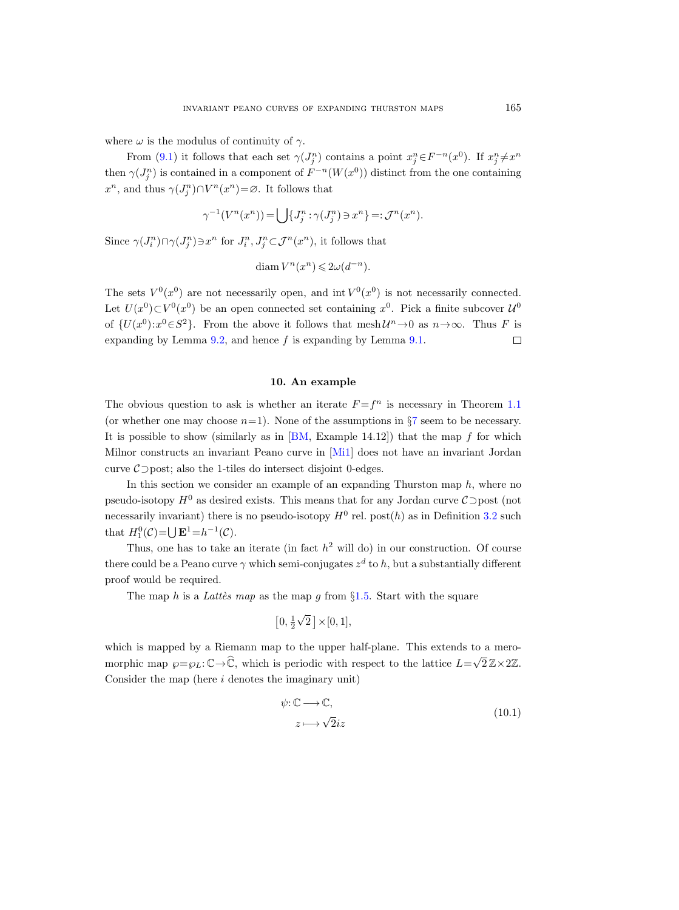where $\omega$ is the modulus of continuity of $\gamma$.

From (9.1) it follows that each set $\gamma(J_j^n)$ contains a point $x_j^n \in F^{-n}(x^0)$. If $x_j^n \neq x^n$ then $\gamma(J_j^n)$ is contained in a component of $F^{-n}(W(x^0))$ distinct from the one containing $x^n$, and thus $\gamma(J_j^n) \cap V^n(x^n) = \varnothing$. It follows that

$$\gamma^{-1}(V^n(x^n)) = \bigcup \{J_j^n : \gamma(J_j^n) \ni x^n\} =: \mathcal{J}^n(x^n).$$

Since $\gamma(J_i^n) \cap \gamma(J_j^n) \ni x^n$ for $J_i^n, J_j^n \subset \mathcal{J}^n(x^n)$, it follows that

$$\operatorname{diam} V^n(x^n) \leqslant 2\omega(d^{-n}).$$

The sets $V^0(x^0)$ are not necessarily open, and $\operatorname{int} V^0(x^0)$ is not necessarily connected. Let $U(x^0) \subset V^0(x^0)$ be an open connected set containing $x^0$. Pick a finite subcover $\mathcal{U}^0$ of $\{U(x^0) : x^0 \in S^2\}$. From the above it follows that $\operatorname{mesh} \mathcal{U}^n \to 0$ as $n \to \infty$. Thus $F$ is expanding by Lemma 9.2, and hence $f$ is expanding by Lemma 9.1. $\square$

## 10. An example

The obvious question to ask is whether an iterate $F = f^n$ is necessary in Theorem 1.1 (or whether one may choose $n=1$). None of the assumptions in §7 seem to be necessary. It is possible to show (similarly as in [BM, Example 14.12]) that the map $f$ for which Milnor constructs an invariant Peano curve in [Mi1] does not have an invariant Jordan curve $\mathcal{C} \supset \operatorname{post}$; also the 1-tiles do intersect disjoint 0-edges.

In this section we consider an example of an expanding Thurston map $h$, where no pseudo-isotopy $H^0$ as desired exists. This means that for any Jordan curve $\mathcal{C} \supset \operatorname{post}$ (not necessarily invariant) there is no pseudo-isotopy $H^0$ rel. $\operatorname{post}(h)$ as in Definition 3.2 such that $H_1^0(\mathcal{C}) = \bigcup \mathbf{E}^1 = h^{-1}(\mathcal{C})$.

Thus, one has to take an iterate (in fact $h^2$ will do) in our construction. Of course there could be a Peano curve $\gamma$ which semi-conjugates $z^d$ to $h$, but a substantially different proof would be required.

The map $h$ is a *Lattès map* as the map $g$ from §1.5. Start with the square

$$\left[0, \tfrac{1}{2}\sqrt{2}\,\right] \times [0, 1],$$

which is mapped by a Riemann map to the upper half-plane. This extends to a meromorphic map $\wp = \wp_L : \mathbb{C} \to \widehat{\mathbb{C}}$, which is periodic with respect to the lattice $L = \sqrt{2}\,\mathbb{Z} \times 2\mathbb{Z}$. Consider the map (here $i$ denotes the imaginary unit)

$$\begin{aligned} \psi : \mathbb{C} &\longrightarrow \mathbb{C}, \\ z &\longmapsto \sqrt{2} i z \end{aligned} \tag{10.1}$$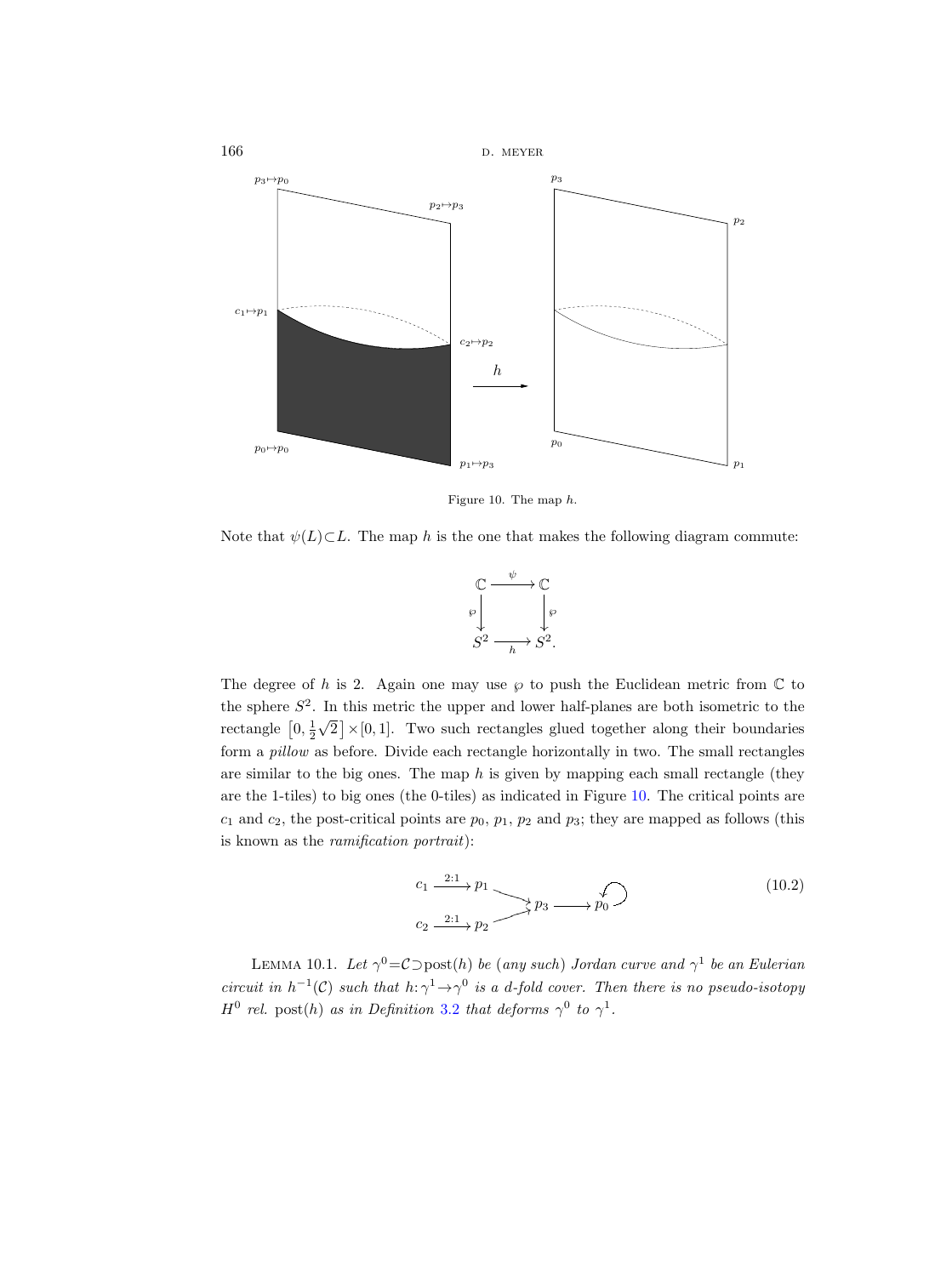Figure 10. The map $h$.

Note that $\psi(L)\subset L$. The map $h$ is the one that makes the following diagram commute:

$$\begin{array}{ccc} \mathbb{C} & \xrightarrow{\psi} & \mathbb{C} \\ \downarrow{\scriptstyle\wp} & & \downarrow{\scriptstyle\wp} \\ S^2 & \xrightarrow[h]{} & S^2. \end{array}$$

The degree of $h$ is 2. Again one may use $\wp$ to push the Euclidean metric from $\mathbb{C}$ to the sphere $S^2$. In this metric the upper and lower half-planes are both isometric to the rectangle $\left[0, \frac{1}{2}\sqrt{2}\right]\times[0,1]$. Two such rectangles glued together along their boundaries form a *pillow* as before. Divide each rectangle horizontally in two. The small rectangles are similar to the big ones. The map $h$ is given by mapping each small rectangle (they are the 1-tiles) to big ones (the 0-tiles) as indicated in Figure 10. The critical points are $c_1$ and $c_2$, the post-critical points are $p_0$, $p_1$, $p_2$ and $p_3$; they are mapped as follows (this is known as the *ramification portrait*):

$$\begin{array}{l} c_1 \xrightarrow{2:1} p_1 \searrow \\ \qquad\qquad\qquad p_3 \longrightarrow p_0 \circlearrowleft \\ c_2 \xrightarrow{2:1} p_2 \nearrow \end{array} \tag{10.2}$$

LEMMA 10.1. *Let $\gamma^0=\mathcal{C}\supset\operatorname{post}(h)$ be (any such) Jordan curve and $\gamma^1$ be an Eulerian circuit in $h^{-1}(\mathcal{C})$ such that $h\colon\gamma^1\to\gamma^0$ is a $d$-fold cover. Then there is no pseudo-isotopy $H^0$ rel. $\operatorname{post}(h)$ as in Definition 3.2 that deforms $\gamma^0$ to $\gamma^1$.*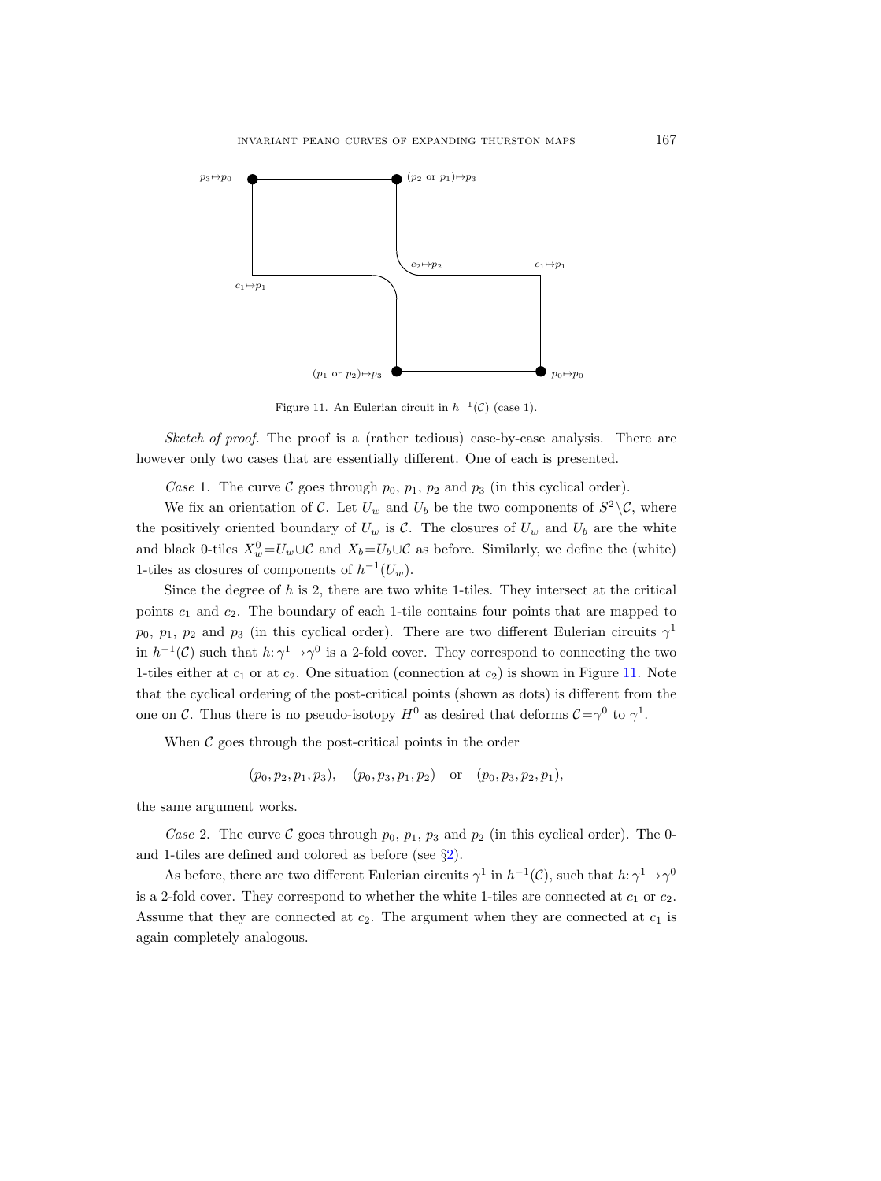Figure 11. An Eulerian circuit in $h^{-1}(\mathcal{C})$ (case 1).

*Sketch of proof.* The proof is a (rather tedious) case-by-case analysis. There are however only two cases that are essentially different. One of each is presented.

*Case* 1. The curve $\mathcal{C}$ goes through $p_0$, $p_1$, $p_2$ and $p_3$ (in this cyclical order).

We fix an orientation of $\mathcal{C}$. Let $U_w$ and $U_b$ be the two components of $S^2 \setminus \mathcal{C}$, where the positively oriented boundary of $U_w$ is $\mathcal{C}$. The closures of $U_w$ and $U_b$ are the white and black 0-tiles $X_w^0 = U_w \cup \mathcal{C}$ and $X_b = U_b \cup \mathcal{C}$ as before. Similarly, we define the (white) 1-tiles as closures of components of $h^{-1}(U_w)$.

Since the degree of $h$ is 2, there are two white 1-tiles. They intersect at the critical points $c_1$ and $c_2$. The boundary of each 1-tile contains four points that are mapped to $p_0$, $p_1$, $p_2$ and $p_3$ (in this cyclical order). There are two different Eulerian circuits $\gamma^1$ in $h^{-1}(\mathcal{C})$ such that $h: \gamma^1 \to \gamma^0$ is a 2-fold cover. They correspond to connecting the two 1-tiles either at $c_1$ or at $c_2$. One situation (connection at $c_2$) is shown in Figure 11. Note that the cyclical ordering of the post-critical points (shown as dots) is different from the one on $\mathcal{C}$. Thus there is no pseudo-isotopy $H^0$ as desired that deforms $\mathcal{C} = \gamma^0$ to $\gamma^1$.

When $\mathcal{C}$ goes through the post-critical points in the order

$$(p_0, p_2, p_1, p_3), \quad (p_0, p_3, p_1, p_2) \quad \text{or} \quad (p_0, p_3, p_2, p_1),$$

the same argument works.

*Case* 2. The curve $\mathcal{C}$ goes through $p_0$, $p_1$, $p_3$ and $p_2$ (in this cyclical order). The 0- and 1-tiles are defined and colored as before (see §2).

As before, there are two different Eulerian circuits $\gamma^1$ in $h^{-1}(\mathcal{C})$, such that $h: \gamma^1 \to \gamma^0$ is a 2-fold cover. They correspond to whether the white 1-tiles are connected at $c_1$ or $c_2$. Assume that they are connected at $c_2$. The argument when they are connected at $c_1$ is again completely analogous.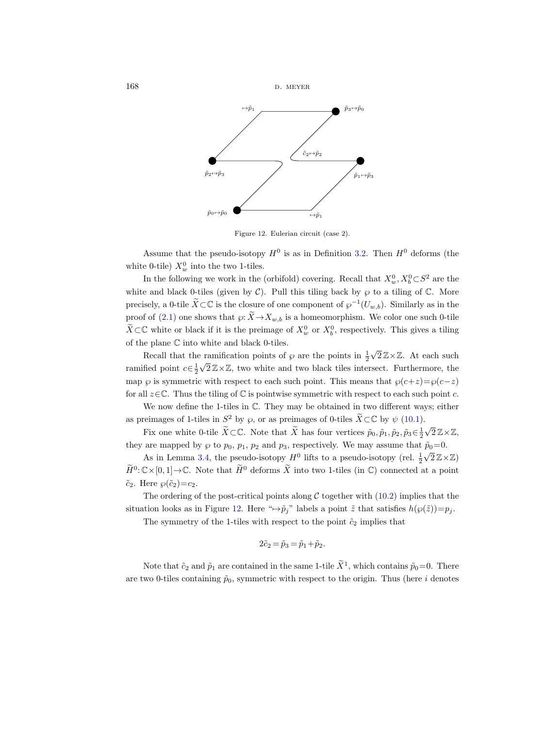Figure 12. Eulerian circuit (case 2).

Assume that the pseudo-isotopy $H^0$ is as in Definition 3.2. Then $H^0$ deforms (the white 0-tile) $X^0_w$ into the two 1-tiles.

In the following we work in the (orbifold) covering. Recall that $X^0_w, X^0_b \subset S^2$ are the white and black 0-tiles (given by $\mathcal{C}$). Pull this tiling back by $\wp$ to a tiling of $\mathbb{C}$. More precisely, a 0-tile $\widetilde{X} \subset \mathbb{C}$ is the closure of one component of $\wp^{-1}(U_{w,b})$. Similarly as in the proof of (2.1) one shows that $\wp: \widetilde{X} \to X_{w,b}$ is a homeomorphism. We color one such 0-tile $\widetilde{X} \subset \mathbb{C}$ white or black if it is the preimage of $X^0_w$ or $X^0_b$, respectively. This gives a tiling of the plane $\mathbb{C}$ into white and black 0-tiles.

Recall that the ramification points of $\wp$ are the points in $\frac{1}{2}\sqrt{2}\,\mathbb{Z} \times \mathbb{Z}$. At each such ramified point $c \in \frac{1}{2}\sqrt{2}\,\mathbb{Z} \times \mathbb{Z}$, two white and two black tiles intersect. Furthermore, the map $\wp$ is symmetric with respect to each such point. This means that $\wp(c+z) = \wp(c-z)$ for all $z \in \mathbb{C}$. Thus the tiling of $\mathbb{C}$ is pointwise symmetric with respect to each such point $c$.

We now define the 1-tiles in $\mathbb{C}$. They may be obtained in two different ways; either as preimages of 1-tiles in $S^2$ by $\wp$, or as preimages of 0-tiles $\widetilde{X} \subset \mathbb{C}$ by $\psi$ (10.1).

Fix one white 0-tile $\widetilde{X} \subset \mathbb{C}$. Note that $\widetilde{X}$ has four vertices $\tilde{p}_0, \tilde{p}_1, \tilde{p}_2, \tilde{p}_3 \in \frac{1}{2}\sqrt{2}\,\mathbb{Z} \times \mathbb{Z}$, they are mapped by $\wp$ to $p_0$, $p_1$, $p_2$ and $p_3$, respectively. We may assume that $\tilde{p}_0 = 0$.

As in Lemma 3.4, the pseudo-isotopy $H^0$ lifts to a pseudo-isotopy (rel. $\frac{1}{2}\sqrt{2}\,\mathbb{Z} \times \mathbb{Z}$) $\widetilde{H}^0: \mathbb{C} \times [0,1] \to \mathbb{C}$. Note that $\widetilde{H}^0$ deforms $\widetilde{X}$ into two 1-tiles (in $\mathbb{C}$) connected at a point $\tilde{c}_2$. Here $\wp(\tilde{c}_2) = c_2$.

The ordering of the post-critical points along $\mathcal{C}$ together with (10.2) implies that the situation looks as in Figure 12. Here "$\mapsto \tilde{p}_j$" labels a point $\tilde{z}$ that satisfies $h(\wp(\tilde{z})) = p_j$.

The symmetry of the 1-tiles with respect to the point $\tilde{c}_2$ implies that

$$2\tilde{c}_2 = \tilde{p}_3 = \tilde{p}_1 + \tilde{p}_2.$$

Note that $\tilde{c}_2$ and $\tilde{p}_1$ are contained in the same 1-tile $\widetilde{X}^1$, which contains $\tilde{p}_0 = 0$. There are two 0-tiles containing $\tilde{p}_0$, symmetric with respect to the origin. Thus (here $i$ denotes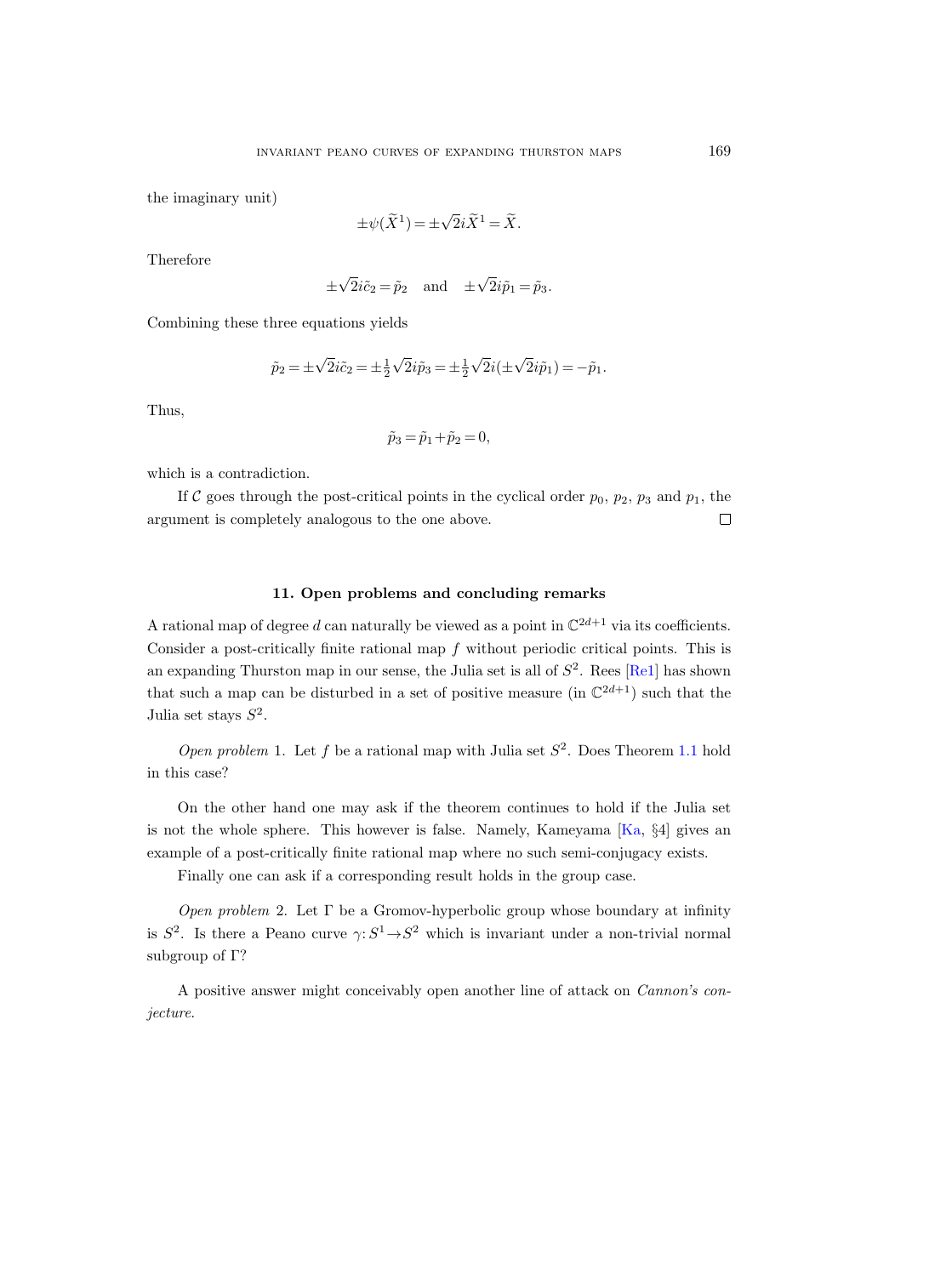the imaginary unit)

$$\pm\psi(\widetilde{X}^1) = \pm\sqrt{2}i\widetilde{X}^1 = \widetilde{X}.$$

Therefore

$$\pm\sqrt{2}i\tilde{c}_2 = \tilde{p}_2 \quad \text{and} \quad \pm\sqrt{2}i\tilde{p}_1 = \tilde{p}_3.$$

Combining these three equations yields

$$\tilde{p}_2 = \pm\sqrt{2}i\tilde{c}_2 = \pm\tfrac{1}{2}\sqrt{2}i\tilde{p}_3 = \pm\tfrac{1}{2}\sqrt{2}i(\pm\sqrt{2}i\tilde{p}_1) = -\tilde{p}_1.$$

Thus,

$$\tilde{p}_3 = \tilde{p}_1 + \tilde{p}_2 = 0,$$

which is a contradiction.

If $\mathcal{C}$ goes through the post-critical points in the cyclical order $p_0$, $p_2$, $p_3$ and $p_1$, the argument is completely analogous to the one above. □

## 11. Open problems and concluding remarks

A rational map of degree $d$ can naturally be viewed as a point in $\mathbb{C}^{2d+1}$ via its coefficients. Consider a post-critically finite rational map $f$ without periodic critical points. This is an expanding Thurston map in our sense, the Julia set is all of $S^2$. Rees [Re1] has shown that such a map can be disturbed in a set of positive measure (in $\mathbb{C}^{2d+1}$) such that the Julia set stays $S^2$.

*Open problem* 1. Let $f$ be a rational map with Julia set $S^2$. Does Theorem 1.1 hold in this case?

On the other hand one may ask if the theorem continues to hold if the Julia set is not the whole sphere. This however is false. Namely, Kameyama [Ka, §4] gives an example of a post-critically finite rational map where no such semi-conjugacy exists.

Finally one can ask if a corresponding result holds in the group case.

*Open problem* 2. Let $\Gamma$ be a Gromov-hyperbolic group whose boundary at infinity is $S^2$. Is there a Peano curve $\gamma\colon S^1 \to S^2$ which is invariant under a non-trivial normal subgroup of $\Gamma$?

A positive answer might conceivably open another line of attack on *Cannon's conjecture*.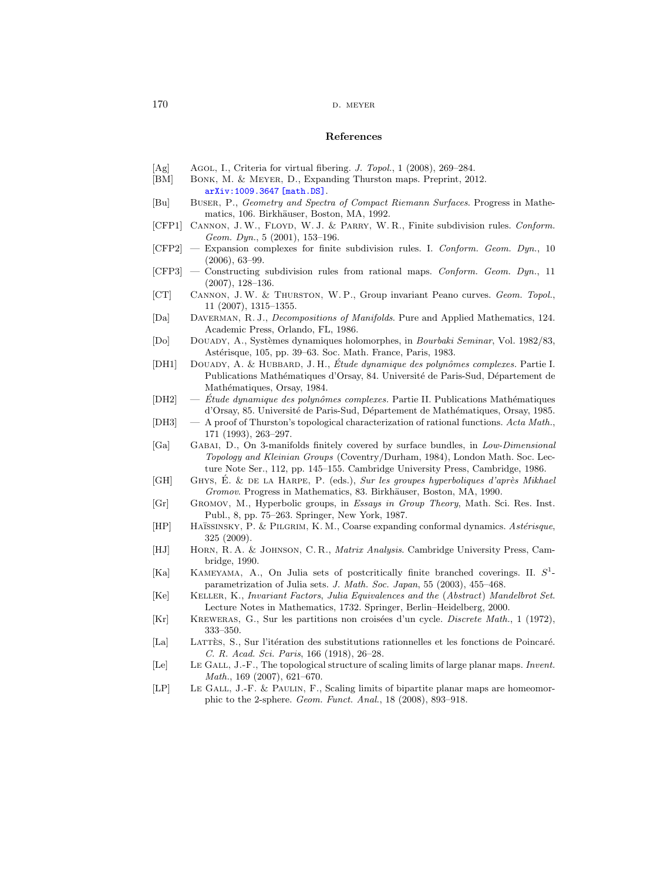## References

[Ag] Agol, I., Criteria for virtual fibering. *J. Topol.*, 1 (2008), 269–284.

[BM] Bonk, M. & Meyer, D., Expanding Thurston maps. Preprint, 2012. arXiv:1009.3647 [math.DS].

[Bu] Buser, P., *Geometry and Spectra of Compact Riemann Surfaces*. Progress in Mathematics, 106. Birkhäuser, Boston, MA, 1992.

[CFP1] Cannon, J. W., Floyd, W. J. & Parry, W. R., Finite subdivision rules. *Conform. Geom. Dyn.*, 5 (2001), 153–196.

[CFP2] — Expansion complexes for finite subdivision rules. I. *Conform. Geom. Dyn.*, 10 (2006), 63–99.

[CFP3] — Constructing subdivision rules from rational maps. *Conform. Geom. Dyn.*, 11 (2007), 128–136.

[CT] Cannon, J. W. & Thurston, W. P., Group invariant Peano curves. *Geom. Topol.*, 11 (2007), 1315–1355.

[Da] Daverman, R. J., *Decompositions of Manifolds*. Pure and Applied Mathematics, 124. Academic Press, Orlando, FL, 1986.

[Do] Douady, A., Systèmes dynamiques holomorphes, in *Bourbaki Seminar*, Vol. 1982/83, Astérisque, 105, pp. 39–63. Soc. Math. France, Paris, 1983.

[DH1] Douady, A. & Hubbard, J. H., *Étude dynamique des polynômes complexes.* Partie I. Publications Mathématiques d'Orsay, 84. Université de Paris-Sud, Département de Mathématiques, Orsay, 1984.

[DH2] — *Étude dynamique des polynômes complexes.* Partie II. Publications Mathématiques d'Orsay, 85. Université de Paris-Sud, Département de Mathématiques, Orsay, 1985.

[DH3] — A proof of Thurston's topological characterization of rational functions. *Acta Math.*, 171 (1993), 263–297.

[Ga] Gabai, D., On 3-manifolds finitely covered by surface bundles, in *Low-Dimensional Topology and Kleinian Groups* (Coventry/Durham, 1984), London Math. Soc. Lecture Note Ser., 112, pp. 145–155. Cambridge University Press, Cambridge, 1986.

[GH] Ghys, É. & de la Harpe, P. (eds.), *Sur les groupes hyperboliques d'après Mikhael Gromov*. Progress in Mathematics, 83. Birkhäuser, Boston, MA, 1990.

[Gr] Gromov, M., Hyperbolic groups, in *Essays in Group Theory*, Math. Sci. Res. Inst. Publ., 8, pp. 75–263. Springer, New York, 1987.

[HP] Haïssinsky, P. & Pilgrim, K. M., Coarse expanding conformal dynamics. *Astérisque*, 325 (2009).

[HJ] Horn, R. A. & Johnson, C. R., *Matrix Analysis*. Cambridge University Press, Cambridge, 1990.

[Ka] Kameyama, A., On Julia sets of postcritically finite branched coverings. II. $S^1$-parametrization of Julia sets. *J. Math. Soc. Japan*, 55 (2003), 455–468.

[Ke] Keller, K., *Invariant Factors, Julia Equivalences and the (Abstract) Mandelbrot Set*. Lecture Notes in Mathematics, 1732. Springer, Berlin–Heidelberg, 2000.

[Kr] Kreweras, G., Sur les partitions non croisées d'un cycle. *Discrete Math.*, 1 (1972), 333–350.

[La] Lattès, S., Sur l'itération des substitutions rationnelles et les fonctions de Poincaré. *C. R. Acad. Sci. Paris*, 166 (1918), 26–28.

[Le] Le Gall, J.-F., The topological structure of scaling limits of large planar maps. *Invent. Math.*, 169 (2007), 621–670.

[LP] Le Gall, J.-F. & Paulin, F., Scaling limits of bipartite planar maps are homeomorphic to the 2-sphere. *Geom. Funct. Anal.*, 18 (2008), 893–918.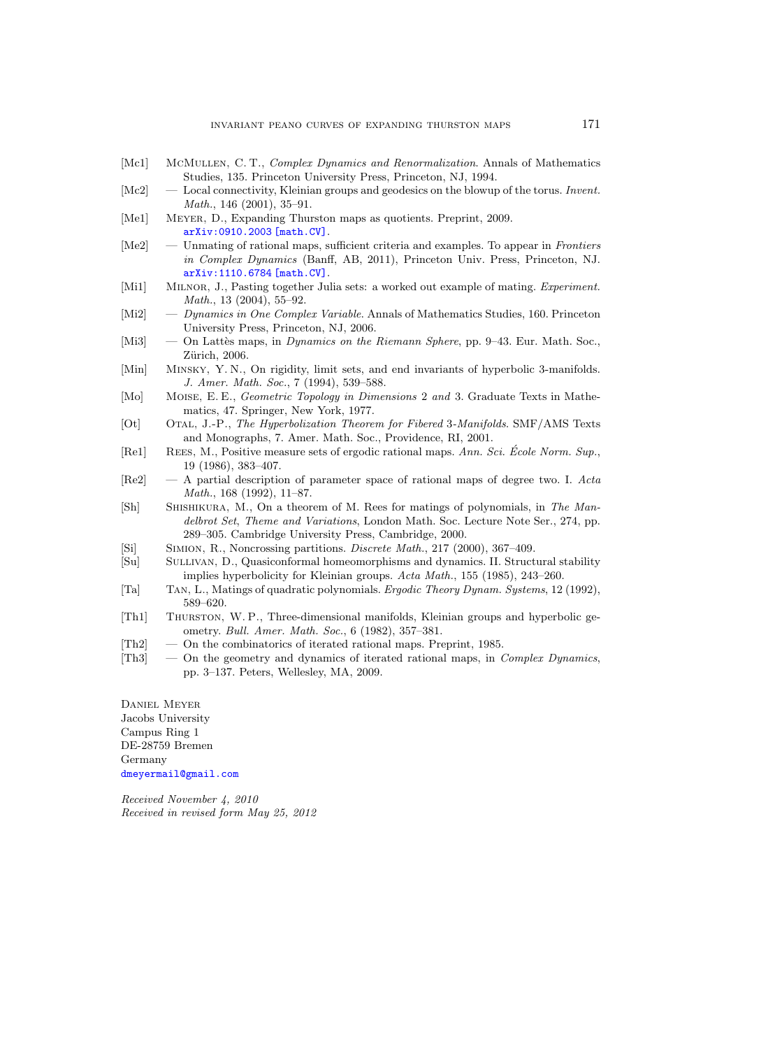[Mc1] McMullen, C. T., *Complex Dynamics and Renormalization*. Annals of Mathematics Studies, 135. Princeton University Press, Princeton, NJ, 1994.

[Mc2] — Local connectivity, Kleinian groups and geodesics on the blowup of the torus. *Invent. Math.*, 146 (2001), 35–91.

[Me1] Meyer, D., Expanding Thurston maps as quotients. Preprint, 2009. arXiv:0910.2003 [math.CV].

[Me2] — Unmating of rational maps, sufficient criteria and examples. To appear in *Frontiers in Complex Dynamics* (Banff, AB, 2011), Princeton Univ. Press, Princeton, NJ. arXiv:1110.6784 [math.CV].

[Mi1] Milnor, J., Pasting together Julia sets: a worked out example of mating. *Experiment. Math.*, 13 (2004), 55–92.

[Mi2] — *Dynamics in One Complex Variable*. Annals of Mathematics Studies, 160. Princeton University Press, Princeton, NJ, 2006.

[Mi3] — On Lattès maps, in *Dynamics on the Riemann Sphere*, pp. 9–43. Eur. Math. Soc., Zürich, 2006.

[Min] Minsky, Y. N., On rigidity, limit sets, and end invariants of hyperbolic 3-manifolds. *J. Amer. Math. Soc.*, 7 (1994), 539–588.

[Mo] Moise, E. E., *Geometric Topology in Dimensions* 2 *and* 3. Graduate Texts in Mathematics, 47. Springer, New York, 1977.

[Ot] Otal, J.-P., *The Hyperbolization Theorem for Fibered* 3*-Manifolds*. SMF/AMS Texts and Monographs, 7. Amer. Math. Soc., Providence, RI, 2001.

[Re1] Rees, M., Positive measure sets of ergodic rational maps. *Ann. Sci. École Norm. Sup.*, 19 (1986), 383–407.

[Re2] — A partial description of parameter space of rational maps of degree two. I. *Acta Math.*, 168 (1992), 11–87.

[Sh] Shishikura, M., On a theorem of M. Rees for matings of polynomials, in *The Mandelbrot Set, Theme and Variations*, London Math. Soc. Lecture Note Ser., 274, pp. 289–305. Cambridge University Press, Cambridge, 2000.

[Si] Simion, R., Noncrossing partitions. *Discrete Math.*, 217 (2000), 367–409.

[Su] Sullivan, D., Quasiconformal homeomorphisms and dynamics. II. Structural stability implies hyperbolicity for Kleinian groups. *Acta Math.*, 155 (1985), 243–260.

[Ta] Tan, L., Matings of quadratic polynomials. *Ergodic Theory Dynam. Systems*, 12 (1992), 589–620.

[Th1] Thurston, W. P., Three-dimensional manifolds, Kleinian groups and hyperbolic geometry. *Bull. Amer. Math. Soc.*, 6 (1982), 357–381.

[Th2] — On the combinatorics of iterated rational maps. Preprint, 1985.

[Th3] — On the geometry and dynamics of iterated rational maps, in *Complex Dynamics*, pp. 3–137. Peters, Wellesley, MA, 2009.

Daniel Meyer
Jacobs University
Campus Ring 1
DE-28759 Bremen
Germany
dmeyermail@gmail.com

*Received November 4, 2010*
*Received in revised form May 25, 2012*